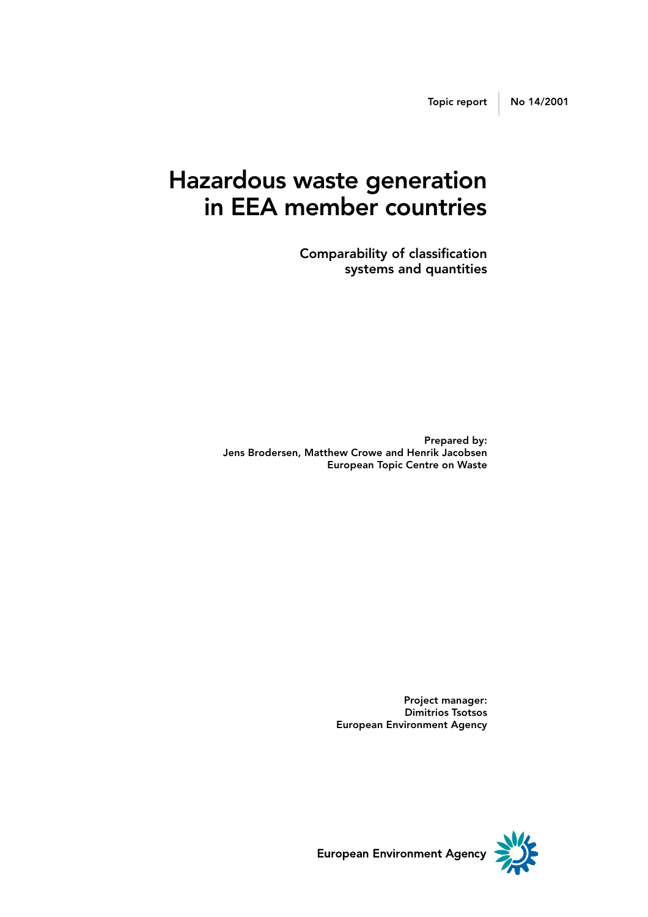Topic report | No 14/2001

# Hazardous waste generation in EEA member countries

## Comparability of classification systems and quantities

**Prepared by:**
**Jens Brodersen, Matthew Crowe and Henrik Jacobsen**
**European Topic Centre on Waste**

**Project manager:**
**Dimitrios Tsotsos**
**European Environment Agency**

European Environment Agency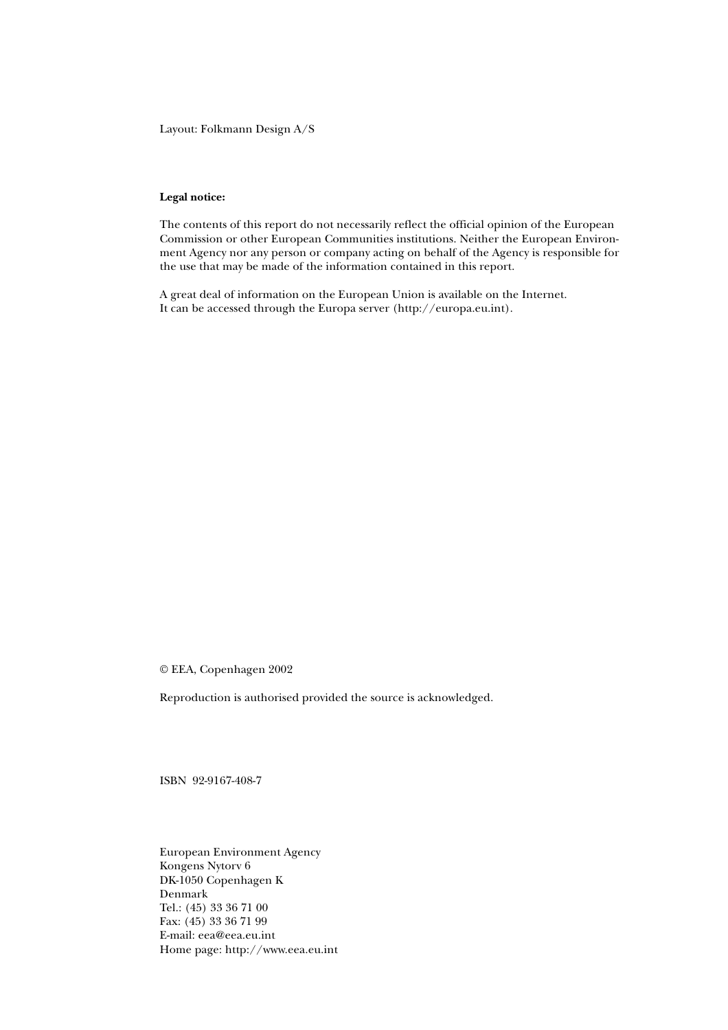Layout: Folkmann Design A/S

**Legal notice:**

The contents of this report do not necessarily reflect the official opinion of the European Commission or other European Communities institutions. Neither the European Environment Agency nor any person or company acting on behalf of the Agency is responsible for the use that may be made of the information contained in this report.

A great deal of information on the European Union is available on the Internet. It can be accessed through the Europa server (http://europa.eu.int).

© EEA, Copenhagen 2002

Reproduction is authorised provided the source is acknowledged.

ISBN 92-9167-408-7

European Environment Agency
Kongens Nytorv 6
DK-1050 Copenhagen K
Denmark
Tel.: (45) 33 36 71 00
Fax: (45) 33 36 71 99
E-mail: eea@eea.eu.int
Home page: http://www.eea.eu.int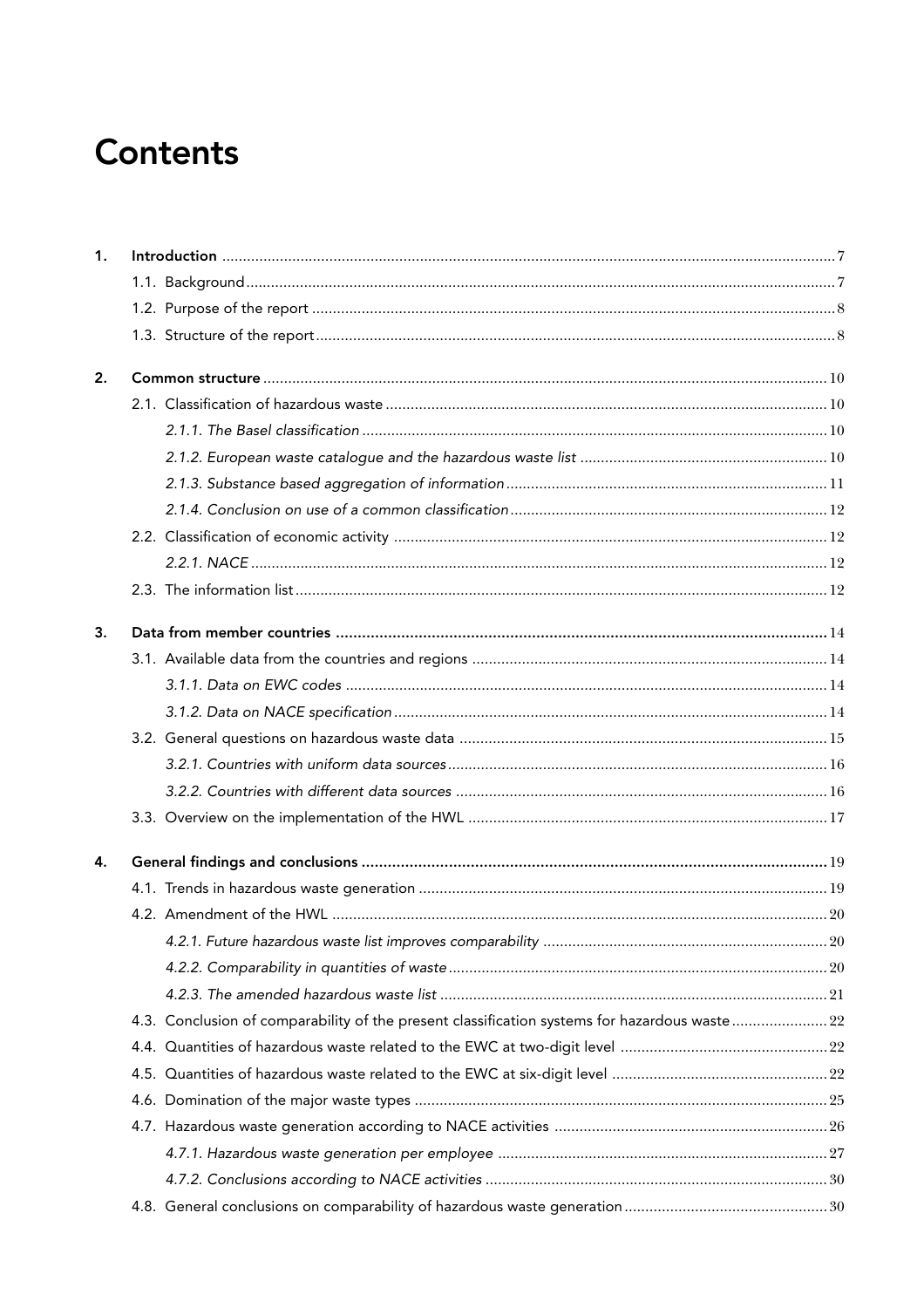# Contents

1. **Introduction** ... 7
   - 1.1. Background ... 7
   - 1.2. Purpose of the report ... 8
   - 1.3. Structure of the report ... 8

2. **Common structure** ... 10
   - 2.1. Classification of hazardous waste ... 10
     - *2.1.1. The Basel classification* ... 10
     - *2.1.2. European waste catalogue and the hazardous waste list* ... 10
     - *2.1.3. Substance based aggregation of information* ... 11
     - *2.1.4. Conclusion on use of a common classification* ... 12
   - 2.2. Classification of economic activity ... 12
     - *2.2.1. NACE* ... 12
   - 2.3. The information list ... 12

3. **Data from member countries** ... 14
   - 3.1. Available data from the countries and regions ... 14
     - *3.1.1. Data on EWC codes* ... 14
     - *3.1.2. Data on NACE specification* ... 14
   - 3.2. General questions on hazardous waste data ... 15
     - *3.2.1. Countries with uniform data sources* ... 16
     - *3.2.2. Countries with different data sources* ... 16
   - 3.3. Overview on the implementation of the HWL ... 17

4. **General findings and conclusions** ... 19
   - 4.1. Trends in hazardous waste generation ... 19
   - 4.2. Amendment of the HWL ... 20
     - *4.2.1. Future hazardous waste list improves comparability* ... 20
     - *4.2.2. Comparability in quantities of waste* ... 20
     - *4.2.3. The amended hazardous waste list* ... 21
   - 4.3. Conclusion of comparability of the present classification systems for hazardous waste ... 22
   - 4.4. Quantities of hazardous waste related to the EWC at two-digit level ... 22
   - 4.5. Quantities of hazardous waste related to the EWC at six-digit level ... 22
   - 4.6. Domination of the major waste types ... 25
   - 4.7. Hazardous waste generation according to NACE activities ... 26
     - *4.7.1. Hazardous waste generation per employee* ... 27
     - *4.7.2. Conclusions according to NACE activities* ... 30
   - 4.8. General conclusions on comparability of hazardous waste generation ... 30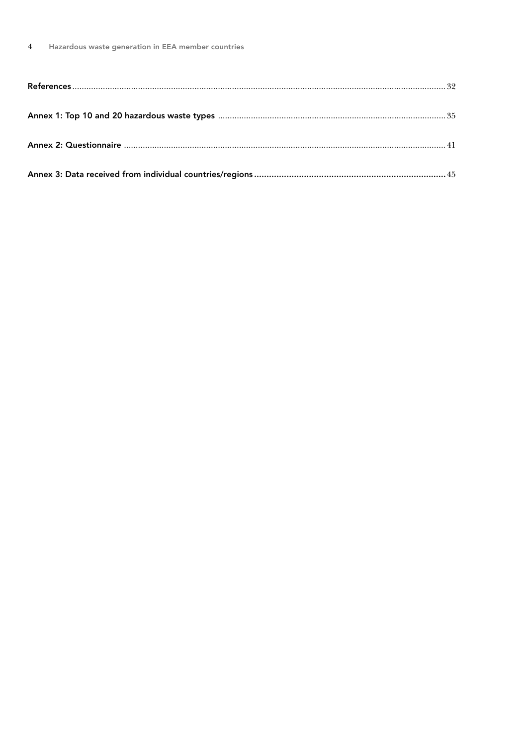References ... 32

Annex 1: Top 10 and 20 hazardous waste types ... 35

Annex 2: Questionnaire ... 41

Annex 3: Data received from individual countries/regions ... 45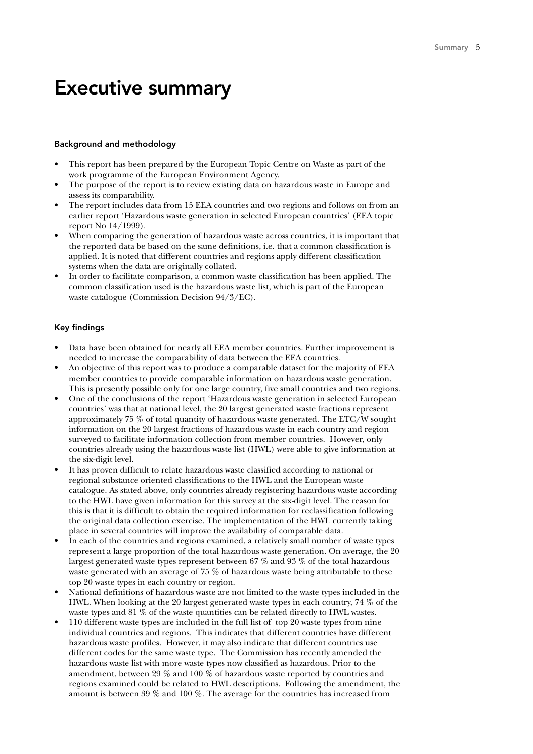# Executive summary

### Background and methodology

- This report has been prepared by the European Topic Centre on Waste as part of the work programme of the European Environment Agency.
- The purpose of the report is to review existing data on hazardous waste in Europe and assess its comparability.
- The report includes data from 15 EEA countries and two regions and follows on from an earlier report 'Hazardous waste generation in selected European countries' (EEA topic report No 14/1999).
- When comparing the generation of hazardous waste across countries, it is important that the reported data be based on the same definitions, i.e. that a common classification is applied. It is noted that different countries and regions apply different classification systems when the data are originally collated.
- In order to facilitate comparison, a common waste classification has been applied. The common classification used is the hazardous waste list, which is part of the European waste catalogue (Commission Decision 94/3/EC).

### Key findings

- Data have been obtained for nearly all EEA member countries. Further improvement is needed to increase the comparability of data between the EEA countries.
- An objective of this report was to produce a comparable dataset for the majority of EEA member countries to provide comparable information on hazardous waste generation. This is presently possible only for one large country, five small countries and two regions.
- One of the conclusions of the report 'Hazardous waste generation in selected European countries' was that at national level, the 20 largest generated waste fractions represent approximately 75 % of total quantity of hazardous waste generated. The ETC/W sought information on the 20 largest fractions of hazardous waste in each country and region surveyed to facilitate information collection from member countries. However, only countries already using the hazardous waste list (HWL) were able to give information at the six-digit level.
- It has proven difficult to relate hazardous waste classified according to national or regional substance oriented classifications to the HWL and the European waste catalogue. As stated above, only countries already registering hazardous waste according to the HWL have given information for this survey at the six-digit level. The reason for this is that it is difficult to obtain the required information for reclassification following the original data collection exercise. The implementation of the HWL currently taking place in several countries will improve the availability of comparable data.
- In each of the countries and regions examined, a relatively small number of waste types represent a large proportion of the total hazardous waste generation. On average, the 20 largest generated waste types represent between 67 % and 93 % of the total hazardous waste generated with an average of 75 % of hazardous waste being attributable to these top 20 waste types in each country or region.
- National definitions of hazardous waste are not limited to the waste types included in the HWL. When looking at the 20 largest generated waste types in each country, 74 % of the waste types and 81 % of the waste quantities can be related directly to HWL wastes.
- 110 different waste types are included in the full list of top 20 waste types from nine individual countries and regions. This indicates that different countries have different hazardous waste profiles. However, it may also indicate that different countries use different codes for the same waste type. The Commission has recently amended the hazardous waste list with more waste types now classified as hazardous. Prior to the amendment, between 29 % and 100 % of hazardous waste reported by countries and regions examined could be related to HWL descriptions. Following the amendment, the amount is between 39 % and 100 %. The average for the countries has increased from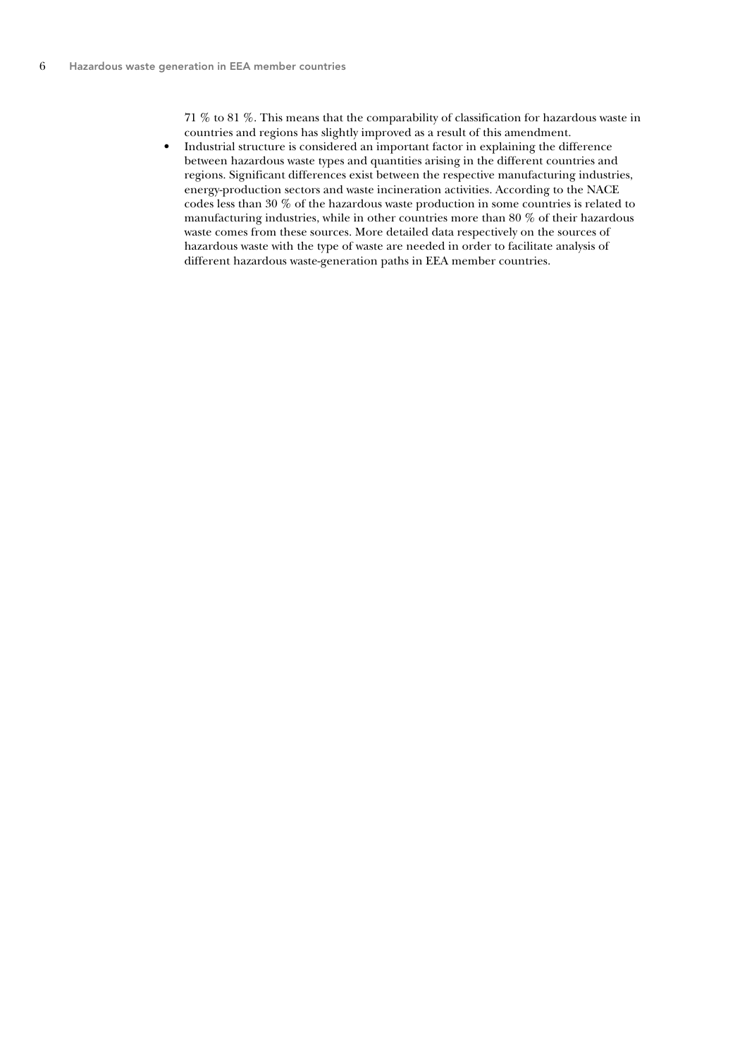71 % to 81 %. This means that the comparability of classification for hazardous waste in countries and regions has slightly improved as a result of this amendment.

- Industrial structure is considered an important factor in explaining the difference between hazardous waste types and quantities arising in the different countries and regions. Significant differences exist between the respective manufacturing industries, energy-production sectors and waste incineration activities. According to the NACE codes less than 30 % of the hazardous waste production in some countries is related to manufacturing industries, while in other countries more than 80 % of their hazardous waste comes from these sources. More detailed data respectively on the sources of hazardous waste with the type of waste are needed in order to facilitate analysis of different hazardous waste-generation paths in EEA member countries.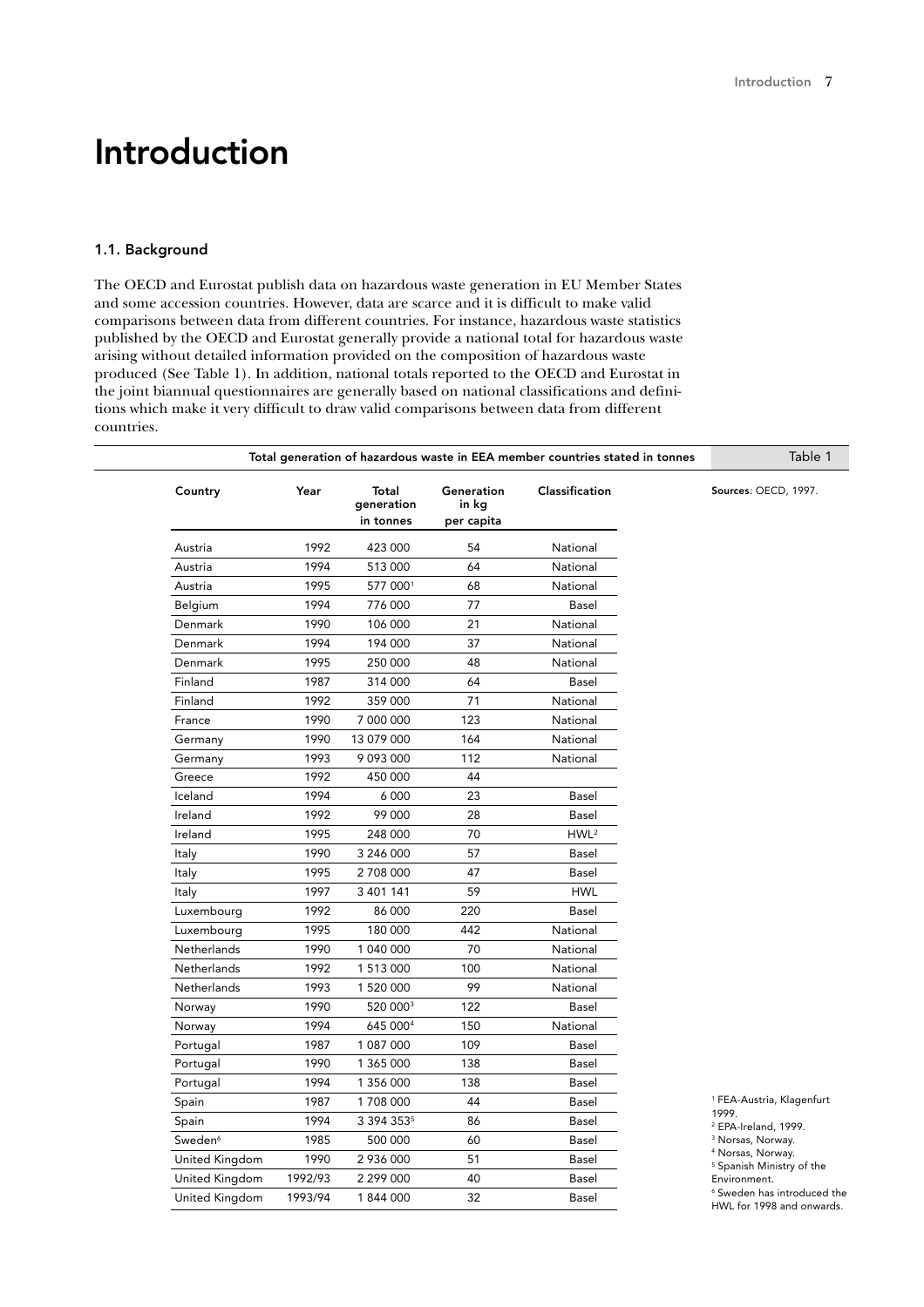# Introduction

### 1.1. Background

The OECD and Eurostat publish data on hazardous waste generation in EU Member States and some accession countries. However, data are scarce and it is difficult to make valid comparisons between data from different countries. For instance, hazardous waste statistics published by the OECD and Eurostat generally provide a national total for hazardous waste arising without detailed information provided on the composition of hazardous waste produced (See Table 1). In addition, national totals reported to the OECD and Eurostat in the joint biannual questionnaires are generally based on national classifications and definitions which make it very difficult to draw valid comparisons between data from different countries.

**Total generation of hazardous waste in EEA member countries stated in tonnes** — Table 1

Sources: OECD, 1997.

| Country | Year | Total generation in tonnes | Generation in kg per capita | Classification |
|---|---|---|---|---|
| Austria | 1992 | 423 000 | 54 | National |
| Austria | 1994 | 513 000 | 64 | National |
| Austria | 1995 | 577 000[1] | 68 | National |
| Belgium | 1994 | 776 000 | 77 | Basel |
| Denmark | 1990 | 106 000 | 21 | National |
| Denmark | 1994 | 194 000 | 37 | National |
| Denmark | 1995 | 250 000 | 48 | National |
| Finland | 1987 | 314 000 | 64 | Basel |
| Finland | 1992 | 359 000 | 71 | National |
| France | 1990 | 7 000 000 | 123 | National |
| Germany | 1990 | 13 079 000 | 164 | National |
| Germany | 1993 | 9 093 000 | 112 | National |
| Greece | 1992 | 450 000 | 44 | |
| Iceland | 1994 | 6 000 | 23 | Basel |
| Ireland | 1992 | 99 000 | 28 | Basel |
| Ireland | 1995 | 248 000 | 70 | HWL[2] |
| Italy | 1990 | 3 246 000 | 57 | Basel |
| Italy | 1995 | 2 708 000 | 47 | Basel |
| Italy | 1997 | 3 401 141 | 59 | HWL |
| Luxembourg | 1992 | 86 000 | 220 | Basel |
| Luxembourg | 1995 | 180 000 | 442 | National |
| Netherlands | 1990 | 1 040 000 | 70 | National |
| Netherlands | 1992 | 1 513 000 | 100 | National |
| Netherlands | 1993 | 1 520 000 | 99 | National |
| Norway | 1990 | 520 000[3] | 122 | Basel |
| Norway | 1994 | 645 000[4] | 150 | National |
| Portugal | 1987 | 1 087 000 | 109 | Basel |
| Portugal | 1990 | 1 365 000 | 138 | Basel |
| Portugal | 1994 | 1 356 000 | 138 | Basel |
| Spain | 1987 | 1 708 000 | 44 | Basel |
| Spain | 1994 | 3 394 353[5] | 86 | Basel |
| Sweden[6] | 1985 | 500 000 | 60 | Basel |
| United Kingdom | 1990 | 2 936 000 | 51 | Basel |
| United Kingdom | 1992/93 | 2 299 000 | 40 | Basel |
| United Kingdom | 1993/94 | 1 844 000 | 32 | Basel |

[1] FEA-Austria, Klagenfurt 1999.
[2] EPA-Ireland, 1999.
[3] Norsas, Norway.
[4] Norsas, Norway.
[5] Spanish Ministry of the Environment.
[6] Sweden has introduced the HWL for 1998 and onwards.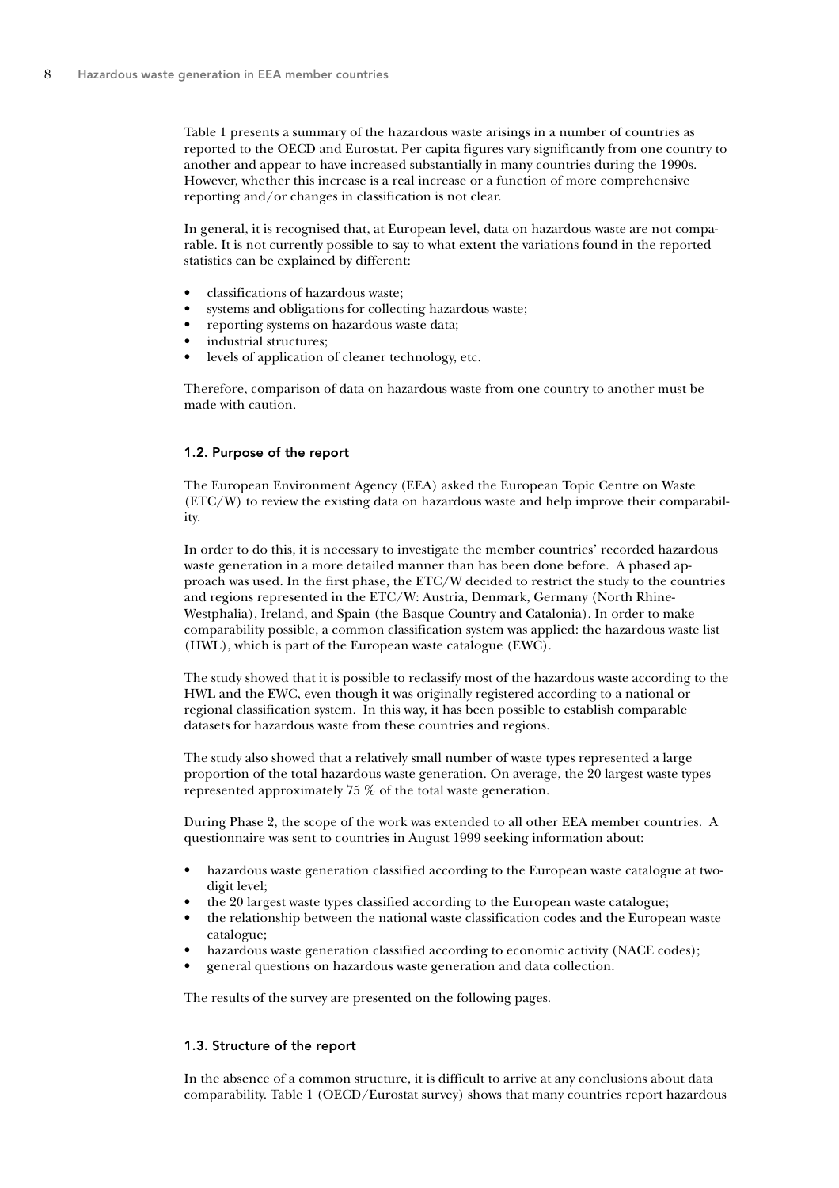Table 1 presents a summary of the hazardous waste arisings in a number of countries as reported to the OECD and Eurostat. Per capita figures vary significantly from one country to another and appear to have increased substantially in many countries during the 1990s. However, whether this increase is a real increase or a function of more comprehensive reporting and/or changes in classification is not clear.

In general, it is recognised that, at European level, data on hazardous waste are not comparable. It is not currently possible to say to what extent the variations found in the reported statistics can be explained by different:

- classifications of hazardous waste;
- systems and obligations for collecting hazardous waste;
- reporting systems on hazardous waste data;
- industrial structures;
- levels of application of cleaner technology, etc.

Therefore, comparison of data on hazardous waste from one country to another must be made with caution.

### 1.2. Purpose of the report

The European Environment Agency (EEA) asked the European Topic Centre on Waste (ETC/W) to review the existing data on hazardous waste and help improve their comparability.

In order to do this, it is necessary to investigate the member countries' recorded hazardous waste generation in a more detailed manner than has been done before. A phased approach was used. In the first phase, the ETC/W decided to restrict the study to the countries and regions represented in the ETC/W: Austria, Denmark, Germany (North Rhine-Westphalia), Ireland, and Spain (the Basque Country and Catalonia). In order to make comparability possible, a common classification system was applied: the hazardous waste list (HWL), which is part of the European waste catalogue (EWC).

The study showed that it is possible to reclassify most of the hazardous waste according to the HWL and the EWC, even though it was originally registered according to a national or regional classification system. In this way, it has been possible to establish comparable datasets for hazardous waste from these countries and regions.

The study also showed that a relatively small number of waste types represented a large proportion of the total hazardous waste generation. On average, the 20 largest waste types represented approximately 75 % of the total waste generation.

During Phase 2, the scope of the work was extended to all other EEA member countries. A questionnaire was sent to countries in August 1999 seeking information about:

- hazardous waste generation classified according to the European waste catalogue at two-digit level;
- the 20 largest waste types classified according to the European waste catalogue;
- the relationship between the national waste classification codes and the European waste catalogue;
- hazardous waste generation classified according to economic activity (NACE codes);
- general questions on hazardous waste generation and data collection.

The results of the survey are presented on the following pages.

### 1.3. Structure of the report

In the absence of a common structure, it is difficult to arrive at any conclusions about data comparability. Table 1 (OECD/Eurostat survey) shows that many countries report hazardous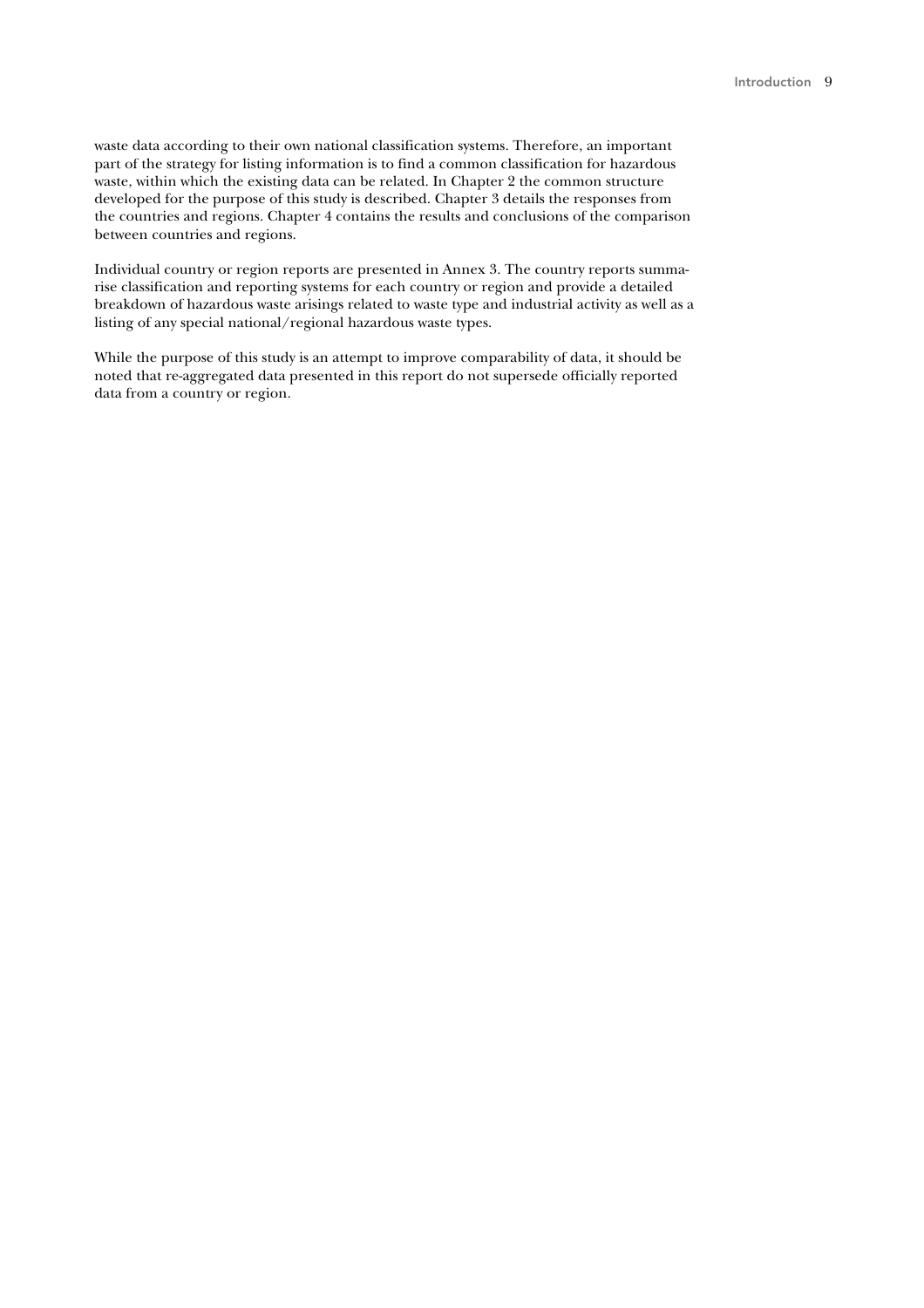waste data according to their own national classification systems. Therefore, an important part of the strategy for listing information is to find a common classification for hazardous waste, within which the existing data can be related. In Chapter 2 the common structure developed for the purpose of this study is described. Chapter 3 details the responses from the countries and regions. Chapter 4 contains the results and conclusions of the comparison between countries and regions.

Individual country or region reports are presented in Annex 3. The country reports summarise classification and reporting systems for each country or region and provide a detailed breakdown of hazardous waste arisings related to waste type and industrial activity as well as a listing of any special national/regional hazardous waste types.

While the purpose of this study is an attempt to improve comparability of data, it should be noted that re-aggregated data presented in this report do not supersede officially reported data from a country or region.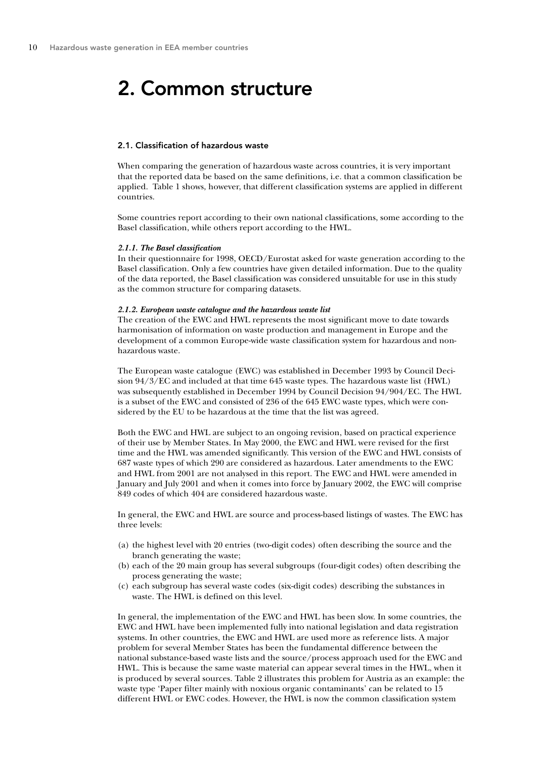# 2. Common structure

## 2.1. Classification of hazardous waste

When comparing the generation of hazardous waste across countries, it is very important that the reported data be based on the same definitions, i.e. that a common classification be applied. Table 1 shows, however, that different classification systems are applied in different countries.

Some countries report according to their own national classifications, some according to the Basel classification, while others report according to the HWL.

### *2.1.1. The Basel classification*

In their questionnaire for 1998, OECD/Eurostat asked for waste generation according to the Basel classification. Only a few countries have given detailed information. Due to the quality of the data reported, the Basel classification was considered unsuitable for use in this study as the common structure for comparing datasets.

### *2.1.2. European waste catalogue and the hazardous waste list*

The creation of the EWC and HWL represents the most significant move to date towards harmonisation of information on waste production and management in Europe and the development of a common Europe-wide waste classification system for hazardous and non-hazardous waste.

The European waste catalogue (EWC) was established in December 1993 by Council Decision 94/3/EC and included at that time 645 waste types. The hazardous waste list (HWL) was subsequently established in December 1994 by Council Decision 94/904/EC. The HWL is a subset of the EWC and consisted of 236 of the 645 EWC waste types, which were considered by the EU to be hazardous at the time that the list was agreed.

Both the EWC and HWL are subject to an ongoing revision, based on practical experience of their use by Member States. In May 2000, the EWC and HWL were revised for the first time and the HWL was amended significantly. This version of the EWC and HWL consists of 687 waste types of which 290 are considered as hazardous. Later amendments to the EWC and HWL from 2001 are not analysed in this report. The EWC and HWL were amended in January and July 2001 and when it comes into force by January 2002, the EWC will comprise 849 codes of which 404 are considered hazardous waste.

In general, the EWC and HWL are source and process-based listings of wastes. The EWC has three levels:

(a) the highest level with 20 entries (two-digit codes) often describing the source and the branch generating the waste;
(b) each of the 20 main group has several subgroups (four-digit codes) often describing the process generating the waste;
(c) each subgroup has several waste codes (six-digit codes) describing the substances in waste. The HWL is defined on this level.

In general, the implementation of the EWC and HWL has been slow. In some countries, the EWC and HWL have been implemented fully into national legislation and data registration systems. In other countries, the EWC and HWL are used more as reference lists. A major problem for several Member States has been the fundamental difference between the national substance-based waste lists and the source/process approach used for the EWC and HWL. This is because the same waste material can appear several times in the HWL, when it is produced by several sources. Table 2 illustrates this problem for Austria as an example: the waste type 'Paper filter mainly with noxious organic contaminants' can be related to 15 different HWL or EWC codes. However, the HWL is now the common classification system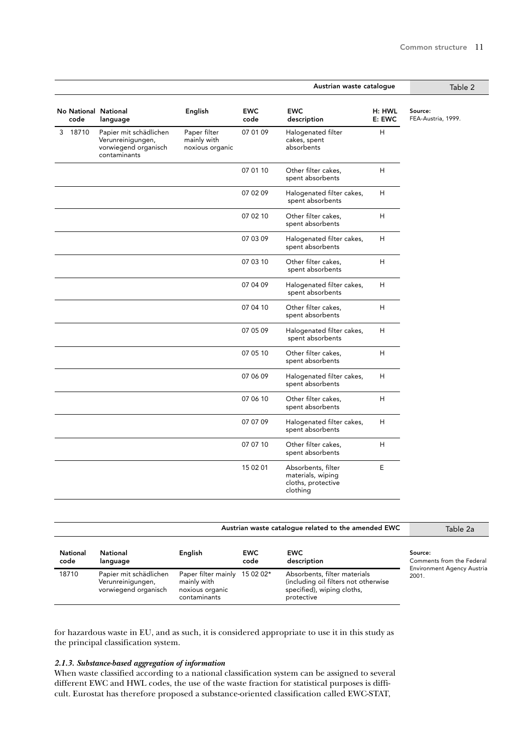Table 2

**Austrian waste catalogue**

| No | National code | National language | English | EWC code | EWC description | H: HWL E: EWC |
|---|---|---|---|---|---|---|
| 3 | 18710 | Papier mit schädlichen Verunreinigungen, vorwiegend organisch contaminants | Paper filter mainly with noxious organic | 07 01 09 | Halogenated filter cakes, spent absorbents | H |
| | | | | 07 01 10 | Other filter cakes, spent absorbents | H |
| | | | | 07 02 09 | Halogenated filter cakes, spent absorbents | H |
| | | | | 07 02 10 | Other filter cakes, spent absorbents | H |
| | | | | 07 03 09 | Halogenated filter cakes, spent absorbents | H |
| | | | | 07 03 10 | Other filter cakes, spent absorbents | H |
| | | | | 07 04 09 | Halogenated filter cakes, spent absorbents | H |
| | | | | 07 04 10 | Other filter cakes, spent absorbents | H |
| | | | | 07 05 09 | Halogenated filter cakes, spent absorbents | H |
| | | | | 07 05 10 | Other filter cakes, spent absorbents | H |
| | | | | 07 06 09 | Halogenated filter cakes, spent absorbents | H |
| | | | | 07 06 10 | Other filter cakes, spent absorbents | H |
| | | | | 07 07 09 | Halogenated filter cakes, spent absorbents | H |
| | | | | 07 07 10 | Other filter cakes, spent absorbents | H |
| | | | | 15 02 01 | Absorbents, filter materials, wiping cloths, protective clothing | E |

Source: FEA-Austria, 1999.

Table 2a

**Austrian waste catalogue related to the amended EWC**

| National code | National language | English | EWC code | EWC description |
|---|---|---|---|---|
| 18710 | Papier mit schädlichen Verunreinigungen, vorwiegend organisch | Paper filter mainly with noxious organic contaminants | 15 02 02* | Absorbents, filter materials (including oil filters not otherwise specified), wiping cloths, protective |

Source: Comments from the Federal Environment Agency Austria 2001.

for hazardous waste in EU, and as such, it is considered appropriate to use it in this study as the principal classification system.

### *2.1.3. Substance-based aggregation of information*

When waste classified according to a national classification system can be assigned to several different EWC and HWL codes, the use of the waste fraction for statistical purposes is difficult. Eurostat has therefore proposed a substance-oriented classification called EWC-STAT,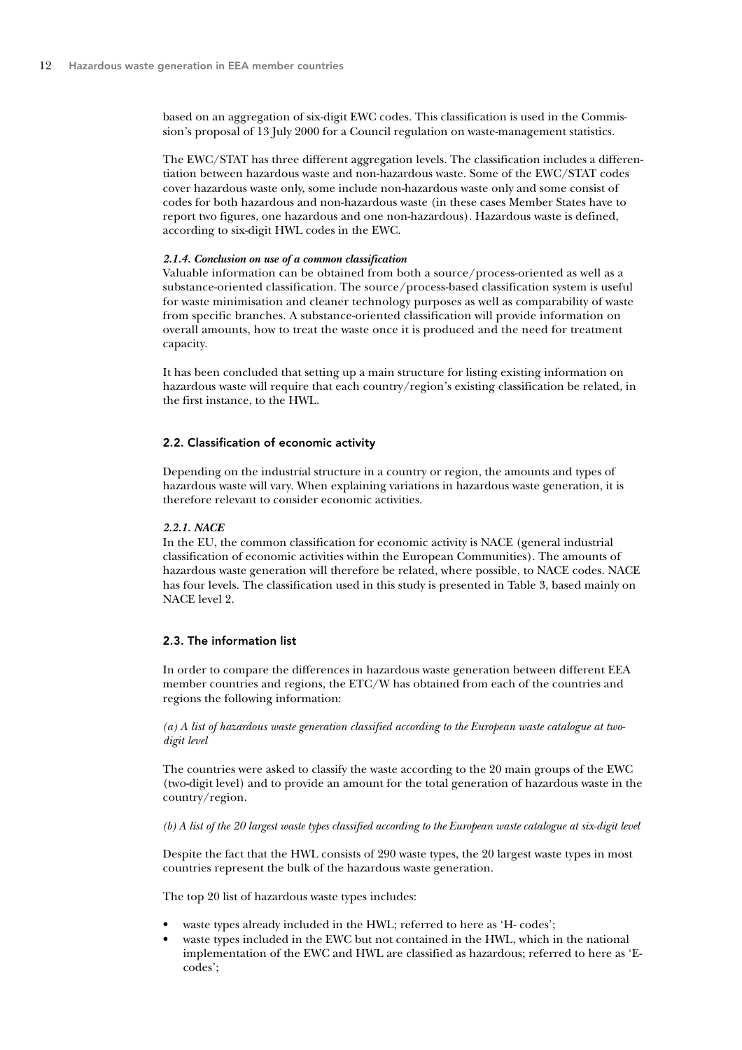based on an aggregation of six-digit EWC codes. This classification is used in the Commission's proposal of 13 July 2000 for a Council regulation on waste-management statistics.

The EWC/STAT has three different aggregation levels. The classification includes a differentiation between hazardous waste and non-hazardous waste. Some of the EWC/STAT codes cover hazardous waste only, some include non-hazardous waste only and some consist of codes for both hazardous and non-hazardous waste (in these cases Member States have to report two figures, one hazardous and one non-hazardous). Hazardous waste is defined, according to six-digit HWL codes in the EWC.

#### *2.1.4. Conclusion on use of a common classification*

Valuable information can be obtained from both a source/process-oriented as well as a substance-oriented classification. The source/process-based classification system is useful for waste minimisation and cleaner technology purposes as well as comparability of waste from specific branches. A substance-oriented classification will provide information on overall amounts, how to treat the waste once it is produced and the need for treatment capacity.

It has been concluded that setting up a main structure for listing existing information on hazardous waste will require that each country/region's existing classification be related, in the first instance, to the HWL.

### 2.2. Classification of economic activity

Depending on the industrial structure in a country or region, the amounts and types of hazardous waste will vary. When explaining variations in hazardous waste generation, it is therefore relevant to consider economic activities.

#### *2.2.1. NACE*

In the EU, the common classification for economic activity is NACE (general industrial classification of economic activities within the European Communities). The amounts of hazardous waste generation will therefore be related, where possible, to NACE codes. NACE has four levels. The classification used in this study is presented in Table 3, based mainly on NACE level 2.

### 2.3. The information list

In order to compare the differences in hazardous waste generation between different EEA member countries and regions, the ETC/W has obtained from each of the countries and regions the following information:

*(a) A list of hazardous waste generation classified according to the European waste catalogue at two-digit level*

The countries were asked to classify the waste according to the 20 main groups of the EWC (two-digit level) and to provide an amount for the total generation of hazardous waste in the country/region.

*(b) A list of the 20 largest waste types classified according to the European waste catalogue at six-digit level*

Despite the fact that the HWL consists of 290 waste types, the 20 largest waste types in most countries represent the bulk of the hazardous waste generation.

The top 20 list of hazardous waste types includes:

- waste types already included in the HWL; referred to here as 'H- codes';
- waste types included in the EWC but not contained in the HWL, which in the national implementation of the EWC and HWL are classified as hazardous; referred to here as 'E-codes';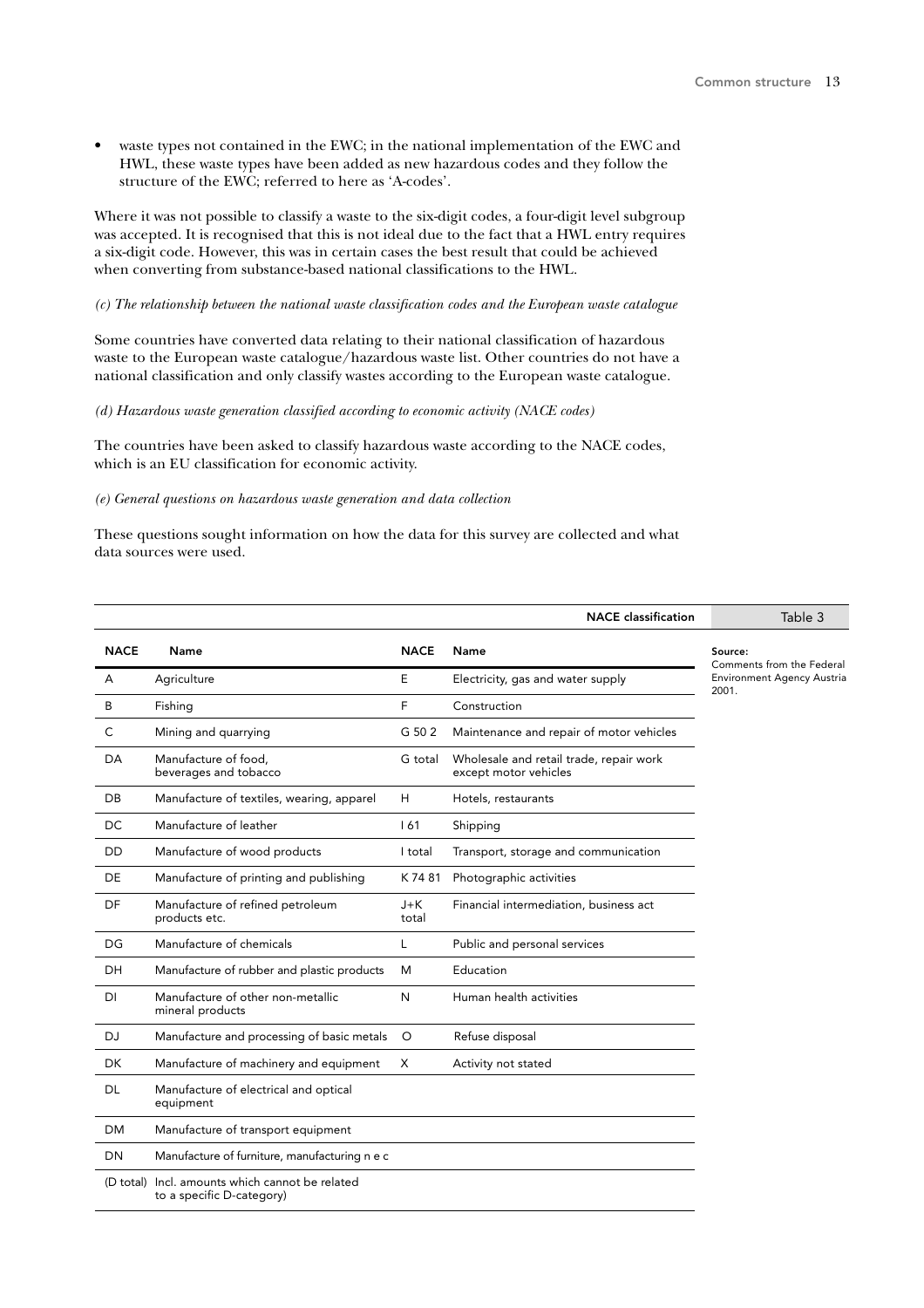- waste types not contained in the EWC; in the national implementation of the EWC and HWL, these waste types have been added as new hazardous codes and they follow the structure of the EWC; referred to here as 'A-codes'.

Where it was not possible to classify a waste to the six-digit codes, a four-digit level subgroup was accepted. It is recognised that this is not ideal due to the fact that a HWL entry requires a six-digit code. However, this was in certain cases the best result that could be achieved when converting from substance-based national classifications to the HWL.

*(c) The relationship between the national waste classification codes and the European waste catalogue*

Some countries have converted data relating to their national classification of hazardous waste to the European waste catalogue/hazardous waste list. Other countries do not have a national classification and only classify wastes according to the European waste catalogue.

*(d) Hazardous waste generation classified according to economic activity (NACE codes)*

The countries have been asked to classify hazardous waste according to the NACE codes, which is an EU classification for economic activity.

*(e) General questions on hazardous waste generation and data collection*

These questions sought information on how the data for this survey are collected and what data sources were used.

**NACE classification** — Table 3

| NACE | Name | NACE | Name |
|---|---|---|---|
| A | Agriculture | E | Electricity, gas and water supply |
| B | Fishing | F | Construction |
| C | Mining and quarrying | G 50 2 | Maintenance and repair of motor vehicles |
| DA | Manufacture of food, beverages and tobacco | G total | Wholesale and retail trade, repair work except motor vehicles |
| DB | Manufacture of textiles, wearing, apparel | H | Hotels, restaurants |
| DC | Manufacture of leather | I 61 | Shipping |
| DD | Manufacture of wood products | I total | Transport, storage and communication |
| DE | Manufacture of printing and publishing | K 74 81 | Photographic activities |
| DF | Manufacture of refined petroleum products etc. | J+K total | Financial intermediation, business act |
| DG | Manufacture of chemicals | L | Public and personal services |
| DH | Manufacture of rubber and plastic products | M | Education |
| DI | Manufacture of other non-metallic mineral products | N | Human health activities |
| DJ | Manufacture and processing of basic metals | O | Refuse disposal |
| DK | Manufacture of machinery and equipment | X | Activity not stated |
| DL | Manufacture of electrical and optical equipment | | |
| DM | Manufacture of transport equipment | | |
| DN | Manufacture of furniture, manufacturing n e c | | |
| (D total) | Incl. amounts which cannot be related to a specific D-category) | | |

Source: Comments from the Federal Environment Agency Austria 2001.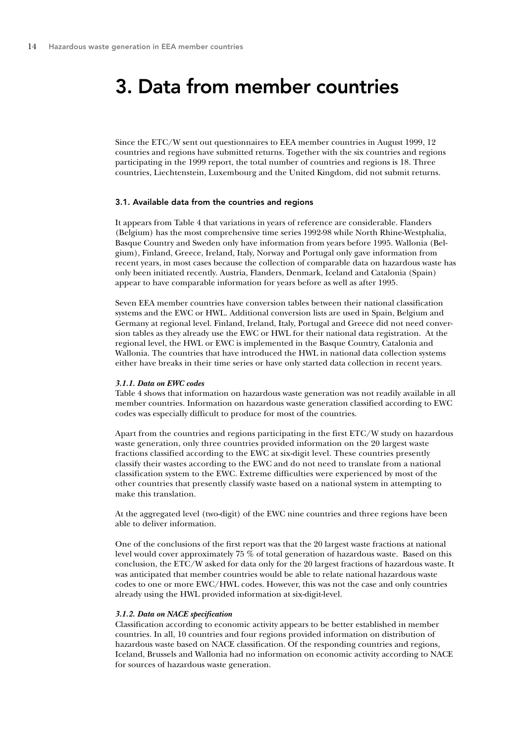# 3. Data from member countries

Since the ETC/W sent out questionnaires to EEA member countries in August 1999, 12 countries and regions have submitted returns. Together with the six countries and regions participating in the 1999 report, the total number of countries and regions is 18. Three countries, Liechtenstein, Luxembourg and the United Kingdom, did not submit returns.

## 3.1. Available data from the countries and regions

It appears from Table 4 that variations in years of reference are considerable. Flanders (Belgium) has the most comprehensive time series 1992-98 while North Rhine-Westphalia, Basque Country and Sweden only have information from years before 1995. Wallonia (Belgium), Finland, Greece, Ireland, Italy, Norway and Portugal only gave information from recent years, in most cases because the collection of comparable data on hazardous waste has only been initiated recently. Austria, Flanders, Denmark, Iceland and Catalonia (Spain) appear to have comparable information for years before as well as after 1995.

Seven EEA member countries have conversion tables between their national classification systems and the EWC or HWL. Additional conversion lists are used in Spain, Belgium and Germany at regional level. Finland, Ireland, Italy, Portugal and Greece did not need conversion tables as they already use the EWC or HWL for their national data registration. At the regional level, the HWL or EWC is implemented in the Basque Country, Catalonia and Wallonia. The countries that have introduced the HWL in national data collection systems either have breaks in their time series or have only started data collection in recent years.

### *3.1.1. Data on EWC codes*

Table 4 shows that information on hazardous waste generation was not readily available in all member countries. Information on hazardous waste generation classified according to EWC codes was especially difficult to produce for most of the countries.

Apart from the countries and regions participating in the first ETC/W study on hazardous waste generation, only three countries provided information on the 20 largest waste fractions classified according to the EWC at six-digit level. These countries presently classify their wastes according to the EWC and do not need to translate from a national classification system to the EWC. Extreme difficulties were experienced by most of the other countries that presently classify waste based on a national system in attempting to make this translation.

At the aggregated level (two-digit) of the EWC nine countries and three regions have been able to deliver information.

One of the conclusions of the first report was that the 20 largest waste fractions at national level would cover approximately 75 % of total generation of hazardous waste. Based on this conclusion, the ETC/W asked for data only for the 20 largest fractions of hazardous waste. It was anticipated that member countries would be able to relate national hazardous waste codes to one or more EWC/HWL codes. However, this was not the case and only countries already using the HWL provided information at six-digit-level.

### *3.1.2. Data on NACE specification*

Classification according to economic activity appears to be better established in member countries. In all, 10 countries and four regions provided information on distribution of hazardous waste based on NACE classification. Of the responding countries and regions, Iceland, Brussels and Wallonia had no information on economic activity according to NACE for sources of hazardous waste generation.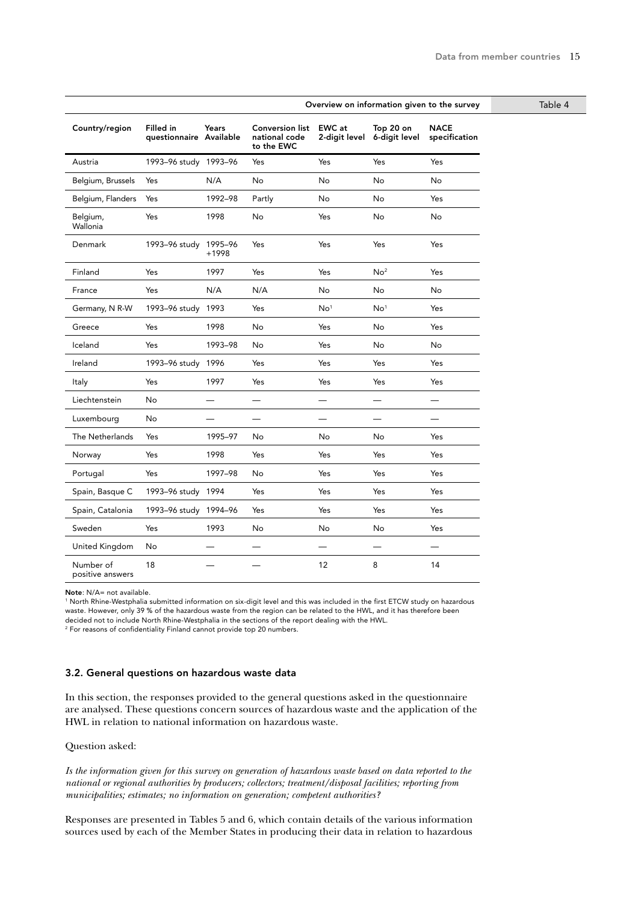**Overview on information given to the survey** — Table 4

| Country/region | Filled in questionnaire | Years Available | Conversion list national code to the EWC | EWC at 2-digit level | Top 20 on 6-digit level | NACE specification |
|---|---|---|---|---|---|---|
| Austria | 1993–96 study | 1993–96 | Yes | Yes | Yes | Yes |
| Belgium, Brussels | Yes | N/A | No | No | No | No |
| Belgium, Flanders | Yes | 1992–98 | Partly | No | No | Yes |
| Belgium, Wallonia | Yes | 1998 | No | Yes | No | No |
| Denmark | 1993–96 study | 1995–96 +1998 | Yes | Yes | Yes | Yes |
| Finland | Yes | 1997 | Yes | Yes | No[2] | Yes |
| France | Yes | N/A | N/A | No | No | No |
| Germany, N R-W | 1993–96 study | 1993 | Yes | No[1] | No[1] | Yes |
| Greece | Yes | 1998 | No | Yes | No | Yes |
| Iceland | Yes | 1993–98 | No | Yes | No | No |
| Ireland | 1993–96 study | 1996 | Yes | Yes | Yes | Yes |
| Italy | Yes | 1997 | Yes | Yes | Yes | Yes |
| Liechtenstein | No | — | — | — | — | — |
| Luxembourg | No | — | — | — | — | — |
| The Netherlands | Yes | 1995–97 | No | No | No | Yes |
| Norway | Yes | 1998 | Yes | Yes | Yes | Yes |
| Portugal | Yes | 1997–98 | No | Yes | Yes | Yes |
| Spain, Basque C | 1993–96 study | 1994 | Yes | Yes | Yes | Yes |
| Spain, Catalonia | 1993–96 study | 1994–96 | Yes | Yes | Yes | Yes |
| Sweden | Yes | 1993 | No | No | No | Yes |
| United Kingdom | No | — | — | — | — | — |
| Number of positive answers | 18 | — | — | 12 | 8 | 14 |

**Note**: N/A= not available.

[1] North Rhine-Westphalia submitted information on six-digit level and this was included in the first ETCW study on hazardous waste. However, only 39 % of the hazardous waste from the region can be related to the HWL, and it has therefore been decided not to include North Rhine-Westphalia in the sections of the report dealing with the HWL.

[2] For reasons of confidentiality Finland cannot provide top 20 numbers.

### 3.2. General questions on hazardous waste data

In this section, the responses provided to the general questions asked in the questionnaire are analysed. These questions concern sources of hazardous waste and the application of the HWL in relation to national information on hazardous waste.

Question asked:

*Is the information given for this survey on generation of hazardous waste based on data reported to the national or regional authorities by producers; collectors; treatment/disposal facilities; reporting from municipalities; estimates; no information on generation; competent authorities?*

Responses are presented in Tables 5 and 6, which contain details of the various information sources used by each of the Member States in producing their data in relation to hazardous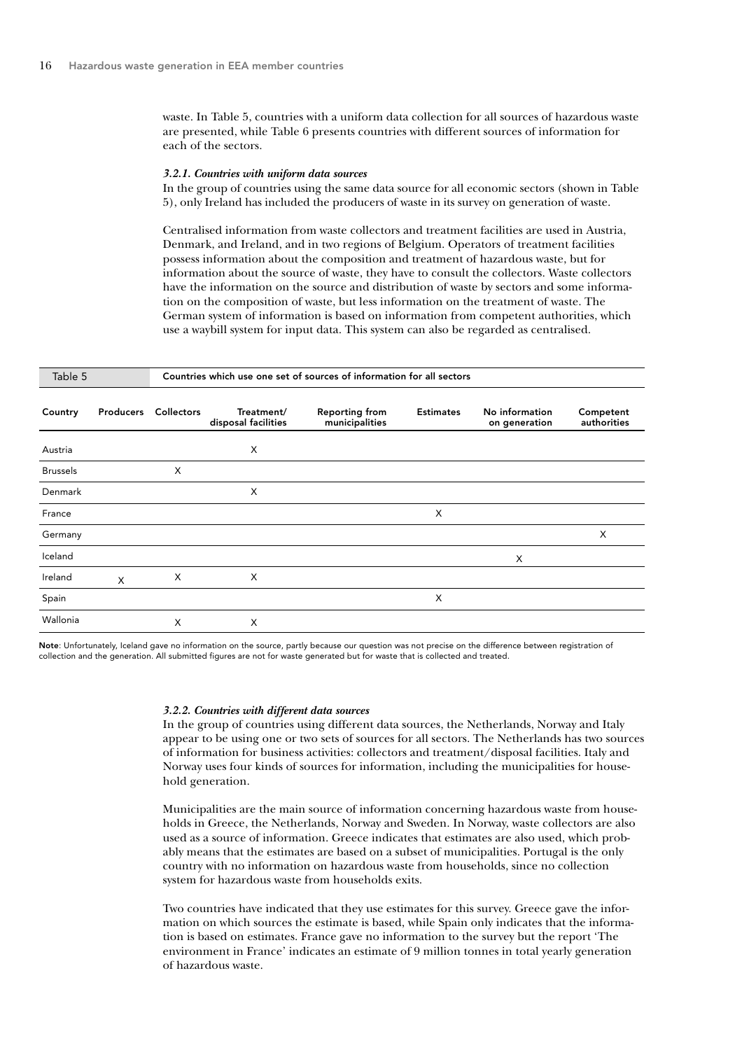waste. In Table 5, countries with a uniform data collection for all sources of hazardous waste are presented, while Table 6 presents countries with different sources of information for each of the sectors.

### *3.2.1. Countries with uniform data sources*

In the group of countries using the same data source for all economic sectors (shown in Table 5), only Ireland has included the producers of waste in its survey on generation of waste.

Centralised information from waste collectors and treatment facilities are used in Austria, Denmark, and Ireland, and in two regions of Belgium. Operators of treatment facilities possess information about the composition and treatment of hazardous waste, but for information about the source of waste, they have to consult the collectors. Waste collectors have the information on the source and distribution of waste by sectors and some information on the composition of waste, but less information on the treatment of waste. The German system of information is based on information from competent authorities, which use a waybill system for input data. This system can also be regarded as centralised.

**Table 5** Countries which use one set of sources of information for all sectors

| Country | Producers | Collectors | Treatment/ disposal facilities | Reporting from municipalities | Estimates | No information on generation | Competent authorities |
|---|---|---|---|---|---|---|---|
| Austria | | | X | | | | |
| Brussels | | X | | | | | |
| Denmark | | | X | | | | |
| France | | | | | X | | |
| Germany | | | | | | | X |
| Iceland | | | | | | X | |
| Ireland | X | X | X | | | | |
| Spain | | | | | X | | |
| Wallonia | | X | X | | | | |

**Note**: Unfortunately, Iceland gave no information on the source, partly because our question was not precise on the difference between registration of collection and the generation. All submitted figures are not for waste generated but for waste that is collected and treated.

### *3.2.2. Countries with different data sources*

In the group of countries using different data sources, the Netherlands, Norway and Italy appear to be using one or two sets of sources for all sectors. The Netherlands has two sources of information for business activities: collectors and treatment/disposal facilities. Italy and Norway uses four kinds of sources for information, including the municipalities for household generation.

Municipalities are the main source of information concerning hazardous waste from households in Greece, the Netherlands, Norway and Sweden. In Norway, waste collectors are also used as a source of information. Greece indicates that estimates are also used, which probably means that the estimates are based on a subset of municipalities. Portugal is the only country with no information on hazardous waste from households, since no collection system for hazardous waste from households exits.

Two countries have indicated that they use estimates for this survey. Greece gave the information on which sources the estimate is based, while Spain only indicates that the information is based on estimates. France gave no information to the survey but the report 'The environment in France' indicates an estimate of 9 million tonnes in total yearly generation of hazardous waste.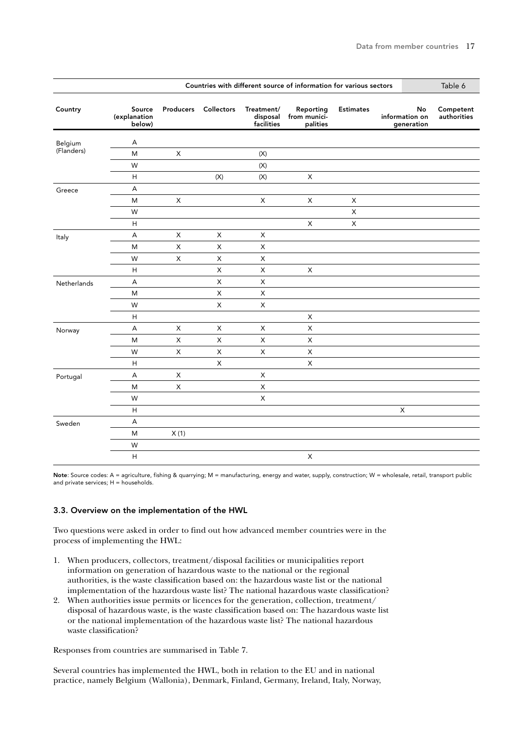**Table 6: Countries with different source of information for various sectors**

| Country | Source (explanation below) | Producers | Collectors | Treatment/ disposal facilities | Reporting from munici-palities | Estimates | No information on generation | Competent authorities |
|---|---|---|---|---|---|---|---|---|
| Belgium (Flanders) | A | | | | | | | |
| | M | X | | (X) | | | | |
| | W | | | (X) | | | | |
| | H | | (X) | (X) | X | | | |
| Greece | A | | | | | | | |
| | M | X | | X | X | X | | |
| | W | | | | | X | | |
| | H | | | | X | X | | |
| Italy | A | X | X | X | | | | |
| | M | X | X | X | | | | |
| | W | X | X | X | | | | |
| | H | | X | X | X | | | |
| Netherlands | A | | X | X | | | | |
| | M | | X | X | | | | |
| | W | | X | X | | | | |
| | H | | | | X | | | |
| Norway | A | X | X | X | X | | | |
| | M | X | X | X | X | | | |
| | W | X | X | X | X | | | |
| | H | | X | | X | | | |
| Portugal | A | X | | X | | | | |
| | M | X | | X | | | | |
| | W | | | X | | | | |
| | H | | | | | | X | |
| Sweden | A | | | | | | | |
| | M | X (1) | | | | | | |
| | W | | | | | | | |
| | H | | | | X | | | |

**Note**: Source codes: A = agriculture, fishing & quarrying; M = manufacturing, energy and water, supply, construction; W = wholesale, retail, transport public and private services; H = households.

### 3.3. Overview on the implementation of the HWL

Two questions were asked in order to find out how advanced member countries were in the process of implementing the HWL:

1. When producers, collectors, treatment/disposal facilities or municipalities report information on generation of hazardous waste to the national or the regional authorities, is the waste classification based on: the hazardous waste list or the national implementation of the hazardous waste list? The national hazardous waste classification?
2. When authorities issue permits or licences for the generation, collection, treatment/ disposal of hazardous waste, is the waste classification based on: The hazardous waste list or the national implementation of the hazardous waste list? The national hazardous waste classification?

Responses from countries are summarised in Table 7.

Several countries has implemented the HWL, both in relation to the EU and in national practice, namely Belgium (Wallonia), Denmark, Finland, Germany, Ireland, Italy, Norway,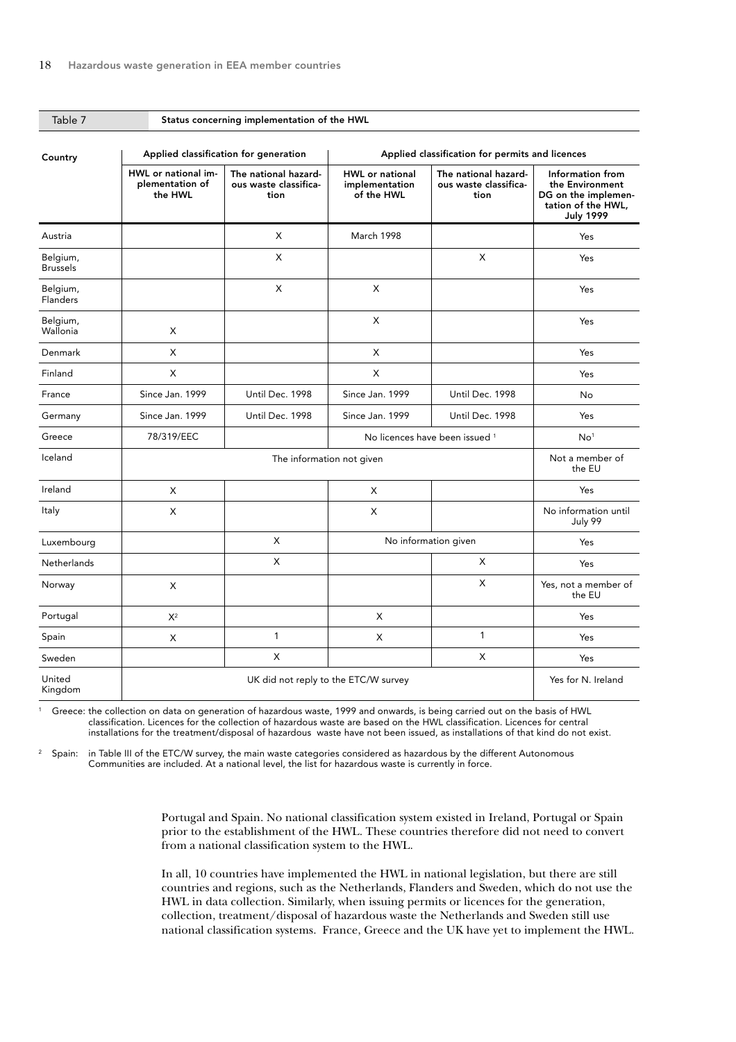Table 7 Status concerning implementation of the HWL

| Country | Applied classification for generation | | Applied classification for permits and licences | | |
|---|---|---|---|---|---|
| | HWL or national implementation of the HWL | The national hazardous waste classification | HWL or national implementation of the HWL | The national hazardous waste classification | Information from the Environment DG on the implementation of the HWL, July 1999 |
| Austria | | X | March 1998 | | Yes |
| Belgium, Brussels | | X | | X | Yes |
| Belgium, Flanders | | X | X | | Yes |
| Belgium, Wallonia | X | | X | | Yes |
| Denmark | X | | X | | Yes |
| Finland | X | | X | | Yes |
| France | Since Jan. 1999 | Until Dec. 1998 | Since Jan. 1999 | Until Dec. 1998 | No |
| Germany | Since Jan. 1999 | Until Dec. 1998 | Since Jan. 1999 | Until Dec. 1998 | Yes |
| Greece | 78/319/EEC | | No licences have been issued [1] | | No[1] |
| Iceland | The information not given | | | | Not a member of the EU |
| Ireland | X | | X | | Yes |
| Italy | X | | X | | No information until July 99 |
| Luxembourg | | X | No information given | | Yes |
| Netherlands | | X | | X | Yes |
| Norway | X | | | X | Yes, not a member of the EU |
| Portugal | X[2] | | X | | Yes |
| Spain | X | 1 | X | 1 | Yes |
| Sweden | | X | | X | Yes |
| United Kingdom | UK did not reply to the ETC/W survey | | | | Yes for N. Ireland |

[1] Greece: the collection on data on generation of hazardous waste, 1999 and onwards, is being carried out on the basis of HWL classification. Licences for the collection of hazardous waste are based on the HWL classification. Licences for central installations for the treatment/disposal of hazardous waste have not been issued, as installations of that kind do not exist.

[2] Spain: in Table III of the ETC/W survey, the main waste categories considered as hazardous by the different Autonomous Communities are included. At a national level, the list for hazardous waste is currently in force.

Portugal and Spain. No national classification system existed in Ireland, Portugal or Spain prior to the establishment of the HWL. These countries therefore did not need to convert from a national classification system to the HWL.

In all, 10 countries have implemented the HWL in national legislation, but there are still countries and regions, such as the Netherlands, Flanders and Sweden, which do not use the HWL in data collection. Similarly, when issuing permits or licences for the generation, collection, treatment/disposal of hazardous waste the Netherlands and Sweden still use national classification systems. France, Greece and the UK have yet to implement the HWL.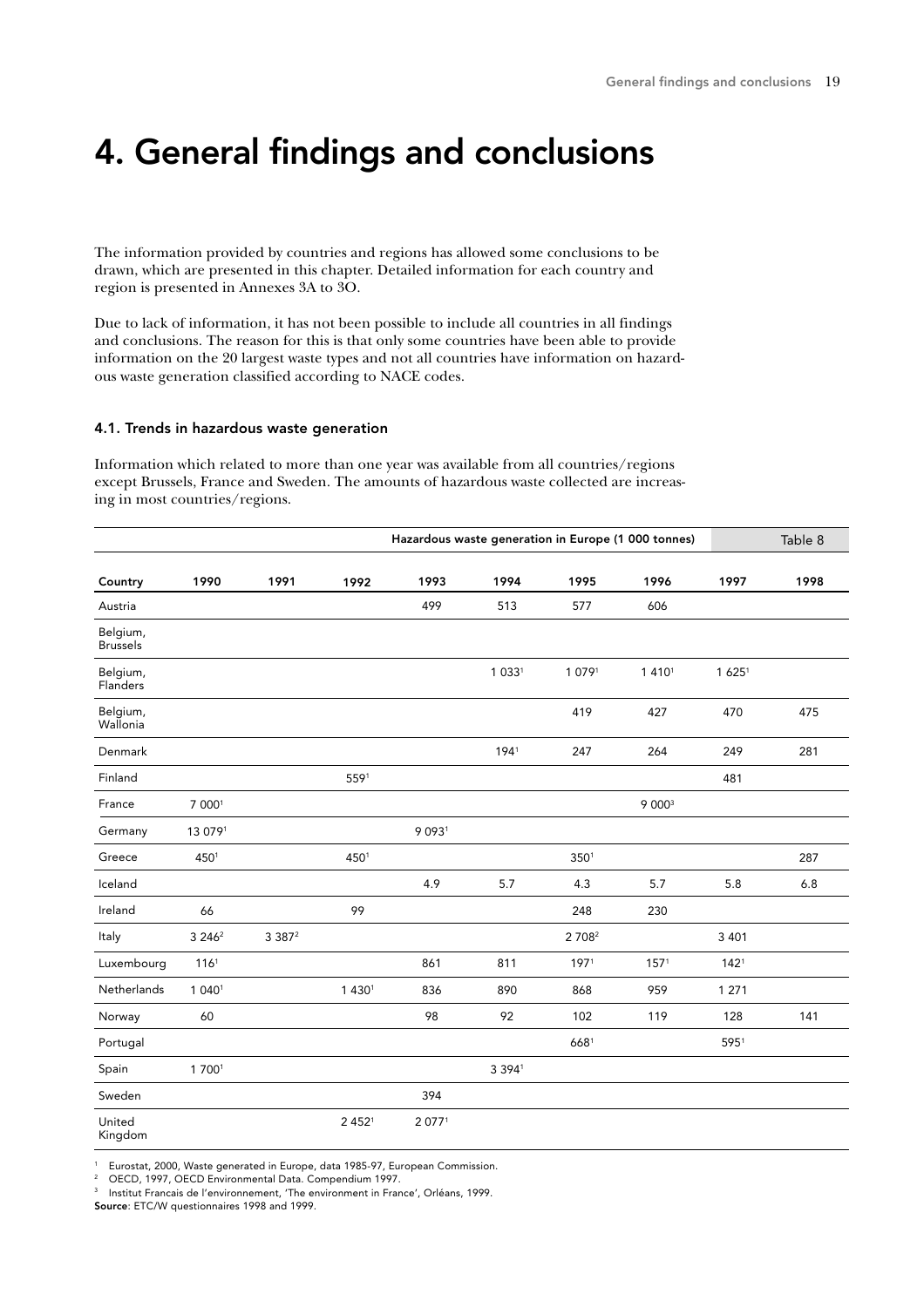// Original content: 
# 4. General findings and conclusions

The information provided by countries and regions has allowed some conclusions to be drawn, which are presented in this chapter. Detailed information for each country and region is presented in Annexes 3A to 3O.

Due to lack of information, it has not been possible to include all countries in all findings and conclusions. The reason for this is that only some countries have been able to provide information on the 20 largest waste types and not all countries have information on hazardous waste generation classified according to NACE codes.

### 4.1. Trends in hazardous waste generation

Information which related to more than one year was available from all countries/regions except Brussels, France and Sweden. The amounts of hazardous waste collected are increasing in most countries/regions.

**Table 8: Hazardous waste generation in Europe (1 000 tonnes)**

| Country | 1990 | 1991 | 1992 | 1993 | 1994 | 1995 | 1996 | 1997 | 1998 |
|---|---|---|---|---|---|---|---|---|---|
| Austria | | | | 499 | 513 | 577 | 606 | | |
| Belgium, Brussels | | | | | | | | | |
| Belgium, Flanders | | | | | 1 033[1] | 1 079[1] | 1 410[1] | 1 625[1] | |
| Belgium, Wallonia | | | | | | 419 | 427 | 470 | 475 |
| Denmark | | | | | 194[1] | 247 | 264 | 249 | 281 |
| Finland | | | 559[1] | | | | | 481 | |
| France | 7 000[1] | | | | | | 9 000[3] | | |
| Germany | 13 079[1] | | | 9 093[1] | | | | | |
| Greece | 450[1] | | 450[1] | | | 350[1] | | | 287 |
| Iceland | | | | 4.9 | 5.7 | 4.3 | 5.7 | 5.8 | 6.8 |
| Ireland | 66 | | 99 | | | 248 | 230 | | |
| Italy | 3 246[2] | 3 387[2] | | | | 2 708[2] | | 3 401 | |
| Luxembourg | 116[1] | | | 861 | 811 | 197[1] | 157[1] | 142[1] | |
| Netherlands | 1 040[1] | | 1 430[1] | 836 | 890 | 868 | 959 | 1 271 | |
| Norway | 60 | | | 98 | 92 | 102 | 119 | 128 | 141 |
| Portugal | | | | | | 668[1] | | 595[1] | |
| Spain | 1 700[1] | | | | 3 394[1] | | | | |
| Sweden | | | | 394 | | | | | |
| United Kingdom | | | 2 452[1] | 2 077[1] | | | | | |

[1] Eurostat, 2000, Waste generated in Europe, data 1985-97, European Commission.
[2] OECD, 1997, OECD Environmental Data. Compendium 1997.
[3] Institut Francais de l'environnement, 'The environment in France', Orléans, 1999.

**Source**: ETC/W questionnaires 1998 and 1999.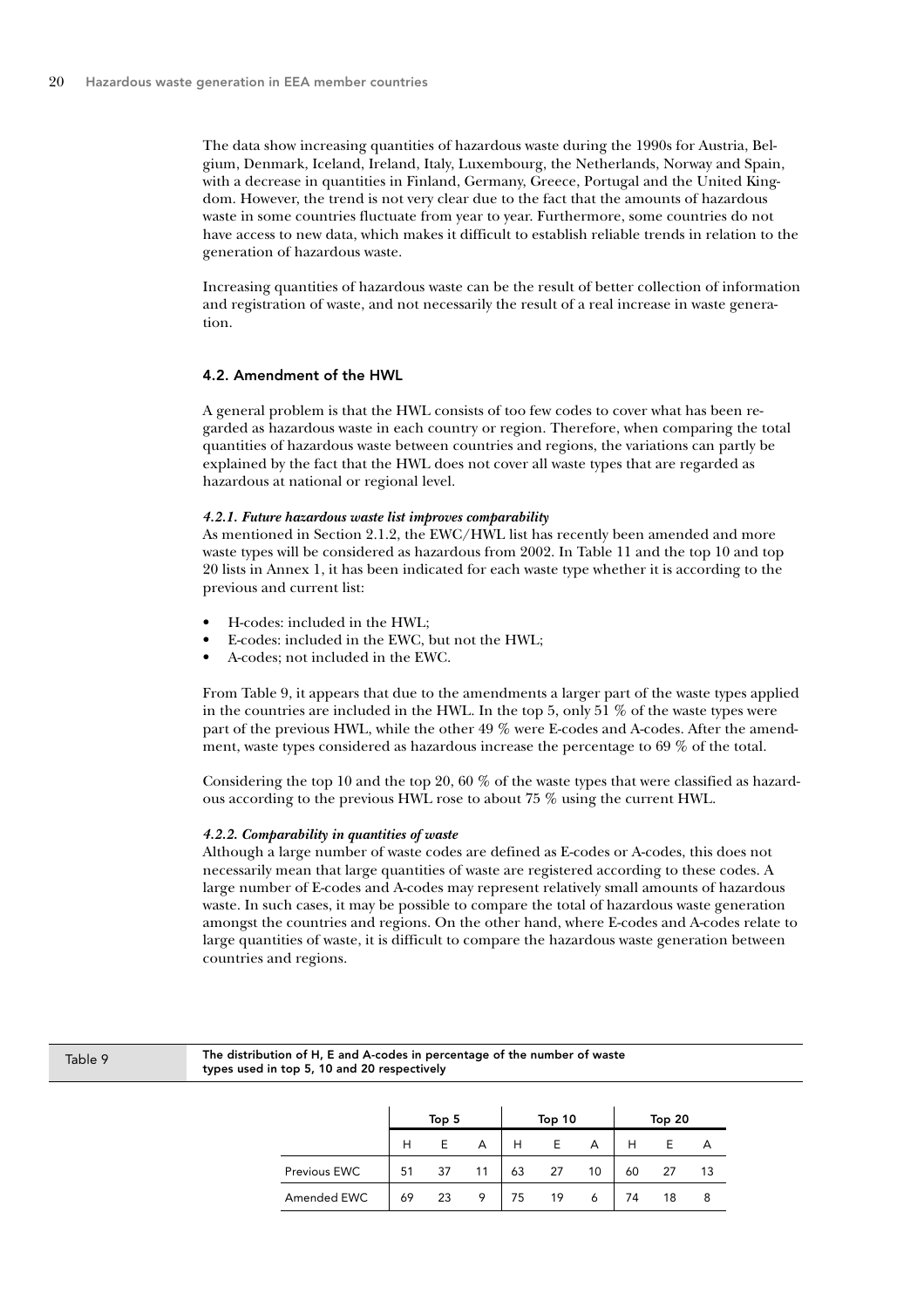The data show increasing quantities of hazardous waste during the 1990s for Austria, Belgium, Denmark, Iceland, Ireland, Italy, Luxembourg, the Netherlands, Norway and Spain, with a decrease in quantities in Finland, Germany, Greece, Portugal and the United Kingdom. However, the trend is not very clear due to the fact that the amounts of hazardous waste in some countries fluctuate from year to year. Furthermore, some countries do not have access to new data, which makes it difficult to establish reliable trends in relation to the generation of hazardous waste.

Increasing quantities of hazardous waste can be the result of better collection of information and registration of waste, and not necessarily the result of a real increase in waste generation.

## 4.2. Amendment of the HWL

A general problem is that the HWL consists of too few codes to cover what has been regarded as hazardous waste in each country or region. Therefore, when comparing the total quantities of hazardous waste between countries and regions, the variations can partly be explained by the fact that the HWL does not cover all waste types that are regarded as hazardous at national or regional level.

### *4.2.1. Future hazardous waste list improves comparability*

As mentioned in Section 2.1.2, the EWC/HWL list has recently been amended and more waste types will be considered as hazardous from 2002. In Table 11 and the top 10 and top 20 lists in Annex 1, it has been indicated for each waste type whether it is according to the previous and current list:

- H-codes: included in the HWL;
- E-codes: included in the EWC, but not the HWL;
- A-codes; not included in the EWC.

From Table 9, it appears that due to the amendments a larger part of the waste types applied in the countries are included in the HWL. In the top 5, only 51 % of the waste types were part of the previous HWL, while the other 49 % were E-codes and A-codes. After the amendment, waste types considered as hazardous increase the percentage to 69 % of the total.

Considering the top 10 and the top 20, 60 % of the waste types that were classified as hazardous according to the previous HWL rose to about 75 % using the current HWL.

### *4.2.2. Comparability in quantities of waste*

Although a large number of waste codes are defined as E-codes or A-codes, this does not necessarily mean that large quantities of waste are registered according to these codes. A large number of E-codes and A-codes may represent relatively small amounts of hazardous waste. In such cases, it may be possible to compare the total of hazardous waste generation amongst the countries and regions. On the other hand, where E-codes and A-codes relate to large quantities of waste, it is difficult to compare the hazardous waste generation between countries and regions.

Table 9 — The distribution of H, E and A-codes in percentage of the number of waste types used in top 5, 10 and 20 respectively

| | Top 5 | | | Top 10 | | | Top 20 | | |
|---|---|---|---|---|---|---|---|---|---|
| | H | E | A | H | E | A | H | E | A |
| Previous EWC | 51 | 37 | 11 | 63 | 27 | 10 | 60 | 27 | 13 |
| Amended EWC | 69 | 23 | 9 | 75 | 19 | 6 | 74 | 18 | 8 |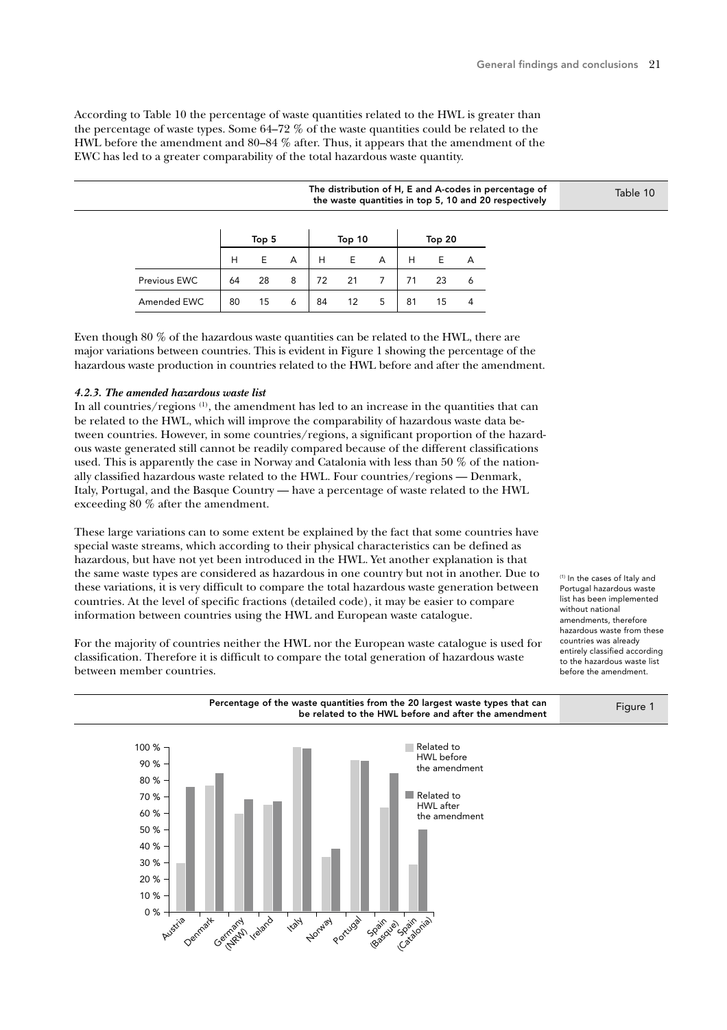According to Table 10 the percentage of waste quantities related to the HWL is greater than the percentage of waste types. Some 64–72 % of the waste quantities could be related to the HWL before the amendment and 80–84 % after. Thus, it appears that the amendment of the EWC has led to a greater comparability of the total hazardous waste quantity.

Table 10 — The distribution of H, E and A-codes in percentage of the waste quantities in top 5, 10 and 20 respectively

| | Top 5 | | | Top 10 | | | Top 20 | | |
|---|---|---|---|---|---|---|---|---|---|
| | H | E | A | H | E | A | H | E | A |
| Previous EWC | 64 | 28 | 8 | 72 | 21 | 7 | 71 | 23 | 6 |
| Amended EWC | 80 | 15 | 6 | 84 | 12 | 5 | 81 | 15 | 4 |

Even though 80 % of the hazardous waste quantities can be related to the HWL, there are major variations between countries. This is evident in Figure 1 showing the percentage of the hazardous waste production in countries related to the HWL before and after the amendment.

#### *4.2.3. The amended hazardous waste list*

In all countries/regions [1], the amendment has led to an increase in the quantities that can be related to the HWL, which will improve the comparability of hazardous waste data between countries. However, in some countries/regions, a significant proportion of the hazardous waste generated still cannot be readily compared because of the different classifications used. This is apparently the case in Norway and Catalonia with less than 50 % of the nationally classified hazardous waste related to the HWL. Four countries/regions — Denmark, Italy, Portugal, and the Basque Country — have a percentage of waste related to the HWL exceeding 80 % after the amendment.

These large variations can to some extent be explained by the fact that some countries have special waste streams, which according to their physical characteristics can be defined as hazardous, but have not yet been introduced in the HWL. Yet another explanation is that the same waste types are considered as hazardous in one country but not in another. Due to these variations, it is very difficult to compare the total hazardous waste generation between countries. At the level of specific fractions (detailed code), it may be easier to compare information between countries using the HWL and European waste catalogue.

For the majority of countries neither the HWL nor the European waste catalogue is used for classification. Therefore it is difficult to compare the total generation of hazardous waste between member countries.

[1] In the cases of Italy and Portugal hazardous waste list has been implemented without national amendments, therefore hazardous waste from these countries was already entirely classified according to the hazardous waste list before the amendment.

Figure 1 — Percentage of the waste quantities from the 20 largest waste types that can be related to the HWL before and after the amendment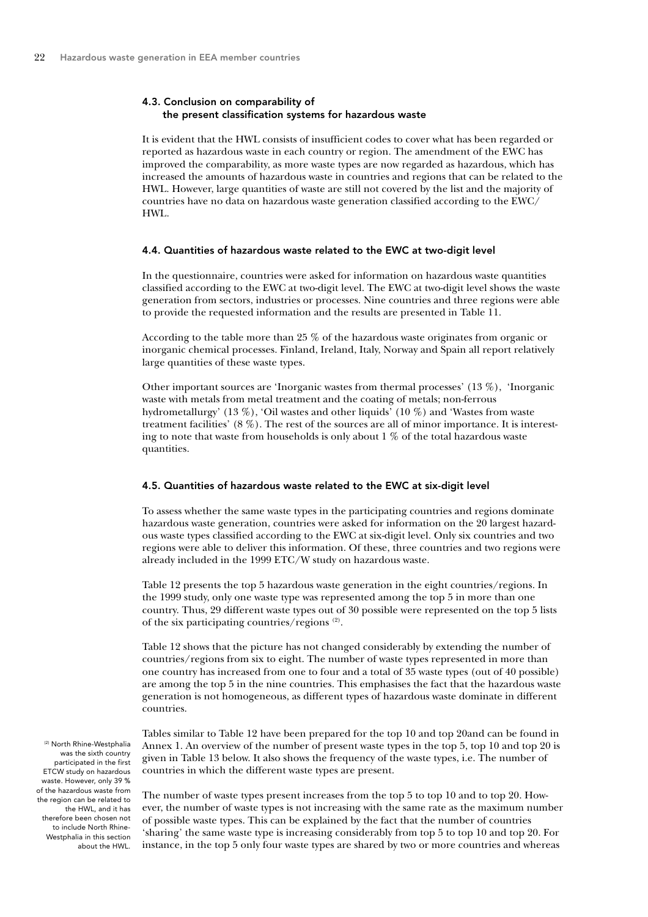### 4.3. Conclusion on comparability of the present classification systems for hazardous waste

It is evident that the HWL consists of insufficient codes to cover what has been regarded or reported as hazardous waste in each country or region. The amendment of the EWC has improved the comparability, as more waste types are now regarded as hazardous, which has increased the amounts of hazardous waste in countries and regions that can be related to the HWL. However, large quantities of waste are still not covered by the list and the majority of countries have no data on hazardous waste generation classified according to the EWC/ HWL.

### 4.4. Quantities of hazardous waste related to the EWC at two-digit level

In the questionnaire, countries were asked for information on hazardous waste quantities classified according to the EWC at two-digit level. The EWC at two-digit level shows the waste generation from sectors, industries or processes. Nine countries and three regions were able to provide the requested information and the results are presented in Table 11.

According to the table more than 25 % of the hazardous waste originates from organic or inorganic chemical processes. Finland, Ireland, Italy, Norway and Spain all report relatively large quantities of these waste types.

Other important sources are 'Inorganic wastes from thermal processes' (13 %), 'Inorganic waste with metals from metal treatment and the coating of metals; non-ferrous hydrometallurgy' (13 %), 'Oil wastes and other liquids' (10 %) and 'Wastes from waste treatment facilities' (8 %). The rest of the sources are all of minor importance. It is interesting to note that waste from households is only about 1 % of the total hazardous waste quantities.

### 4.5. Quantities of hazardous waste related to the EWC at six-digit level

To assess whether the same waste types in the participating countries and regions dominate hazardous waste generation, countries were asked for information on the 20 largest hazardous waste types classified according to the EWC at six-digit level. Only six countries and two regions were able to deliver this information. Of these, three countries and two regions were already included in the 1999 ETC/W study on hazardous waste.

Table 12 presents the top 5 hazardous waste generation in the eight countries/regions. In the 1999 study, only one waste type was represented among the top 5 in more than one country. Thus, 29 different waste types out of 30 possible were represented on the top 5 lists of the six participating countries/regions [(2)].

Table 12 shows that the picture has not changed considerably by extending the number of countries/regions from six to eight. The number of waste types represented in more than one country has increased from one to four and a total of 35 waste types (out of 40 possible) are among the top 5 in the nine countries. This emphasises the fact that the hazardous waste generation is not homogeneous, as different types of hazardous waste dominate in different countries.

Tables similar to Table 12 have been prepared for the top 10 and top 20and can be found in Annex 1. An overview of the number of present waste types in the top 5, top 10 and top 20 is given in Table 13 below. It also shows the frequency of the waste types, i.e. The number of countries in which the different waste types are present.

The number of waste types present increases from the top 5 to top 10 and to top 20. However, the number of waste types is not increasing with the same rate as the maximum number of possible waste types. This can be explained by the fact that the number of countries 'sharing' the same waste type is increasing considerably from top 5 to top 10 and top 20. For instance, in the top 5 only four waste types are shared by two or more countries and whereas

(2) North Rhine-Westphalia was the sixth country participated in the first ETCW study on hazardous waste. However, only 39 % of the hazardous waste from the region can be related to the HWL, and it has therefore been chosen not to include North Rhine-Westphalia in this section about the HWL.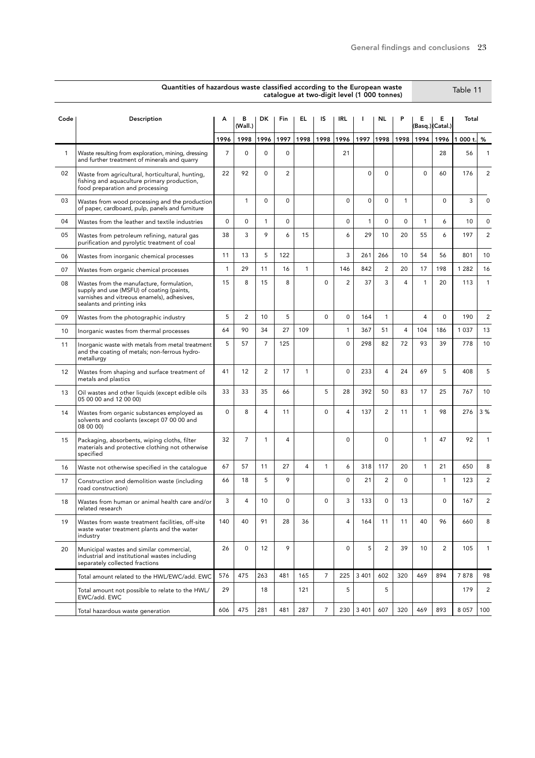Quantities of hazardous waste classified according to the European waste catalogue at two-digit level (1 000 tonnes)

Table 11

| Code | Description | A | B (Wall.) | DK | Fin | EL | IS | IRL | I | NL | P | E (Basq.) | E (Catal.) | Total | |
|---|---|---|---|---|---|---|---|---|---|---|---|---|---|---|---|
| | | 1996 | 1998 | 1996 | 1997 | 1998 | 1998 | 1996 | 1997 | 1998 | 1998 | 1994 | 1996 | 1 000 t. | % |
| 1 | Waste resulting from exploration, mining, dressing and further treatment of minerals and quarry | 7 | 0 | 0 | 0 | | | 21 | | | | | 28 | 56 | 1 |
| 02 | Waste from agricultural, horticultural, hunting, fishing and aquaculture primary production, food preparation and processing | 22 | 92 | 0 | 2 | | | | 0 | 0 | | 0 | 60 | 176 | 2 |
| 03 | Wastes from wood processing and the production of paper, cardboard, pulp, panels and furniture | | 1 | 0 | 0 | | | 0 | 0 | 0 | 1 | | 0 | 3 | 0 |
| 04 | Wastes from the leather and textile industries | 0 | 0 | 1 | 0 | | | 0 | 1 | 0 | 0 | 1 | 6 | 10 | 0 |
| 05 | Wastes from petroleum refining, natural gas purification and pyrolytic treatment of coal | 38 | 3 | 9 | 6 | 15 | | 6 | 29 | 10 | 20 | 55 | 6 | 197 | 2 |
| 06 | Wastes from inorganic chemical processes | 11 | 13 | 5 | 122 | | | 3 | 261 | 266 | 10 | 54 | 56 | 801 | 10 |
| 07 | Wastes from organic chemical processes | 1 | 29 | 11 | 16 | 1 | | 146 | 842 | 2 | 20 | 17 | 198 | 1 282 | 16 |
| 08 | Wastes from the manufacture, formulation, supply and use (MSFU) of coating (paints, varnishes and vitreous enamels), adhesives, sealants and printing inks | 15 | 8 | 15 | 8 | | 0 | 2 | 37 | 3 | 4 | 1 | 20 | 113 | 1 |
| 09 | Wastes from the photographic industry | 5 | 2 | 10 | 5 | | 0 | 0 | 164 | 1 | | 4 | 0 | 190 | 2 |
| 10 | Inorganic wastes from thermal processes | 64 | 90 | 34 | 27 | 109 | | 1 | 367 | 51 | 4 | 104 | 186 | 1 037 | 13 |
| 11 | Inorganic waste with metals from metal treatment and the coating of metals; non-ferrous hydro-metallurgy | 5 | 57 | 7 | 125 | | | 0 | 298 | 82 | 72 | 93 | 39 | 778 | 10 |
| 12 | Wastes from shaping and surface treatment of metals and plastics | 41 | 12 | 2 | 17 | 1 | | 0 | 233 | 4 | 24 | 69 | 5 | 408 | 5 |
| 13 | Oil wastes and other liquids (except edible oils 05 00 00 and 12 00 00) | 33 | 33 | 35 | 66 | | 5 | 28 | 392 | 50 | 83 | 17 | 25 | 767 | 10 |
| 14 | Wastes from organic substances employed as solvents and coolants (except 07 00 00 and 08 00 00) | 0 | 8 | 4 | 11 | | 0 | 4 | 137 | 2 | 11 | 1 | 98 | 276 | 3 % |
| 15 | Packaging, absorbents, wiping cloths, filter materials and protective clothing not otherwise specified | 32 | 7 | 1 | 4 | | | 0 | | 0 | | 1 | 47 | 92 | 1 |
| 16 | Waste not otherwise specified in the catalogue | 67 | 57 | 11 | 27 | 4 | 1 | 6 | 318 | 117 | 20 | 1 | 21 | 650 | 8 |
| 17 | Construction and demolition waste (including road construction) | 66 | 18 | 5 | 9 | | | 0 | 21 | 2 | 0 | | 1 | 123 | 2 |
| 18 | Wastes from human or animal health care and/or related research | 3 | 4 | 10 | 0 | | 0 | 3 | 133 | 0 | 13 | | 0 | 167 | 2 |
| 19 | Wastes from waste treatment facilities, off-site waste water treatment plants and the water industry | 140 | 40 | 91 | 28 | 36 | | 4 | 164 | 11 | 11 | 40 | 96 | 660 | 8 |
| 20 | Municipal wastes and similar commercial, industrial and institutional wastes including separately collected fractions | 26 | 0 | 12 | 9 | | | 0 | 5 | 2 | 39 | 10 | 2 | 105 | 1 |
| | Total amount related to the HWL/EWC/add. EWC | 576 | 475 | 263 | 481 | 165 | 7 | 225 | 3 401 | 602 | 320 | 469 | 894 | 7 878 | 98 |
| | Total amount not possible to relate to the HWL/ EWC/add. EWC | 29 | | 18 | | 121 | | 5 | | 5 | | | | 179 | 2 |
| | Total hazardous waste generation | 606 | 475 | 281 | 481 | 287 | 7 | 230 | 3 401 | 607 | 320 | 469 | 893 | 8 057 | 100 |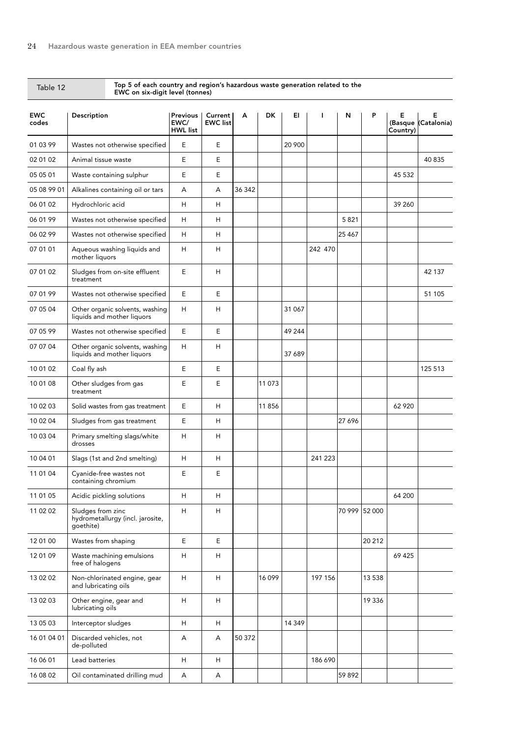Table 12 — Top 5 of each country and region's hazardous waste generation related to the EWC on six-digit level (tonnes)

| EWC codes | Description | Previous EWC/ HWL list | Current EWC list | A | DK | EI | I | N | P | E (Basque Country) | E (Catalonia) |
|---|---|---|---|---|---|---|---|---|---|---|---|
| 01 03 99 | Wastes not otherwise specified | E | E | | | 20 900 | | | | | |
| 02 01 02 | Animal tissue waste | E | E | | | | | | | | 40 835 |
| 05 05 01 | Waste containing sulphur | E | E | | | | | | | 45 532 | |
| 05 08 99 01 | Alkalines containing oil or tars | A | A | 36 342 | | | | | | | |
| 06 01 02 | Hydrochloric acid | H | H | | | | | | | 39 260 | |
| 06 01 99 | Wastes not otherwise specified | H | H | | | | | 5 821 | | | |
| 06 02 99 | Wastes not otherwise specified | H | H | | | | | 25 467 | | | |
| 07 01 01 | Aqueous washing liquids and mother liquors | H | H | | | | 242 470 | | | | |
| 07 01 02 | Sludges from on-site effluent treatment | E | H | | | | | | | | 42 137 |
| 07 01 99 | Wastes not otherwise specified | E | E | | | | | | | | 51 105 |
| 07 05 04 | Other organic solvents, washing liquids and mother liquors | H | H | | | 31 067 | | | | | |
| 07 05 99 | Wastes not otherwise specified | E | E | | | 49 244 | | | | | |
| 07 07 04 | Other organic solvents, washing liquids and mother liquors | H | H | | | 37 689 | | | | | |
| 10 01 02 | Coal fly ash | E | E | | | | | | | | 125 513 |
| 10 01 08 | Other sludges from gas treatment | E | E | | 11 073 | | | | | | |
| 10 02 03 | Solid wastes from gas treatment | E | H | | 11 856 | | | | | 62 920 | |
| 10 02 04 | Sludges from gas treatment | E | H | | | | | 27 696 | | | |
| 10 03 04 | Primary smelting slags/white drosses | H | H | | | | | | | | |
| 10 04 01 | Slags (1st and 2nd smelting) | H | H | | | | 241 223 | | | | |
| 11 01 04 | Cyanide-free wastes not containing chromium | E | E | | | | | | | | |
| 11 01 05 | Acidic pickling solutions | H | H | | | | | | | 64 200 | |
| 11 02 02 | Sludges from zinc hydrometallurgy (incl. jarosite, goethite) | H | H | | | | | 70 999 | 52 000 | | |
| 12 01 00 | Wastes from shaping | E | E | | | | | | 20 212 | | |
| 12 01 09 | Waste machining emulsions free of halogens | H | H | | | | | | | 69 425 | |
| 13 02 02 | Non-chlorinated engine, gear and lubricating oils | H | H | | 16 099 | | 197 156 | | 13 538 | | |
| 13 02 03 | Other engine, gear and lubricating oils | H | H | | | | | | 19 336 | | |
| 13 05 03 | Interceptor sludges | H | H | | | 14 349 | | | | | |
| 16 01 04 01 | Discarded vehicles, not de-polluted | A | A | 50 372 | | | | | | | |
| 16 06 01 | Lead batteries | H | H | | | | 186 690 | | | | |
| 16 08 02 | Oil contaminated drilling mud | A | A | | | | | 59 892 | | | |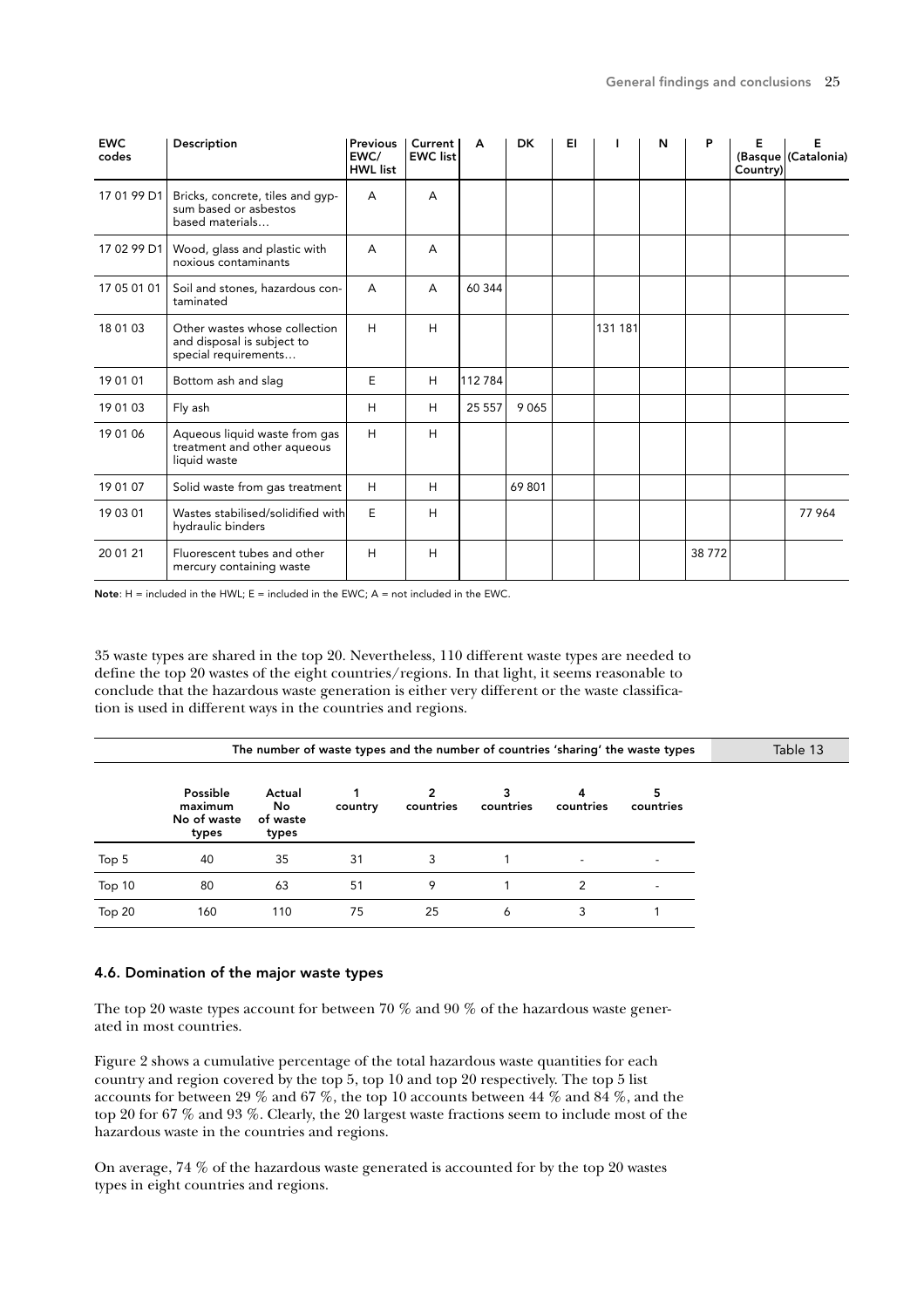| EWC codes | Description | Previous EWC/ HWL list | Current EWC list | A | DK | EI | I | N | P | E (Basque Country) | E (Catalonia) |
|---|---|---|---|---|---|---|---|---|---|---|---|
| 17 01 99 D1 | Bricks, concrete, tiles and gypsum based or asbestos based materials… | A | A | | | | | | | | |
| 17 02 99 D1 | Wood, glass and plastic with noxious contaminants | A | A | | | | | | | | |
| 17 05 01 01 | Soil and stones, hazardous contaminated | A | A | 60 344 | | | | | | | |
| 18 01 03 | Other wastes whose collection and disposal is subject to special requirements… | H | H | | | | 131 181 | | | | |
| 19 01 01 | Bottom ash and slag | E | H | 112 784 | | | | | | | |
| 19 01 03 | Fly ash | H | H | 25 557 | 9 065 | | | | | | |
| 19 01 06 | Aqueous liquid waste from gas treatment and other aqueous liquid waste | H | H | | | | | | | | |
| 19 01 07 | Solid waste from gas treatment | H | H | | 69 801 | | | | | | |
| 19 03 01 | Wastes stabilised/solidified with hydraulic binders | E | H | | | | | | | | 77 964 |
| 20 01 21 | Fluorescent tubes and other mercury containing waste | H | H | | | | | | 38 772 | | |

**Note**: H = included in the HWL; E = included in the EWC; A = not included in the EWC.

35 waste types are shared in the top 20. Nevertheless, 110 different waste types are needed to define the top 20 wastes of the eight countries/regions. In that light, it seems reasonable to conclude that the hazardous waste generation is either very different or the waste classification is used in different ways in the countries and regions.

Table 13: The number of waste types and the number of countries 'sharing' the waste types

| | Possible maximum No of waste types | Actual No of waste types | 1 country | 2 countries | 3 countries | 4 countries | 5 countries |
|---|---|---|---|---|---|---|---|
| Top 5 | 40 | 35 | 31 | 3 | 1 | - | - |
| Top 10 | 80 | 63 | 51 | 9 | 1 | 2 | - |
| Top 20 | 160 | 110 | 75 | 25 | 6 | 3 | 1 |

### 4.6. Domination of the major waste types

The top 20 waste types account for between 70 % and 90 % of the hazardous waste generated in most countries.

Figure 2 shows a cumulative percentage of the total hazardous waste quantities for each country and region covered by the top 5, top 10 and top 20 respectively. The top 5 list accounts for between 29 % and 67 %, the top 10 accounts between 44 % and 84 %, and the top 20 for 67 % and 93 %. Clearly, the 20 largest waste fractions seem to include most of the hazardous waste in the countries and regions.

On average, 74 % of the hazardous waste generated is accounted for by the top 20 wastes types in eight countries and regions.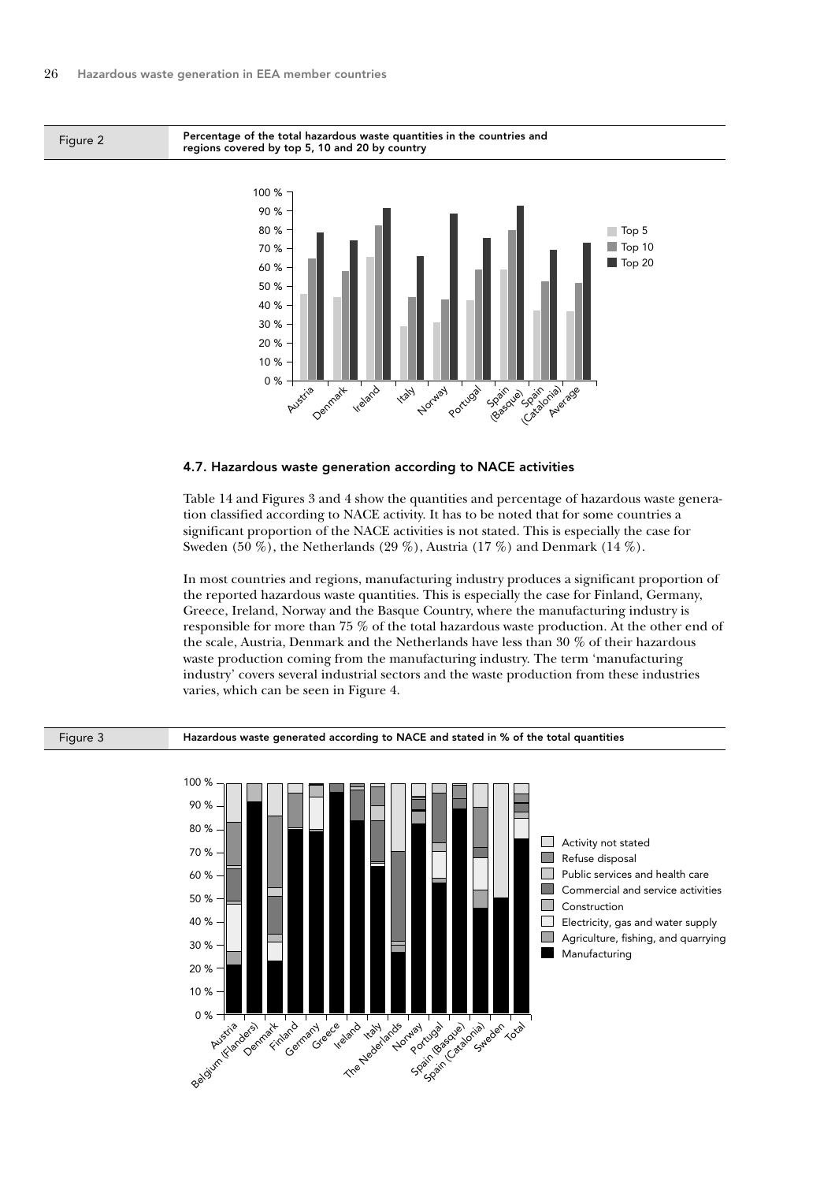Figure 2 Percentage of the total hazardous waste quantities in the countries and regions covered by top 5, 10 and 20 by country

### 4.7. Hazardous waste generation according to NACE activities

Table 14 and Figures 3 and 4 show the quantities and percentage of hazardous waste generation classified according to NACE activity. It has to be noted that for some countries a significant proportion of the NACE activities is not stated. This is especially the case for Sweden (50 %), the Netherlands (29 %), Austria (17 %) and Denmark (14 %).

In most countries and regions, manufacturing industry produces a significant proportion of the reported hazardous waste quantities. This is especially the case for Finland, Germany, Greece, Ireland, Norway and the Basque Country, where the manufacturing industry is responsible for more than 75 % of the total hazardous waste production. At the other end of the scale, Austria, Denmark and the Netherlands have less than 30 % of their hazardous waste production coming from the manufacturing industry. The term 'manufacturing industry' covers several industrial sectors and the waste production from these industries varies, which can be seen in Figure 4.

Figure 3 Hazardous waste generated according to NACE and stated in % of the total quantities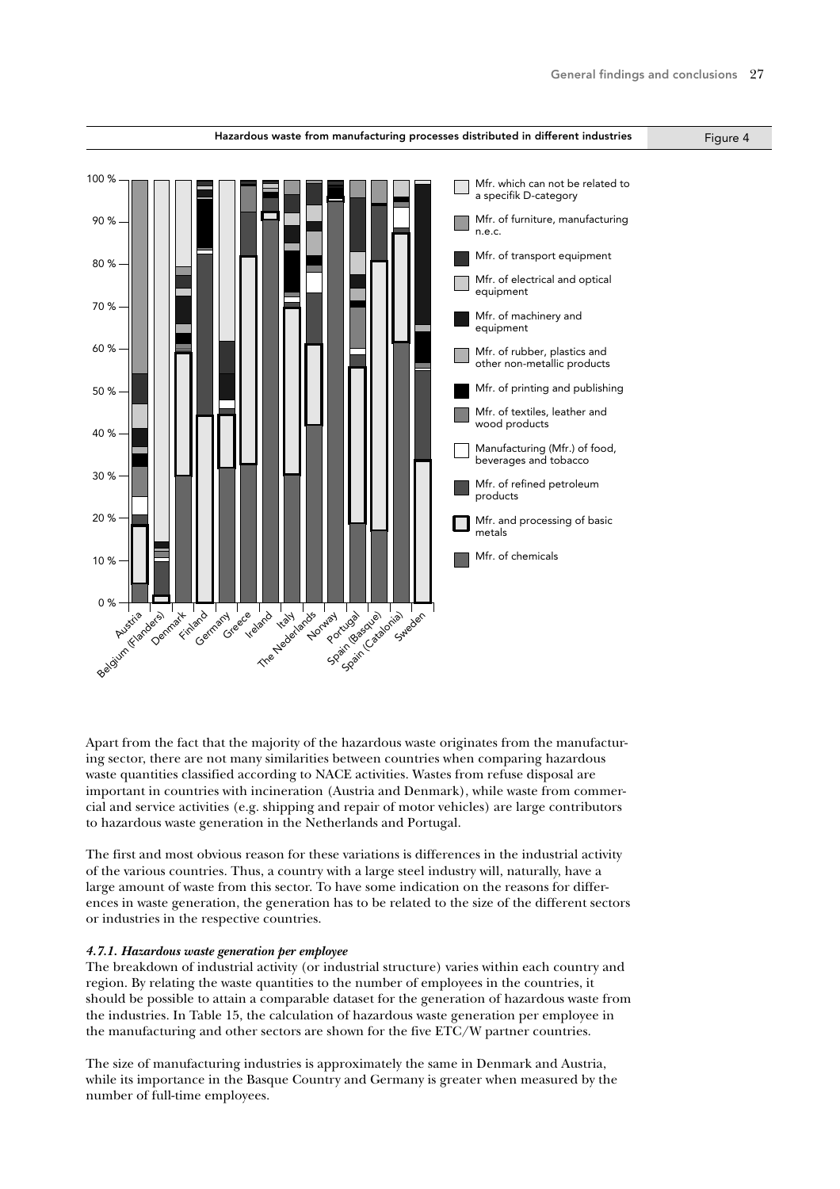Hazardous waste from manufacturing processes distributed in different industries

Figure 4

Apart from the fact that the majority of the hazardous waste originates from the manufacturing sector, there are not many similarities between countries when comparing hazardous waste quantities classified according to NACE activities. Wastes from refuse disposal are important in countries with incineration (Austria and Denmark), while waste from commercial and service activities (e.g. shipping and repair of motor vehicles) are large contributors to hazardous waste generation in the Netherlands and Portugal.

The first and most obvious reason for these variations is differences in the industrial activity of the various countries. Thus, a country with a large steel industry will, naturally, have a large amount of waste from this sector. To have some indication on the reasons for differences in waste generation, the generation has to be related to the size of the different sectors or industries in the respective countries.

#### *4.7.1. Hazardous waste generation per employee*

The breakdown of industrial activity (or industrial structure) varies within each country and region. By relating the waste quantities to the number of employees in the countries, it should be possible to attain a comparable dataset for the generation of hazardous waste from the industries. In Table 15, the calculation of hazardous waste generation per employee in the manufacturing and other sectors are shown for the five ETC/W partner countries.

The size of manufacturing industries is approximately the same in Denmark and Austria, while its importance in the Basque Country and Germany is greater when measured by the number of full-time employees.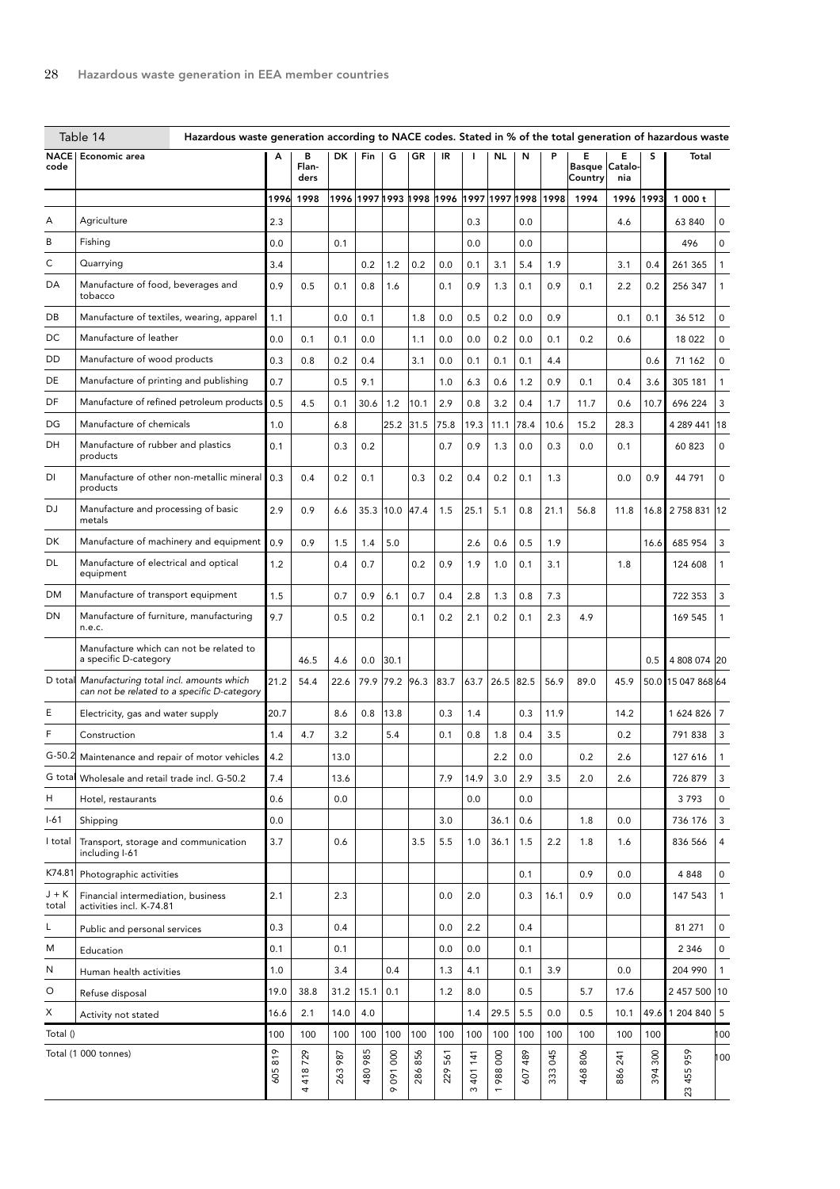**Table 14 Hazardous waste generation according to NACE codes. Stated in % of the total generation of hazardous waste**

| NACE code | Economic area | A | B Flanders | DK | Fin | G | GR | IR | I | NL | N | P | E Basque Country | E Catalonia | S | Total | |
|---|---|---|---|---|---|---|---|---|---|---|---|---|---|---|---|---|---|
| | | 1996 | 1998 | 1996 | 1997 | 1993 | 1998 | 1996 | 1997 | 1997 | 1998 | 1998 | 1994 | 1996 | 1993 | 1 000 t | |
| A | Agriculture | 2.3 | | | | | | | 0.3 | | 0.0 | | | 4.6 | | 63 840 | 0 |
| B | Fishing | 0.0 | | 0.1 | | | | | 0.0 | | 0.0 | | | | | 496 | 0 |
| C | Quarrying | 3.4 | | | 0.2 | 1.2 | 0.2 | 0.0 | 0.1 | 3.1 | 5.4 | 1.9 | | 3.1 | 0.4 | 261 365 | 1 |
| DA | Manufacture of food, beverages and tobacco | 0.9 | 0.5 | 0.1 | 0.8 | 1.6 | | 0.1 | 0.9 | 1.3 | 0.1 | 0.9 | 0.1 | 2.2 | 0.2 | 256 347 | 1 |
| DB | Manufacture of textiles, wearing, apparel | 1.1 | | 0.0 | 0.1 | | 1.8 | 0.0 | 0.5 | 0.2 | 0.0 | 0.9 | | 0.1 | 0.1 | 36 512 | 0 |
| DC | Manufacture of leather | 0.0 | 0.1 | 0.1 | 0.0 | | 1.1 | 0.0 | 0.0 | 0.2 | 0.0 | 0.1 | 0.2 | 0.6 | | 18 022 | 0 |
| DD | Manufacture of wood products | 0.3 | 0.8 | 0.2 | 0.4 | | 3.1 | 0.0 | 0.1 | 0.1 | 0.1 | 4.4 | | | 0.6 | 71 162 | 0 |
| DE | Manufacture of printing and publishing | 0.7 | | 0.5 | 9.1 | | | 1.0 | 6.3 | 0.6 | 1.2 | 0.9 | 0.1 | 0.4 | 3.6 | 305 181 | 1 |
| DF | Manufacture of refined petroleum products | 0.5 | 4.5 | 0.1 | 30.6 | 1.2 | 10.1 | 2.9 | 0.8 | 3.2 | 0.4 | 1.7 | 11.7 | 0.6 | 10.7 | 696 224 | 3 |
| DG | Manufacture of chemicals | 1.0 | | 6.8 | | 25.2 | 31.5 | 75.8 | 19.3 | 11.1 | 78.4 | 10.6 | 15.2 | 28.3 | | 4 289 441 | 18 |
| DH | Manufacture of rubber and plastics products | 0.1 | | 0.3 | 0.2 | | | 0.7 | 0.9 | 1.3 | 0.0 | 0.3 | 0.0 | 0.1 | | 60 823 | 0 |
| DI | Manufacture of other non-metallic mineral products | 0.3 | 0.4 | 0.2 | 0.1 | | 0.3 | 0.2 | 0.4 | 0.2 | 0.1 | 1.3 | | 0.0 | 0.9 | 44 791 | 0 |
| DJ | Manufacture and processing of basic metals | 2.9 | 0.9 | 6.6 | 35.3 | 10.0 | 47.4 | 1.5 | 25.1 | 5.1 | 0.8 | 21.1 | 56.8 | 11.8 | 16.8 | 2 758 831 | 12 |
| DK | Manufacture of machinery and equipment | 0.9 | 0.9 | 1.5 | 1.4 | 5.0 | | | 2.6 | 0.6 | 0.5 | 1.9 | | | 16.6 | 685 954 | 3 |
| DL | Manufacture of electrical and optical equipment | 1.2 | | 0.4 | 0.7 | | 0.2 | 0.9 | 1.9 | 1.0 | 0.1 | 3.1 | | 1.8 | | 124 608 | 1 |
| DM | Manufacture of transport equipment | 1.5 | | 0.7 | 0.9 | 6.1 | 0.7 | 0.4 | 2.8 | 1.3 | 0.8 | 7.3 | | | | 722 353 | 3 |
| DN | Manufacture of furniture, manufacturing n.e.c. | 9.7 | | 0.5 | 0.2 | | 0.1 | 0.2 | 2.1 | 0.2 | 0.1 | 2.3 | 4.9 | | | 169 545 | 1 |
| | Manufacture which can not be related to a specific D-category | | 46.5 | 4.6 | 0.0 | 30.1 | | | | | | | | | 0.5 | 4 808 074 | 20 |
| D total | *Manufacturing total incl. amounts which can not be related to a specific D-category* | 21.2 | 54.4 | 22.6 | 79.9 | 79.2 | 96.3 | 83.7 | 63.7 | 26.5 | 82.5 | 56.9 | 89.0 | 45.9 | 50.0 | 15 047 868 | 64 |
| E | Electricity, gas and water supply | 20.7 | | 8.6 | 0.8 | 13.8 | | 0.3 | 1.4 | | 0.3 | 11.9 | | 14.2 | | 1 624 826 | 7 |
| F | Construction | 1.4 | 4.7 | 3.2 | | 5.4 | | 0.1 | 0.8 | 1.8 | 0.4 | 3.5 | | 0.2 | | 791 838 | 3 |
| G-50.2 | Maintenance and repair of motor vehicles | 4.2 | | 13.0 | | | | | | 2.2 | 0.0 | | 0.2 | 2.6 | | 127 616 | 1 |
| G total | Wholesale and retail trade incl. G-50.2 | 7.4 | | 13.6 | | | | 7.9 | 14.9 | 3.0 | 2.9 | 3.5 | 2.0 | 2.6 | | 726 879 | 3 |
| H | Hotel, restaurants | 0.6 | | 0.0 | | | | | 0.0 | | 0.0 | | | | | 3 793 | 0 |
| I-61 | Shipping | 0.0 | | | | | | 3.0 | | 36.1 | 0.6 | | 1.8 | 0.0 | | 736 176 | 3 |
| I total | Transport, storage and communication including I-61 | 3.7 | | 0.6 | | | 3.5 | 5.5 | 1.0 | 36.1 | 1.5 | 2.2 | 1.8 | 1.6 | | 836 566 | 4 |
| K74.81 | Photographic activities | | | | | | | | | | 0.1 | | 0.9 | 0.0 | | 4 848 | 0 |
| J + K total | Financial intermediation, business activities incl. K-74.81 | 2.1 | | 2.3 | | | | 0.0 | 2.0 | | 0.3 | 16.1 | 0.9 | 0.0 | | 147 543 | 1 |
| L | Public and personal services | 0.3 | | 0.4 | | | | 0.0 | 2.2 | | 0.4 | | | | | 81 271 | 0 |
| M | Education | 0.1 | | 0.1 | | | | 0.0 | 0.0 | | 0.1 | | | | | 2 346 | 0 |
| N | Human health activities | 1.0 | | 3.4 | | 0.4 | | 1.3 | 4.1 | | 0.1 | 3.9 | | 0.0 | | 204 990 | 1 |
| O | Refuse disposal | 19.0 | 38.8 | 31.2 | 15.1 | 0.1 | | 1.2 | 8.0 | | 0.5 | | 5.7 | 17.6 | | 2 457 500 | 10 |
| X | Activity not stated | 16.6 | 2.1 | 14.0 | 4.0 | | | | 1.4 | 29.5 | 5.5 | 0.0 | 0.5 | 10.1 | 49.6 | 1 204 840 | 5 |
| Total () | | 100 | 100 | 100 | 100 | 100 | 100 | 100 | 100 | 100 | 100 | 100 | 100 | 100 | 100 | | 100 |
| Total (1 000 tonnes) | | 605 819 | 4 418 729 | 263 987 | 480 985 | 9 091 000 | 286 856 | 229 561 | 3 401 141 | 1 988 000 | 607 489 | 333 045 | 468 806 | 886 241 | 394 300 | 23 455 959 | 100 |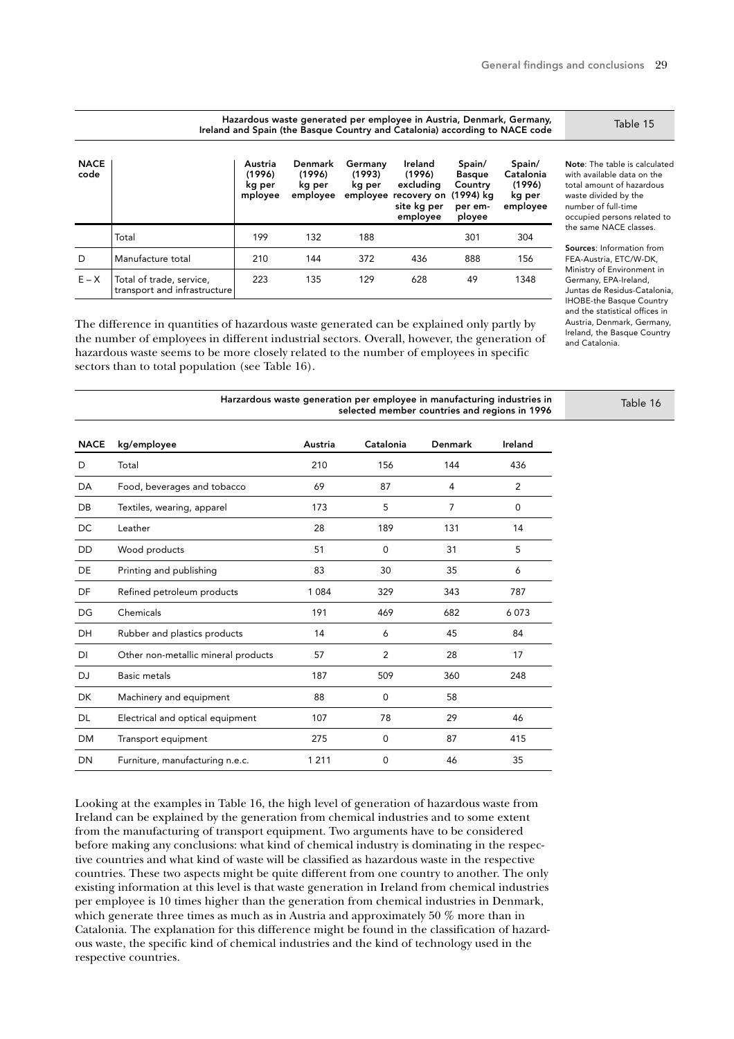Hazardous waste generated per employee in Austria, Denmark, Germany, Ireland and Spain (the Basque Country and Catalonia) according to NACE code

Table 15

| NACE code | | Austria (1996) kg per mployee | Denmark (1996) kg per employee | Germany (1993) kg per employee | Ireland (1996) excluding recovery on site kg per employee | Spain/ Basque Country (1994) kg per em-ployee | Spain/ Catalonia (1996) kg per employee |
|---|---|---|---|---|---|---|---|
| | Total | 199 | 132 | 188 | | 301 | 304 |
| D | Manufacture total | 210 | 144 | 372 | 436 | 888 | 156 |
| E – X | Total of trade, service, transport and infrastructure | 223 | 135 | 129 | 628 | 49 | 1348 |

**Note**: The table is calculated with available data on the total amount of hazardous waste divided by the number of full-time occupied persons related to the same NACE classes.

**Sources**: Information from FEA-Austria, ETC/W-DK, Ministry of Environment in Germany, EPA-Ireland, Juntas de Residus-Catalonia, IHOBE-the Basque Country and the statistical offices in Austria, Denmark, Germany, Ireland, the Basque Country and Catalonia.

The difference in quantities of hazardous waste generated can be explained only partly by the number of employees in different industrial sectors. Overall, however, the generation of hazardous waste seems to be more closely related to the number of employees in specific sectors than to total population (see Table 16).

Harzardous waste generation per employee in manufacturing industries in selected member countries and regions in 1996

Table 16

| NACE | kg/employee | Austria | Catalonia | Denmark | Ireland |
|---|---|---|---|---|---|
| D | Total | 210 | 156 | 144 | 436 |
| DA | Food, beverages and tobacco | 69 | 87 | 4 | 2 |
| DB | Textiles, wearing, apparel | 173 | 5 | 7 | 0 |
| DC | Leather | 28 | 189 | 131 | 14 |
| DD | Wood products | 51 | 0 | 31 | 5 |
| DE | Printing and publishing | 83 | 30 | 35 | 6 |
| DF | Refined petroleum products | 1 084 | 329 | 343 | 787 |
| DG | Chemicals | 191 | 469 | 682 | 6 073 |
| DH | Rubber and plastics products | 14 | 6 | 45 | 84 |
| DI | Other non-metallic mineral products | 57 | 2 | 28 | 17 |
| DJ | Basic metals | 187 | 509 | 360 | 248 |
| DK | Machinery and equipment | 88 | 0 | 58 | |
| DL | Electrical and optical equipment | 107 | 78 | 29 | 46 |
| DM | Transport equipment | 275 | 0 | 87 | 415 |
| DN | Furniture, manufacturing n.e.c. | 1 211 | 0 | 46 | 35 |

Looking at the examples in Table 16, the high level of generation of hazardous waste from Ireland can be explained by the generation from chemical industries and to some extent from the manufacturing of transport equipment. Two arguments have to be considered before making any conclusions: what kind of chemical industry is dominating in the respective countries and what kind of waste will be classified as hazardous waste in the respective countries. These two aspects might be quite different from one country to another. The only existing information at this level is that waste generation in Ireland from chemical industries per employee is 10 times higher than the generation from chemical industries in Denmark, which generate three times as much as in Austria and approximately 50 % more than in Catalonia. The explanation for this difference might be found in the classification of hazardous waste, the specific kind of chemical industries and the kind of technology used in the respective countries.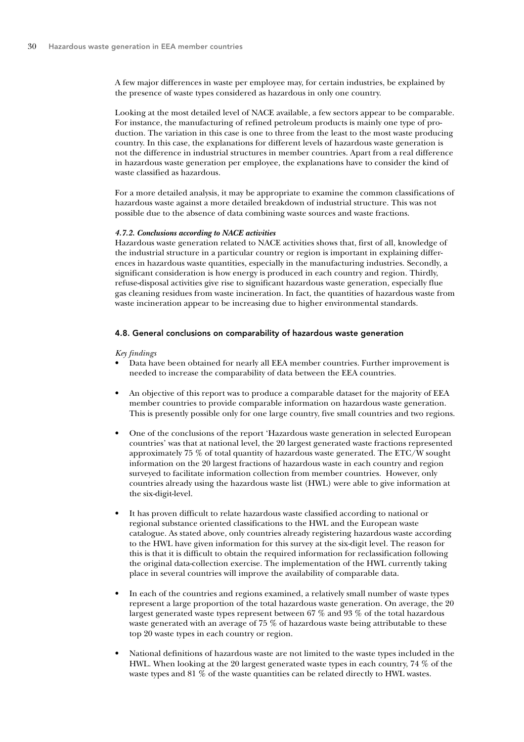A few major differences in waste per employee may, for certain industries, be explained by the presence of waste types considered as hazardous in only one country.

Looking at the most detailed level of NACE available, a few sectors appear to be comparable. For instance, the manufacturing of refined petroleum products is mainly one type of production. The variation in this case is one to three from the least to the most waste producing country. In this case, the explanations for different levels of hazardous waste generation is not the difference in industrial structures in member countries. Apart from a real difference in hazardous waste generation per employee, the explanations have to consider the kind of waste classified as hazardous.

For a more detailed analysis, it may be appropriate to examine the common classifications of hazardous waste against a more detailed breakdown of industrial structure. This was not possible due to the absence of data combining waste sources and waste fractions.

#### *4.7.2. Conclusions according to NACE activities*

Hazardous waste generation related to NACE activities shows that, first of all, knowledge of the industrial structure in a particular country or region is important in explaining differences in hazardous waste quantities, especially in the manufacturing industries. Secondly, a significant consideration is how energy is produced in each country and region. Thirdly, refuse-disposal activities give rise to significant hazardous waste generation, especially flue gas cleaning residues from waste incineration. In fact, the quantities of hazardous waste from waste incineration appear to be increasing due to higher environmental standards.

## 4.8. General conclusions on comparability of hazardous waste generation

*Key findings*

- Data have been obtained for nearly all EEA member countries. Further improvement is needed to increase the comparability of data between the EEA countries.
- An objective of this report was to produce a comparable dataset for the majority of EEA member countries to provide comparable information on hazardous waste generation. This is presently possible only for one large country, five small countries and two regions.
- One of the conclusions of the report 'Hazardous waste generation in selected European countries' was that at national level, the 20 largest generated waste fractions represented approximately 75 % of total quantity of hazardous waste generated. The ETC/W sought information on the 20 largest fractions of hazardous waste in each country and region surveyed to facilitate information collection from member countries. However, only countries already using the hazardous waste list (HWL) were able to give information at the six-digit-level.
- It has proven difficult to relate hazardous waste classified according to national or regional substance oriented classifications to the HWL and the European waste catalogue. As stated above, only countries already registering hazardous waste according to the HWL have given information for this survey at the six-digit level. The reason for this is that it is difficult to obtain the required information for reclassification following the original data-collection exercise. The implementation of the HWL currently taking place in several countries will improve the availability of comparable data.
- In each of the countries and regions examined, a relatively small number of waste types represent a large proportion of the total hazardous waste generation. On average, the 20 largest generated waste types represent between 67 % and 93 % of the total hazardous waste generated with an average of 75 % of hazardous waste being attributable to these top 20 waste types in each country or region.
- National definitions of hazardous waste are not limited to the waste types included in the HWL. When looking at the 20 largest generated waste types in each country, 74 % of the waste types and 81 % of the waste quantities can be related directly to HWL wastes.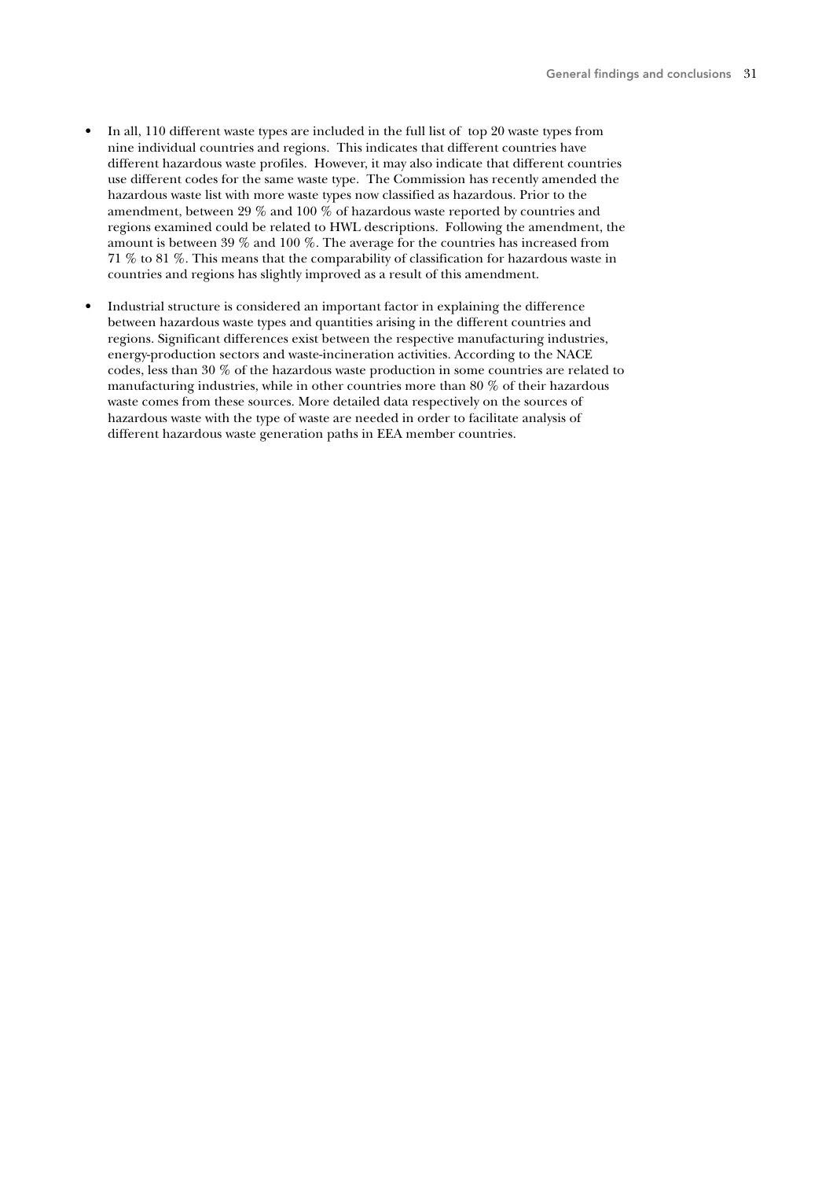- In all, 110 different waste types are included in the full list of top 20 waste types from nine individual countries and regions. This indicates that different countries have different hazardous waste profiles. However, it may also indicate that different countries use different codes for the same waste type. The Commission has recently amended the hazardous waste list with more waste types now classified as hazardous. Prior to the amendment, between 29 % and 100 % of hazardous waste reported by countries and regions examined could be related to HWL descriptions. Following the amendment, the amount is between 39 % and 100 %. The average for the countries has increased from 71 % to 81 %. This means that the comparability of classification for hazardous waste in countries and regions has slightly improved as a result of this amendment.

- Industrial structure is considered an important factor in explaining the difference between hazardous waste types and quantities arising in the different countries and regions. Significant differences exist between the respective manufacturing industries, energy-production sectors and waste-incineration activities. According to the NACE codes, less than 30 % of the hazardous waste production in some countries are related to manufacturing industries, while in other countries more than 80 % of their hazardous waste comes from these sources. More detailed data respectively on the sources of hazardous waste with the type of waste are needed in order to facilitate analysis of different hazardous waste generation paths in EEA member countries.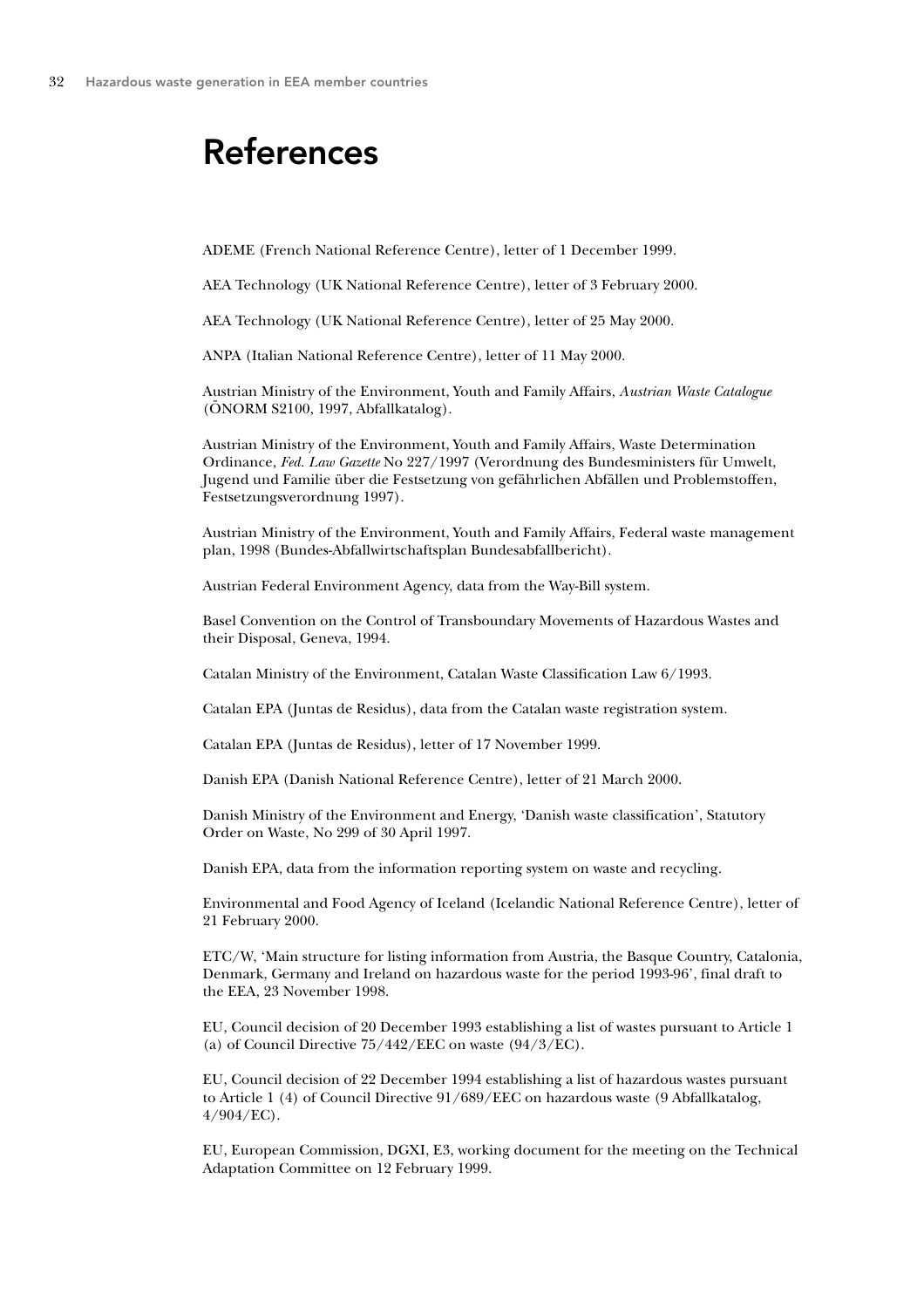# References

ADEME (French National Reference Centre), letter of 1 December 1999.

AEA Technology (UK National Reference Centre), letter of 3 February 2000.

AEA Technology (UK National Reference Centre), letter of 25 May 2000.

ANPA (Italian National Reference Centre), letter of 11 May 2000.

Austrian Ministry of the Environment, Youth and Family Affairs, *Austrian Waste Catalogue* (ÖNORM S2100, 1997, Abfallkatalog).

Austrian Ministry of the Environment, Youth and Family Affairs, Waste Determination Ordinance, *Fed. Law Gazette* No 227/1997 (Verordnung des Bundesministers für Umwelt, Jugend und Familie über die Festsetzung von gefährlichen Abfällen und Problemstoffen, Festsetzungsverordnung 1997).

Austrian Ministry of the Environment, Youth and Family Affairs, Federal waste management plan, 1998 (Bundes-Abfallwirtschaftsplan Bundesabfallbericht).

Austrian Federal Environment Agency, data from the Way-Bill system.

Basel Convention on the Control of Transboundary Movements of Hazardous Wastes and their Disposal, Geneva, 1994.

Catalan Ministry of the Environment, Catalan Waste Classification Law 6/1993.

Catalan EPA (Juntas de Residus), data from the Catalan waste registration system.

Catalan EPA (Juntas de Residus), letter of 17 November 1999.

Danish EPA (Danish National Reference Centre), letter of 21 March 2000.

Danish Ministry of the Environment and Energy, 'Danish waste classification', Statutory Order on Waste, No 299 of 30 April 1997.

Danish EPA, data from the information reporting system on waste and recycling.

Environmental and Food Agency of Iceland (Icelandic National Reference Centre), letter of 21 February 2000.

ETC/W, 'Main structure for listing information from Austria, the Basque Country, Catalonia, Denmark, Germany and Ireland on hazardous waste for the period 1993-96', final draft to the EEA, 23 November 1998.

EU, Council decision of 20 December 1993 establishing a list of wastes pursuant to Article 1 (a) of Council Directive 75/442/EEC on waste (94/3/EC).

EU, Council decision of 22 December 1994 establishing a list of hazardous wastes pursuant to Article 1 (4) of Council Directive 91/689/EEC on hazardous waste (9 Abfallkatalog, 4/904/EC).

EU, European Commission, DGXI, E3, working document for the meeting on the Technical Adaptation Committee on 12 February 1999.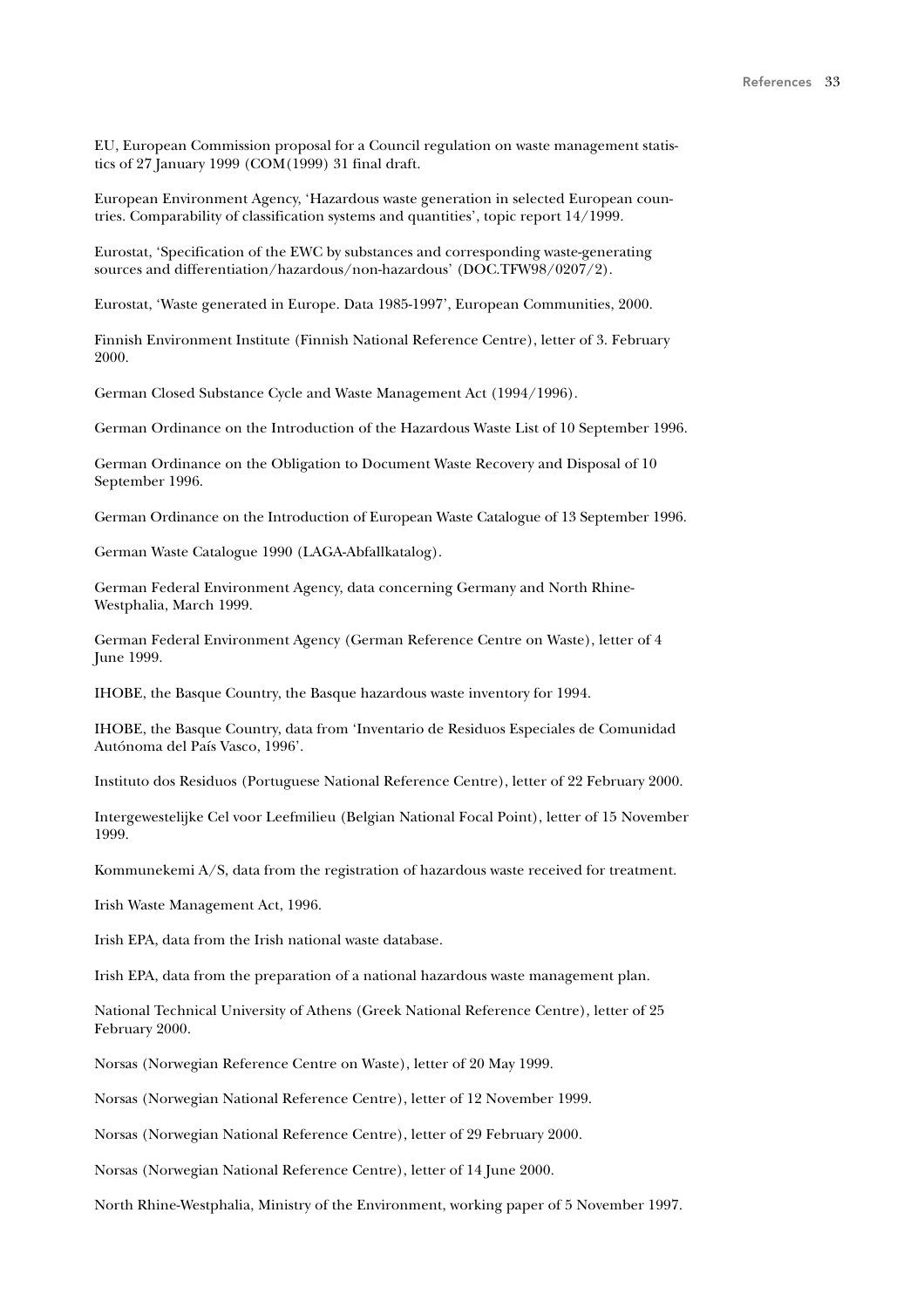EU, European Commission proposal for a Council regulation on waste management statistics of 27 January 1999 (COM(1999) 31 final draft.

European Environment Agency, 'Hazardous waste generation in selected European countries. Comparability of classification systems and quantities', topic report 14/1999.

Eurostat, 'Specification of the EWC by substances and corresponding waste-generating sources and differentiation/hazardous/non-hazardous' (DOC.TFW98/0207/2).

Eurostat, 'Waste generated in Europe. Data 1985-1997', European Communities, 2000.

Finnish Environment Institute (Finnish National Reference Centre), letter of 3. February 2000.

German Closed Substance Cycle and Waste Management Act (1994/1996).

German Ordinance on the Introduction of the Hazardous Waste List of 10 September 1996.

German Ordinance on the Obligation to Document Waste Recovery and Disposal of 10 September 1996.

German Ordinance on the Introduction of European Waste Catalogue of 13 September 1996.

German Waste Catalogue 1990 (LAGA-Abfallkatalog).

German Federal Environment Agency, data concerning Germany and North Rhine-Westphalia, March 1999.

German Federal Environment Agency (German Reference Centre on Waste), letter of 4 June 1999.

IHOBE, the Basque Country, the Basque hazardous waste inventory for 1994.

IHOBE, the Basque Country, data from 'Inventario de Residuos Especiales de Comunidad Autónoma del País Vasco, 1996'.

Instituto dos Residuos (Portuguese National Reference Centre), letter of 22 February 2000.

Intergewestelijke Cel voor Leefmilieu (Belgian National Focal Point), letter of 15 November 1999.

Kommunekemi A/S, data from the registration of hazardous waste received for treatment.

Irish Waste Management Act, 1996.

Irish EPA, data from the Irish national waste database.

Irish EPA, data from the preparation of a national hazardous waste management plan.

National Technical University of Athens (Greek National Reference Centre), letter of 25 February 2000.

Norsas (Norwegian Reference Centre on Waste), letter of 20 May 1999.

Norsas (Norwegian National Reference Centre), letter of 12 November 1999.

Norsas (Norwegian National Reference Centre), letter of 29 February 2000.

Norsas (Norwegian National Reference Centre), letter of 14 June 2000.

North Rhine-Westphalia, Ministry of the Environment, working paper of 5 November 1997.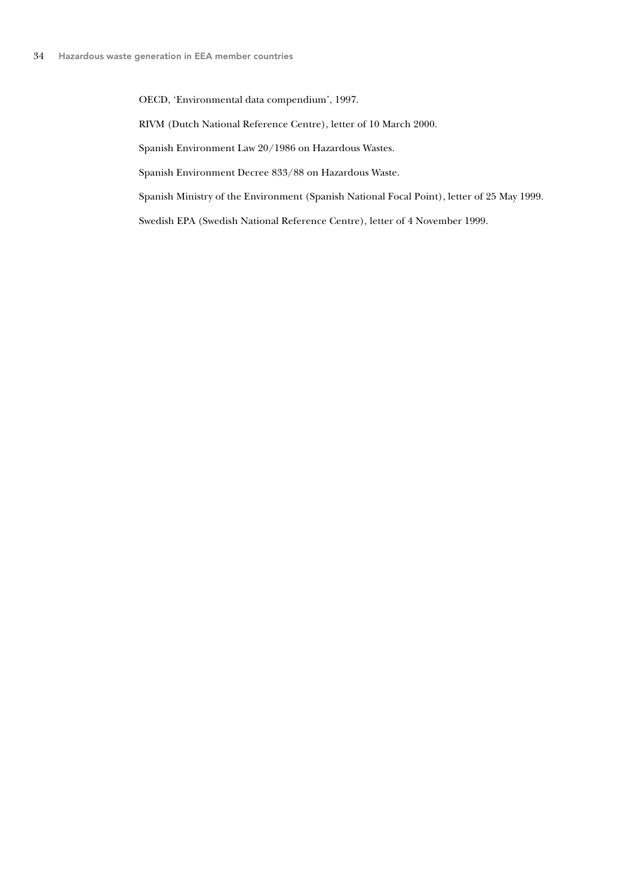OECD, 'Environmental data compendium', 1997.

RIVM (Dutch National Reference Centre), letter of 10 March 2000.

Spanish Environment Law 20/1986 on Hazardous Wastes.

Spanish Environment Decree 833/88 on Hazardous Waste.

Spanish Ministry of the Environment (Spanish National Focal Point), letter of 25 May 1999.

Swedish EPA (Swedish National Reference Centre), letter of 4 November 1999.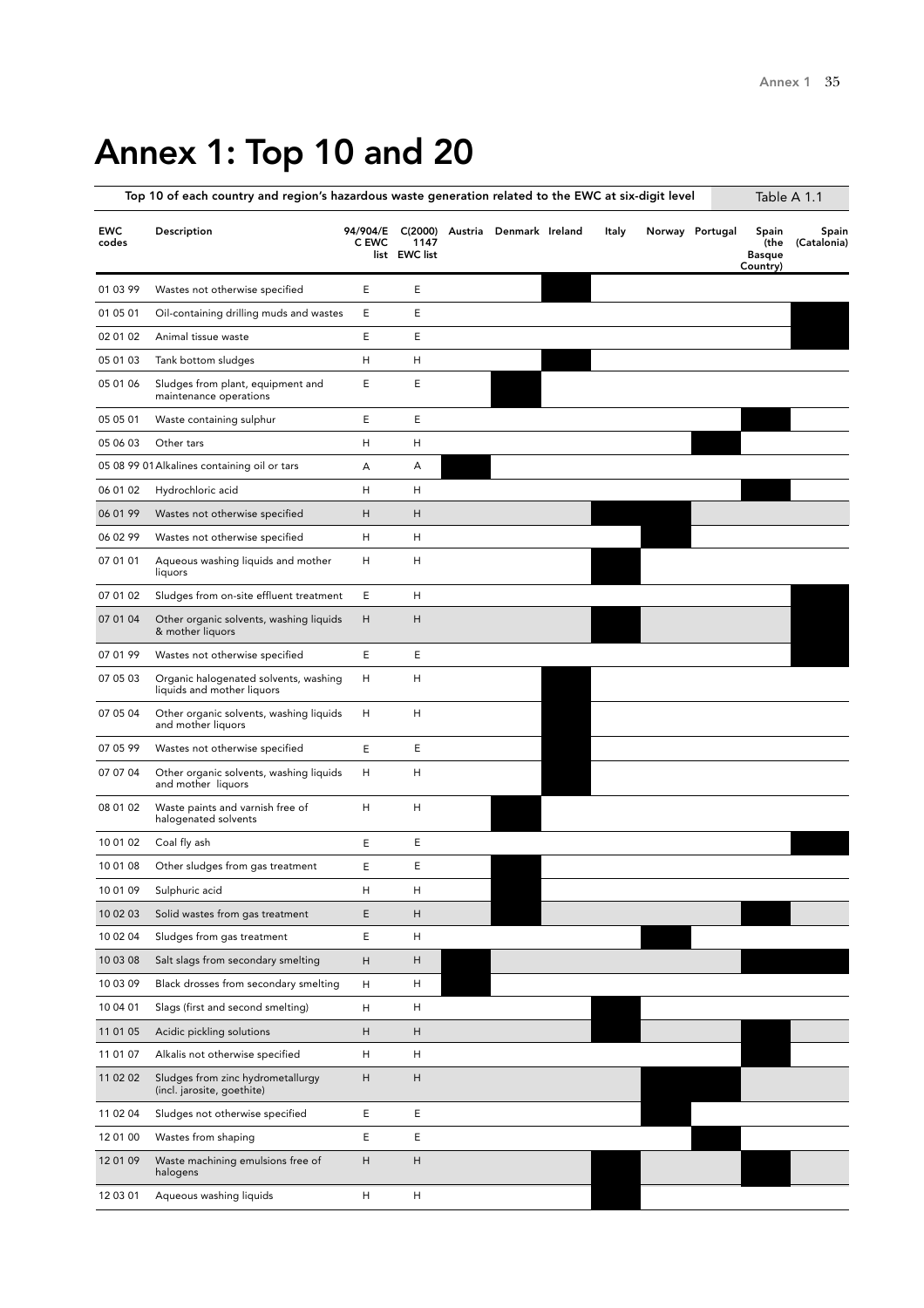# Annex 1: Top 10 and 20

Top 10 of each country and region's hazardous waste generation related to the EWC at six-digit level — Table A 1.1

| EWC codes | Description | 94/904/EC EWC list | C(2000) 1147 EWC list | Austria | Denmark | Ireland | Italy | Norway | Portugal | Spain (the Basque Country) | Spain (Catalonia) |
|---|---|---|---|---|---|---|---|---|---|---|---|
| 01 03 99 | Wastes not otherwise specified | E | E | | | ■ | | | | | |
| 01 05 01 | Oil-containing drilling muds and wastes | E | E | | | | | | | | ■ |
| 02 01 02 | Animal tissue waste | E | E | | | | | | | | ■ |
| 05 01 03 | Tank bottom sludges | H | H | | | ■ | | | | | |
| 05 01 06 | Sludges from plant, equipment and maintenance operations | E | E | | ■ | | | | | | |
| 05 05 01 | Waste containing sulphur | E | E | | | | | | | ■ | |
| 05 06 03 | Other tars | H | H | | | | | | ■ | | |
| 05 08 99 01 | Alkalines containing oil or tars | A | A | ■ | | | | | | | |
| 06 01 02 | Hydrochloric acid | H | H | | | | | | | ■ | |
| 06 01 99 | Wastes not otherwise specified | H | H | | | | ■ | | | | |
| 06 02 99 | Wastes not otherwise specified | H | H | | | | | ■ | | | |
| 07 01 01 | Aqueous washing liquids and mother liquors | H | H | | | | ■ | | | | |
| 07 01 02 | Sludges from on-site effluent treatment | E | H | | | | | | | | ■ |
| 07 01 04 | Other organic solvents, washing liquids & mother liquors | H | H | | | | ■ | | | | ■ |
| 07 01 99 | Wastes not otherwise specified | E | E | | | | | | | | ■ |
| 07 05 03 | Organic halogenated solvents, washing liquids and mother liquors | H | H | | | ■ | | | | | |
| 07 05 04 | Other organic solvents, washing liquids and mother liquors | H | H | | | ■ | | | | | |
| 07 05 99 | Wastes not otherwise specified | E | E | | | ■ | | | | | |
| 07 07 04 | Other organic solvents, washing liquids and mother liquors | H | H | | | ■ | | | | | |
| 08 01 02 | Waste paints and varnish free of halogenated solvents | H | H | | ■ | | | | | | |
| 10 01 02 | Coal fly ash | E | E | | | | | | | | ■ |
| 10 01 08 | Other sludges from gas treatment | E | E | | ■ | | | | | | |
| 10 01 09 | Sulphuric acid | H | H | | ■ | | | | | | |
| 10 02 03 | Solid wastes from gas treatment | E | H | | ■ | | | | | ■ | |
| 10 02 04 | Sludges from gas treatment | E | H | | | | | ■ | | | |
| 10 03 08 | Salt slags from secondary smelting | H | H | ■ | | | | | | ■ | ■ |
| 10 03 09 | Black drosses from secondary smelting | H | H | ■ | | | | | | | |
| 10 04 01 | Slags (first and second smelting) | H | H | | | | ■ | | | | |
| 11 01 05 | Acidic pickling solutions | H | H | | | | ■ | | | ■ | |
| 11 01 07 | Alkalis not otherwise specified | H | H | | | | | | | ■ | |
| 11 02 02 | Sludges from zinc hydrometallurgy (incl. jarosite, goethite) | H | H | | | | | ■ | ■ | | |
| 11 02 04 | Sludges not otherwise specified | E | E | | | | | ■ | | | |
| 12 01 00 | Wastes from shaping | E | E | | | | | | ■ | | |
| 12 01 09 | Waste machining emulsions free of halogens | H | H | | | | ■ | | | ■ | |
| 12 03 01 | Aqueous washing liquids | H | H | | | | ■ | | | | |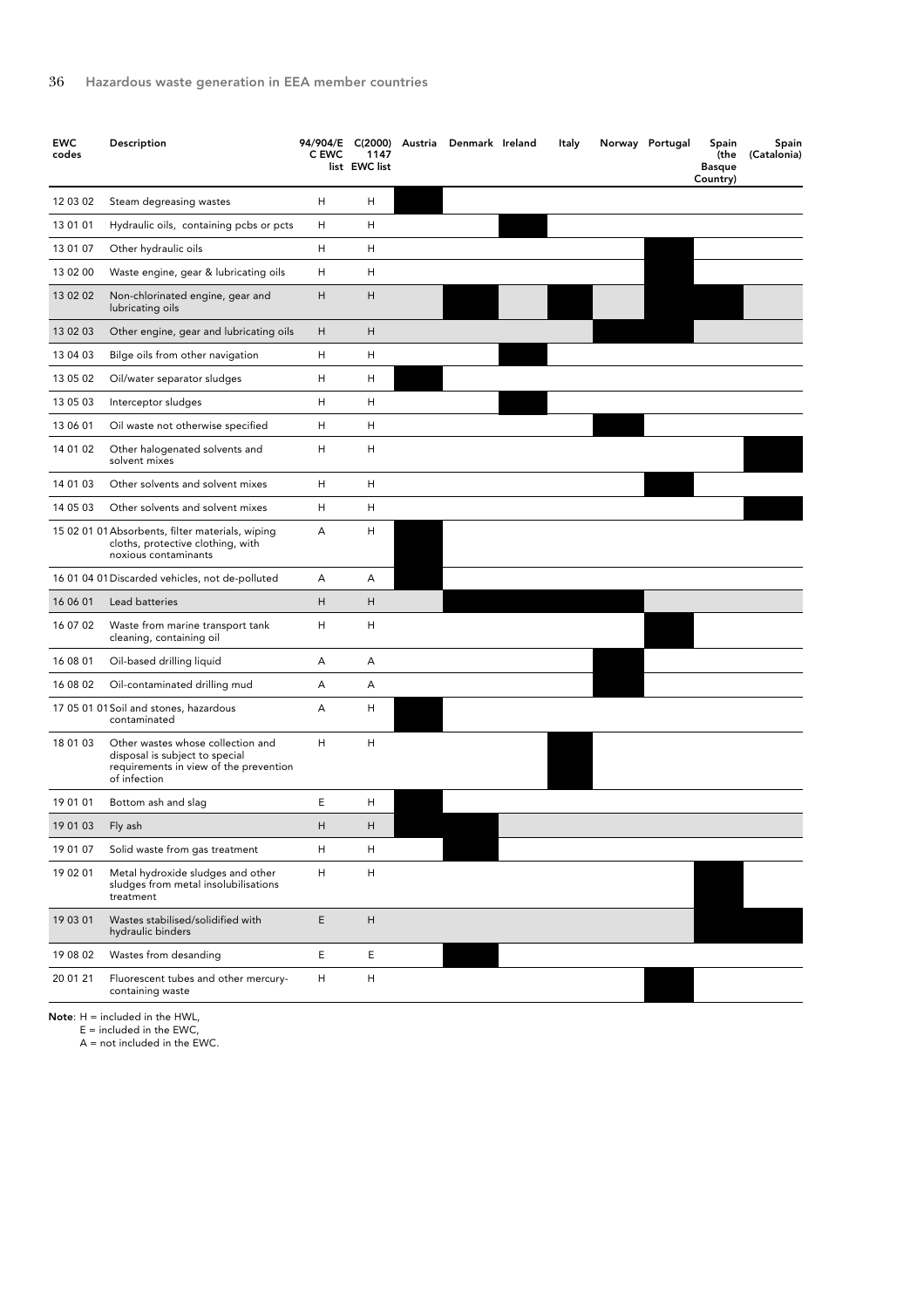| EWC codes | Description | 94/904/EC EWC list | C(2000) 1147 EWC list | Austria | Denmark | Ireland | Italy | Norway | Portugal | Spain (the Basque Country) | Spain (Catalonia) |
|---|---|---|---|---|---|---|---|---|---|---|---|
| 12 03 02 | Steam degreasing wastes | H | H | ■ | | | | | | | |
| 13 01 01 | Hydraulic oils, containing pcbs or pcts | H | H | | | ■ | | | | | |
| 13 01 07 | Other hydraulic oils | H | H | | | | | | ■ | | |
| 13 02 00 | Waste engine, gear & lubricating oils | H | H | | | | | | ■ | | |
| 13 02 02 | Non-chlorinated engine, gear and lubricating oils | H | H | | ■ | | ■ | | ■ | ■ | |
| 13 02 03 | Other engine, gear and lubricating oils | H | H | | | | | ■ | ■ | | |
| 13 04 03 | Bilge oils from other navigation | H | H | | | ■ | | | | | |
| 13 05 02 | Oil/water separator sludges | H | H | ■ | | | | | | | |
| 13 05 03 | Interceptor sludges | H | H | | | ■ | | | | | |
| 13 06 01 | Oil waste not otherwise specified | H | H | | | | | ■ | | | |
| 14 01 02 | Other halogenated solvents and solvent mixes | H | H | | | | | | | | ■ |
| 14 01 03 | Other solvents and solvent mixes | H | H | | | | | | ■ | | |
| 14 05 03 | Other solvents and solvent mixes | H | H | | | | | | | | ■ |
| 15 02 01 01 | Absorbents, filter materials, wiping cloths, protective clothing, with noxious contaminants | A | H | ■ | | | | | | | |
| 16 01 04 01 | Discarded vehicles, not de-polluted | A | A | ■ | | | | | | | |
| 16 06 01 | Lead batteries | H | H | | ■ | ■ | ■ | ■ | | | |
| 16 07 02 | Waste from marine transport tank cleaning, containing oil | H | H | | | | | | ■ | | |
| 16 08 01 | Oil-based drilling liquid | A | A | | | | | ■ | | | |
| 16 08 02 | Oil-contaminated drilling mud | A | A | | | | | ■ | | | |
| 17 05 01 01 | Soil and stones, hazardous contaminated | A | H | ■ | | | | | | | |
| 18 01 03 | Other wastes whose collection and disposal is subject to special requirements in view of the prevention of infection | H | H | | | | ■ | | | | |
| 19 01 01 | Bottom ash and slag | E | H | ■ | | | | | | | |
| 19 01 03 | Fly ash | H | H | ■ | ■ | | | | | | |
| 19 01 07 | Solid waste from gas treatment | H | H | | ■ | | | | | | |
| 19 02 01 | Metal hydroxide sludges and other sludges from metal insolubilisations treatment | H | H | | | | | | | ■ | |
| 19 03 01 | Wastes stabilised/solidified with hydraulic binders | E | H | | | | | | | ■ | ■ |
| 19 08 02 | Wastes from desanding | E | E | | ■ | | | | | | |
| 20 01 21 | Fluorescent tubes and other mercury-containing waste | H | H | | | | | | ■ | | |

**Note**: H = included in the HWL,
E = included in the EWC,
A = not included in the EWC.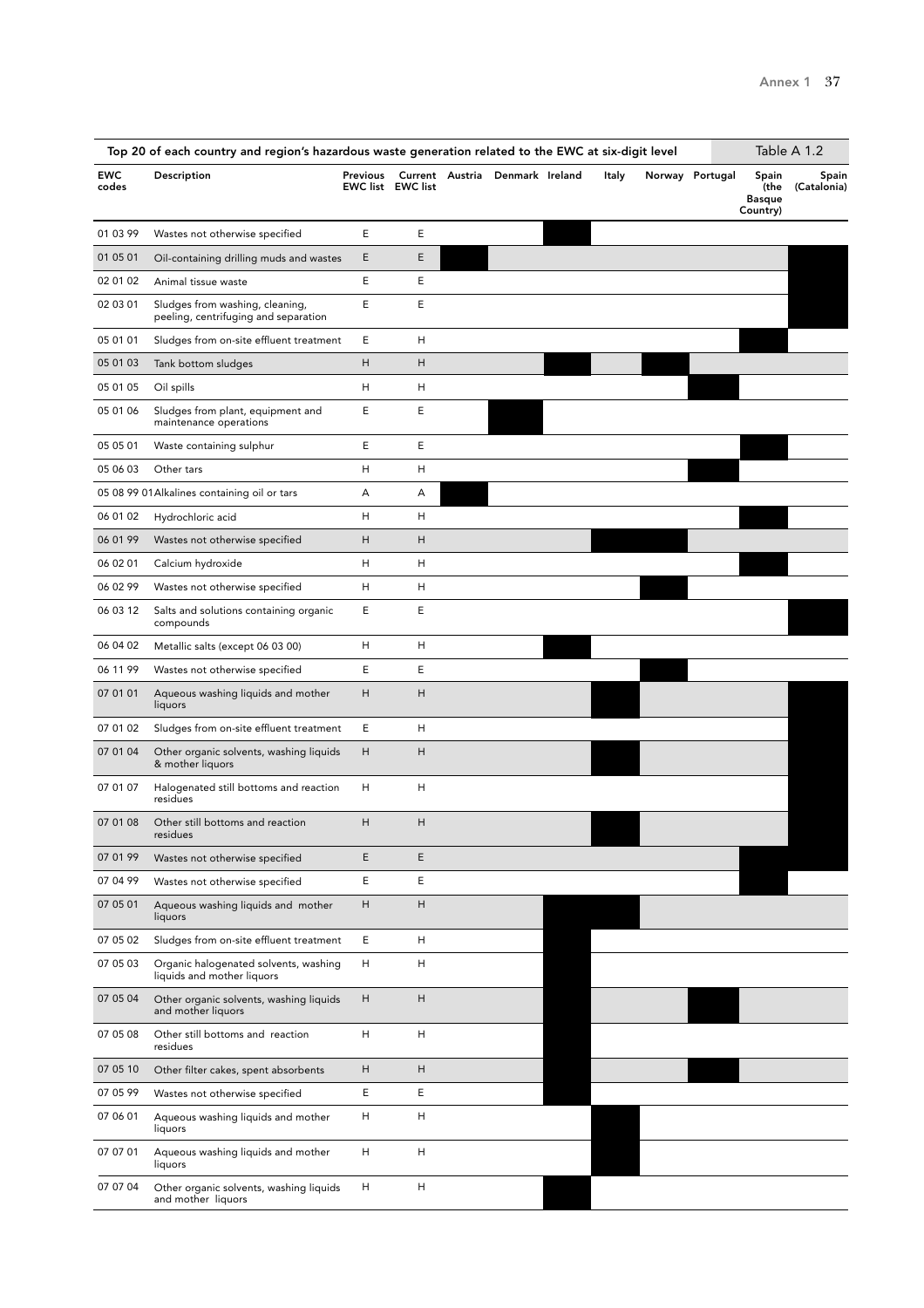**Top 20 of each country and region's hazardous waste generation related to the EWC at six-digit level** — Table A 1.2

| EWC codes | Description | Previous EWC list | Current EWC list | Austria | Denmark | Ireland | Italy | Norway | Portugal | Spain (the Basque Country) | Spain (Catalonia) |
|---|---|---|---|---|---|---|---|---|---|---|---|
| 01 03 99 | Wastes not otherwise specified | E | E | | | ■ | | | | | |
| 01 05 01 | Oil-containing drilling muds and wastes | E | E | ■ | | | | | | | ■ |
| 02 01 02 | Animal tissue waste | E | E | | | | | | | | ■ |
| 02 03 01 | Sludges from washing, cleaning, peeling, centrifuging and separation | E | E | | | | | | | | ■ |
| 05 01 01 | Sludges from on-site effluent treatment | E | H | | | | | | | ■ | |
| 05 01 03 | Tank bottom sludges | H | H | | | ■ | | ■ | | | |
| 05 01 05 | Oil spills | H | H | | | | | | ■ | | |
| 05 01 06 | Sludges from plant, equipment and maintenance operations | E | E | | ■ | | | | | | |
| 05 05 01 | Waste containing sulphur | E | E | | | | | | | ■ | |
| 05 06 03 | Other tars | H | H | | | | | | ■ | | |
| 05 08 99 01 | Alkalines containing oil or tars | A | A | ■ | | | | | | | |
| 06 01 02 | Hydrochloric acid | H | H | | | | | | | ■ | |
| 06 01 99 | Wastes not otherwise specified | H | H | | | | ■ | ■ | | | |
| 06 02 01 | Calcium hydroxide | H | H | | | | | | | ■ | |
| 06 02 99 | Wastes not otherwise specified | H | H | | | | | ■ | | | |
| 06 03 12 | Salts and solutions containing organic compounds | E | E | | | | | | | | ■ |
| 06 04 02 | Metallic salts (except 06 03 00) | H | H | | | ■ | | | | | |
| 06 11 99 | Wastes not otherwise specified | E | E | | | | | ■ | | | |
| 07 01 01 | Aqueous washing liquids and mother liquors | H | H | | | | ■ | | | | ■ |
| 07 01 02 | Sludges from on-site effluent treatment | E | H | | | | | | | | ■ |
| 07 01 04 | Other organic solvents, washing liquids & mother liquors | H | H | | | | ■ | | | | ■ |
| 07 01 07 | Halogenated still bottoms and reaction residues | H | H | | | | | | | | ■ |
| 07 01 08 | Other still bottoms and reaction residues | H | H | | | | ■ | | | | ■ |
| 07 01 99 | Wastes not otherwise specified | E | E | | | | | | | ■ | ■ |
| 07 04 99 | Wastes not otherwise specified | E | E | | | | | | | ■ | |
| 07 05 01 | Aqueous washing liquids and mother liquors | H | H | | | ■ | ■ | | | | |
| 07 05 02 | Sludges from on-site effluent treatment | E | H | | | ■ | | | | | |
| 07 05 03 | Organic halogenated solvents, washing liquids and mother liquors | H | H | | | ■ | | | | | |
| 07 05 04 | Other organic solvents, washing liquids and mother liquors | H | H | | | ■ | | | ■ | | |
| 07 05 08 | Other still bottoms and reaction residues | H | H | | | ■ | | | | | |
| 07 05 10 | Other filter cakes, spent absorbents | H | H | | | ■ | | | ■ | | |
| 07 05 99 | Wastes not otherwise specified | E | E | | | ■ | | | | | |
| 07 06 01 | Aqueous washing liquids and mother liquors | H | H | | | | ■ | | | | |
| 07 07 01 | Aqueous washing liquids and mother liquors | H | H | | | | ■ | | | | |
| 07 07 04 | Other organic solvents, washing liquids and mother liquors | H | H | | | ■ | | | | | |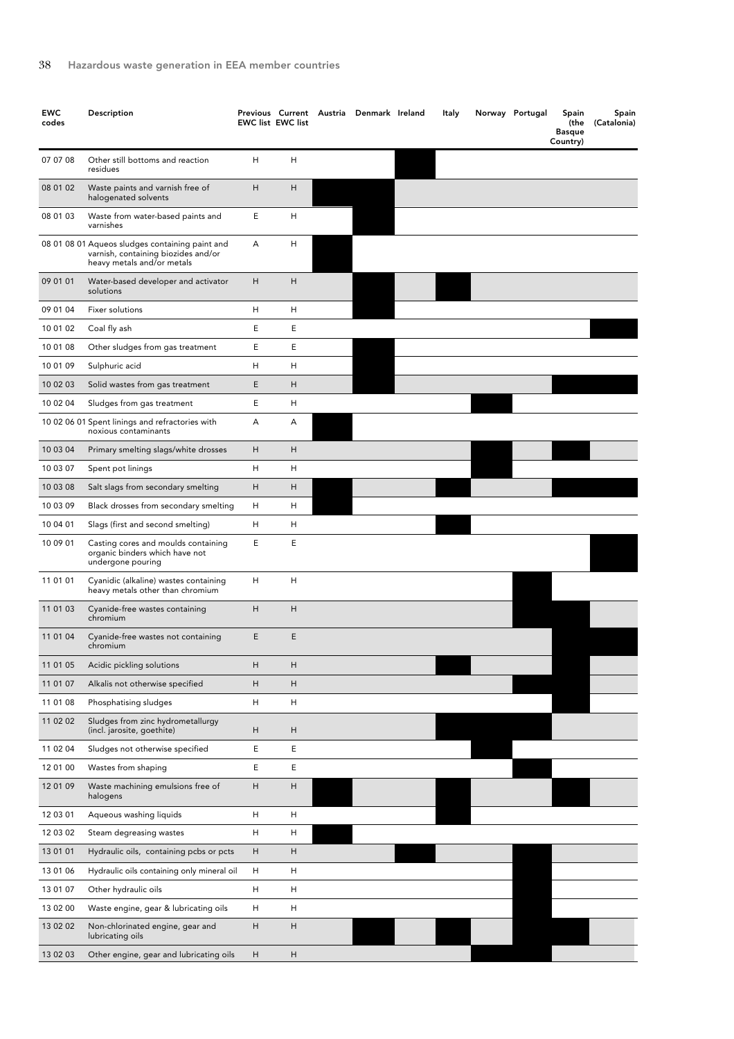| EWC codes | Description | Previous EWC list | Current EWC list | Austria | Denmark | Ireland | Italy | Norway | Portugal | Spain (the Basque Country) | Spain (Catalonia) |
|---|---|---|---|---|---|---|---|---|---|---|---|
| 07 07 08 | Other still bottoms and reaction residues | H | H | | | ■ | | | | | |
| 08 01 02 | Waste paints and varnish free of halogenated solvents | H | H | ■ | ■ | | | | | | |
| 08 01 03 | Waste from water-based paints and varnishes | E | H | | ■ | | | | | | |
| 08 01 08 01 | Aqueos sludges containing paint and varnish, containing biozides and/or heavy metals and/or metals | A | H | ■ | | | | | | | |
| 09 01 01 | Water-based developer and activator solutions | H | H | | ■ | | ■ | | | | |
| 09 01 04 | Fixer solutions | H | H | | ■ | | | | | | |
| 10 01 02 | Coal fly ash | E | E | | | | | | | | ■ |
| 10 01 08 | Other sludges from gas treatment | E | E | | ■ | | | | | | |
| 10 01 09 | Sulphuric acid | H | H | | ■ | | | | | | |
| 10 02 03 | Solid wastes from gas treatment | E | H | | ■ | | | | | ■ | ■ |
| 10 02 04 | Sludges from gas treatment | E | H | | | | | ■ | | | |
| 10 02 06 01 | Spent linings and refractories with noxious contaminants | A | A | ■ | | | | | | | |
| 10 03 04 | Primary smelting slags/white drosses | H | H | | | | | ■ | | ■ | |
| 10 03 07 | Spent pot linings | H | H | | | | | ■ | | | |
| 10 03 08 | Salt slags from secondary smelting | H | H | ■ | | | ■ | | | ■ | ■ |
| 10 03 09 | Black drosses from secondary smelting | H | H | ■ | | | | | | | |
| 10 04 01 | Slags (first and second smelting) | H | H | | | | ■ | | | | |
| 10 09 01 | Casting cores and moulds containing organic binders which have not undergone pouring | E | E | | | | | | | | ■ |
| 11 01 01 | Cyanidic (alkaline) wastes containing heavy metals other than chromium | H | H | | | | | | ■ | | |
| 11 01 03 | Cyanide-free wastes containing chromium | H | H | | | | | | ■ | | |
| 11 01 04 | Cyanide-free wastes not containing chromium | E | E | | | | | | | ■ | ■ |
| 11 01 05 | Acidic pickling solutions | H | H | | | | ■ | | | ■ | |
| 11 01 07 | Alkalis not otherwise specified | H | H | | | | | | ■ | ■ | |
| 11 01 08 | Phosphatising sludges | H | H | | | | | | | ■ | |
| 11 02 02 | Sludges from zinc hydrometallurgy (incl. jarosite, goethite) | H | H | | | | ■ | ■ | ■ | | |
| 11 02 04 | Sludges not otherwise specified | E | E | | | | | ■ | | | |
| 12 01 00 | Wastes from shaping | E | E | | | | | | ■ | | |
| 12 01 09 | Waste machining emulsions free of halogens | H | H | ■ | | | ■ | | | ■ | |
| 12 03 01 | Aqueous washing liquids | H | H | | | | ■ | | | | |
| 12 03 02 | Steam degreasing wastes | H | H | ■ | | | | | | | |
| 13 01 01 | Hydraulic oils, containing pcbs or pcts | H | H | | | ■ | | | ■ | | |
| 13 01 06 | Hydraulic oils containing only mineral oil | H | H | | | | | | ■ | | |
| 13 01 07 | Other hydraulic oils | H | H | | | | | | ■ | | |
| 13 02 00 | Waste engine, gear & lubricating oils | H | H | | | | | | ■ | | |
| 13 02 02 | Non-chlorinated engine, gear and lubricating oils | H | H | | ■ | | ■ | | ■ | | |
| 13 02 03 | Other engine, gear and lubricating oils | H | H | | | | | ■ | ■ | | |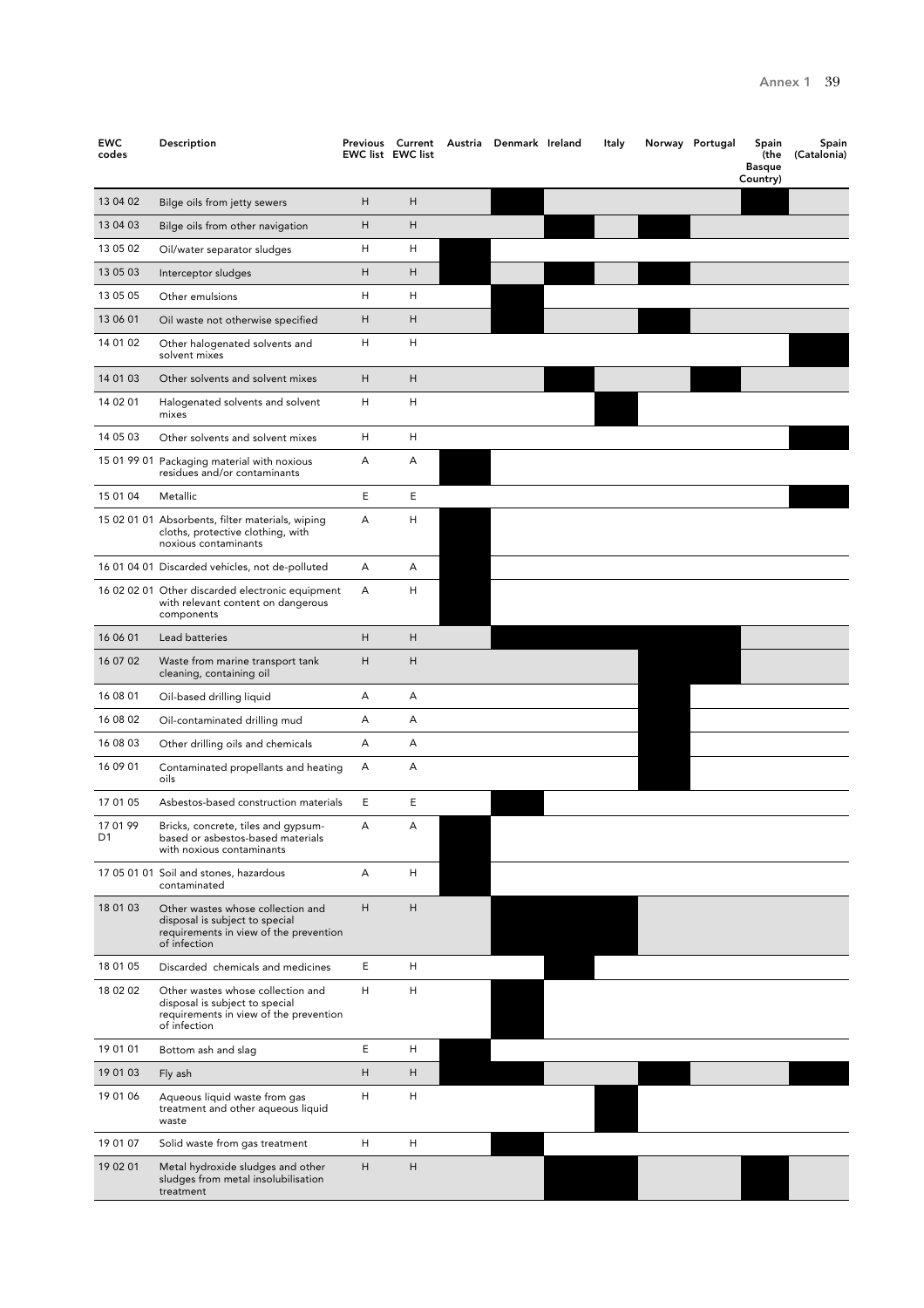| EWC codes | Description | Previous EWC list | Current EWC list | Austria | Denmark | Ireland | Italy | Norway | Portugal | Spain (the Basque Country) | Spain (Catalonia) |
|---|---|---|---|---|---|---|---|---|---|---|---|
| 13 04 02 | Bilge oils from jetty sewers | H | H | | ■ | | | | | ■ | |
| 13 04 03 | Bilge oils from other navigation | H | H | | | ■ | | ■ | | | |
| 13 05 02 | Oil/water separator sludges | H | H | ■ | | | | | | | |
| 13 05 03 | Interceptor sludges | H | H | ■ | | ■ | | ■ | | | |
| 13 05 05 | Other emulsions | H | H | | ■ | | | | | | |
| 13 06 01 | Oil waste not otherwise specified | H | H | | ■ | | | ■ | | | |
| 14 01 02 | Other halogenated solvents and solvent mixes | H | H | | | | | | | | ■ |
| 14 01 03 | Other solvents and solvent mixes | H | H | | | ■ | | | ■ | | |
| 14 02 01 | Halogenated solvents and solvent mixes | H | H | | | | ■ | | | | |
| 14 05 03 | Other solvents and solvent mixes | H | H | | | | | | | | ■ |
| 15 01 99 01 | Packaging material with noxious residues and/or contaminants | A | A | ■ | | | | | | | |
| 15 01 04 | Metallic | E | E | | | | | | | | ■ |
| 15 02 01 01 | Absorbents, filter materials, wiping cloths, protective clothing, with noxious contaminants | A | H | ■ | | | | | | | |
| 16 01 04 01 | Discarded vehicles, not de-polluted | A | A | ■ | | | | | | | |
| 16 02 02 01 | Other discarded electronic equipment with relevant content on dangerous components | A | H | ■ | | | | | | | |
| 16 06 01 | Lead batteries | H | H | | ■ | ■ | ■ | ■ | ■ | | |
| 16 07 02 | Waste from marine transport tank cleaning, containing oil | H | H | | | | | ■ | ■ | | |
| 16 08 01 | Oil-based drilling liquid | A | A | | | | | ■ | | | |
| 16 08 02 | Oil-contaminated drilling mud | A | A | | | | | ■ | | | |
| 16 08 03 | Other drilling oils and chemicals | A | A | | | | | ■ | | | |
| 16 09 01 | Contaminated propellants and heating oils | A | A | | | | | ■ | | | |
| 17 01 05 | Asbestos-based construction materials | E | E | | ■ | | | | | | |
| 17 01 99 D1 | Bricks, concrete, tiles and gypsum-based or asbestos-based materials with noxious contaminants | A | A | ■ | | | | | | | |
| 17 05 01 01 | Soil and stones, hazardous contaminated | A | H | ■ | | | | | | | |
| 18 01 03 | Other wastes whose collection and disposal is subject to special requirements in view of the prevention of infection | H | H | | ■ | ■ | ■ | | | | |
| 18 01 05 | Discarded chemicals and medicines | E | H | | | ■ | | | | | |
| 18 02 02 | Other wastes whose collection and disposal is subject to special requirements in view of the prevention of infection | H | H | | ■ | | | | | | |
| 19 01 01 | Bottom ash and slag | E | H | ■ | | | | | | | |
| 19 01 03 | Fly ash | H | H | ■ | ■ | | | ■ | | | ■ |
| 19 01 06 | Aqueous liquid waste from gas treatment and other aqueous liquid waste | H | H | | | | ■ | | | | |
| 19 01 07 | Solid waste from gas treatment | H | H | | ■ | | | | | | |
| 19 02 01 | Metal hydroxide sludges and other sludges from metal insolubilisation treatment | H | H | | ■ | ■ | ■ | | | ■ | |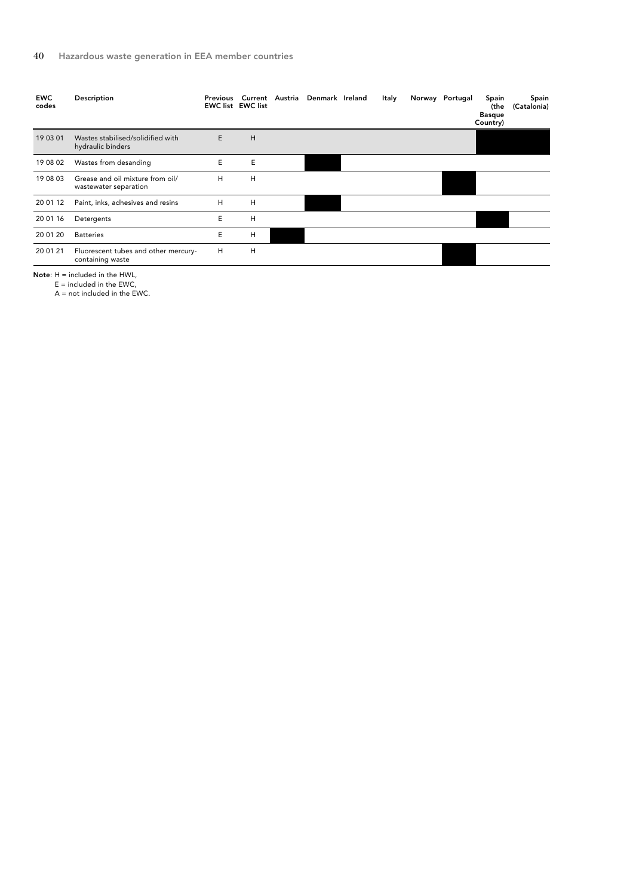| EWC codes | Description | Previous EWC list | Current EWC list | Austria | Denmark | Ireland | Italy | Norway | Portugal | Spain (the Basque Country) | Spain (Catalonia) |
|---|---|---|---|---|---|---|---|---|---|---|---|
| 19 03 01 | Wastes stabilised/solidified with hydraulic binders | E | H | | | | | | | ■ | ■ |
| 19 08 02 | Wastes from desanding | E | E | | ■ | | | | | | |
| 19 08 03 | Grease and oil mixture from oil/ wastewater separation | H | H | | | | | | ■ | | |
| 20 01 12 | Paint, inks, adhesives and resins | H | H | | ■ | | | | | | |
| 20 01 16 | Detergents | E | H | | | | | | | ■ | |
| 20 01 20 | Batteries | E | H | ■ | | | | | | | |
| 20 01 21 | Fluorescent tubes and other mercury-containing waste | H | H | | | | | | ■ | | |

**Note**: H = included in the HWL,
E = included in the EWC,
A = not included in the EWC.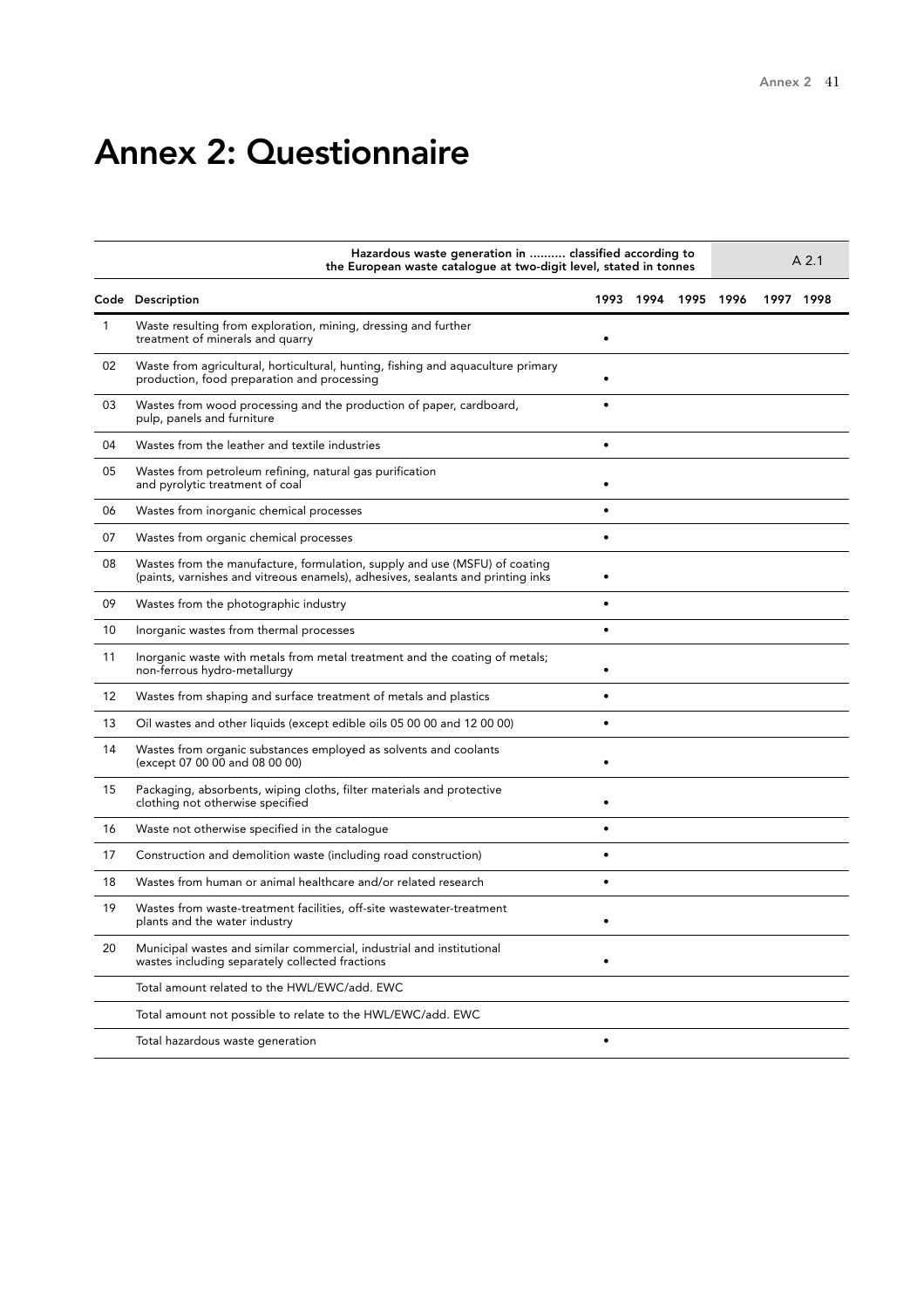# Annex 2: Questionnaire

| | Hazardous waste generation in .......... classified according to the European waste catalogue at two-digit level, stated in tonnes | | | | | | A 2.1 |
|---|---|---|---|---|---|---|---|
| **Code** | **Description** | **1993** | **1994** | **1995** | **1996** | **1997** | **1998** |
| 1 | Waste resulting from exploration, mining, dressing and further treatment of minerals and quarry | • | | | | | |
| 02 | Waste from agricultural, horticultural, hunting, fishing and aquaculture primary production, food preparation and processing | • | | | | | |
| 03 | Wastes from wood processing and the production of paper, cardboard, pulp, panels and furniture | • | | | | | |
| 04 | Wastes from the leather and textile industries | • | | | | | |
| 05 | Wastes from petroleum refining, natural gas purification and pyrolytic treatment of coal | • | | | | | |
| 06 | Wastes from inorganic chemical processes | • | | | | | |
| 07 | Wastes from organic chemical processes | • | | | | | |
| 08 | Wastes from the manufacture, formulation, supply and use (MSFU) of coating (paints, varnishes and vitreous enamels), adhesives, sealants and printing inks | • | | | | | |
| 09 | Wastes from the photographic industry | • | | | | | |
| 10 | Inorganic wastes from thermal processes | • | | | | | |
| 11 | Inorganic waste with metals from metal treatment and the coating of metals; non-ferrous hydro-metallurgy | • | | | | | |
| 12 | Wastes from shaping and surface treatment of metals and plastics | • | | | | | |
| 13 | Oil wastes and other liquids (except edible oils 05 00 00 and 12 00 00) | • | | | | | |
| 14 | Wastes from organic substances employed as solvents and coolants (except 07 00 00 and 08 00 00) | • | | | | | |
| 15 | Packaging, absorbents, wiping cloths, filter materials and protective clothing not otherwise specified | • | | | | | |
| 16 | Waste not otherwise specified in the catalogue | • | | | | | |
| 17 | Construction and demolition waste (including road construction) | • | | | | | |
| 18 | Wastes from human or animal healthcare and/or related research | • | | | | | |
| 19 | Wastes from waste-treatment facilities, off-site wastewater-treatment plants and the water industry | • | | | | | |
| 20 | Municipal wastes and similar commercial, industrial and institutional wastes including separately collected fractions | • | | | | | |
| | Total amount related to the HWL/EWC/add. EWC | | | | | | |
| | Total amount not possible to relate to the HWL/EWC/add. EWC | | | | | | |
| | Total hazardous waste generation | • | | | | | |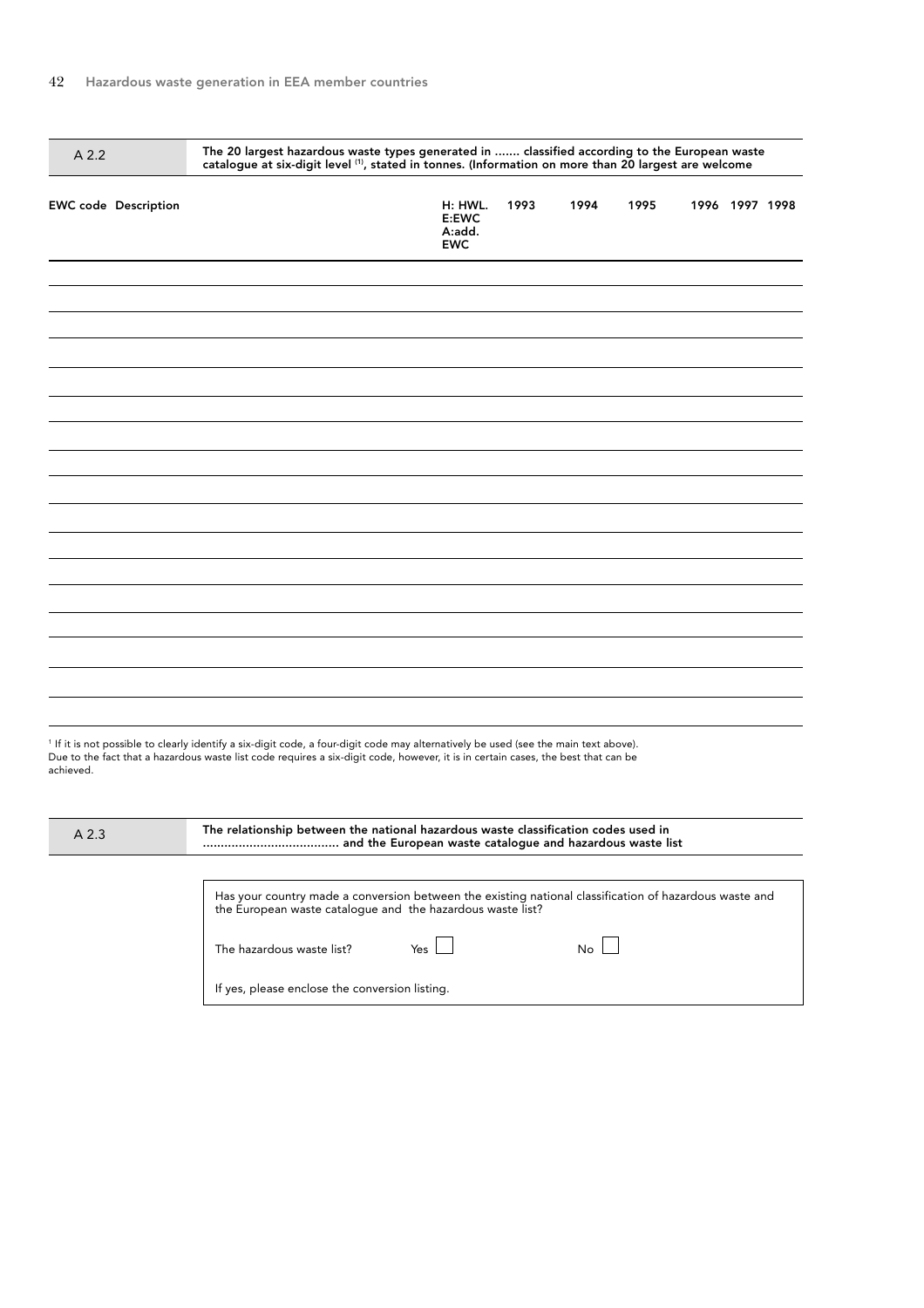| A 2.2 | The 20 largest hazardous waste types generated in ....... classified according to the European waste catalogue at six-digit level [(1)], stated in tonnes. (Information on more than 20 largest are welcome |
|---|---|

| EWC code | Description | H: HWL. E:EWC A:add. EWC | 1993 | 1994 | 1995 | 1996 | 1997 | 1998 |
|---|---|---|---|---|---|---|---|---|
| | | | | | | | | |
| | | | | | | | | |
| | | | | | | | | |
| | | | | | | | | |
| | | | | | | | | |
| | | | | | | | | |
| | | | | | | | | |
| | | | | | | | | |
| | | | | | | | | |
| | | | | | | | | |
| | | | | | | | | |
| | | | | | | | | |
| | | | | | | | | |
| | | | | | | | | |
| | | | | | | | | |
| | | | | | | | | |
| | | | | | | | | |
| | | | | | | | | |
| | | | | | | | | |
| | | | | | | | | |

[1] If it is not possible to clearly identify a six-digit code, a four-digit code may alternatively be used (see the main text above). Due to the fact that a hazardous waste list code requires a six-digit code, however, it is in certain cases, the best that can be achieved.

| A 2.3 | The relationship between the national hazardous waste classification codes used in ..................................... and the European waste catalogue and hazardous waste list |
|---|---|

Has your country made a conversion between the existing national classification of hazardous waste and the European waste catalogue and the hazardous waste list?

The hazardous waste list? Yes ☐ No ☐

If yes, please enclose the conversion listing.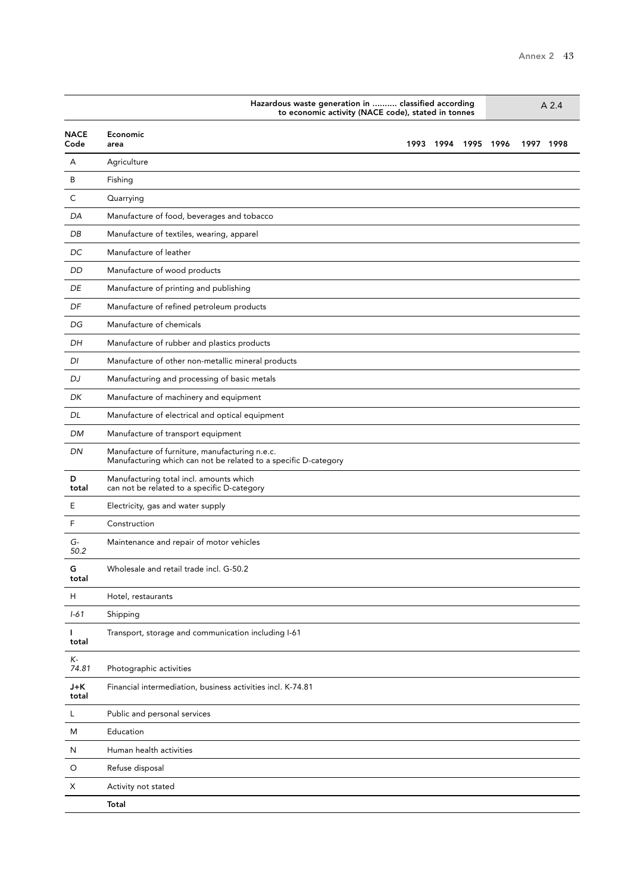| | Hazardous waste generation in .......... classified according to economic activity (NACE code), stated in tonnes | | | | | | A 2.4 |
|---|---|---|---|---|---|---|---|
| **NACE Code** | **Economic area** | **1993** | **1994** | **1995** | **1996** | **1997** | **1998** |
| A | Agriculture | | | | | | |
| B | Fishing | | | | | | |
| C | Quarrying | | | | | | |
| *DA* | Manufacture of food, beverages and tobacco | | | | | | |
| *DB* | Manufacture of textiles, wearing, apparel | | | | | | |
| *DC* | Manufacture of leather | | | | | | |
| *DD* | Manufacture of wood products | | | | | | |
| *DE* | Manufacture of printing and publishing | | | | | | |
| *DF* | Manufacture of refined petroleum products | | | | | | |
| *DG* | Manufacture of chemicals | | | | | | |
| *DH* | Manufacture of rubber and plastics products | | | | | | |
| *DI* | Manufacture of other non-metallic mineral products | | | | | | |
| *DJ* | Manufacturing and processing of basic metals | | | | | | |
| *DK* | Manufacture of machinery and equipment | | | | | | |
| *DL* | Manufacture of electrical and optical equipment | | | | | | |
| *DM* | Manufacture of transport equipment | | | | | | |
| *DN* | Manufacture of furniture, manufacturing n.e.c. Manufacturing which can not be related to a specific D-category | | | | | | |
| **D total** | Manufacturing total incl. amounts which can not be related to a specific D-category | | | | | | |
| E | Electricity, gas and water supply | | | | | | |
| F | Construction | | | | | | |
| *G-50.2* | Maintenance and repair of motor vehicles | | | | | | |
| **G total** | Wholesale and retail trade incl. G-50.2 | | | | | | |
| H | Hotel, restaurants | | | | | | |
| *I-61* | Shipping | | | | | | |
| **I total** | Transport, storage and communication including I-61 | | | | | | |
| *K-74.81* | Photographic activities | | | | | | |
| **J+K total** | Financial intermediation, business activities incl. K-74.81 | | | | | | |
| L | Public and personal services | | | | | | |
| M | Education | | | | | | |
| N | Human health activities | | | | | | |
| O | Refuse disposal | | | | | | |
| X | Activity not stated | | | | | | |
| | **Total** | | | | | | |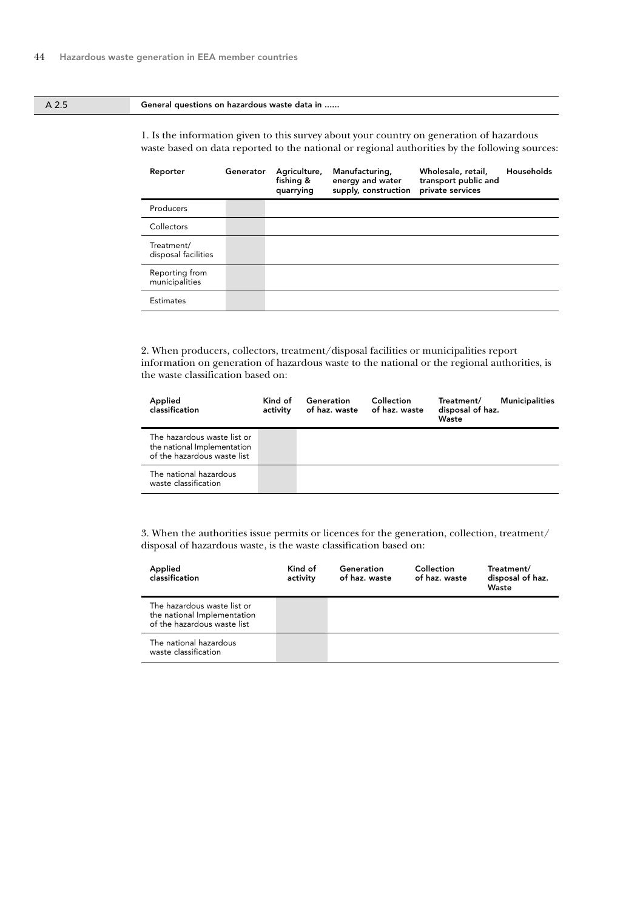## A 2.5 General questions on hazardous waste data in ......

1. Is the information given to this survey about your country on generation of hazardous waste based on data reported to the national or regional authorities by the following sources:

| Reporter | Generator | Agriculture, fishing & quarrying | Manufacturing, energy and water supply, construction | Wholesale, retail, transport public and private services | Households |
|---|---|---|---|---|---|
| Producers | | | | | |
| Collectors | | | | | |
| Treatment/ disposal facilities | | | | | |
| Reporting from municipalities | | | | | |
| Estimates | | | | | |

2. When producers, collectors, treatment/disposal facilities or municipalities report information on generation of hazardous waste to the national or the regional authorities, is the waste classification based on:

| Applied classification | Kind of activity | Generation of haz. waste | Collection of haz. waste | Treatment/ disposal of haz. Waste | Municipalities |
|---|---|---|---|---|---|
| The hazardous waste list or the national Implementation of the hazardous waste list | | | | | |
| The national hazardous waste classification | | | | | |

3. When the authorities issue permits or licences for the generation, collection, treatment/ disposal of hazardous waste, is the waste classification based on:

| Applied classification | Kind of activity | Generation of haz. waste | Collection of haz. waste | Treatment/ disposal of haz. Waste |
|---|---|---|---|---|
| The hazardous waste list or the national Implementation of the hazardous waste list | | | | |
| The national hazardous waste classification | | | | |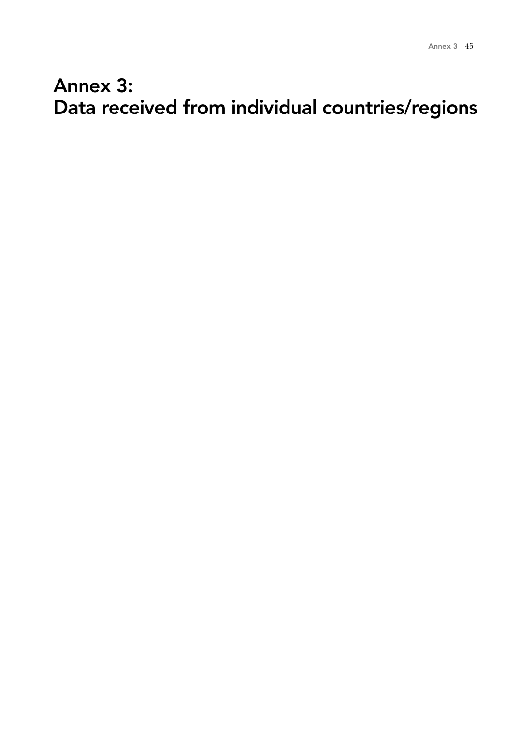# Annex 3:
# Data received from individual countries/regions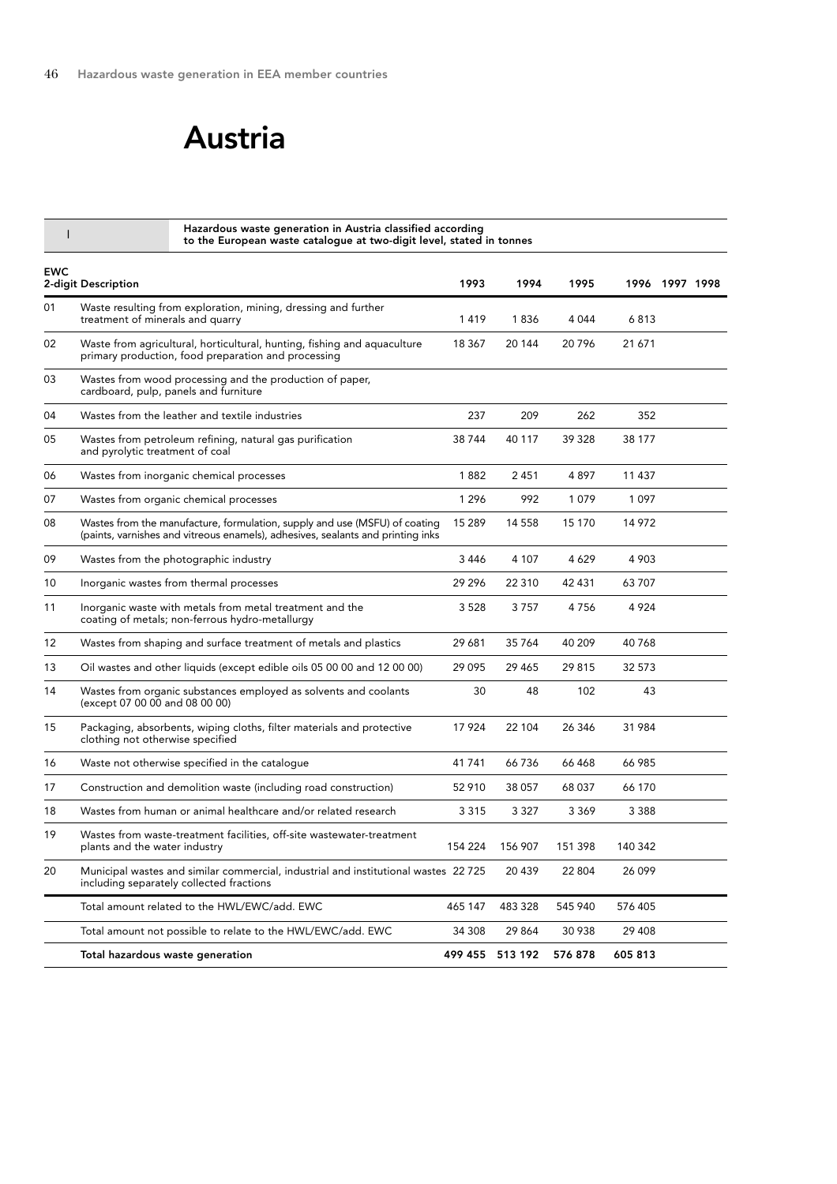# Austria

| I | Hazardous waste generation in Austria classified according to the European waste catalogue at two-digit level, stated in tonnes | | | | | | |
|---|---|---|---|---|---|---|---|
| **EWC 2-digit** | **Description** | **1993** | **1994** | **1995** | **1996** | **1997** | **1998** |
| 01 | Waste resulting from exploration, mining, dressing and further treatment of minerals and quarry | 1 419 | 1 836 | 4 044 | 6 813 | | |
| 02 | Waste from agricultural, horticultural, hunting, fishing and aquaculture primary production, food preparation and processing | 18 367 | 20 144 | 20 796 | 21 671 | | |
| 03 | Wastes from wood processing and the production of paper, cardboard, pulp, panels and furniture | | | | | | |
| 04 | Wastes from the leather and textile industries | 237 | 209 | 262 | 352 | | |
| 05 | Wastes from petroleum refining, natural gas purification and pyrolytic treatment of coal | 38 744 | 40 117 | 39 328 | 38 177 | | |
| 06 | Wastes from inorganic chemical processes | 1 882 | 2 451 | 4 897 | 11 437 | | |
| 07 | Wastes from organic chemical processes | 1 296 | 992 | 1 079 | 1 097 | | |
| 08 | Wastes from the manufacture, formulation, supply and use (MSFU) of coating (paints, varnishes and vitreous enamels), adhesives, sealants and printing inks | 15 289 | 14 558 | 15 170 | 14 972 | | |
| 09 | Wastes from the photographic industry | 3 446 | 4 107 | 4 629 | 4 903 | | |
| 10 | Inorganic wastes from thermal processes | 29 296 | 22 310 | 42 431 | 63 707 | | |
| 11 | Inorganic waste with metals from metal treatment and the coating of metals; non-ferrous hydro-metallurgy | 3 528 | 3 757 | 4 756 | 4 924 | | |
| 12 | Wastes from shaping and surface treatment of metals and plastics | 29 681 | 35 764 | 40 209 | 40 768 | | |
| 13 | Oil wastes and other liquids (except edible oils 05 00 00 and 12 00 00) | 29 095 | 29 465 | 29 815 | 32 573 | | |
| 14 | Wastes from organic substances employed as solvents and coolants (except 07 00 00 and 08 00 00) | 30 | 48 | 102 | 43 | | |
| 15 | Packaging, absorbents, wiping cloths, filter materials and protective clothing not otherwise specified | 17 924 | 22 104 | 26 346 | 31 984 | | |
| 16 | Waste not otherwise specified in the catalogue | 41 741 | 66 736 | 66 468 | 66 985 | | |
| 17 | Construction and demolition waste (including road construction) | 52 910 | 38 057 | 68 037 | 66 170 | | |
| 18 | Wastes from human or animal healthcare and/or related research | 3 315 | 3 327 | 3 369 | 3 388 | | |
| 19 | Wastes from waste-treatment facilities, off-site wastewater-treatment plants and the water industry | 154 224 | 156 907 | 151 398 | 140 342 | | |
| 20 | Municipal wastes and similar commercial, industrial and institutional wastes including separately collected fractions | 22 725 | 20 439 | 22 804 | 26 099 | | |
| | Total amount related to the HWL/EWC/add. EWC | 465 147 | 483 328 | 545 940 | 576 405 | | |
| | Total amount not possible to relate to the HWL/EWC/add. EWC | 34 308 | 29 864 | 30 938 | 29 408 | | |
| | **Total hazardous waste generation** | **499 455** | **513 192** | **576 878** | **605 813** | | |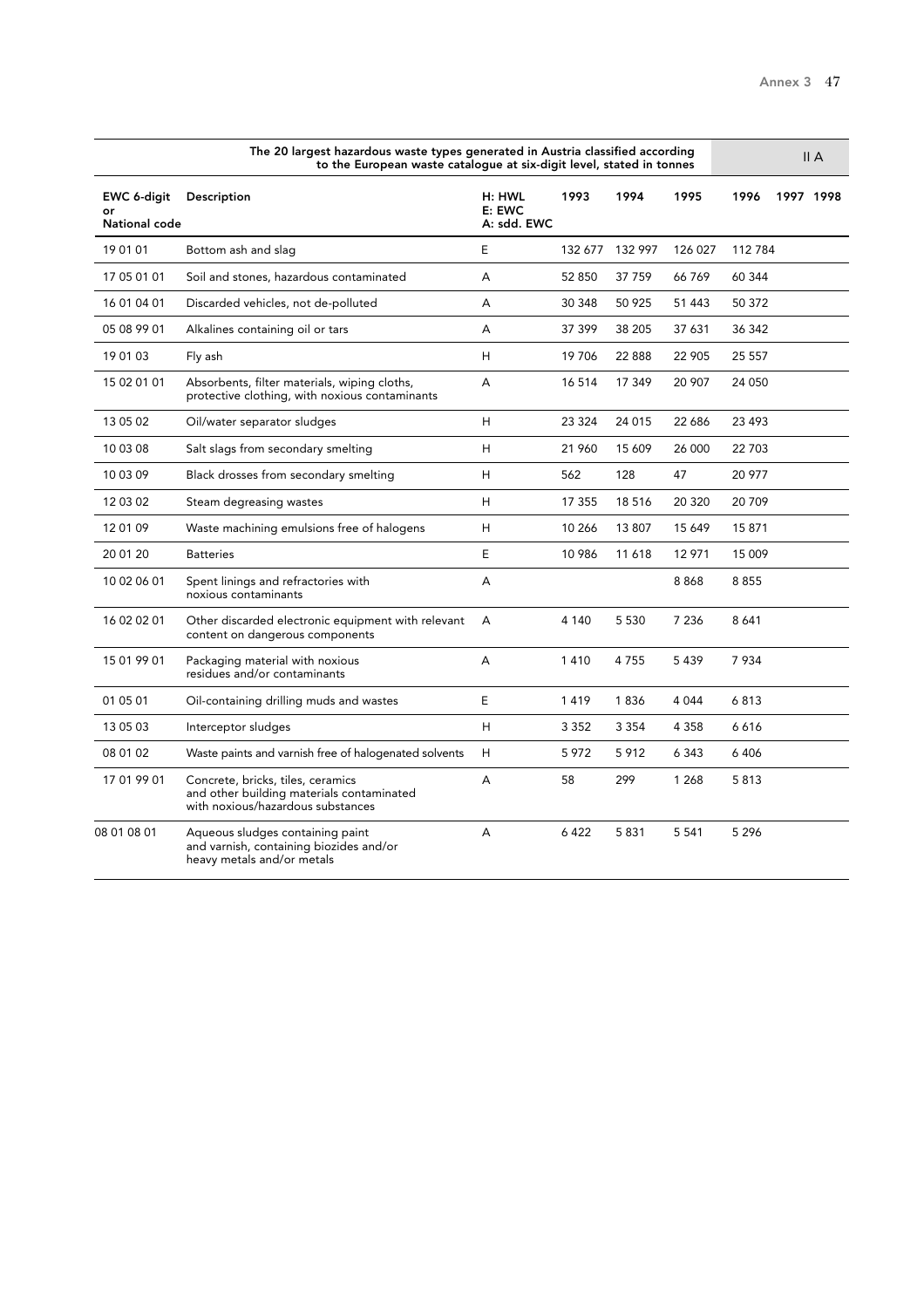| The 20 largest hazardous waste types generated in Austria classified according to the European waste catalogue at six-digit level, stated in tonnes | | | | | | | | II A |
|---|---|---|---|---|---|---|---|---|
| EWC 6-digit or National code | Description | H: HWL E: EWC A: sdd. EWC | 1993 | 1994 | 1995 | 1996 | 1997 | 1998 |
| 19 01 01 | Bottom ash and slag | E | 132 677 | 132 997 | 126 027 | 112 784 | | |
| 17 05 01 01 | Soil and stones, hazardous contaminated | A | 52 850 | 37 759 | 66 769 | 60 344 | | |
| 16 01 04 01 | Discarded vehicles, not de-polluted | A | 30 348 | 50 925 | 51 443 | 50 372 | | |
| 05 08 99 01 | Alkalines containing oil or tars | A | 37 399 | 38 205 | 37 631 | 36 342 | | |
| 19 01 03 | Fly ash | H | 19 706 | 22 888 | 22 905 | 25 557 | | |
| 15 02 01 01 | Absorbents, filter materials, wiping cloths, protective clothing, with noxious contaminants | A | 16 514 | 17 349 | 20 907 | 24 050 | | |
| 13 05 02 | Oil/water separator sludges | H | 23 324 | 24 015 | 22 686 | 23 493 | | |
| 10 03 08 | Salt slags from secondary smelting | H | 21 960 | 15 609 | 26 000 | 22 703 | | |
| 10 03 09 | Black drosses from secondary smelting | H | 562 | 128 | 47 | 20 977 | | |
| 12 03 02 | Steam degreasing wastes | H | 17 355 | 18 516 | 20 320 | 20 709 | | |
| 12 01 09 | Waste machining emulsions free of halogens | H | 10 266 | 13 807 | 15 649 | 15 871 | | |
| 20 01 20 | Batteries | E | 10 986 | 11 618 | 12 971 | 15 009 | | |
| 10 02 06 01 | Spent linings and refractories with noxious contaminants | A | | | 8 868 | 8 855 | | |
| 16 02 02 01 | Other discarded electronic equipment with relevant content on dangerous components | A | 4 140 | 5 530 | 7 236 | 8 641 | | |
| 15 01 99 01 | Packaging material with noxious residues and/or contaminants | A | 1 410 | 4 755 | 5 439 | 7 934 | | |
| 01 05 01 | Oil-containing drilling muds and wastes | E | 1 419 | 1 836 | 4 044 | 6 813 | | |
| 13 05 03 | Interceptor sludges | H | 3 352 | 3 354 | 4 358 | 6 616 | | |
| 08 01 02 | Waste paints and varnish free of halogenated solvents | H | 5 972 | 5 912 | 6 343 | 6 406 | | |
| 17 01 99 01 | Concrete, bricks, tiles, ceramics and other building materials contaminated with noxious/hazardous substances | A | 58 | 299 | 1 268 | 5 813 | | |
| 08 01 08 01 | Aqueous sludges containing paint and varnish, containing biozides and/or heavy metals and/or metals | A | 6 422 | 5 831 | 5 541 | 5 296 | | |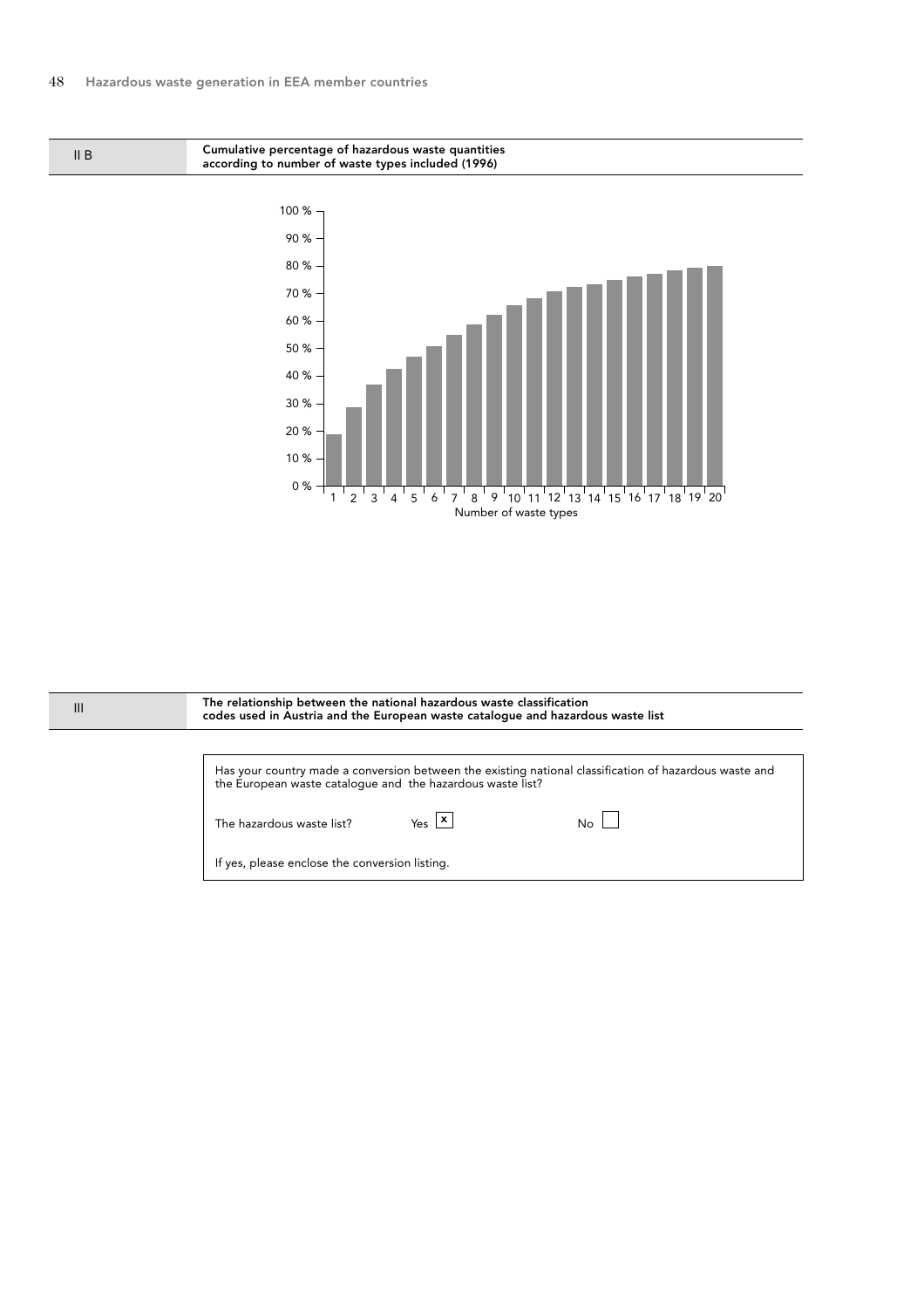## II B Cumulative percentage of hazardous waste quantities according to number of waste types included (1996)

| Number of waste types | Cumulative percentage (approx.) |
|---|---|
| 1 | 19 % |
| 2 | 29 % |
| 3 | 37 % |
| 4 | 43 % |
| 5 | 47 % |
| 6 | 51 % |
| 7 | 55 % |
| 8 | 59 % |
| 9 | 62 % |
| 10 | 66 % |
| 11 | 68 % |
| 12 | 71 % |
| 13 | 72 % |
| 14 | 73 % |
| 15 | 75 % |
| 16 | 76 % |
| 17 | 77 % |
| 18 | 78 % |
| 19 | 79 % |
| 20 | 80 % |

## III The relationship between the national hazardous waste classification codes used in Austria and the European waste catalogue and hazardous waste list

Has your country made a conversion between the existing national classification of hazardous waste and the European waste catalogue and the hazardous waste list?

The hazardous waste list? Yes [x] No [ ]

If yes, please enclose the conversion listing.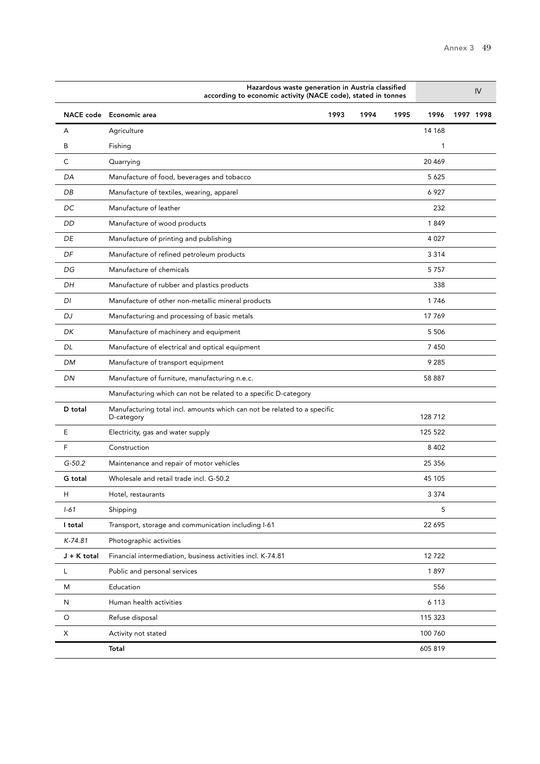| | Hazardous waste generation in Austria classified according to economic activity (NACE code), stated in tonnes | | | | | | IV |
|---|---|---|---|---|---|---|---|
| NACE code | Economic area | 1993 | 1994 | 1995 | 1996 | 1997 | 1998 |
| A | Agriculture | | | | 14 168 | | |
| B | Fishing | | | | 1 | | |
| C | Quarrying | | | | 20 469 | | |
| *DA* | Manufacture of food, beverages and tobacco | | | | 5 625 | | |
| *DB* | Manufacture of textiles, wearing, apparel | | | | 6 927 | | |
| *DC* | Manufacture of leather | | | | 232 | | |
| *DD* | Manufacture of wood products | | | | 1 849 | | |
| *DE* | Manufacture of printing and publishing | | | | 4 027 | | |
| *DF* | Manufacture of refined petroleum products | | | | 3 314 | | |
| *DG* | Manufacture of chemicals | | | | 5 757 | | |
| *DH* | Manufacture of rubber and plastics products | | | | 338 | | |
| *DI* | Manufacture of other non-metallic mineral products | | | | 1 746 | | |
| *DJ* | Manufacturing and processing of basic metals | | | | 17 769 | | |
| *DK* | Manufacture of machinery and equipment | | | | 5 506 | | |
| *DL* | Manufacture of electrical and optical equipment | | | | 7 450 | | |
| *DM* | Manufacture of transport equipment | | | | 9 285 | | |
| *DN* | Manufacture of furniture, manufacturing n.e.c. | | | | 58 887 | | |
| | Manufacturing which can not be related to a specific D-category | | | | | | |
| **D total** | Manufacturing total incl. amounts which can not be related to a specific D-category | | | | 128 712 | | |
| E | Electricity, gas and water supply | | | | 125 522 | | |
| F | Construction | | | | 8 402 | | |
| *G-50.2* | Maintenance and repair of motor vehicles | | | | 25 356 | | |
| **G total** | Wholesale and retail trade incl. G-50.2 | | | | 45 105 | | |
| H | Hotel, restaurants | | | | 3 374 | | |
| *I-61* | Shipping | | | | 5 | | |
| **I total** | Transport, storage and communication including I-61 | | | | 22 695 | | |
| *K-74.81* | Photographic activities | | | | | | |
| **J + K total** | Financial intermediation, business activities incl. K-74.81 | | | | 12 722 | | |
| L | Public and personal services | | | | 1 897 | | |
| M | Education | | | | 556 | | |
| N | Human health activities | | | | 6 113 | | |
| O | Refuse disposal | | | | 115 323 | | |
| X | Activity not stated | | | | 100 760 | | |
| | **Total** | | | | 605 819 | | |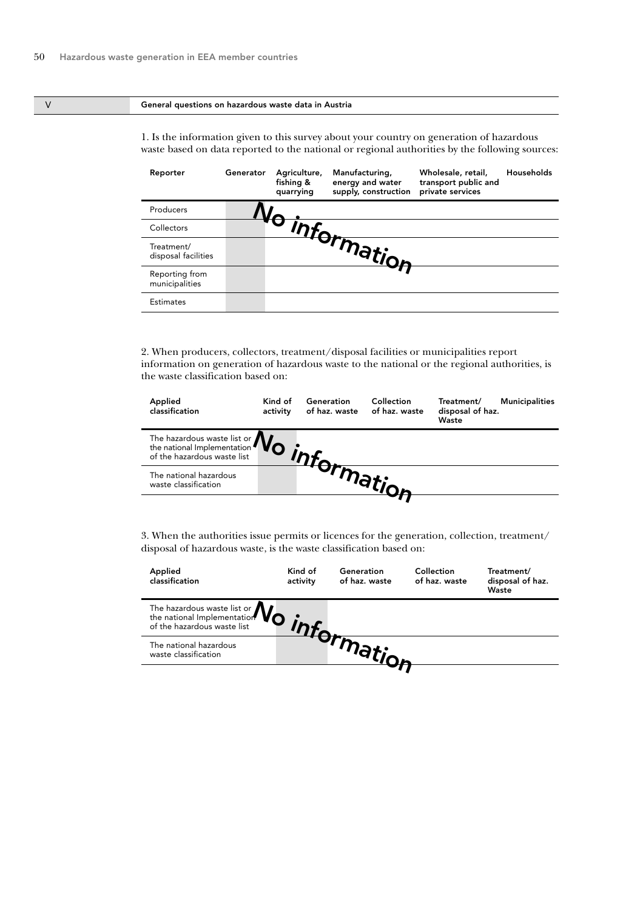## V General questions on hazardous waste data in Austria

1. Is the information given to this survey about your country on generation of hazardous waste based on data reported to the national or regional authorities by the following sources:

| Reporter | Generator | Agriculture, fishing & quarrying | Manufacturing, energy and water supply, construction | Wholesale, retail, transport public and private services | Households |
|---|---|---|---|---|---|
| Producers | | No information | | | |
| Collectors | | | | | |
| Treatment/ disposal facilities | | | | | |
| Reporting from municipalities | | | | | |
| Estimates | | | | | |

2. When producers, collectors, treatment/disposal facilities or municipalities report information on generation of hazardous waste to the national or the regional authorities, is the waste classification based on:

| Applied classification | Kind of activity | Generation of haz. waste | Collection of haz. waste | Treatment/ disposal of haz. Waste | Municipalities |
|---|---|---|---|---|---|
| The hazardous waste list or the national Implementation of the hazardous waste list | | No information | | | |
| The national hazardous waste classification | | | | | |

3. When the authorities issue permits or licences for the generation, collection, treatment/ disposal of hazardous waste, is the waste classification based on:

| Applied classification | Kind of activity | Generation of haz. waste | Collection of haz. waste | Treatment/ disposal of haz. Waste |
|---|---|---|---|---|
| The hazardous waste list or the national Implementation of the hazardous waste list | | No information | | |
| The national hazardous waste classification | | | | |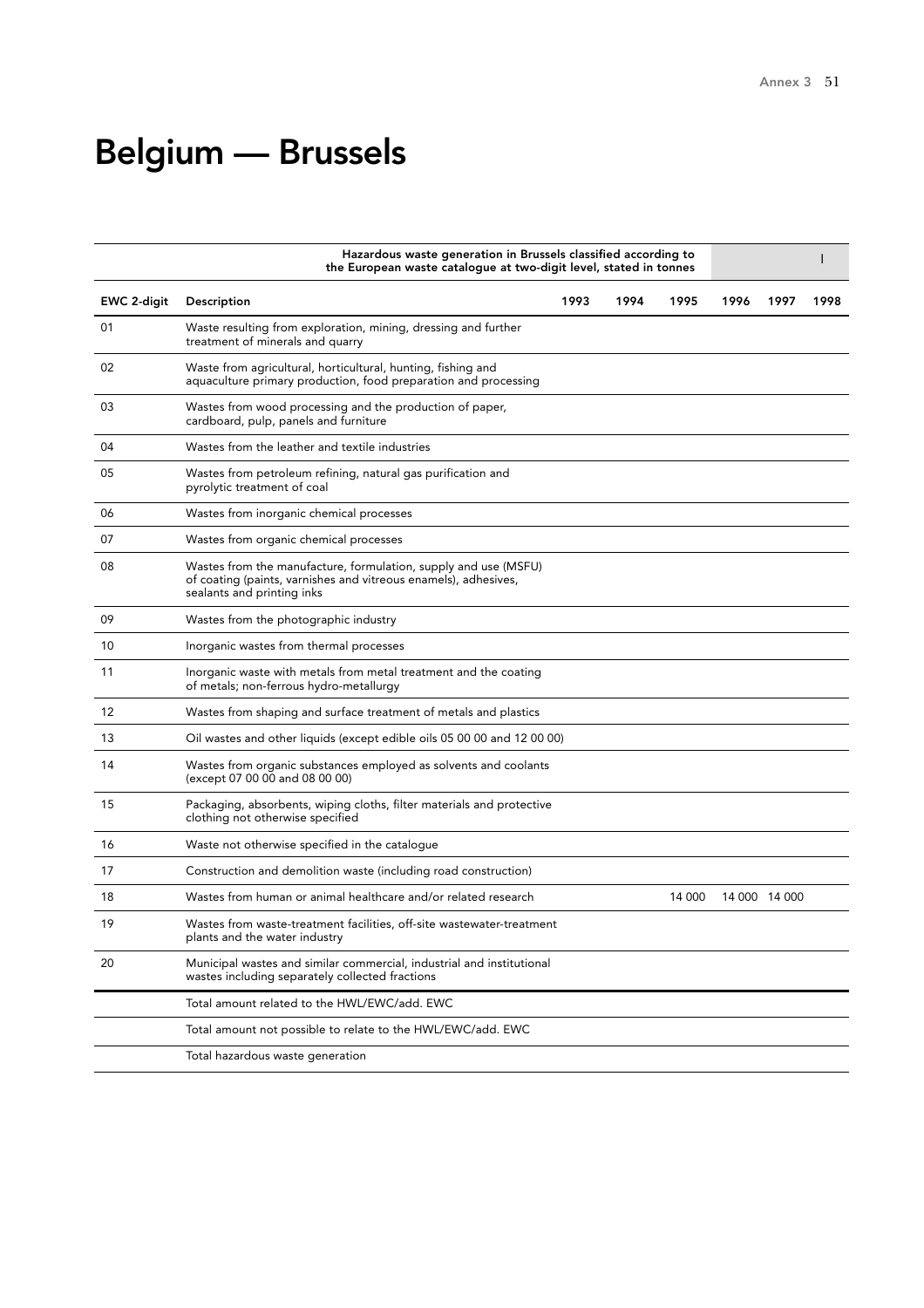# Belgium — Brussels

| | Hazardous waste generation in Brussels classified according to the European waste catalogue at two-digit level, stated in tonnes | | | | | | I |
|---|---|---|---|---|---|---|---|
| **EWC 2-digit** | **Description** | **1993** | **1994** | **1995** | **1996** | **1997** | **1998** |
| 01 | Waste resulting from exploration, mining, dressing and further treatment of minerals and quarry | | | | | | |
| 02 | Waste from agricultural, horticultural, hunting, fishing and aquaculture primary production, food preparation and processing | | | | | | |
| 03 | Wastes from wood processing and the production of paper, cardboard, pulp, panels and furniture | | | | | | |
| 04 | Wastes from the leather and textile industries | | | | | | |
| 05 | Wastes from petroleum refining, natural gas purification and pyrolytic treatment of coal | | | | | | |
| 06 | Wastes from inorganic chemical processes | | | | | | |
| 07 | Wastes from organic chemical processes | | | | | | |
| 08 | Wastes from the manufacture, formulation, supply and use (MSFU) of coating (paints, varnishes and vitreous enamels), adhesives, sealants and printing inks | | | | | | |
| 09 | Wastes from the photographic industry | | | | | | |
| 10 | Inorganic wastes from thermal processes | | | | | | |
| 11 | Inorganic waste with metals from metal treatment and the coating of metals; non-ferrous hydro-metallurgy | | | | | | |
| 12 | Wastes from shaping and surface treatment of metals and plastics | | | | | | |
| 13 | Oil wastes and other liquids (except edible oils 05 00 00 and 12 00 00) | | | | | | |
| 14 | Wastes from organic substances employed as solvents and coolants (except 07 00 00 and 08 00 00) | | | | | | |
| 15 | Packaging, absorbents, wiping cloths, filter materials and protective clothing not otherwise specified | | | | | | |
| 16 | Waste not otherwise specified in the catalogue | | | | | | |
| 17 | Construction and demolition waste (including road construction) | | | | | | |
| 18 | Wastes from human or animal healthcare and/or related research | | | 14 000 | 14 000 | 14 000 | |
| 19 | Wastes from waste-treatment facilities, off-site wastewater-treatment plants and the water industry | | | | | | |
| 20 | Municipal wastes and similar commercial, industrial and institutional wastes including separately collected fractions | | | | | | |
| | Total amount related to the HWL/EWC/add. EWC | | | | | | |
| | Total amount not possible to relate to the HWL/EWC/add. EWC | | | | | | |
| | Total hazardous waste generation | | | | | | |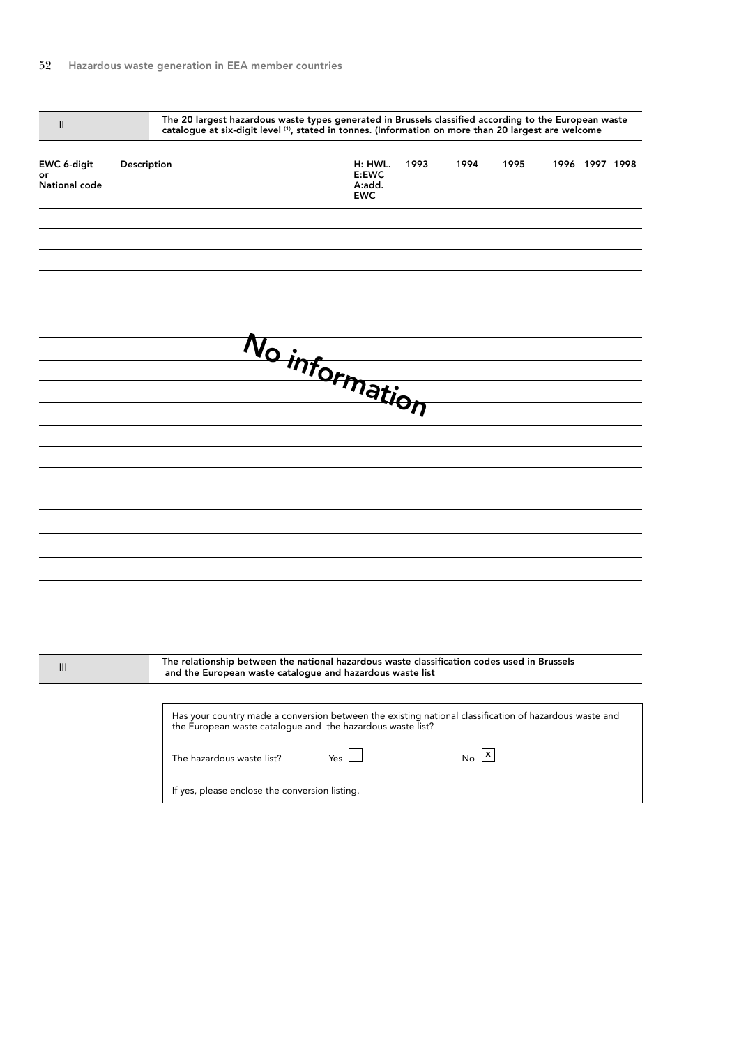| II | The 20 largest hazardous waste types generated in Brussels classified according to the European waste catalogue at six-digit level [1], stated in tonnes. (Information on more than 20 largest are welcome |
|---|---|

| EWC 6-digit or National code | Description | H: HWL. E:EWC A:add. EWC | 1993 | 1994 | 1995 | 1996 | 1997 | 1998 |
|---|---|---|---|---|---|---|---|---|
| | | | | | | | | |

No information

| III | The relationship between the national hazardous waste classification codes used in Brussels and the European waste catalogue and hazardous waste list |
|---|---|

Has your country made a conversion between the existing national classification of hazardous waste and the European waste catalogue and the hazardous waste list?

The hazardous waste list? Yes [ ] No [x]

If yes, please enclose the conversion listing.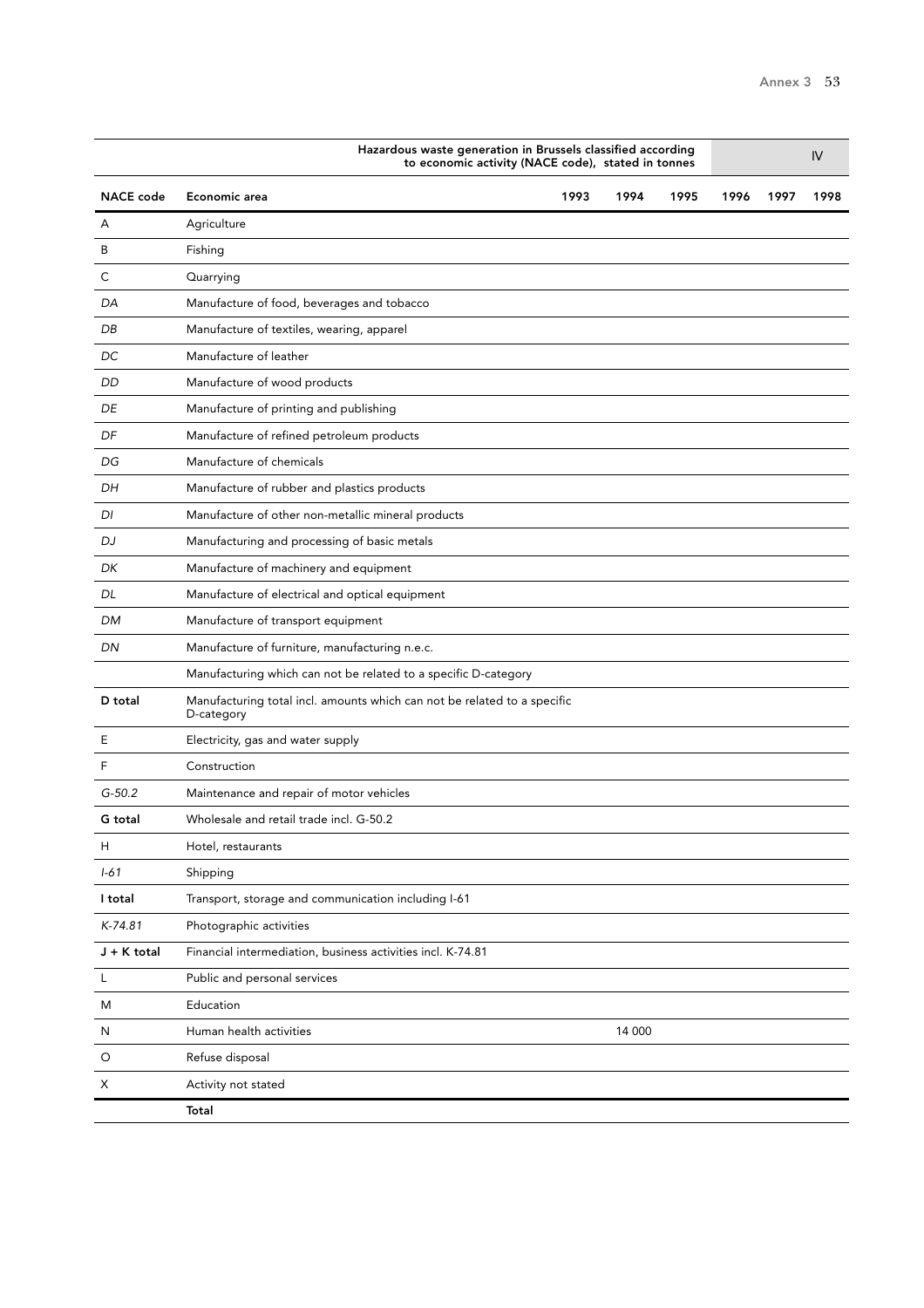| | Hazardous waste generation in Brussels classified according to economic activity (NACE code), stated in tonnes | | | | | | IV |
|---|---|---|---|---|---|---|---|
| **NACE code** | **Economic area** | **1993** | **1994** | **1995** | **1996** | **1997** | **1998** |
| A | Agriculture | | | | | | |
| B | Fishing | | | | | | |
| C | Quarrying | | | | | | |
| *DA* | Manufacture of food, beverages and tobacco | | | | | | |
| *DB* | Manufacture of textiles, wearing, apparel | | | | | | |
| *DC* | Manufacture of leather | | | | | | |
| *DD* | Manufacture of wood products | | | | | | |
| *DE* | Manufacture of printing and publishing | | | | | | |
| *DF* | Manufacture of refined petroleum products | | | | | | |
| *DG* | Manufacture of chemicals | | | | | | |
| *DH* | Manufacture of rubber and plastics products | | | | | | |
| *DI* | Manufacture of other non-metallic mineral products | | | | | | |
| *DJ* | Manufacturing and processing of basic metals | | | | | | |
| *DK* | Manufacture of machinery and equipment | | | | | | |
| *DL* | Manufacture of electrical and optical equipment | | | | | | |
| *DM* | Manufacture of transport equipment | | | | | | |
| *DN* | Manufacture of furniture, manufacturing n.e.c. | | | | | | |
| | Manufacturing which can not be related to a specific D-category | | | | | | |
| **D total** | Manufacturing total incl. amounts which can not be related to a specific D-category | | | | | | |
| E | Electricity, gas and water supply | | | | | | |
| F | Construction | | | | | | |
| *G-50.2* | Maintenance and repair of motor vehicles | | | | | | |
| **G total** | Wholesale and retail trade incl. G-50.2 | | | | | | |
| H | Hotel, restaurants | | | | | | |
| *I-61* | Shipping | | | | | | |
| **I total** | Transport, storage and communication including I-61 | | | | | | |
| *K-74.81* | Photographic activities | | | | | | |
| **J + K total** | Financial intermediation, business activities incl. K-74.81 | | | | | | |
| L | Public and personal services | | | | | | |
| M | Education | | | | | | |
| N | Human health activities | | 14 000 | | | | |
| O | Refuse disposal | | | | | | |
| X | Activity not stated | | | | | | |
| | **Total** | | | | | | |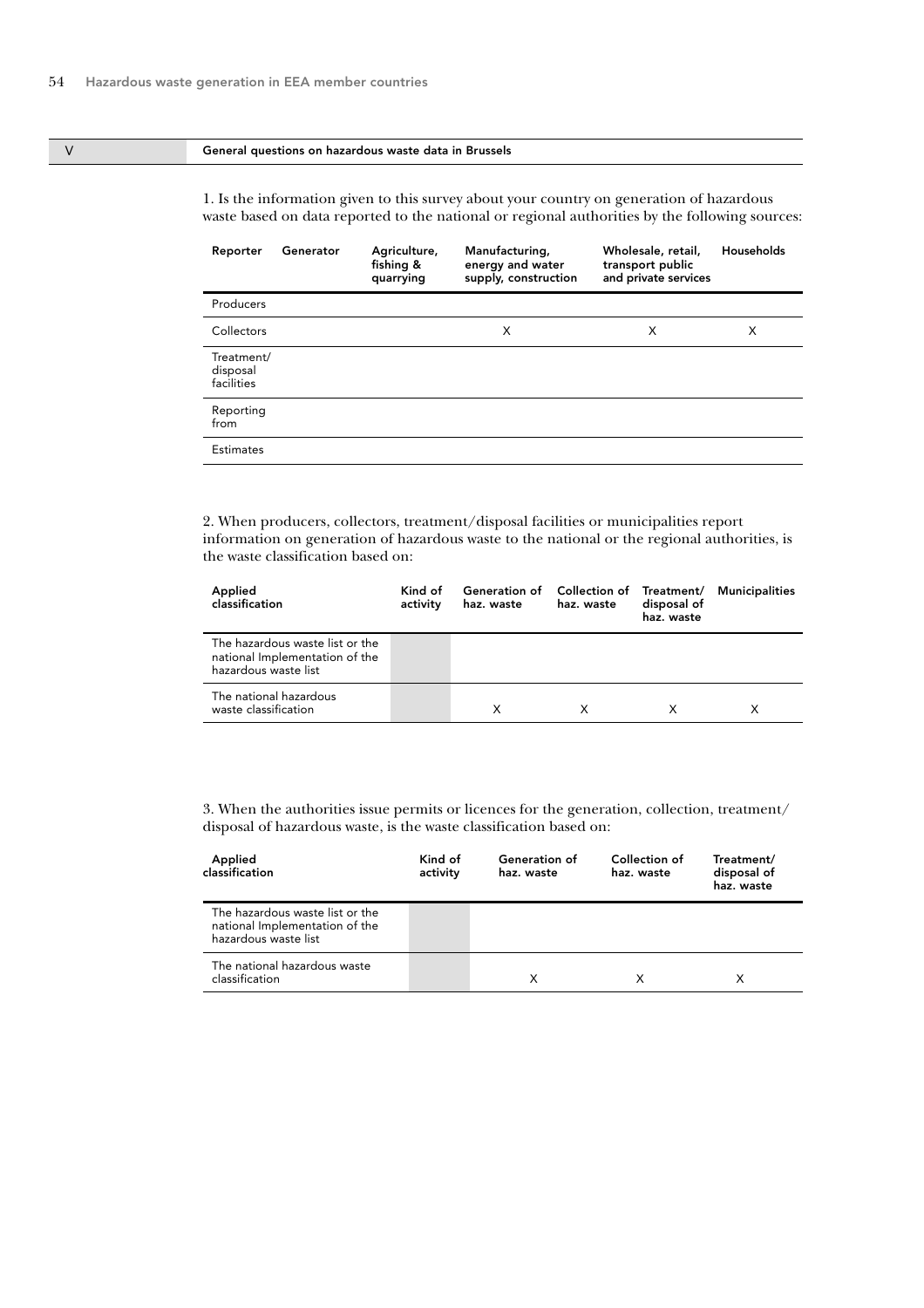## V General questions on hazardous waste data in Brussels

1. Is the information given to this survey about your country on generation of hazardous waste based on data reported to the national or regional authorities by the following sources:

| Reporter / Generator | Agriculture, fishing & quarrying | Manufacturing, energy and water supply, construction | Wholesale, retail, transport public and private services | Households |
|---|---|---|---|---|
| Producers | | | | |
| Collectors | | X | X | X |
| Treatment/ disposal facilities | | | | |
| Reporting from | | | | |
| Estimates | | | | |

2. When producers, collectors, treatment/disposal facilities or municipalities report information on generation of hazardous waste to the national or the regional authorities, is the waste classification based on:

| Applied classification | Kind of activity | Generation of haz. waste | Collection of haz. waste | Treatment/ disposal of haz. waste | Municipalities |
|---|---|---|---|---|---|
| The hazardous waste list or the national Implementation of the hazardous waste list | | | | | |
| The national hazardous waste classification | | X | X | X | X |

3. When the authorities issue permits or licences for the generation, collection, treatment/ disposal of hazardous waste, is the waste classification based on:

| Applied classification | Kind of activity | Generation of haz. waste | Collection of haz. waste | Treatment/ disposal of haz. waste |
|---|---|---|---|---|
| The hazardous waste list or the national Implementation of the hazardous waste list | | | | |
| The national hazardous waste classification | | X | X | X |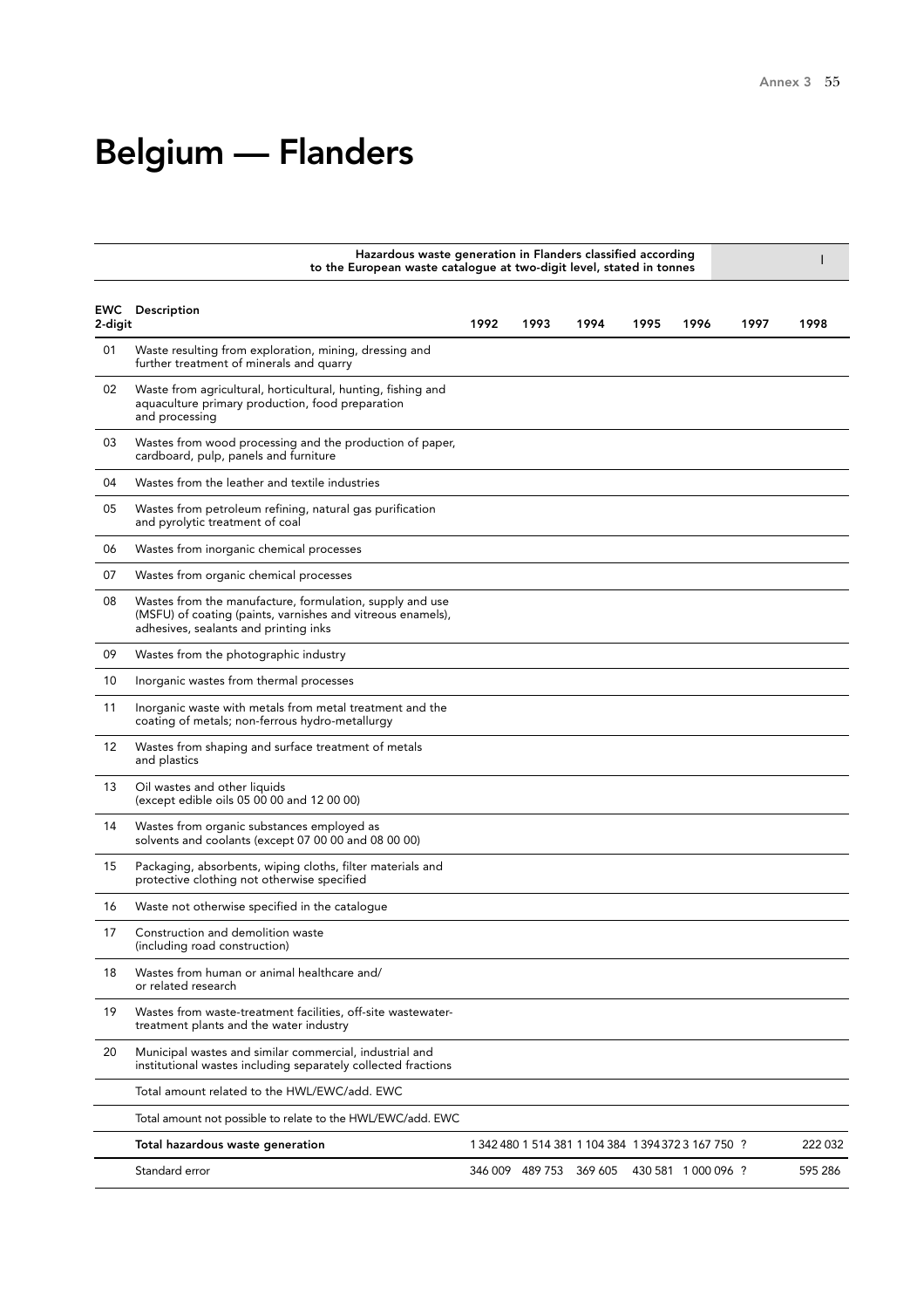# Belgium — Flanders

| | Hazardous waste generation in Flanders classified according to the European waste catalogue at two-digit level, stated in tonnes | | | | | | | I |
|---|---|---|---|---|---|---|---|---|
| **EWC 2-digit** | **Description** | **1992** | **1993** | **1994** | **1995** | **1996** | **1997** | **1998** |
| 01 | Waste resulting from exploration, mining, dressing and further treatment of minerals and quarry | | | | | | | |
| 02 | Waste from agricultural, horticultural, hunting, fishing and aquaculture primary production, food preparation and processing | | | | | | | |
| 03 | Wastes from wood processing and the production of paper, cardboard, pulp, panels and furniture | | | | | | | |
| 04 | Wastes from the leather and textile industries | | | | | | | |
| 05 | Wastes from petroleum refining, natural gas purification and pyrolytic treatment of coal | | | | | | | |
| 06 | Wastes from inorganic chemical processes | | | | | | | |
| 07 | Wastes from organic chemical processes | | | | | | | |
| 08 | Wastes from the manufacture, formulation, supply and use (MSFU) of coating (paints, varnishes and vitreous enamels), adhesives, sealants and printing inks | | | | | | | |
| 09 | Wastes from the photographic industry | | | | | | | |
| 10 | Inorganic wastes from thermal processes | | | | | | | |
| 11 | Inorganic waste with metals from metal treatment and the coating of metals; non-ferrous hydro-metallurgy | | | | | | | |
| 12 | Wastes from shaping and surface treatment of metals and plastics | | | | | | | |
| 13 | Oil wastes and other liquids (except edible oils 05 00 00 and 12 00 00) | | | | | | | |
| 14 | Wastes from organic substances employed as solvents and coolants (except 07 00 00 and 08 00 00) | | | | | | | |
| 15 | Packaging, absorbents, wiping cloths, filter materials and protective clothing not otherwise specified | | | | | | | |
| 16 | Waste not otherwise specified in the catalogue | | | | | | | |
| 17 | Construction and demolition waste (including road construction) | | | | | | | |
| 18 | Wastes from human or animal healthcare and/ or related research | | | | | | | |
| 19 | Wastes from waste-treatment facilities, off-site wastewater-treatment plants and the water industry | | | | | | | |
| 20 | Municipal wastes and similar commercial, industrial and institutional wastes including separately collected fractions | | | | | | | |
| | Total amount related to the HWL/EWC/add. EWC | | | | | | | |
| | Total amount not possible to relate to the HWL/EWC/add. EWC | | | | | | | |
| | **Total hazardous waste generation** | 1 342 480 | 1 514 381 | 1 104 384 | 1 394 372 | 3 167 750 | ? | 222 032 |
| | Standard error | 346 009 | 489 753 | 369 605 | 430 581 | 1 000 096 | ? | 595 286 |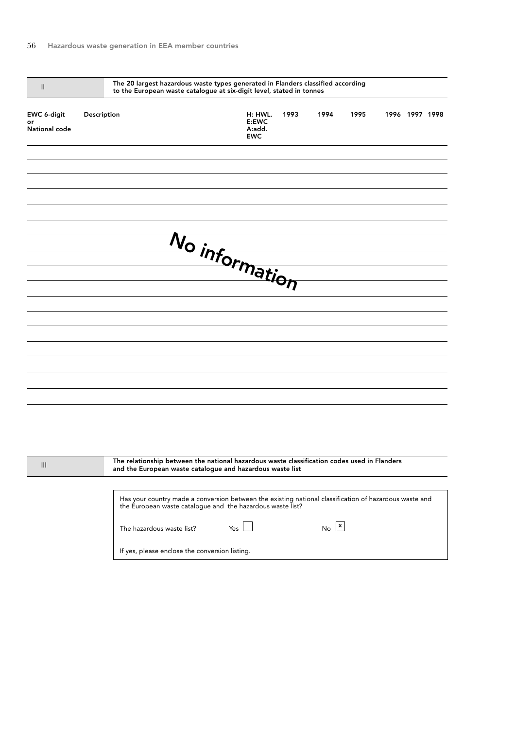## II The 20 largest hazardous waste types generated in Flanders classified according to the European waste catalogue at six-digit level, stated in tonnes

| EWC 6-digit or National code | Description | H: HWL. E:EWC A:add. EWC | 1993 | 1994 | 1995 | 1996 | 1997 | 1998 |
|---|---|---|---|---|---|---|---|---|
| | | | | | | | | |

No information

## III The relationship between the national hazardous waste classification codes used in Flanders and the European waste catalogue and hazardous waste list

Has your country made a conversion between the existing national classification of hazardous waste and the European waste catalogue and the hazardous waste list?

The hazardous waste list? Yes [ ] No [x]

If yes, please enclose the conversion listing.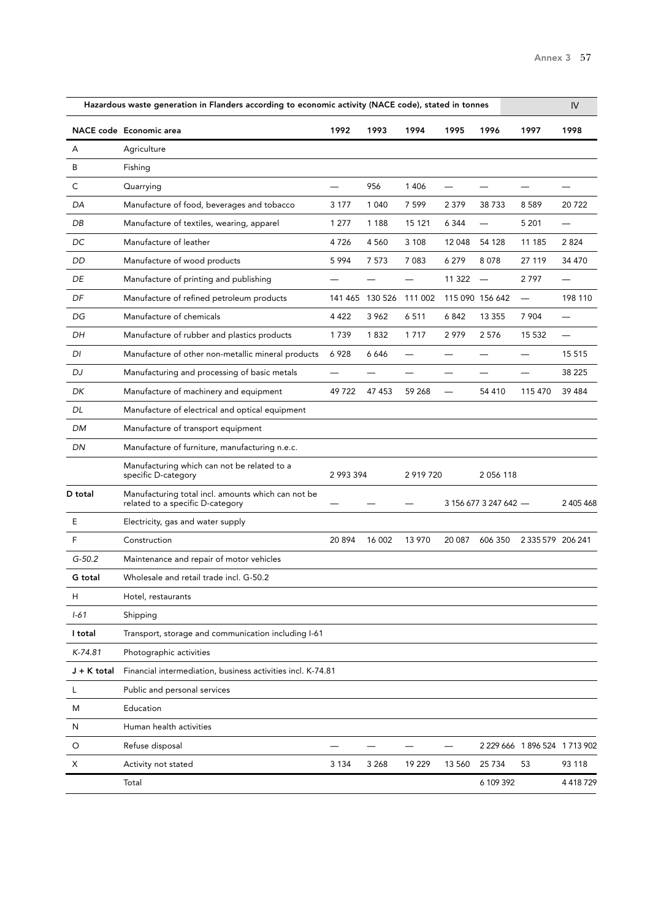| Hazardous waste generation in Flanders according to economic activity (NACE code), stated in tonnes | | | | | | | | IV |
|---|---|---|---|---|---|---|---|---|
| **NACE code** | **Economic area** | **1992** | **1993** | **1994** | **1995** | **1996** | **1997** | **1998** |
| A | Agriculture | | | | | | | |
| B | Fishing | | | | | | | |
| C | Quarrying | — | 956 | 1 406 | — | — | — | — |
| *DA* | Manufacture of food, beverages and tobacco | 3 177 | 1 040 | 7 599 | 2 379 | 38 733 | 8 589 | 20 722 |
| *DB* | Manufacture of textiles, wearing, apparel | 1 277 | 1 188 | 15 121 | 6 344 | — | 5 201 | — |
| *DC* | Manufacture of leather | 4 726 | 4 560 | 3 108 | 12 048 | 54 128 | 11 185 | 2 824 |
| *DD* | Manufacture of wood products | 5 994 | 7 573 | 7 083 | 6 279 | 8 078 | 27 119 | 34 470 |
| *DE* | Manufacture of printing and publishing | — | — | — | 11 322 | — | 2 797 | — |
| *DF* | Manufacture of refined petroleum products | 141 465 | 130 526 | 111 002 | 115 090 | 156 642 | — | 198 110 |
| *DG* | Manufacture of chemicals | 4 422 | 3 962 | 6 511 | 6 842 | 13 355 | 7 904 | — |
| *DH* | Manufacture of rubber and plastics products | 1 739 | 1 832 | 1 717 | 2 979 | 2 576 | 15 532 | — |
| *DI* | Manufacture of other non-metallic mineral products | 6 928 | 6 646 | — | — | — | — | 15 515 |
| *DJ* | Manufacturing and processing of basic metals | — | — | — | — | — | — | 38 225 |
| *DK* | Manufacture of machinery and equipment | 49 722 | 47 453 | 59 268 | — | 54 410 | 115 470 | 39 484 |
| *DL* | Manufacture of electrical and optical equipment | | | | | | | |
| *DM* | Manufacture of transport equipment | | | | | | | |
| *DN* | Manufacture of furniture, manufacturing n.e.c. | | | | | | | |
| | Manufacturing which can not be related to a specific D-category | 2 993 394 | | 2 919 720 | | 2 056 118 | | |
| **D total** | Manufacturing total incl. amounts which can not be related to a specific D-category | — | — | — | 3 156 677 | 3 247 642 | — | 2 405 468 |
| E | Electricity, gas and water supply | | | | | | | |
| F | Construction | 20 894 | 16 002 | 13 970 | 20 087 | 606 350 | 2 335 579 | 206 241 |
| *G-50.2* | Maintenance and repair of motor vehicles | | | | | | | |
| **G total** | Wholesale and retail trade incl. G-50.2 | | | | | | | |
| H | Hotel, restaurants | | | | | | | |
| *I-61* | Shipping | | | | | | | |
| **I total** | Transport, storage and communication including I-61 | | | | | | | |
| *K-74.81* | Photographic activities | | | | | | | |
| **J + K total** | Financial intermediation, business activities incl. K-74.81 | | | | | | | |
| L | Public and personal services | | | | | | | |
| M | Education | | | | | | | |
| N | Human health activities | | | | | | | |
| O | Refuse disposal | — | — | — | — | 2 229 666 | 1 896 524 | 1 713 902 |
| X | Activity not stated | 3 134 | 3 268 | 19 229 | 13 560 | 25 734 | 53 | 93 118 |
| | Total | | | | | 6 109 392 | | 4 418 729 |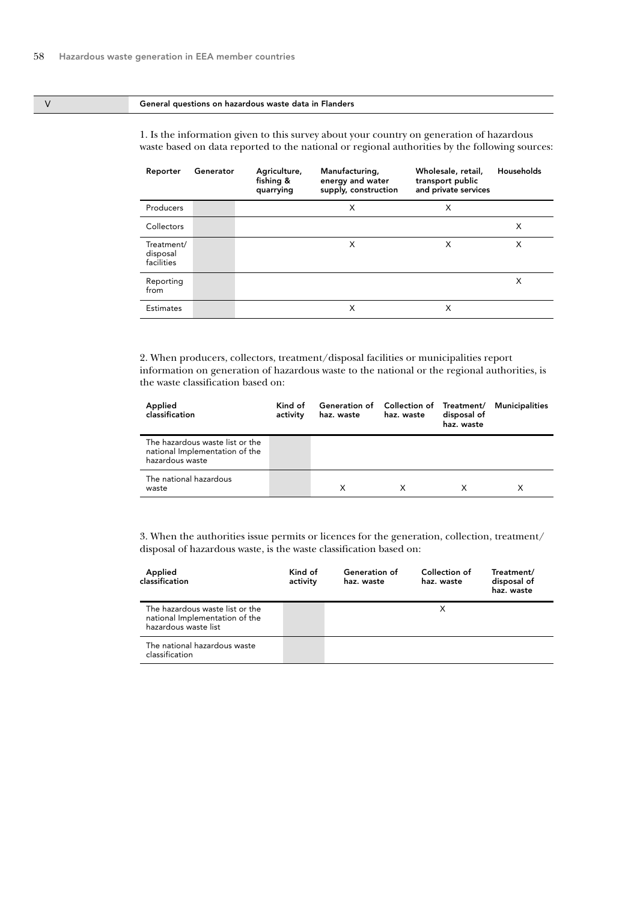## V General questions on hazardous waste data in Flanders

1. Is the information given to this survey about your country on generation of hazardous waste based on data reported to the national or regional authorities by the following sources:

| Reporter | Generator | Agriculture, fishing & quarrying | Manufacturing, energy and water supply, construction | Wholesale, retail, transport public and private services | Households |
|---|---|---|---|---|---|
| Producers | | | X | X | |
| Collectors | | | | | X |
| Treatment/ disposal facilities | | | X | X | X |
| Reporting from | | | | | X |
| Estimates | | | X | X | |

2. When producers, collectors, treatment/disposal facilities or municipalities report information on generation of hazardous waste to the national or the regional authorities, is the waste classification based on:

| Applied classification | Kind of activity | Generation of haz. waste | Collection of haz. waste | Treatment/ disposal of haz. waste | Municipalities |
|---|---|---|---|---|---|
| The hazardous waste list or the national Implementation of the hazardous waste | | | | | |
| The national hazardous waste | | X | X | X | X |

3. When the authorities issue permits or licences for the generation, collection, treatment/ disposal of hazardous waste, is the waste classification based on:

| Applied classification | Kind of activity | Generation of haz. waste | Collection of haz. waste | Treatment/ disposal of haz. waste |
|---|---|---|---|---|
| The hazardous waste list or the national Implementation of the hazardous waste list | | | X | |
| The national hazardous waste classification | | | | |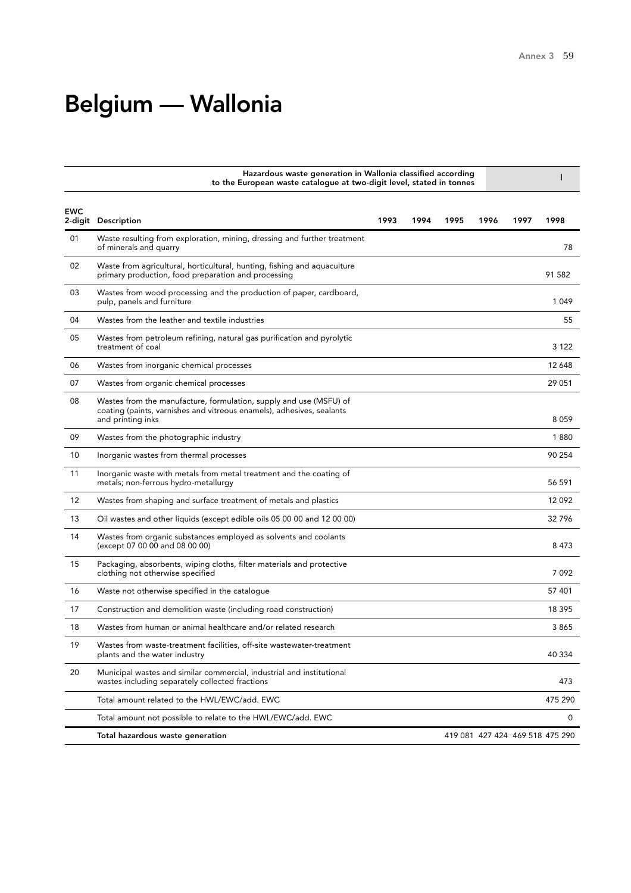# Belgium — Wallonia

| | Hazardous waste generation in Wallonia classified according to the European waste catalogue at two-digit level, stated in tonnes | | | | | | I |
|---|---|---|---|---|---|---|---|
| **EWC 2-digit** | **Description** | **1993** | **1994** | **1995** | **1996** | **1997** | **1998** |
| 01 | Waste resulting from exploration, mining, dressing and further treatment of minerals and quarry | | | | | | 78 |
| 02 | Waste from agricultural, horticultural, hunting, fishing and aquaculture primary production, food preparation and processing | | | | | | 91 582 |
| 03 | Wastes from wood processing and the production of paper, cardboard, pulp, panels and furniture | | | | | | 1 049 |
| 04 | Wastes from the leather and textile industries | | | | | | 55 |
| 05 | Wastes from petroleum refining, natural gas purification and pyrolytic treatment of coal | | | | | | 3 122 |
| 06 | Wastes from inorganic chemical processes | | | | | | 12 648 |
| 07 | Wastes from organic chemical processes | | | | | | 29 051 |
| 08 | Wastes from the manufacture, formulation, supply and use (MSFU) of coating (paints, varnishes and vitreous enamels), adhesives, sealants and printing inks | | | | | | 8 059 |
| 09 | Wastes from the photographic industry | | | | | | 1 880 |
| 10 | Inorganic wastes from thermal processes | | | | | | 90 254 |
| 11 | Inorganic waste with metals from metal treatment and the coating of metals; non-ferrous hydro-metallurgy | | | | | | 56 591 |
| 12 | Wastes from shaping and surface treatment of metals and plastics | | | | | | 12 092 |
| 13 | Oil wastes and other liquids (except edible oils 05 00 00 and 12 00 00) | | | | | | 32 796 |
| 14 | Wastes from organic substances employed as solvents and coolants (except 07 00 00 and 08 00 00) | | | | | | 8 473 |
| 15 | Packaging, absorbents, wiping cloths, filter materials and protective clothing not otherwise specified | | | | | | 7 092 |
| 16 | Waste not otherwise specified in the catalogue | | | | | | 57 401 |
| 17 | Construction and demolition waste (including road construction) | | | | | | 18 395 |
| 18 | Wastes from human or animal healthcare and/or related research | | | | | | 3 865 |
| 19 | Wastes from waste-treatment facilities, off-site wastewater-treatment plants and the water industry | | | | | | 40 334 |
| 20 | Municipal wastes and similar commercial, industrial and institutional wastes including separately collected fractions | | | | | | 473 |
| | Total amount related to the HWL/EWC/add. EWC | | | | | | 475 290 |
| | Total amount not possible to relate to the HWL/EWC/add. EWC | | | | | | 0 |
| | **Total hazardous waste generation** | | | 419 081 | 427 424 | 469 518 | 475 290 |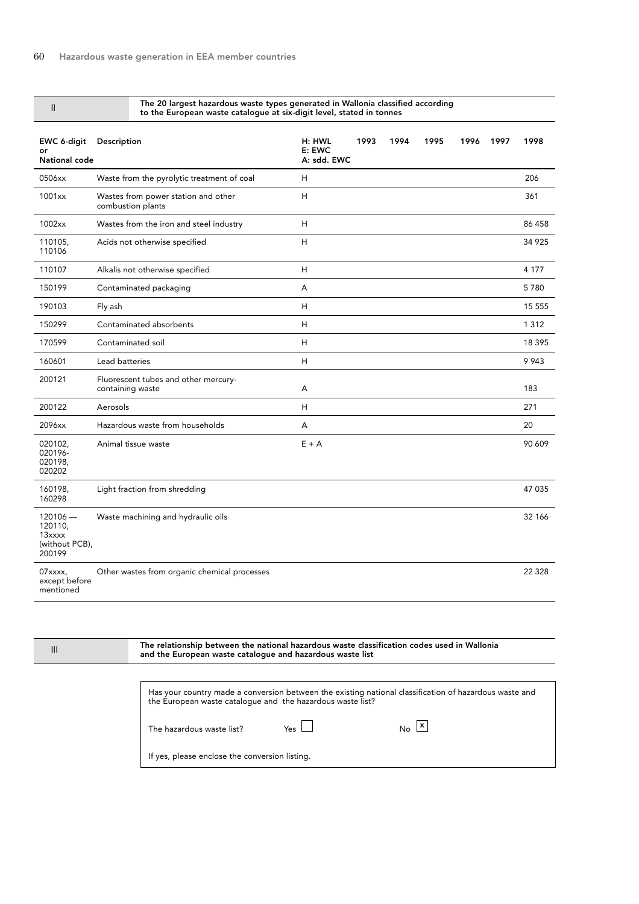## II The 20 largest hazardous waste types generated in Wallonia classified according to the European waste catalogue at six-digit level, stated in tonnes

| EWC 6-digit or National code | Description | H: HWL E: EWC A: sdd. EWC | 1993 | 1994 | 1995 | 1996 | 1997 | 1998 |
|---|---|---|---|---|---|---|---|---|
| 0506xx | Waste from the pyrolytic treatment of coal | H | | | | | | 206 |
| 1001xx | Wastes from power station and other combustion plants | H | | | | | | 361 |
| 1002xx | Wastes from the iron and steel industry | H | | | | | | 86 458 |
| 110105, 110106 | Acids not otherwise specified | H | | | | | | 34 925 |
| 110107 | Alkalis not otherwise specified | H | | | | | | 4 177 |
| 150199 | Contaminated packaging | A | | | | | | 5 780 |
| 190103 | Fly ash | H | | | | | | 15 555 |
| 150299 | Contaminated absorbents | H | | | | | | 1 312 |
| 170599 | Contaminated soil | H | | | | | | 18 395 |
| 160601 | Lead batteries | H | | | | | | 9 943 |
| 200121 | Fluorescent tubes and other mercury-containing waste | A | | | | | | 183 |
| 200122 | Aerosols | H | | | | | | 271 |
| 2096xx | Hazardous waste from households | A | | | | | | 20 |
| 020102, 020196-020198, 020202 | Animal tissue waste | E + A | | | | | | 90 609 |
| 160198, 160298 | Light fraction from shredding | | | | | | | 47 035 |
| 120106 — 120110, 13xxxx (without PCB), 200199 | Waste machining and hydraulic oils | | | | | | | 32 166 |
| 07xxxx, except before mentioned | Other wastes from organic chemical processes | | | | | | | 22 328 |

## III The relationship between the national hazardous waste classification codes used in Wallonia and the European waste catalogue and hazardous waste list

Has your country made a conversion between the existing national classification of hazardous waste and the European waste catalogue and the hazardous waste list?

The hazardous waste list? Yes ☐ No ☒

If yes, please enclose the conversion listing.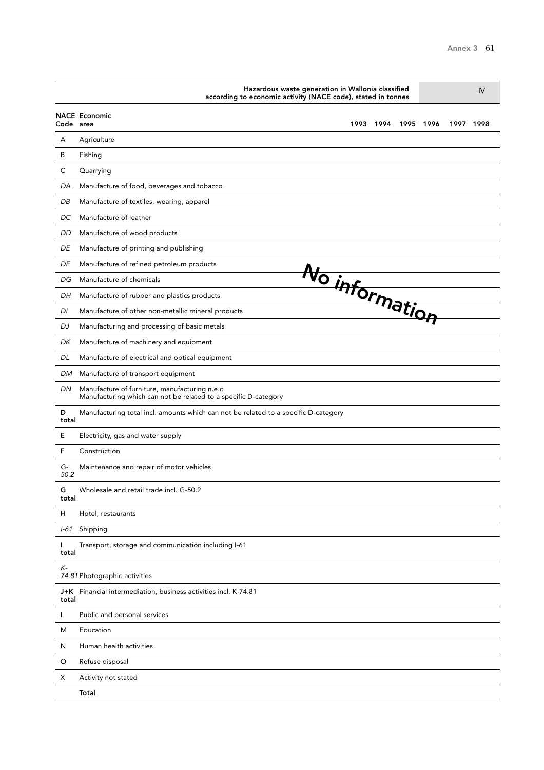| Hazardous waste generation in Wallonia classified according to economic activity (NACE code), stated in tonnes | | | | | | | | IV |
|---|---|---|---|---|---|---|---|---|
| **NACE Code** | **Economic area** | **1993** | **1994** | **1995** | **1996** | **1997** | **1998** | |
| A | Agriculture | | | | | | | |
| B | Fishing | | | | | | | |
| C | Quarrying | | | | | | | |
| *DA* | Manufacture of food, beverages and tobacco | | | | | | | |
| *DB* | Manufacture of textiles, wearing, apparel | | | | | | | |
| *DC* | Manufacture of leather | | | | | | | |
| *DD* | Manufacture of wood products | | | | | | | |
| *DE* | Manufacture of printing and publishing | | | | | | | |
| *DF* | Manufacture of refined petroleum products | | | | | | | |
| *DG* | Manufacture of chemicals | No information | | | | | | |
| *DH* | Manufacture of rubber and plastics products | | | | | | | |
| *DI* | Manufacture of other non-metallic mineral products | | | | | | | |
| *DJ* | Manufacturing and processing of basic metals | | | | | | | |
| *DK* | Manufacture of machinery and equipment | | | | | | | |
| *DL* | Manufacture of electrical and optical equipment | | | | | | | |
| *DM* | Manufacture of transport equipment | | | | | | | |
| *DN* | Manufacture of furniture, manufacturing n.e.c. Manufacturing which can not be related to a specific D-category | | | | | | | |
| **D total** | Manufacturing total incl. amounts which can not be related to a specific D-category | | | | | | | |
| E | Electricity, gas and water supply | | | | | | | |
| F | Construction | | | | | | | |
| *G-50.2* | Maintenance and repair of motor vehicles | | | | | | | |
| **G total** | Wholesale and retail trade incl. G-50.2 | | | | | | | |
| H | Hotel, restaurants | | | | | | | |
| *I-61* | Shipping | | | | | | | |
| **I total** | Transport, storage and communication including I-61 | | | | | | | |
| *K-74.81* | Photographic activities | | | | | | | |
| **J+K total** | Financial intermediation, business activities incl. K-74.81 | | | | | | | |
| L | Public and personal services | | | | | | | |
| M | Education | | | | | | | |
| N | Human health activities | | | | | | | |
| O | Refuse disposal | | | | | | | |
| X | Activity not stated | | | | | | | |
| | **Total** | | | | | | | |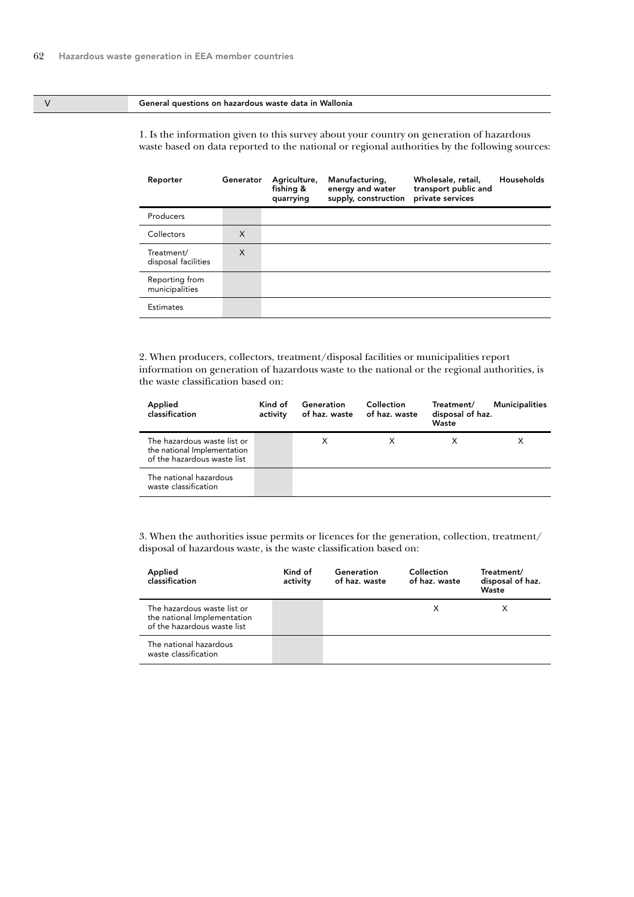## V General questions on hazardous waste data in Wallonia

1. Is the information given to this survey about your country on generation of hazardous waste based on data reported to the national or regional authorities by the following sources:

| Reporter | Generator | Agriculture, fishing & quarrying | Manufacturing, energy and water supply, construction | Wholesale, retail, transport public and private services | Households |
|---|---|---|---|---|---|
| Producers | | | | | |
| Collectors | X | | | | |
| Treatment/ disposal facilities | X | | | | |
| Reporting from municipalities | | | | | |
| Estimates | | | | | |

2. When producers, collectors, treatment/disposal facilities or municipalities report information on generation of hazardous waste to the national or the regional authorities, is the waste classification based on:

| Applied classification | Kind of activity | Generation of haz. waste | Collection of haz. waste | Treatment/ disposal of haz. Waste | Municipalities |
|---|---|---|---|---|---|
| The hazardous waste list or the national Implementation of the hazardous waste list | | X | X | X | X |
| The national hazardous waste classification | | | | | |

3. When the authorities issue permits or licences for the generation, collection, treatment/ disposal of hazardous waste, is the waste classification based on:

| Applied classification | Kind of activity | Generation of haz. waste | Collection of haz. waste | Treatment/ disposal of haz. Waste |
|---|---|---|---|---|
| The hazardous waste list or the national Implementation of the hazardous waste list | | | X | X |
| The national hazardous waste classification | | | | |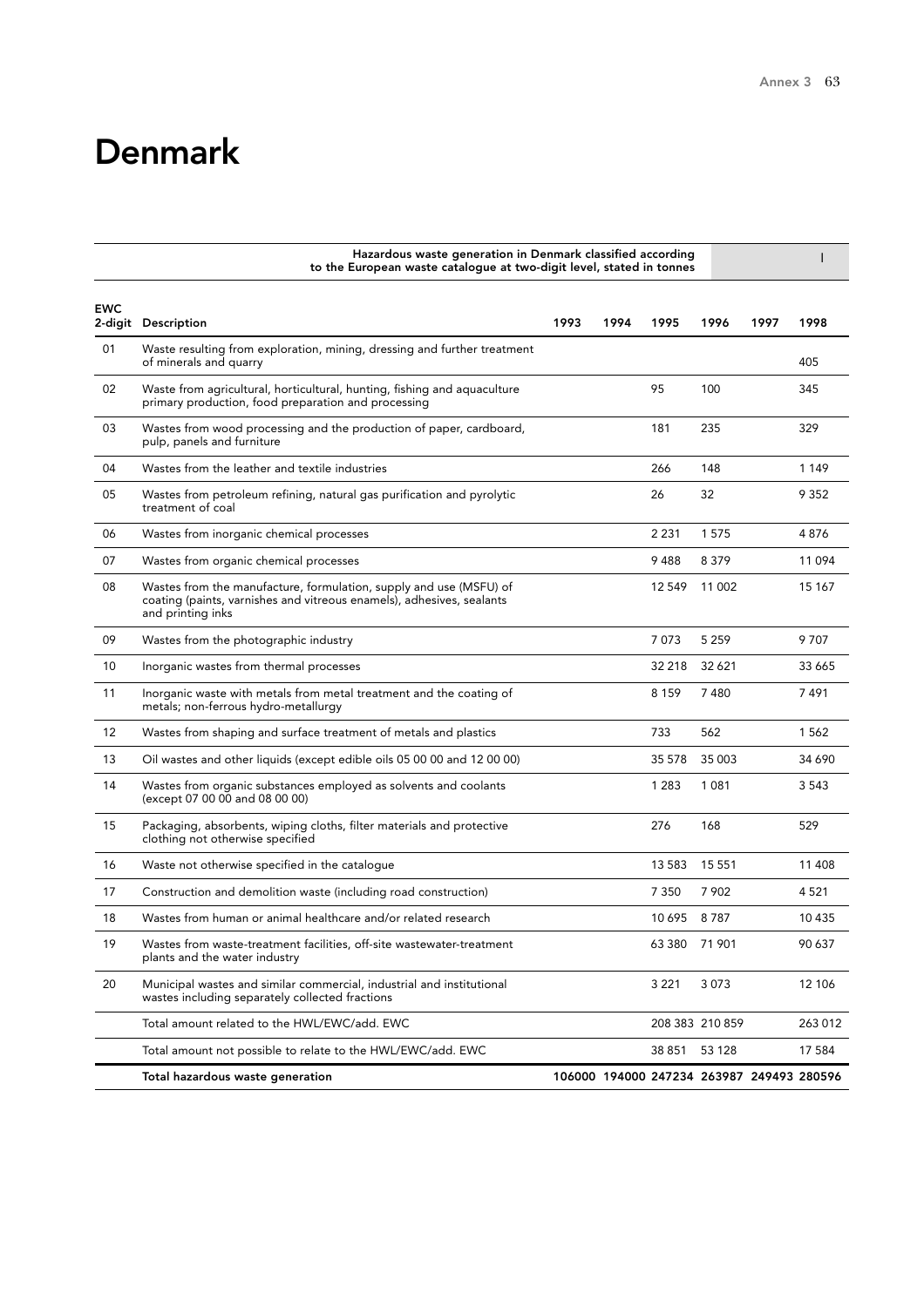# Denmark

| | Hazardous waste generation in Denmark classified according to the European waste catalogue at two-digit level, stated in tonnes | | | | | | I |
|---|---|---|---|---|---|---|---|
| EWC 2-digit | Description | 1993 | 1994 | 1995 | 1996 | 1997 | 1998 |
| 01 | Waste resulting from exploration, mining, dressing and further treatment of minerals and quarry | | | | | | 405 |
| 02 | Waste from agricultural, horticultural, hunting, fishing and aquaculture primary production, food preparation and processing | | | 95 | 100 | | 345 |
| 03 | Wastes from wood processing and the production of paper, cardboard, pulp, panels and furniture | | | 181 | 235 | | 329 |
| 04 | Wastes from the leather and textile industries | | | 266 | 148 | | 1 149 |
| 05 | Wastes from petroleum refining, natural gas purification and pyrolytic treatment of coal | | | 26 | 32 | | 9 352 |
| 06 | Wastes from inorganic chemical processes | | | 2 231 | 1 575 | | 4 876 |
| 07 | Wastes from organic chemical processes | | | 9 488 | 8 379 | | 11 094 |
| 08 | Wastes from the manufacture, formulation, supply and use (MSFU) of coating (paints, varnishes and vitreous enamels), adhesives, sealants and printing inks | | | 12 549 | 11 002 | | 15 167 |
| 09 | Wastes from the photographic industry | | | 7 073 | 5 259 | | 9 707 |
| 10 | Inorganic wastes from thermal processes | | | 32 218 | 32 621 | | 33 665 |
| 11 | Inorganic waste with metals from metal treatment and the coating of metals; non-ferrous hydro-metallurgy | | | 8 159 | 7 480 | | 7 491 |
| 12 | Wastes from shaping and surface treatment of metals and plastics | | | 733 | 562 | | 1 562 |
| 13 | Oil wastes and other liquids (except edible oils 05 00 00 and 12 00 00) | | | 35 578 | 35 003 | | 34 690 |
| 14 | Wastes from organic substances employed as solvents and coolants (except 07 00 00 and 08 00 00) | | | 1 283 | 1 081 | | 3 543 |
| 15 | Packaging, absorbents, wiping cloths, filter materials and protective clothing not otherwise specified | | | 276 | 168 | | 529 |
| 16 | Waste not otherwise specified in the catalogue | | | 13 583 | 15 551 | | 11 408 |
| 17 | Construction and demolition waste (including road construction) | | | 7 350 | 7 902 | | 4 521 |
| 18 | Wastes from human or animal healthcare and/or related research | | | 10 695 | 8 787 | | 10 435 |
| 19 | Wastes from waste-treatment facilities, off-site wastewater-treatment plants and the water industry | | | 63 380 | 71 901 | | 90 637 |
| 20 | Municipal wastes and similar commercial, industrial and institutional wastes including separately collected fractions | | | 3 221 | 3 073 | | 12 106 |
| | Total amount related to the HWL/EWC/add. EWC | | | 208 383 | 210 859 | | 263 012 |
| | Total amount not possible to relate to the HWL/EWC/add. EWC | | | 38 851 | 53 128 | | 17 584 |
| | **Total hazardous waste generation** | **106000** | **194000** | **247234** | **263987** | **249493** | **280596** |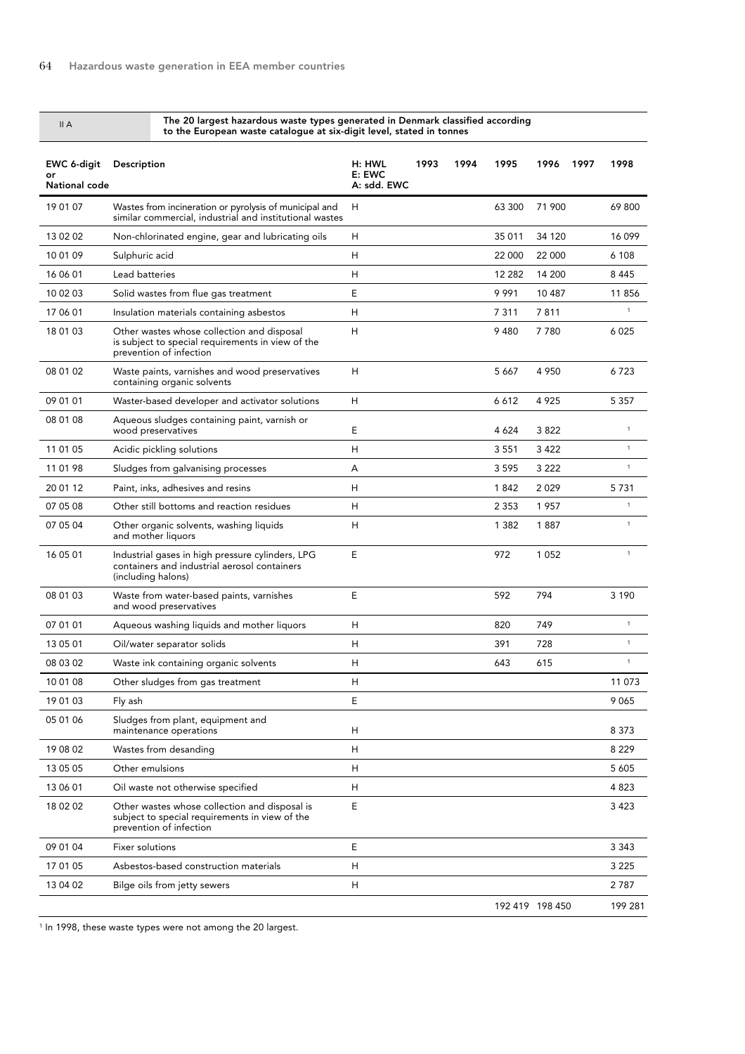II A — **The 20 largest hazardous waste types generated in Denmark classified according to the European waste catalogue at six-digit level, stated in tonnes**

| EWC 6-digit or National code | Description | H: HWL E: EWC A: sdd. EWC | 1993 | 1994 | 1995 | 1996 | 1997 | 1998 |
|---|---|---|---|---|---|---|---|---|
| 19 01 07 | Wastes from incineration or pyrolysis of municipal and similar commercial, industrial and institutional wastes | H | | | 63 300 | 71 900 | | 69 800 |
| 13 02 02 | Non-chlorinated engine, gear and lubricating oils | H | | | 35 011 | 34 120 | | 16 099 |
| 10 01 09 | Sulphuric acid | H | | | 22 000 | 22 000 | | 6 108 |
| 16 06 01 | Lead batteries | H | | | 12 282 | 14 200 | | 8 445 |
| 10 02 03 | Solid wastes from flue gas treatment | E | | | 9 991 | 10 487 | | 11 856 |
| 17 06 01 | Insulation materials containing asbestos | H | | | 7 311 | 7 811 | | [1] |
| 18 01 03 | Other wastes whose collection and disposal is subject to special requirements in view of the prevention of infection | H | | | 9 480 | 7 780 | | 6 025 |
| 08 01 02 | Waste paints, varnishes and wood preservatives containing organic solvents | H | | | 5 667 | 4 950 | | 6 723 |
| 09 01 01 | Waster-based developer and activator solutions | H | | | 6 612 | 4 925 | | 5 357 |
| 08 01 08 | Aqueous sludges containing paint, varnish or wood preservatives | E | | | 4 624 | 3 822 | | [1] |
| 11 01 05 | Acidic pickling solutions | H | | | 3 551 | 3 422 | | [1] |
| 11 01 98 | Sludges from galvanising processes | A | | | 3 595 | 3 222 | | [1] |
| 20 01 12 | Paint, inks, adhesives and resins | H | | | 1 842 | 2 029 | | 5 731 |
| 07 05 08 | Other still bottoms and reaction residues | H | | | 2 353 | 1 957 | | [1] |
| 07 05 04 | Other organic solvents, washing liquids and mother liquors | H | | | 1 382 | 1 887 | | [1] |
| 16 05 01 | Industrial gases in high pressure cylinders, LPG containers and industrial aerosol containers (including halons) | E | | | 972 | 1 052 | | [1] |
| 08 01 03 | Waste from water-based paints, varnishes and wood preservatives | E | | | 592 | 794 | | 3 190 |
| 07 01 01 | Aqueous washing liquids and mother liquors | H | | | 820 | 749 | | [1] |
| 13 05 01 | Oil/water separator solids | H | | | 391 | 728 | | [1] |
| 08 03 02 | Waste ink containing organic solvents | H | | | 643 | 615 | | [1] |
| 10 01 08 | Other sludges from gas treatment | H | | | | | | 11 073 |
| 19 01 03 | Fly ash | E | | | | | | 9 065 |
| 05 01 06 | Sludges from plant, equipment and maintenance operations | H | | | | | | 8 373 |
| 19 08 02 | Wastes from desanding | H | | | | | | 8 229 |
| 13 05 05 | Other emulsions | H | | | | | | 5 605 |
| 13 06 01 | Oil waste not otherwise specified | H | | | | | | 4 823 |
| 18 02 02 | Other wastes whose collection and disposal is subject to special requirements in view of the prevention of infection | E | | | | | | 3 423 |
| 09 01 04 | Fixer solutions | E | | | | | | 3 343 |
| 17 01 05 | Asbestos-based construction materials | H | | | | | | 3 225 |
| 13 04 02 | Bilge oils from jetty sewers | H | | | | | | 2 787 |
| | | | | | 192 419 | 198 450 | | 199 281 |

[1] In 1998, these waste types were not among the 20 largest.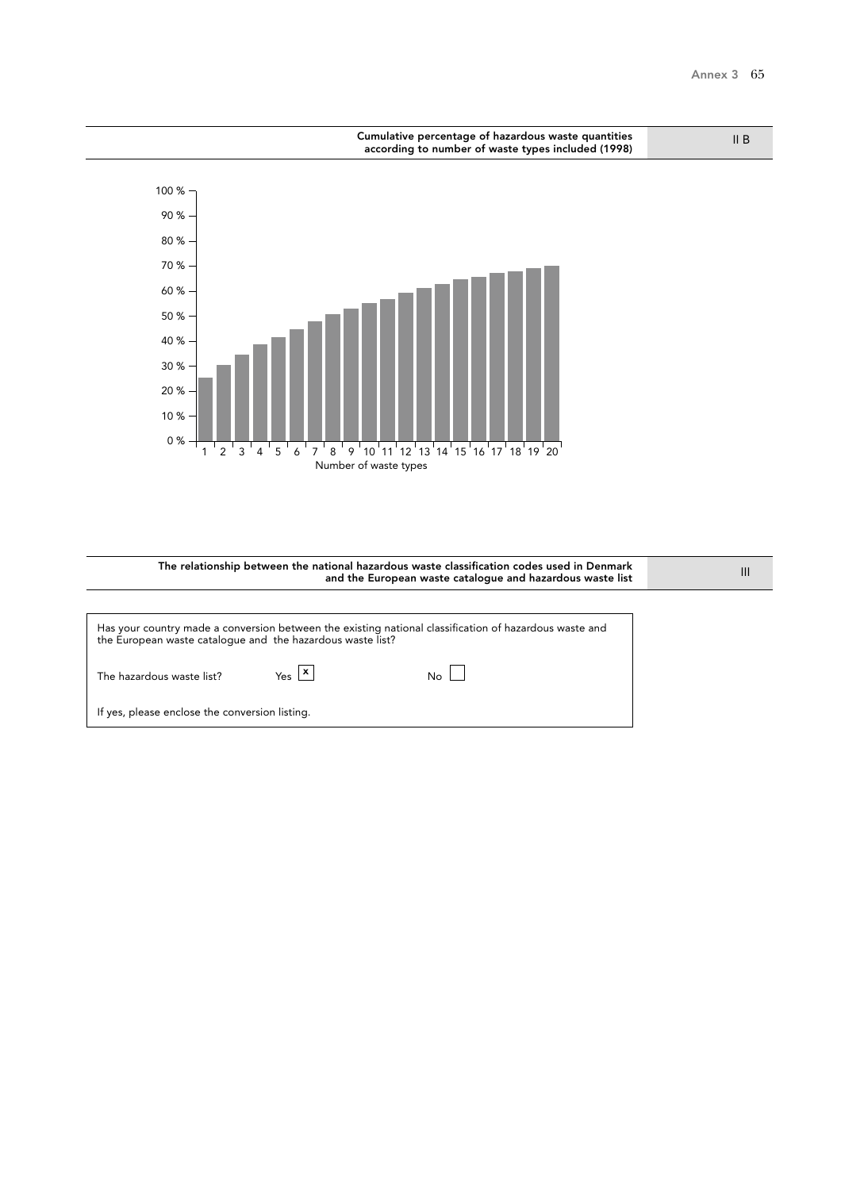## Cumulative percentage of hazardous waste quantities according to number of waste types included (1998)

II B

100 %
90 %
80 %
70 %
60 %
50 %
40 %
30 %
20 %
10 %
0 %

1 2 3 4 5 6 7 8 9 10 11 12 13 14 15 16 17 18 19 20

Number of waste types

## The relationship between the national hazardous waste classification codes used in Denmark and the European waste catalogue and hazardous waste list

III

Has your country made a conversion between the existing national classification of hazardous waste and the European waste catalogue and the hazardous waste list?

The hazardous waste list? Yes [x] No [ ]

If yes, please enclose the conversion listing.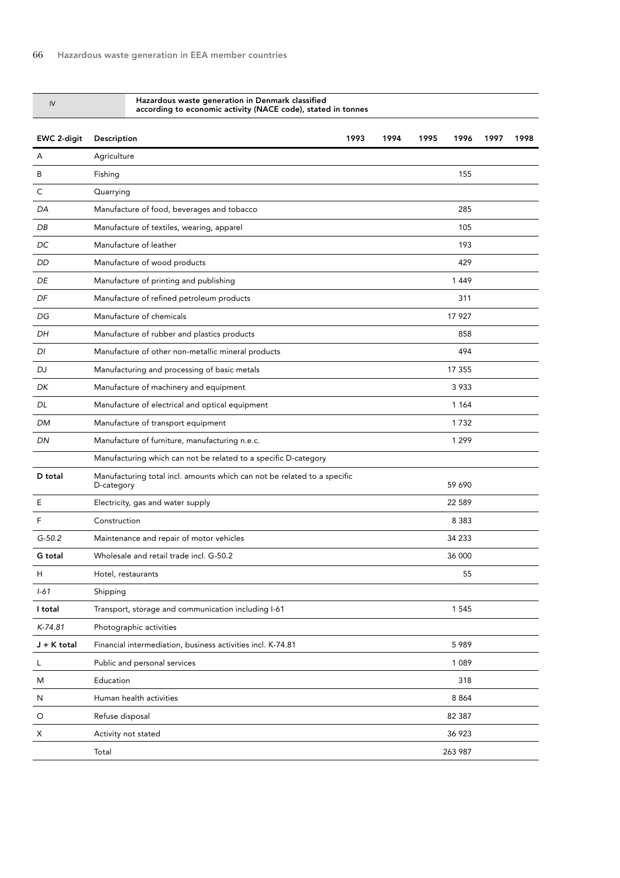IV

**Hazardous waste generation in Denmark classified according to economic activity (NACE code), stated in tonnes**

| EWC 2-digit | Description | 1993 | 1994 | 1995 | 1996 | 1997 | 1998 |
|---|---|---|---|---|---|---|---|
| A | Agriculture | | | | | | |
| B | Fishing | | | | 155 | | |
| C | Quarrying | | | | | | |
| *DA* | Manufacture of food, beverages and tobacco | | | | 285 | | |
| *DB* | Manufacture of textiles, wearing, apparel | | | | 105 | | |
| *DC* | Manufacture of leather | | | | 193 | | |
| *DD* | Manufacture of wood products | | | | 429 | | |
| *DE* | Manufacture of printing and publishing | | | | 1 449 | | |
| *DF* | Manufacture of refined petroleum products | | | | 311 | | |
| *DG* | Manufacture of chemicals | | | | 17 927 | | |
| *DH* | Manufacture of rubber and plastics products | | | | 858 | | |
| *DI* | Manufacture of other non-metallic mineral products | | | | 494 | | |
| *DJ* | Manufacturing and processing of basic metals | | | | 17 355 | | |
| *DK* | Manufacture of machinery and equipment | | | | 3 933 | | |
| *DL* | Manufacture of electrical and optical equipment | | | | 1 164 | | |
| *DM* | Manufacture of transport equipment | | | | 1 732 | | |
| *DN* | Manufacture of furniture, manufacturing n.e.c. | | | | 1 299 | | |
| | Manufacturing which can not be related to a specific D-category | | | | | | |
| **D total** | Manufacturing total incl. amounts which can not be related to a specific D-category | | | | 59 690 | | |
| E | Electricity, gas and water supply | | | | 22 589 | | |
| F | Construction | | | | 8 383 | | |
| *G-50.2* | Maintenance and repair of motor vehicles | | | | 34 233 | | |
| **G total** | Wholesale and retail trade incl. G-50.2 | | | | 36 000 | | |
| H | Hotel, restaurants | | | | 55 | | |
| *I-61* | Shipping | | | | | | |
| **I total** | Transport, storage and communication including I-61 | | | | 1 545 | | |
| *K-74.81* | Photographic activities | | | | | | |
| **J + K total** | Financial intermediation, business activities incl. K-74.81 | | | | 5 989 | | |
| L | Public and personal services | | | | 1 089 | | |
| M | Education | | | | 318 | | |
| N | Human health activities | | | | 8 864 | | |
| O | Refuse disposal | | | | 82 387 | | |
| X | Activity not stated | | | | 36 923 | | |
| | Total | | | | 263 987 | | |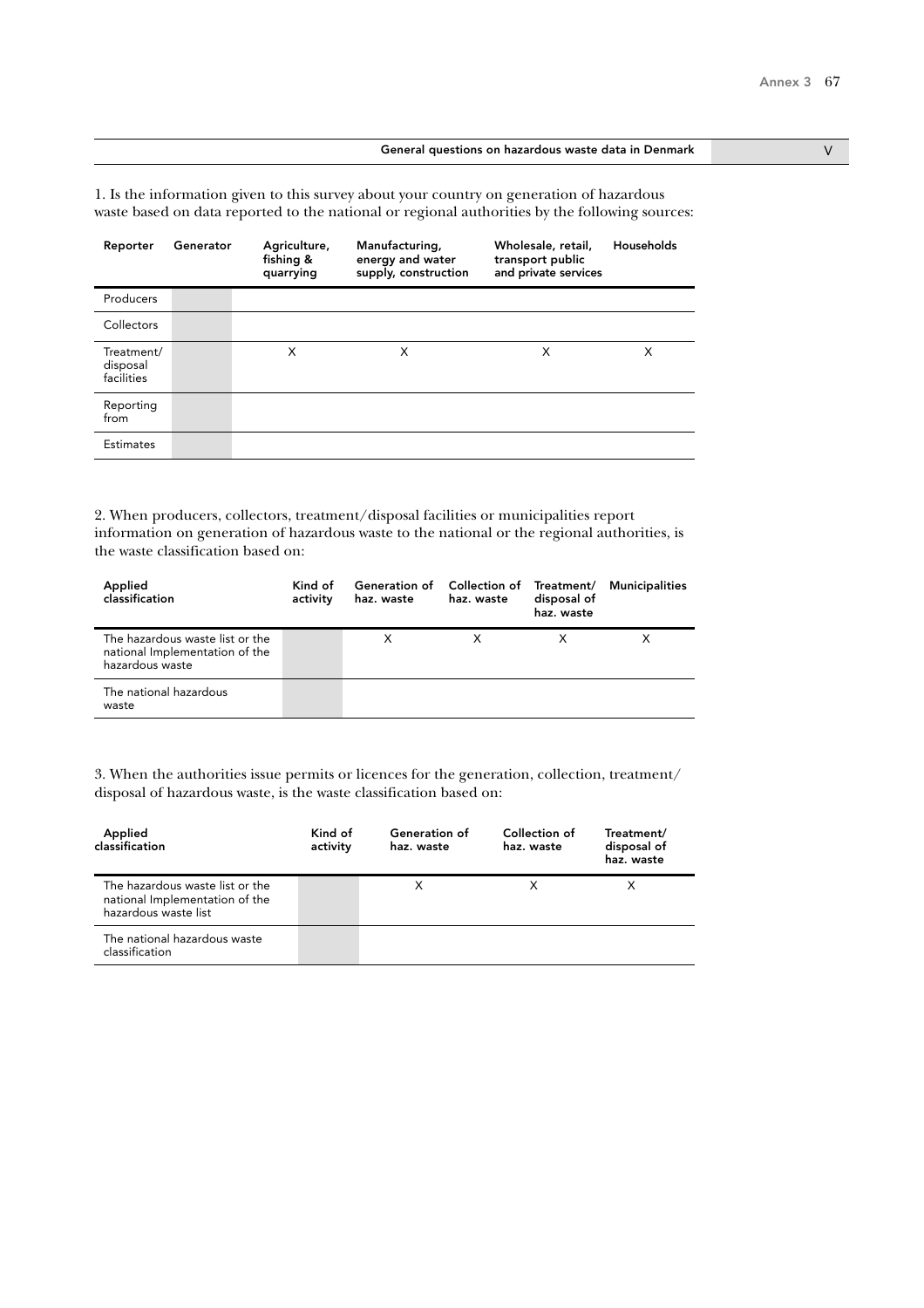## General questions on hazardous waste data in Denmark — V

1. Is the information given to this survey about your country on generation of hazardous waste based on data reported to the national or regional authorities by the following sources:

| Reporter | Generator | Agriculture, fishing & quarrying | Manufacturing, energy and water supply, construction | Wholesale, retail, transport public and private services | Households |
|---|---|---|---|---|---|
| Producers | | | | | |
| Collectors | | | | | |
| Treatment/ disposal facilities | | X | X | X | X |
| Reporting from | | | | | |
| Estimates | | | | | |

2. When producers, collectors, treatment/disposal facilities or municipalities report information on generation of hazardous waste to the national or the regional authorities, is the waste classification based on:

| Applied classification | Kind of activity | Generation of haz. waste | Collection of haz. waste | Treatment/ disposal of haz. waste | Municipalities |
|---|---|---|---|---|---|
| The hazardous waste list or the national Implementation of the hazardous waste | | X | X | X | X |
| The national hazardous waste | | | | | |

3. When the authorities issue permits or licences for the generation, collection, treatment/ disposal of hazardous waste, is the waste classification based on:

| Applied classification | Kind of activity | Generation of haz. waste | Collection of haz. waste | Treatment/ disposal of haz. waste |
|---|---|---|---|---|
| The hazardous waste list or the national Implementation of the hazardous waste list | | X | X | X |
| The national hazardous waste classification | | | | |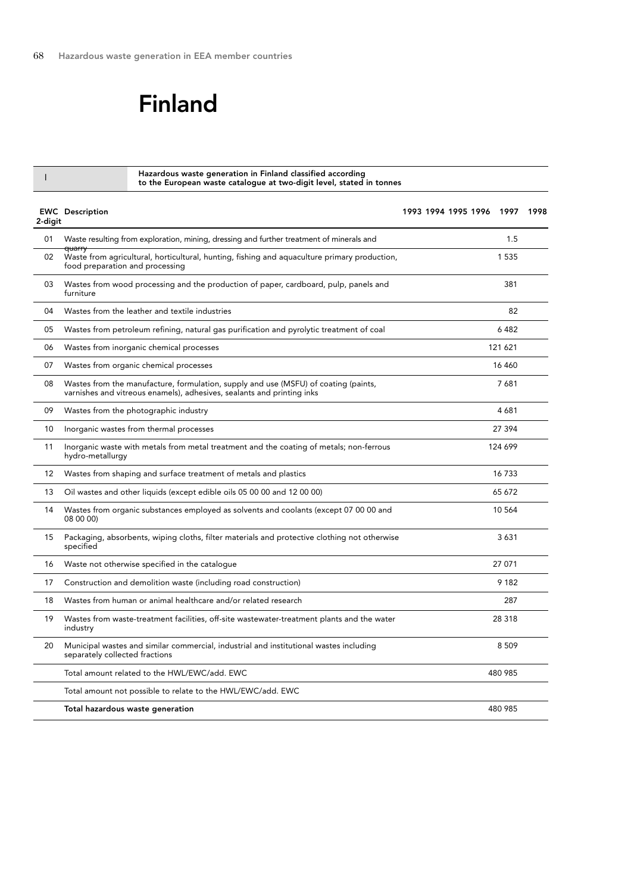# Finland

I — Hazardous waste generation in Finland classified according to the European waste catalogue at two-digit level, stated in tonnes

| EWC 2-digit | Description | 1993 | 1994 | 1995 | 1996 | 1997 | 1998 |
|---|---|---|---|---|---|---|---|
| 01 | Waste resulting from exploration, mining, dressing and further treatment of minerals and quarry | | | | | 1.5 | |
| 02 | Waste from agricultural, horticultural, hunting, fishing and aquaculture primary production, food preparation and processing | | | | | 1 535 | |
| 03 | Wastes from wood processing and the production of paper, cardboard, pulp, panels and furniture | | | | | 381 | |
| 04 | Wastes from the leather and textile industries | | | | | 82 | |
| 05 | Wastes from petroleum refining, natural gas purification and pyrolytic treatment of coal | | | | | 6 482 | |
| 06 | Wastes from inorganic chemical processes | | | | | 121 621 | |
| 07 | Wastes from organic chemical processes | | | | | 16 460 | |
| 08 | Wastes from the manufacture, formulation, supply and use (MSFU) of coating (paints, varnishes and vitreous enamels), adhesives, sealants and printing inks | | | | | 7 681 | |
| 09 | Wastes from the photographic industry | | | | | 4 681 | |
| 10 | Inorganic wastes from thermal processes | | | | | 27 394 | |
| 11 | Inorganic waste with metals from metal treatment and the coating of metals; non-ferrous hydro-metallurgy | | | | | 124 699 | |
| 12 | Wastes from shaping and surface treatment of metals and plastics | | | | | 16 733 | |
| 13 | Oil wastes and other liquids (except edible oils 05 00 00 and 12 00 00) | | | | | 65 672 | |
| 14 | Wastes from organic substances employed as solvents and coolants (except 07 00 00 and 08 00 00) | | | | | 10 564 | |
| 15 | Packaging, absorbents, wiping cloths, filter materials and protective clothing not otherwise specified | | | | | 3 631 | |
| 16 | Waste not otherwise specified in the catalogue | | | | | 27 071 | |
| 17 | Construction and demolition waste (including road construction) | | | | | 9 182 | |
| 18 | Wastes from human or animal healthcare and/or related research | | | | | 287 | |
| 19 | Wastes from waste-treatment facilities, off-site wastewater-treatment plants and the water industry | | | | | 28 318 | |
| 20 | Municipal wastes and similar commercial, industrial and institutional wastes including separately collected fractions | | | | | 8 509 | |
| | Total amount related to the HWL/EWC/add. EWC | | | | | 480 985 | |
| | Total amount not possible to relate to the HWL/EWC/add. EWC | | | | | | |
| | **Total hazardous waste generation** | | | | | 480 985 | |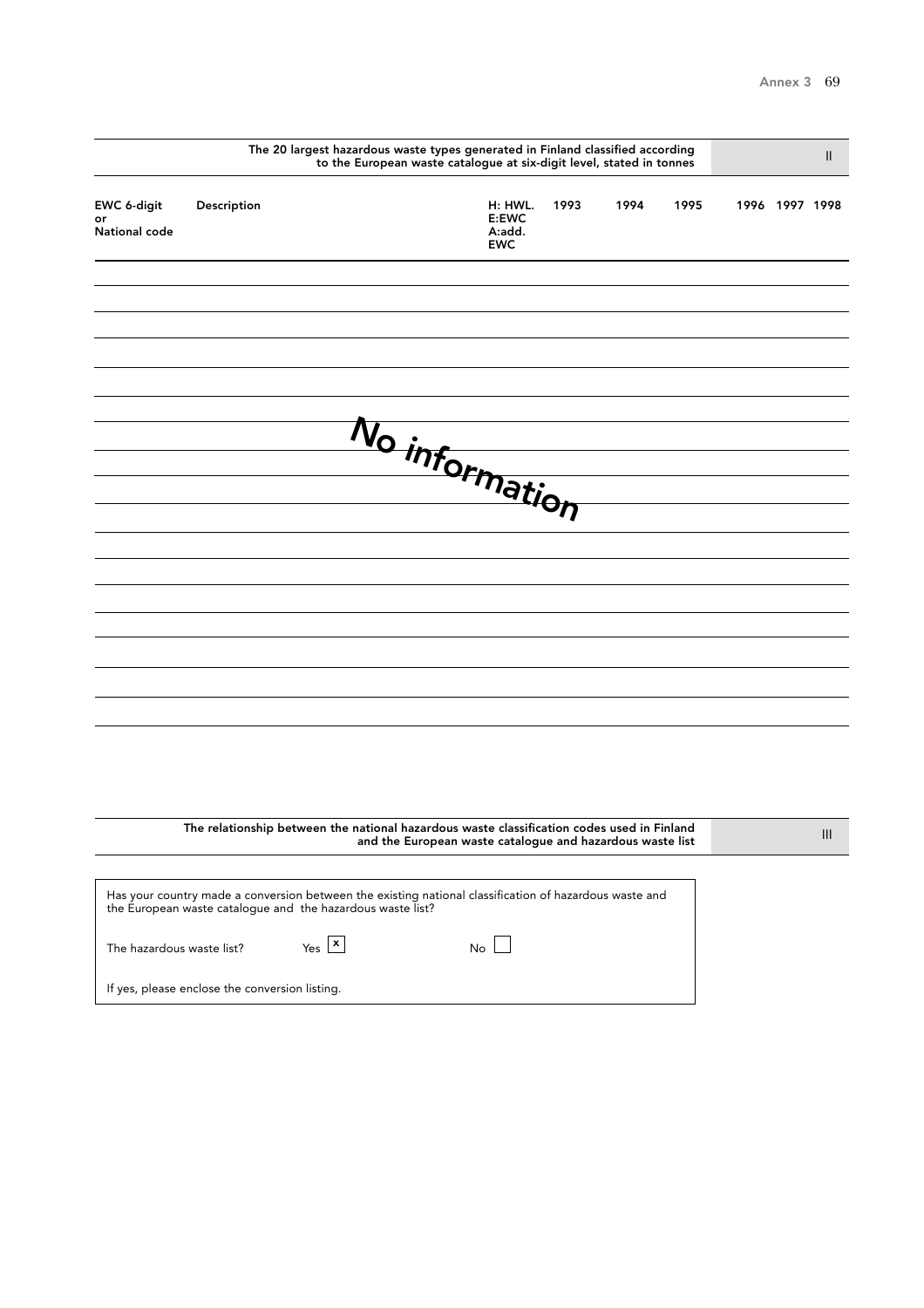## The 20 largest hazardous waste types generated in Finland classified according to the European waste catalogue at six-digit level, stated in tonnes — II

| EWC 6-digit or National code | Description | H: HWL. E:EWC A:add. EWC | 1993 | 1994 | 1995 | 1996 | 1997 | 1998 |
|---|---|---|---|---|---|---|---|---|
| | | | | | | | | |

No information

## The relationship between the national hazardous waste classification codes used in Finland and the European waste catalogue and hazardous waste list — III

Has your country made a conversion between the existing national classification of hazardous waste and the European waste catalogue and the hazardous waste list?

The hazardous waste list? Yes [x] No [ ]

If yes, please enclose the conversion listing.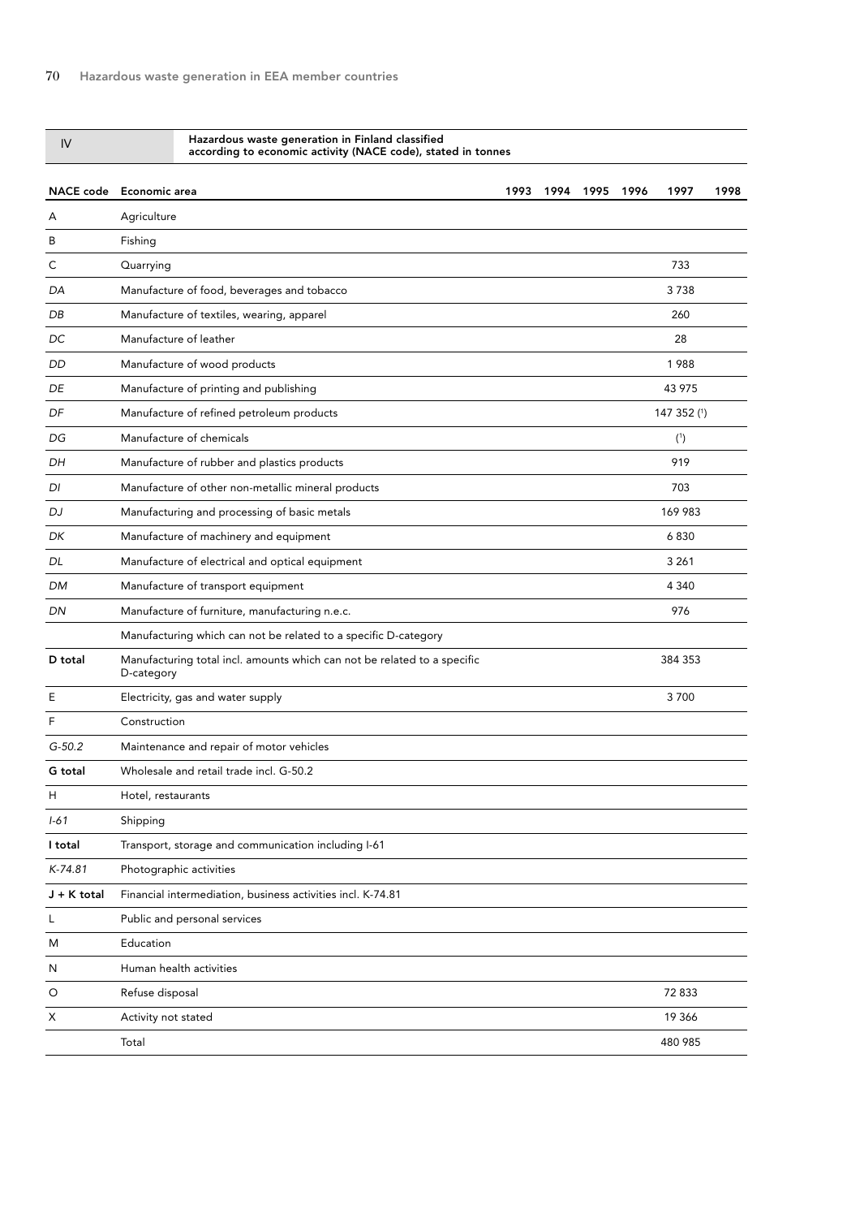IV — **Hazardous waste generation in Finland classified according to economic activity (NACE code), stated in tonnes**

| NACE code | Economic area | 1993 | 1994 | 1995 | 1996 | 1997 | 1998 |
|---|---|---|---|---|---|---|---|
| A | Agriculture | | | | | | |
| B | Fishing | | | | | | |
| C | Quarrying | | | | | 733 | |
| *DA* | Manufacture of food, beverages and tobacco | | | | | 3 738 | |
| *DB* | Manufacture of textiles, wearing, apparel | | | | | 260 | |
| *DC* | Manufacture of leather | | | | | 28 | |
| *DD* | Manufacture of wood products | | | | | 1 988 | |
| *DE* | Manufacture of printing and publishing | | | | | 43 975 | |
| *DF* | Manufacture of refined petroleum products | | | | | 147 352 (1) | |
| *DG* | Manufacture of chemicals | | | | | (1) | |
| *DH* | Manufacture of rubber and plastics products | | | | | 919 | |
| *DI* | Manufacture of other non-metallic mineral products | | | | | 703 | |
| *DJ* | Manufacturing and processing of basic metals | | | | | 169 983 | |
| *DK* | Manufacture of machinery and equipment | | | | | 6 830 | |
| *DL* | Manufacture of electrical and optical equipment | | | | | 3 261 | |
| *DM* | Manufacture of transport equipment | | | | | 4 340 | |
| *DN* | Manufacture of furniture, manufacturing n.e.c. | | | | | 976 | |
| | Manufacturing which can not be related to a specific D-category | | | | | | |
| **D total** | Manufacturing total incl. amounts which can not be related to a specific D-category | | | | | 384 353 | |
| E | Electricity, gas and water supply | | | | | 3 700 | |
| F | Construction | | | | | | |
| *G-50.2* | Maintenance and repair of motor vehicles | | | | | | |
| **G total** | Wholesale and retail trade incl. G-50.2 | | | | | | |
| H | Hotel, restaurants | | | | | | |
| *I-61* | Shipping | | | | | | |
| **I total** | Transport, storage and communication including I-61 | | | | | | |
| *K-74.81* | Photographic activities | | | | | | |
| **J + K total** | Financial intermediation, business activities incl. K-74.81 | | | | | | |
| L | Public and personal services | | | | | | |
| M | Education | | | | | | |
| N | Human health activities | | | | | | |
| O | Refuse disposal | | | | | 72 833 | |
| X | Activity not stated | | | | | 19 366 | |
| | Total | | | | | 480 985 | |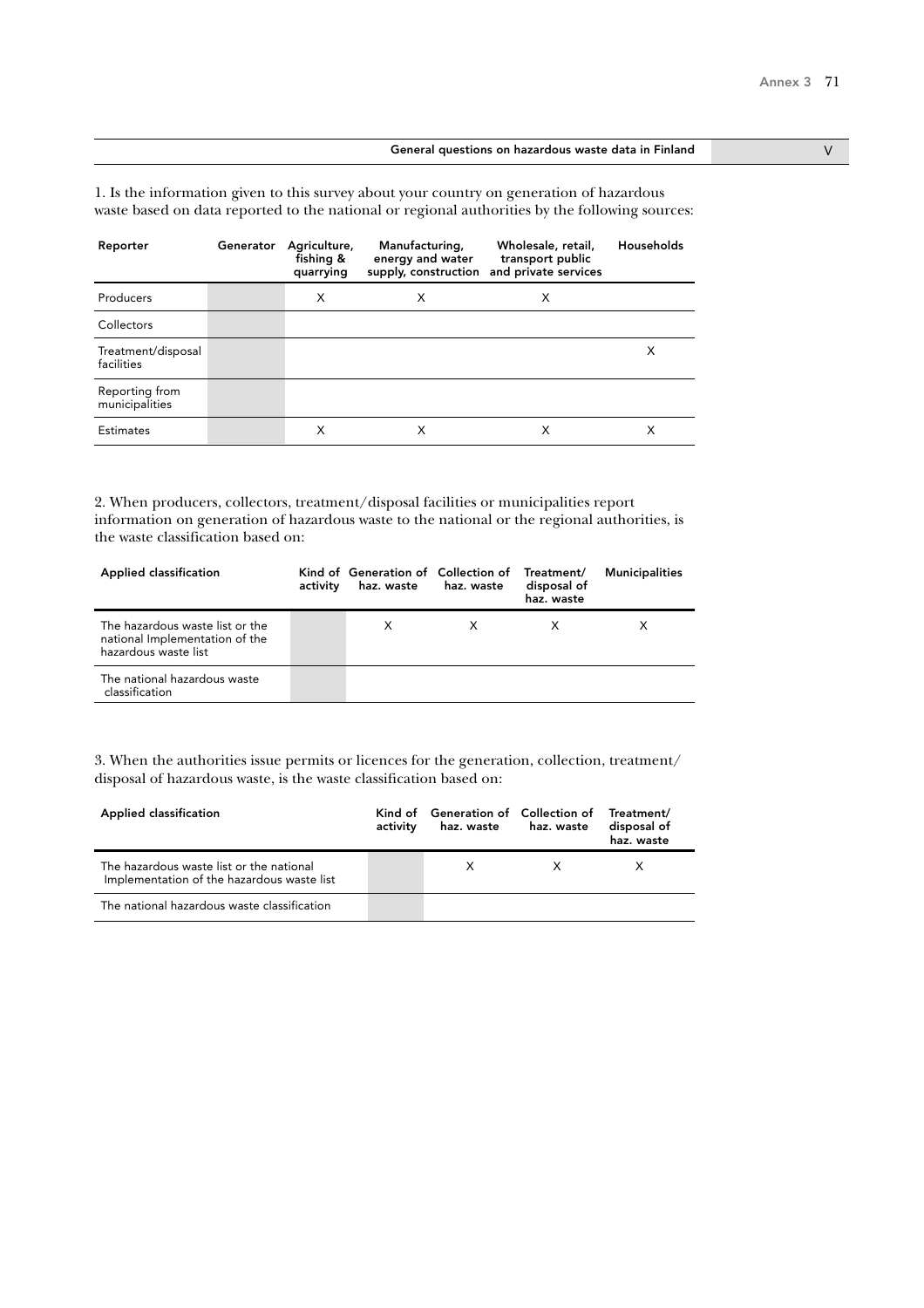## General questions on hazardous waste data in Finland V

1. Is the information given to this survey about your country on generation of hazardous waste based on data reported to the national or regional authorities by the following sources:

| Reporter | Generator | Agriculture, fishing & quarrying | Manufacturing, energy and water supply, construction | Wholesale, retail, transport public and private services | Households |
|---|---|---|---|---|---|
| Producers | | X | X | X | |
| Collectors | | | | | |
| Treatment/disposal facilities | | | | | X |
| Reporting from municipalities | | | | | |
| Estimates | | X | X | X | X |

2. When producers, collectors, treatment/disposal facilities or municipalities report information on generation of hazardous waste to the national or the regional authorities, is the waste classification based on:

| Applied classification | Kind of activity | Generation of haz. waste | Collection of haz. waste | Treatment/ disposal of haz. waste | Municipalities |
|---|---|---|---|---|---|
| The hazardous waste list or the national Implementation of the hazardous waste list | | X | X | X | X |
| The national hazardous waste classification | | | | | |

3. When the authorities issue permits or licences for the generation, collection, treatment/ disposal of hazardous waste, is the waste classification based on:

| Applied classification | Kind of activity | Generation of haz. waste | Collection of haz. waste | Treatment/ disposal of haz. waste |
|---|---|---|---|---|
| The hazardous waste list or the national Implementation of the hazardous waste list | | X | X | X |
| The national hazardous waste classification | | | | |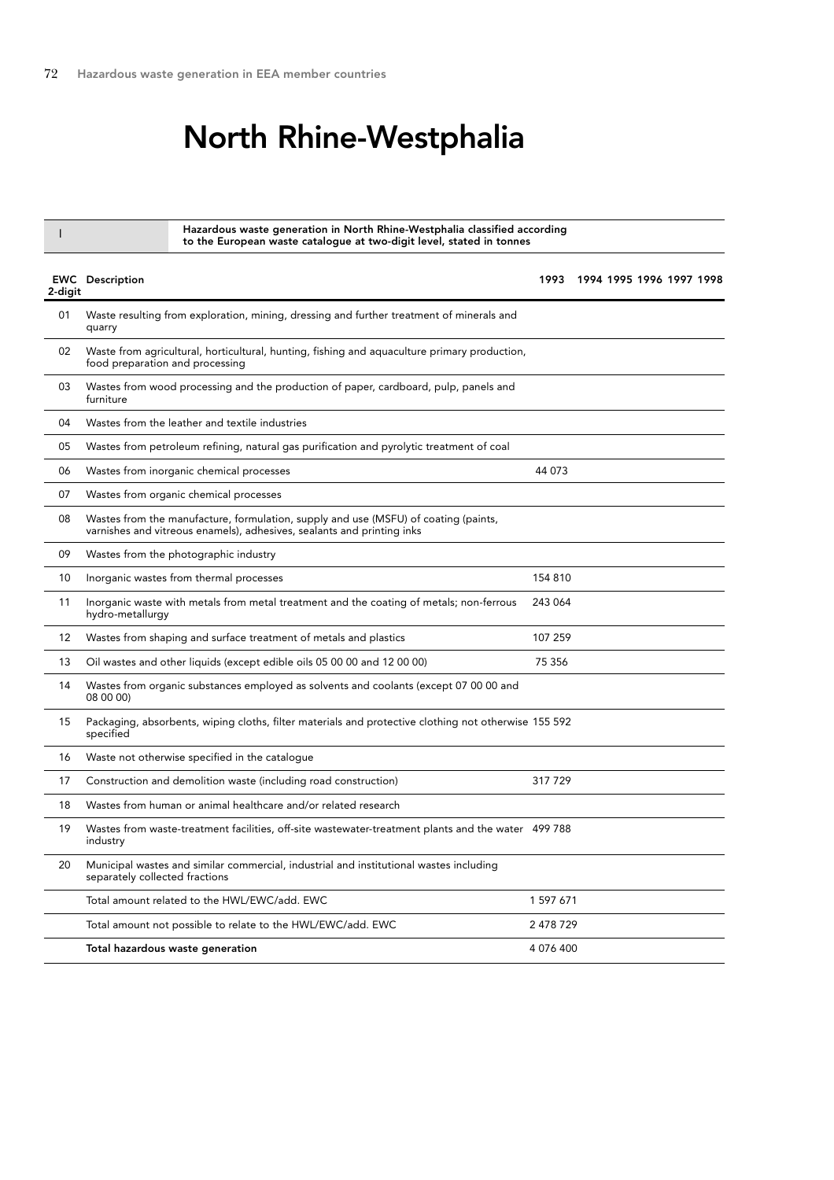# North Rhine-Westphalia

| I | Hazardous waste generation in North Rhine-Westphalia classified according to the European waste catalogue at two-digit level, stated in tonnes | | | | | | |
|---|---|---|---|---|---|---|---|
| **EWC 2-digit** | **Description** | **1993** | **1994** | **1995** | **1996** | **1997** | **1998** |
| 01 | Waste resulting from exploration, mining, dressing and further treatment of minerals and quarry | | | | | | |
| 02 | Waste from agricultural, horticultural, hunting, fishing and aquaculture primary production, food preparation and processing | | | | | | |
| 03 | Wastes from wood processing and the production of paper, cardboard, pulp, panels and furniture | | | | | | |
| 04 | Wastes from the leather and textile industries | | | | | | |
| 05 | Wastes from petroleum refining, natural gas purification and pyrolytic treatment of coal | | | | | | |
| 06 | Wastes from inorganic chemical processes | 44 073 | | | | | |
| 07 | Wastes from organic chemical processes | | | | | | |
| 08 | Wastes from the manufacture, formulation, supply and use (MSFU) of coating (paints, varnishes and vitreous enamels), adhesives, sealants and printing inks | | | | | | |
| 09 | Wastes from the photographic industry | | | | | | |
| 10 | Inorganic wastes from thermal processes | 154 810 | | | | | |
| 11 | Inorganic waste with metals from metal treatment and the coating of metals; non-ferrous hydro-metallurgy | 243 064 | | | | | |
| 12 | Wastes from shaping and surface treatment of metals and plastics | 107 259 | | | | | |
| 13 | Oil wastes and other liquids (except edible oils 05 00 00 and 12 00 00) | 75 356 | | | | | |
| 14 | Wastes from organic substances employed as solvents and coolants (except 07 00 00 and 08 00 00) | | | | | | |
| 15 | Packaging, absorbents, wiping cloths, filter materials and protective clothing not otherwise specified | 155 592 | | | | | |
| 16 | Waste not otherwise specified in the catalogue | | | | | | |
| 17 | Construction and demolition waste (including road construction) | 317 729 | | | | | |
| 18 | Wastes from human or animal healthcare and/or related research | | | | | | |
| 19 | Wastes from waste-treatment facilities, off-site wastewater-treatment plants and the water industry | 499 788 | | | | | |
| 20 | Municipal wastes and similar commercial, industrial and institutional wastes including separately collected fractions | | | | | | |
| | Total amount related to the HWL/EWC/add. EWC | 1 597 671 | | | | | |
| | Total amount not possible to relate to the HWL/EWC/add. EWC | 2 478 729 | | | | | |
| | **Total hazardous waste generation** | 4 076 400 | | | | | |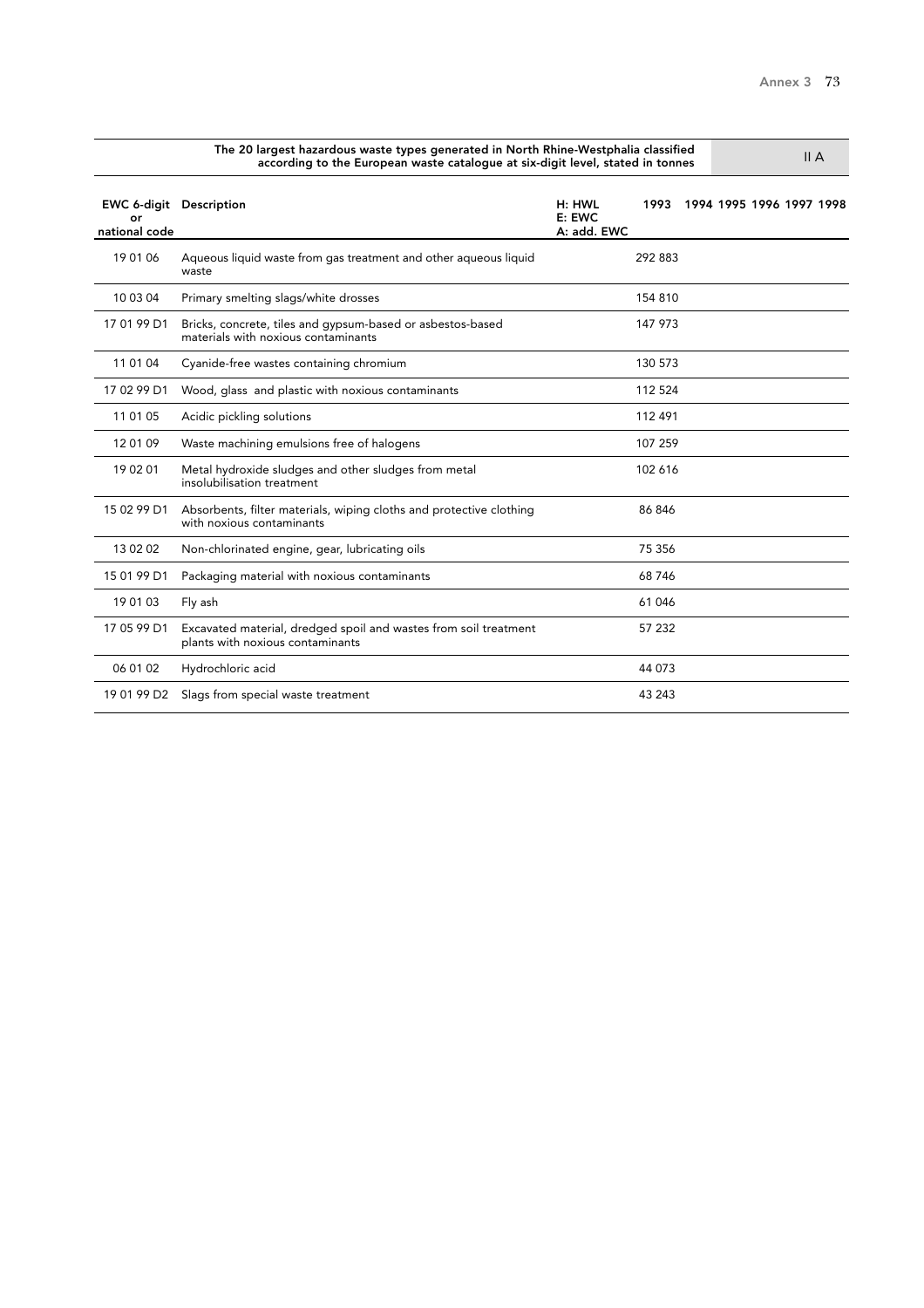**The 20 largest hazardous waste types generated in North Rhine-Westphalia classified according to the European waste catalogue at six-digit level, stated in tonnes** — II A

| EWC 6-digit or national code | Description | H: HWL E: EWC A: add. EWC | 1993 | 1994 | 1995 | 1996 | 1997 | 1998 |
|---|---|---|---|---|---|---|---|---|
| 19 01 06 | Aqueous liquid waste from gas treatment and other aqueous liquid waste | | 292 883 | | | | | |
| 10 03 04 | Primary smelting slags/white drosses | | 154 810 | | | | | |
| 17 01 99 D1 | Bricks, concrete, tiles and gypsum-based or asbestos-based materials with noxious contaminants | | 147 973 | | | | | |
| 11 01 04 | Cyanide-free wastes containing chromium | | 130 573 | | | | | |
| 17 02 99 D1 | Wood, glass and plastic with noxious contaminants | | 112 524 | | | | | |
| 11 01 05 | Acidic pickling solutions | | 112 491 | | | | | |
| 12 01 09 | Waste machining emulsions free of halogens | | 107 259 | | | | | |
| 19 02 01 | Metal hydroxide sludges and other sludges from metal insolubilisation treatment | | 102 616 | | | | | |
| 15 02 99 D1 | Absorbents, filter materials, wiping cloths and protective clothing with noxious contaminants | | 86 846 | | | | | |
| 13 02 02 | Non-chlorinated engine, gear, lubricating oils | | 75 356 | | | | | |
| 15 01 99 D1 | Packaging material with noxious contaminants | | 68 746 | | | | | |
| 19 01 03 | Fly ash | | 61 046 | | | | | |
| 17 05 99 D1 | Excavated material, dredged spoil and wastes from soil treatment plants with noxious contaminants | | 57 232 | | | | | |
| 06 01 02 | Hydrochloric acid | | 44 073 | | | | | |
| 19 01 99 D2 | Slags from special waste treatment | | 43 243 | | | | | |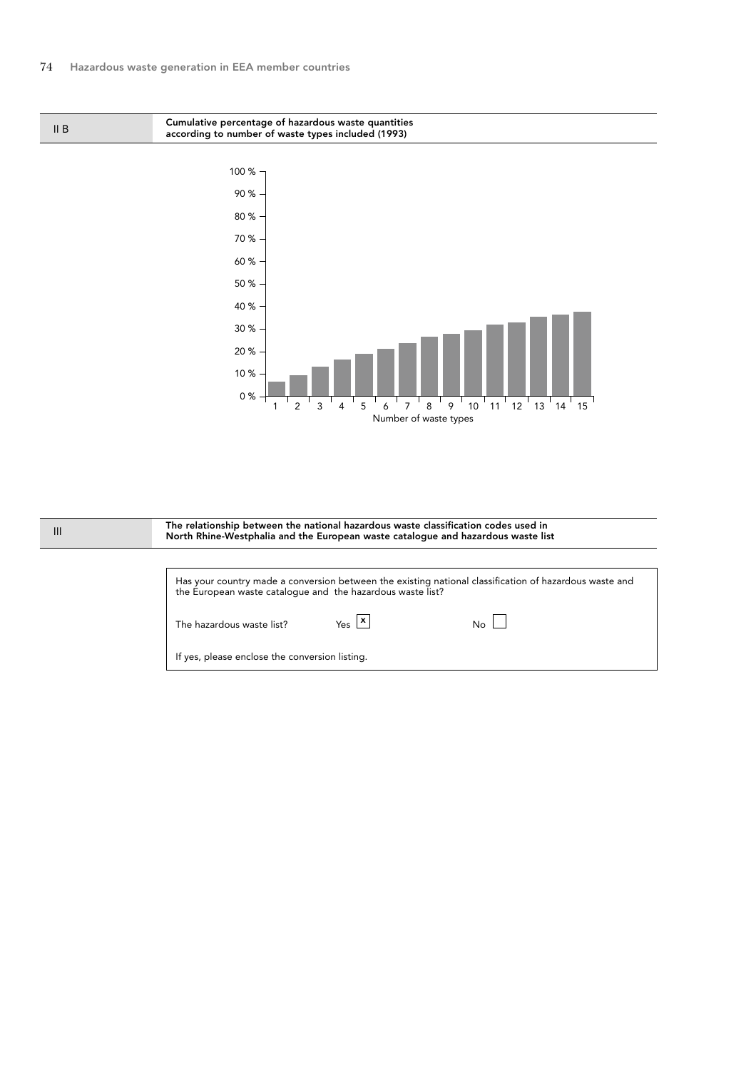**II B** — **Cumulative percentage of hazardous waste quantities according to number of waste types included (1993)**

**III** — **The relationship between the national hazardous waste classification codes used in North Rhine-Westphalia and the European waste catalogue and hazardous waste list**

Has your country made a conversion between the existing national classification of hazardous waste and the European waste catalogue and the hazardous waste list?

The hazardous waste list? Yes [x] No [ ]

If yes, please enclose the conversion listing.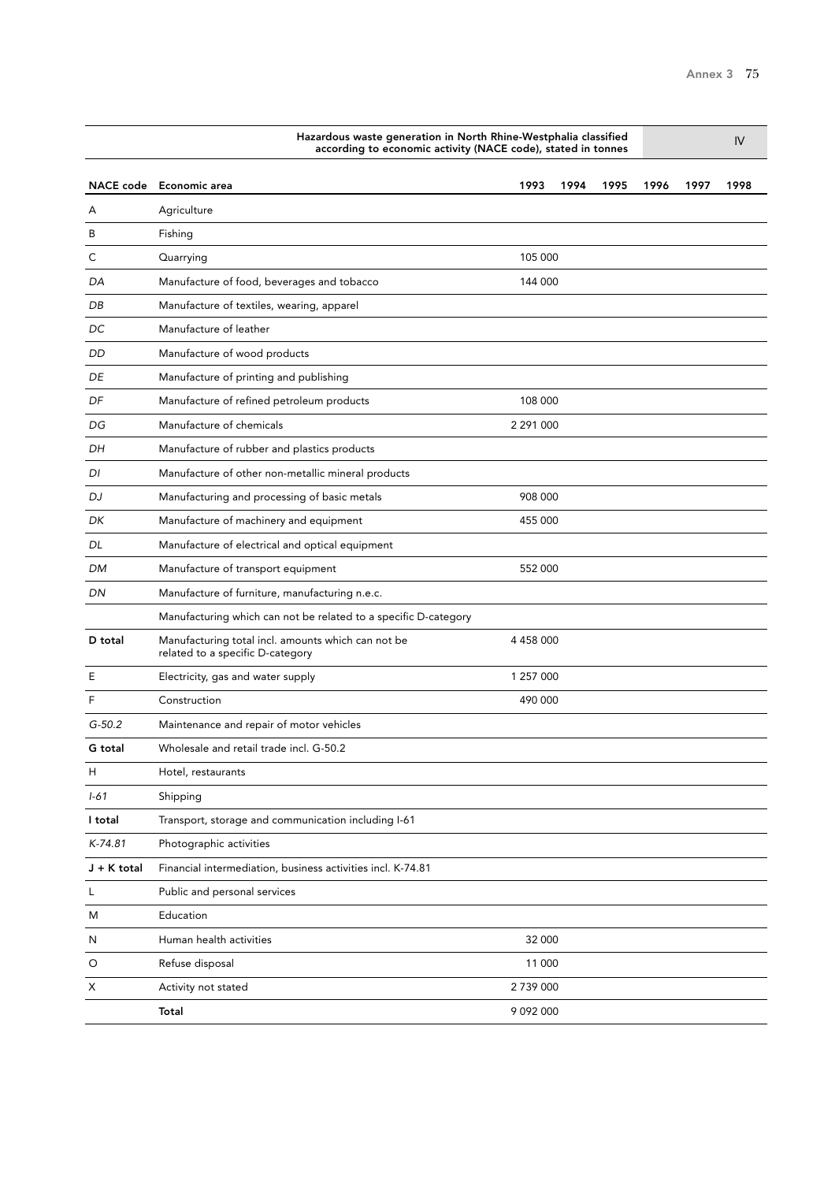**Hazardous waste generation in North Rhine-Westphalia classified according to economic activity (NACE code), stated in tonnes** — IV

| NACE code | Economic area | 1993 | 1994 | 1995 | 1996 | 1997 | 1998 |
|---|---|---|---|---|---|---|---|
| A | Agriculture | | | | | | |
| B | Fishing | | | | | | |
| C | Quarrying | 105 000 | | | | | |
| *DA* | Manufacture of food, beverages and tobacco | 144 000 | | | | | |
| *DB* | Manufacture of textiles, wearing, apparel | | | | | | |
| *DC* | Manufacture of leather | | | | | | |
| *DD* | Manufacture of wood products | | | | | | |
| *DE* | Manufacture of printing and publishing | | | | | | |
| *DF* | Manufacture of refined petroleum products | 108 000 | | | | | |
| *DG* | Manufacture of chemicals | 2 291 000 | | | | | |
| *DH* | Manufacture of rubber and plastics products | | | | | | |
| *DI* | Manufacture of other non-metallic mineral products | | | | | | |
| *DJ* | Manufacturing and processing of basic metals | 908 000 | | | | | |
| *DK* | Manufacture of machinery and equipment | 455 000 | | | | | |
| *DL* | Manufacture of electrical and optical equipment | | | | | | |
| *DM* | Manufacture of transport equipment | 552 000 | | | | | |
| *DN* | Manufacture of furniture, manufacturing n.e.c. | | | | | | |
| | Manufacturing which can not be related to a specific D-category | | | | | | |
| **D total** | Manufacturing total incl. amounts which can not be related to a specific D-category | 4 458 000 | | | | | |
| E | Electricity, gas and water supply | 1 257 000 | | | | | |
| F | Construction | 490 000 | | | | | |
| *G-50.2* | Maintenance and repair of motor vehicles | | | | | | |
| **G total** | Wholesale and retail trade incl. G-50.2 | | | | | | |
| H | Hotel, restaurants | | | | | | |
| *I-61* | Shipping | | | | | | |
| **I total** | Transport, storage and communication including I-61 | | | | | | |
| *K-74.81* | Photographic activities | | | | | | |
| **J + K total** | Financial intermediation, business activities incl. K-74.81 | | | | | | |
| L | Public and personal services | | | | | | |
| M | Education | | | | | | |
| N | Human health activities | 32 000 | | | | | |
| O | Refuse disposal | 11 000 | | | | | |
| X | Activity not stated | 2 739 000 | | | | | |
| | **Total** | 9 092 000 | | | | | |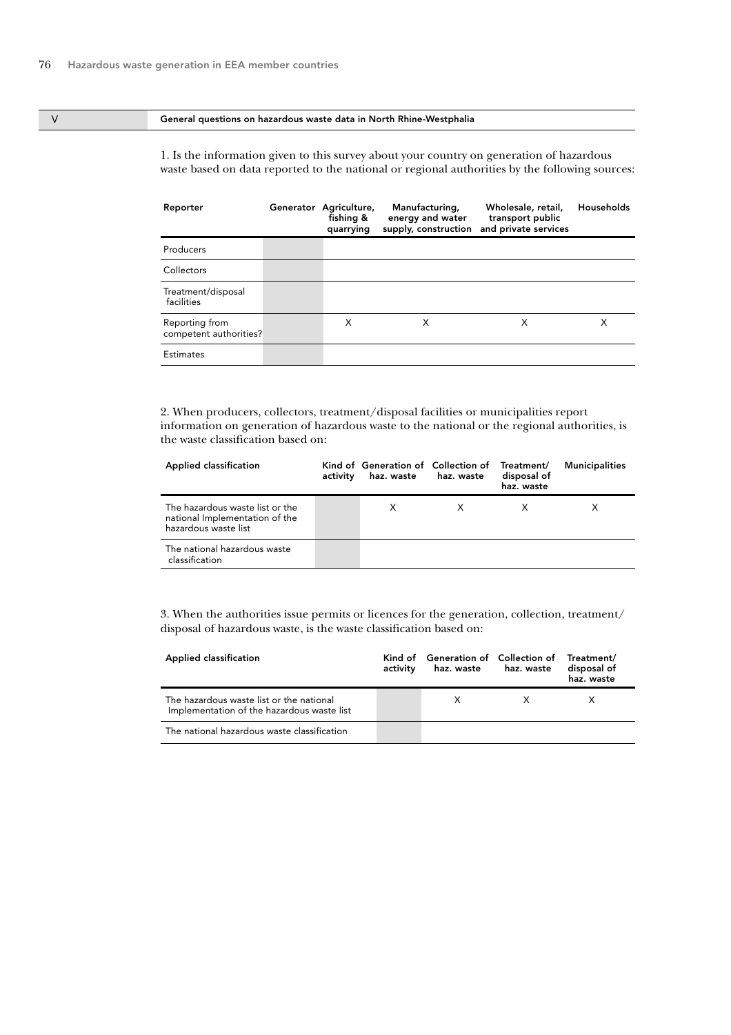## V General questions on hazardous waste data in North Rhine-Westphalia

1. Is the information given to this survey about your country on generation of hazardous waste based on data reported to the national or regional authorities by the following sources:

| Reporter | Generator | Agriculture, fishing & quarrying | Manufacturing, energy and water supply, construction | Wholesale, retail, transport public and private services | Households |
|---|---|---|---|---|---|
| Producers | | | | | |
| Collectors | | | | | |
| Treatment/disposal facilities | | | | | |
| Reporting from competent authorities? | | X | X | X | X |
| Estimates | | | | | |

2. When producers, collectors, treatment/disposal facilities or municipalities report information on generation of hazardous waste to the national or the regional authorities, is the waste classification based on:

| Applied classification | Kind of activity | Generation of haz. waste | Collection of haz. waste | Treatment/ disposal of haz. waste | Municipalities |
|---|---|---|---|---|---|
| The hazardous waste list or the national Implementation of the hazardous waste list | | X | X | X | X |
| The national hazardous waste classification | | | | | |

3. When the authorities issue permits or licences for the generation, collection, treatment/disposal of hazardous waste, is the waste classification based on:

| Applied classification | Kind of activity | Generation of haz. waste | Collection of haz. waste | Treatment/ disposal of haz. waste |
|---|---|---|---|---|
| The hazardous waste list or the national Implementation of the hazardous waste list | | X | X | X |
| The national hazardous waste classification | | | | |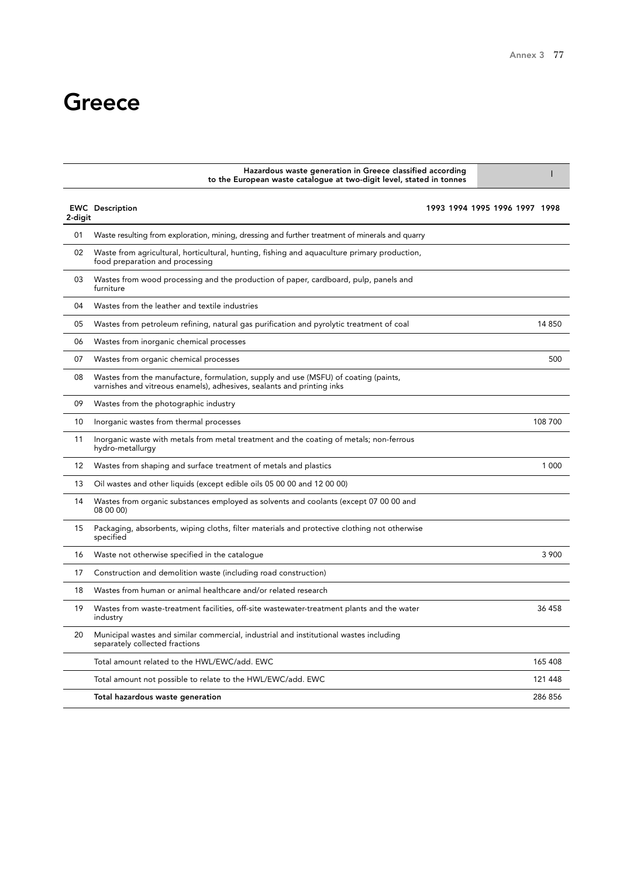# Greece

**Hazardous waste generation in Greece classified according to the European waste catalogue at two-digit level, stated in tonnes** | I

| EWC 2-digit | Description | 1993 | 1994 | 1995 | 1996 | 1997 | 1998 |
|---|---|---|---|---|---|---|---|
| 01 | Waste resulting from exploration, mining, dressing and further treatment of minerals and quarry | | | | | | |
| 02 | Waste from agricultural, horticultural, hunting, fishing and aquaculture primary production, food preparation and processing | | | | | | |
| 03 | Wastes from wood processing and the production of paper, cardboard, pulp, panels and furniture | | | | | | |
| 04 | Wastes from the leather and textile industries | | | | | | |
| 05 | Wastes from petroleum refining, natural gas purification and pyrolytic treatment of coal | | | | | | 14 850 |
| 06 | Wastes from inorganic chemical processes | | | | | | |
| 07 | Wastes from organic chemical processes | | | | | | 500 |
| 08 | Wastes from the manufacture, formulation, supply and use (MSFU) of coating (paints, varnishes and vitreous enamels), adhesives, sealants and printing inks | | | | | | |
| 09 | Wastes from the photographic industry | | | | | | |
| 10 | Inorganic wastes from thermal processes | | | | | | 108 700 |
| 11 | Inorganic waste with metals from metal treatment and the coating of metals; non-ferrous hydro-metallurgy | | | | | | |
| 12 | Wastes from shaping and surface treatment of metals and plastics | | | | | | 1 000 |
| 13 | Oil wastes and other liquids (except edible oils 05 00 00 and 12 00 00) | | | | | | |
| 14 | Wastes from organic substances employed as solvents and coolants (except 07 00 00 and 08 00 00) | | | | | | |
| 15 | Packaging, absorbents, wiping cloths, filter materials and protective clothing not otherwise specified | | | | | | |
| 16 | Waste not otherwise specified in the catalogue | | | | | | 3 900 |
| 17 | Construction and demolition waste (including road construction) | | | | | | |
| 18 | Wastes from human or animal healthcare and/or related research | | | | | | |
| 19 | Wastes from waste-treatment facilities, off-site wastewater-treatment plants and the water industry | | | | | | 36 458 |
| 20 | Municipal wastes and similar commercial, industrial and institutional wastes including separately collected fractions | | | | | | |
| | Total amount related to the HWL/EWC/add. EWC | | | | | | 165 408 |
| | Total amount not possible to relate to the HWL/EWC/add. EWC | | | | | | 121 448 |
| | **Total hazardous waste generation** | | | | | | 286 856 |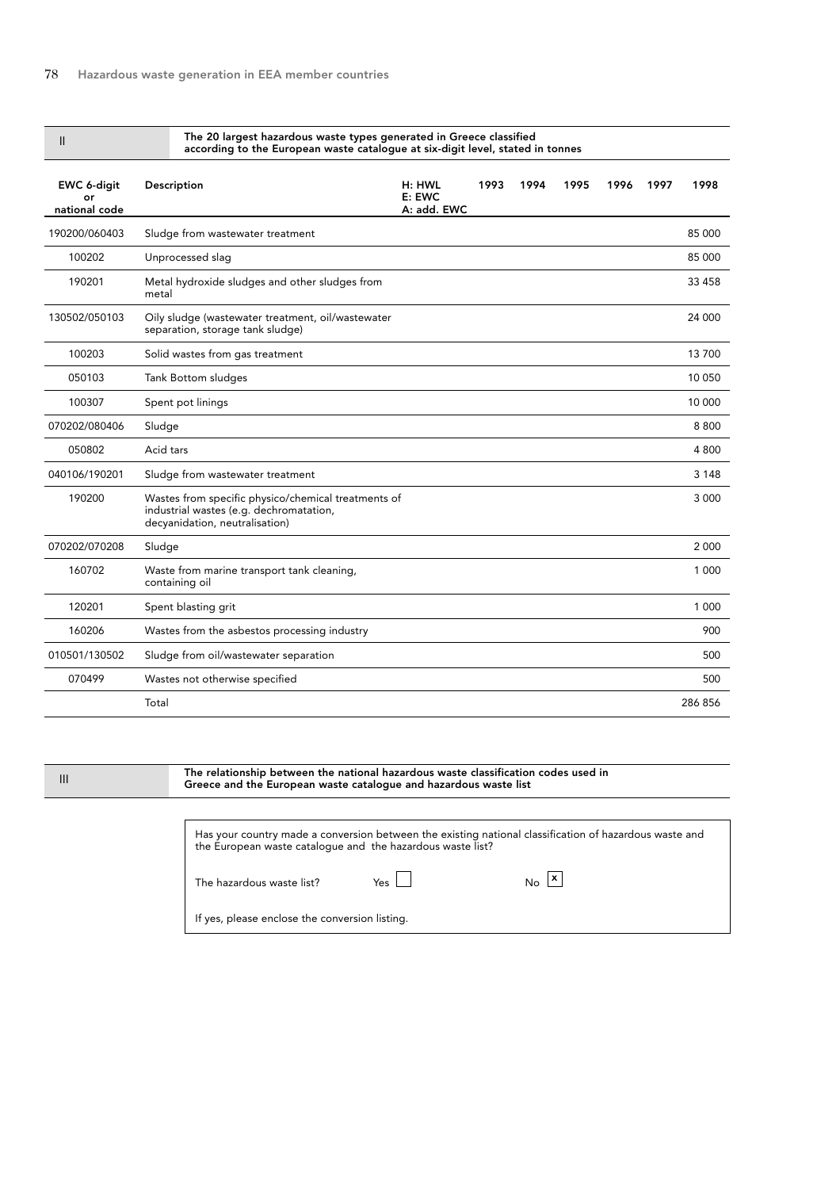## II The 20 largest hazardous waste types generated in Greece classified according to the European waste catalogue at six-digit level, stated in tonnes

| EWC 6-digit or national code | Description | H: HWL E: EWC A: add. EWC | 1993 | 1994 | 1995 | 1996 | 1997 | 1998 |
|---|---|---|---|---|---|---|---|---|
| 190200/060403 | Sludge from wastewater treatment | | | | | | | 85 000 |
| 100202 | Unprocessed slag | | | | | | | 85 000 |
| 190201 | Metal hydroxide sludges and other sludges from metal | | | | | | | 33 458 |
| 130502/050103 | Oily sludge (wastewater treatment, oil/wastewater separation, storage tank sludge) | | | | | | | 24 000 |
| 100203 | Solid wastes from gas treatment | | | | | | | 13 700 |
| 050103 | Tank Bottom sludges | | | | | | | 10 050 |
| 100307 | Spent pot linings | | | | | | | 10 000 |
| 070202/080406 | Sludge | | | | | | | 8 800 |
| 050802 | Acid tars | | | | | | | 4 800 |
| 040106/190201 | Sludge from wastewater treatment | | | | | | | 3 148 |
| 190200 | Wastes from specific physico/chemical treatments of industrial wastes (e.g. dechromatation, decyanidation, neutralisation) | | | | | | | 3 000 |
| 070202/070208 | Sludge | | | | | | | 2 000 |
| 160702 | Waste from marine transport tank cleaning, containing oil | | | | | | | 1 000 |
| 120201 | Spent blasting grit | | | | | | | 1 000 |
| 160206 | Wastes from the asbestos processing industry | | | | | | | 900 |
| 010501/130502 | Sludge from oil/wastewater separation | | | | | | | 500 |
| 070499 | Wastes not otherwise specified | | | | | | | 500 |
| | Total | | | | | | | 286 856 |

## III The relationship between the national hazardous waste classification codes used in Greece and the European waste catalogue and hazardous waste list

Has your country made a conversion between the existing national classification of hazardous waste and the European waste catalogue and the hazardous waste list?

The hazardous waste list? Yes ☐ No ☒

If yes, please enclose the conversion listing.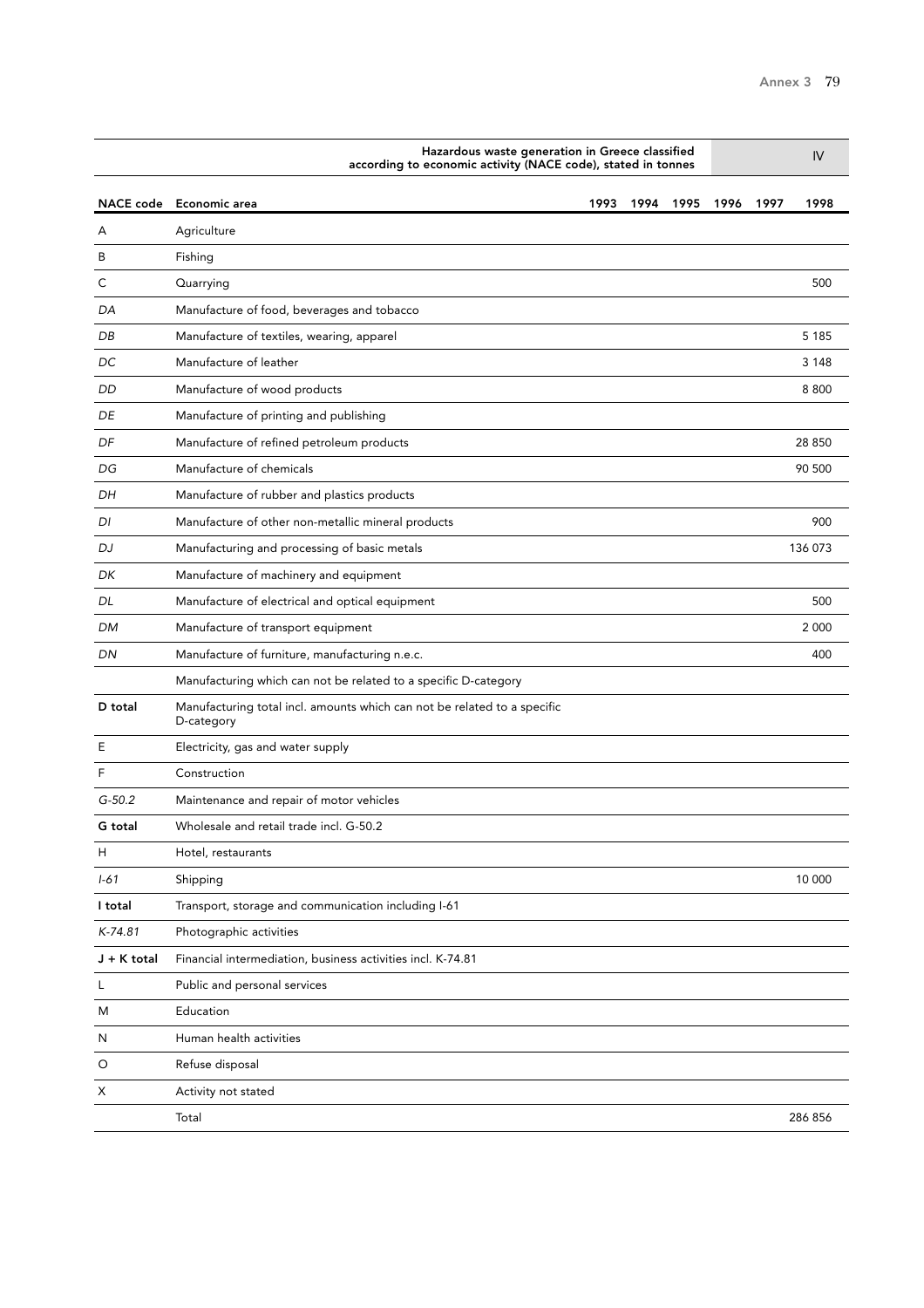Hazardous waste generation in Greece classified according to economic activity (NACE code), stated in tonnes — IV

| NACE code | Economic area | 1993 | 1994 | 1995 | 1996 | 1997 | 1998 |
|---|---|---|---|---|---|---|---|
| A | Agriculture | | | | | | |
| B | Fishing | | | | | | |
| C | Quarrying | | | | | | 500 |
| *DA* | Manufacture of food, beverages and tobacco | | | | | | |
| *DB* | Manufacture of textiles, wearing, apparel | | | | | | 5 185 |
| *DC* | Manufacture of leather | | | | | | 3 148 |
| *DD* | Manufacture of wood products | | | | | | 8 800 |
| *DE* | Manufacture of printing and publishing | | | | | | |
| *DF* | Manufacture of refined petroleum products | | | | | | 28 850 |
| *DG* | Manufacture of chemicals | | | | | | 90 500 |
| *DH* | Manufacture of rubber and plastics products | | | | | | |
| *DI* | Manufacture of other non-metallic mineral products | | | | | | 900 |
| *DJ* | Manufacturing and processing of basic metals | | | | | | 136 073 |
| *DK* | Manufacture of machinery and equipment | | | | | | |
| *DL* | Manufacture of electrical and optical equipment | | | | | | 500 |
| *DM* | Manufacture of transport equipment | | | | | | 2 000 |
| *DN* | Manufacture of furniture, manufacturing n.e.c. | | | | | | 400 |
| | Manufacturing which can not be related to a specific D-category | | | | | | |
| **D total** | Manufacturing total incl. amounts which can not be related to a specific D-category | | | | | | |
| E | Electricity, gas and water supply | | | | | | |
| F | Construction | | | | | | |
| *G-50.2* | Maintenance and repair of motor vehicles | | | | | | |
| **G total** | Wholesale and retail trade incl. G-50.2 | | | | | | |
| H | Hotel, restaurants | | | | | | |
| *I-61* | Shipping | | | | | | 10 000 |
| **I total** | Transport, storage and communication including I-61 | | | | | | |
| *K-74.81* | Photographic activities | | | | | | |
| **J + K total** | Financial intermediation, business activities incl. K-74.81 | | | | | | |
| L | Public and personal services | | | | | | |
| M | Education | | | | | | |
| N | Human health activities | | | | | | |
| O | Refuse disposal | | | | | | |
| X | Activity not stated | | | | | | |
| | Total | | | | | | 286 856 |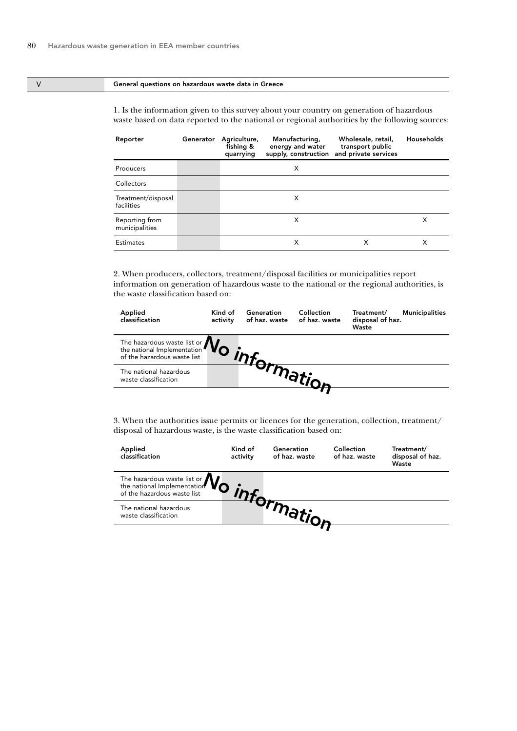## V General questions on hazardous waste data in Greece

1. Is the information given to this survey about your country on generation of hazardous waste based on data reported to the national or regional authorities by the following sources:

| Reporter | Generator | Agriculture, fishing & quarrying | Manufacturing, energy and water supply, construction | Wholesale, retail, transport public and private services | Households |
|---|---|---|---|---|---|
| Producers | | | X | | |
| Collectors | | | | | |
| Treatment/disposal facilities | | | X | | |
| Reporting from municipalities | | | X | | X |
| Estimates | | | X | X | X |

2. When producers, collectors, treatment/disposal facilities or municipalities report information on generation of hazardous waste to the national or the regional authorities, is the waste classification based on:

| Applied classification | Kind of activity | Generation of haz. waste | Collection of haz. waste | Treatment/ disposal of haz. Waste | Municipalities |
|---|---|---|---|---|---|
| The hazardous waste list or the national Implementation of the hazardous waste list | | | | | |
| The national hazardous waste classification | | | | | |

No information

3. When the authorities issue permits or licences for the generation, collection, treatment/ disposal of hazardous waste, is the waste classification based on:

| Applied classification | Kind of activity | Generation of haz. waste | Collection of haz. waste | Treatment/ disposal of haz. Waste |
|---|---|---|---|---|
| The hazardous waste list or the national Implementation of the hazardous waste list | | | | |
| The national hazardous waste classification | | | | |

No information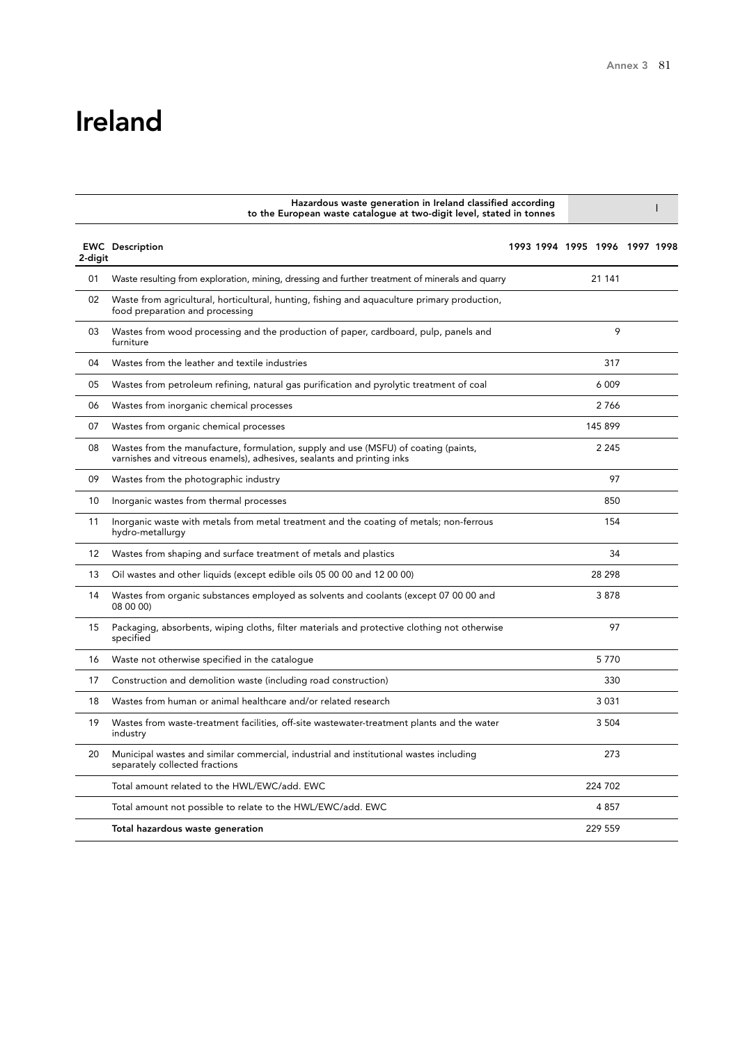# Ireland

**Hazardous waste generation in Ireland classified according to the European waste catalogue at two-digit level, stated in tonnes** I

| EWC 2-digit | Description | 1993 | 1994 | 1995 | 1996 | 1997 | 1998 |
|---|---|---|---|---|---|---|---|
| 01 | Waste resulting from exploration, mining, dressing and further treatment of minerals and quarry | | | | 21 141 | | |
| 02 | Waste from agricultural, horticultural, hunting, fishing and aquaculture primary production, food preparation and processing | | | | | | |
| 03 | Wastes from wood processing and the production of paper, cardboard, pulp, panels and furniture | | | | 9 | | |
| 04 | Wastes from the leather and textile industries | | | | 317 | | |
| 05 | Wastes from petroleum refining, natural gas purification and pyrolytic treatment of coal | | | | 6 009 | | |
| 06 | Wastes from inorganic chemical processes | | | | 2 766 | | |
| 07 | Wastes from organic chemical processes | | | | 145 899 | | |
| 08 | Wastes from the manufacture, formulation, supply and use (MSFU) of coating (paints, varnishes and vitreous enamels), adhesives, sealants and printing inks | | | | 2 245 | | |
| 09 | Wastes from the photographic industry | | | | 97 | | |
| 10 | Inorganic wastes from thermal processes | | | | 850 | | |
| 11 | Inorganic waste with metals from metal treatment and the coating of metals; non-ferrous hydro-metallurgy | | | | 154 | | |
| 12 | Wastes from shaping and surface treatment of metals and plastics | | | | 34 | | |
| 13 | Oil wastes and other liquids (except edible oils 05 00 00 and 12 00 00) | | | | 28 298 | | |
| 14 | Wastes from organic substances employed as solvents and coolants (except 07 00 00 and 08 00 00) | | | | 3 878 | | |
| 15 | Packaging, absorbents, wiping cloths, filter materials and protective clothing not otherwise specified | | | | 97 | | |
| 16 | Waste not otherwise specified in the catalogue | | | | 5 770 | | |
| 17 | Construction and demolition waste (including road construction) | | | | 330 | | |
| 18 | Wastes from human or animal healthcare and/or related research | | | | 3 031 | | |
| 19 | Wastes from waste-treatment facilities, off-site wastewater-treatment plants and the water industry | | | | 3 504 | | |
| 20 | Municipal wastes and similar commercial, industrial and institutional wastes including separately collected fractions | | | | 273 | | |
| | Total amount related to the HWL/EWC/add. EWC | | | | 224 702 | | |
| | Total amount not possible to relate to the HWL/EWC/add. EWC | | | | 4 857 | | |
| | **Total hazardous waste generation** | | | | 229 559 | | |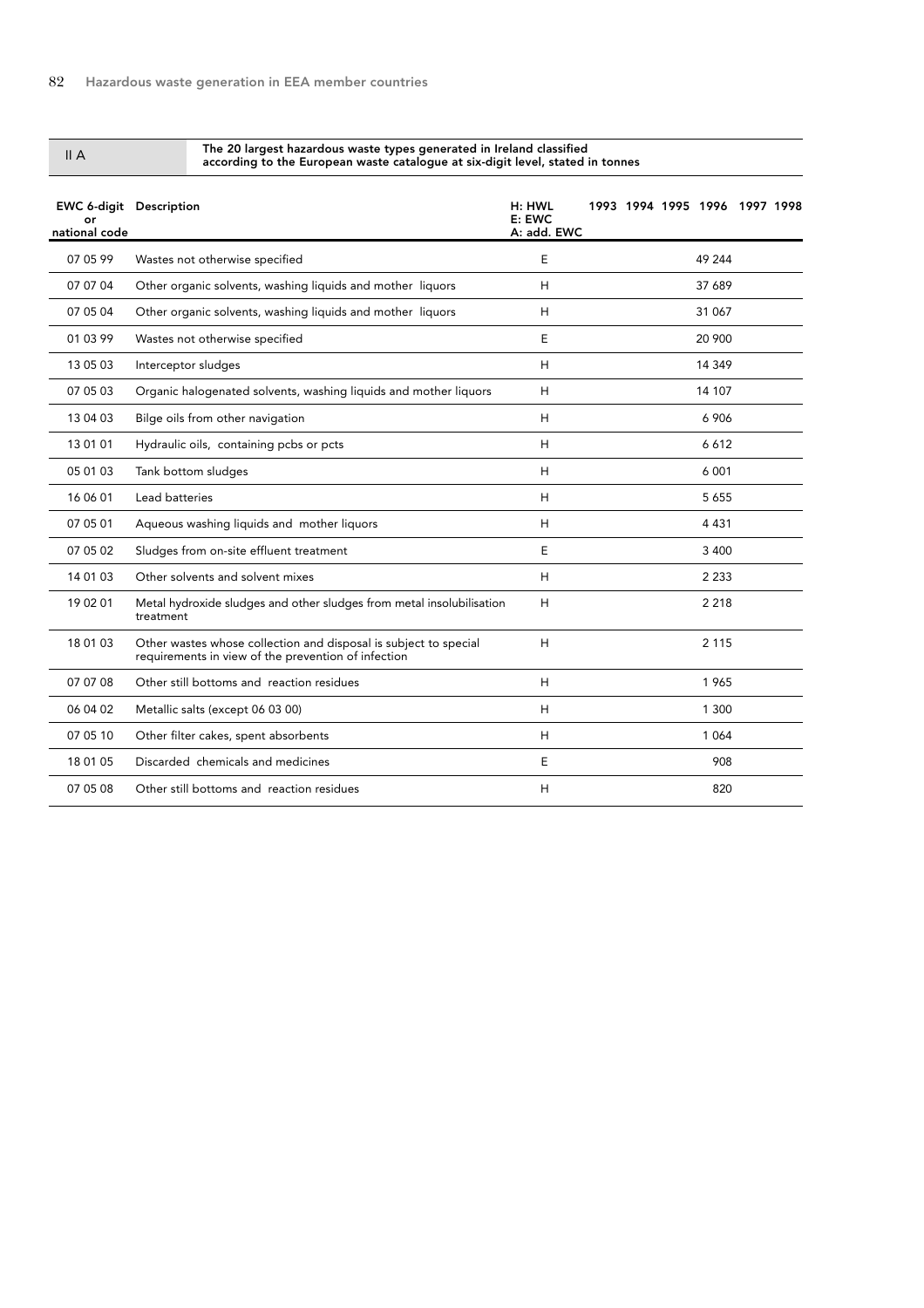II A — The 20 largest hazardous waste types generated in Ireland classified according to the European waste catalogue at six-digit level, stated in tonnes

| EWC 6-digit or national code | Description | H: HWL E: EWC A: add. EWC | 1993 | 1994 | 1995 | 1996 | 1997 | 1998 |
|---|---|---|---|---|---|---|---|---|
| 07 05 99 | Wastes not otherwise specified | E | | | | 49 244 | | |
| 07 07 04 | Other organic solvents, washing liquids and mother liquors | H | | | | 37 689 | | |
| 07 05 04 | Other organic solvents, washing liquids and mother liquors | H | | | | 31 067 | | |
| 01 03 99 | Wastes not otherwise specified | E | | | | 20 900 | | |
| 13 05 03 | Interceptor sludges | H | | | | 14 349 | | |
| 07 05 03 | Organic halogenated solvents, washing liquids and mother liquors | H | | | | 14 107 | | |
| 13 04 03 | Bilge oils from other navigation | H | | | | 6 906 | | |
| 13 01 01 | Hydraulic oils, containing pcbs or pcts | H | | | | 6 612 | | |
| 05 01 03 | Tank bottom sludges | H | | | | 6 001 | | |
| 16 06 01 | Lead batteries | H | | | | 5 655 | | |
| 07 05 01 | Aqueous washing liquids and mother liquors | H | | | | 4 431 | | |
| 07 05 02 | Sludges from on-site effluent treatment | E | | | | 3 400 | | |
| 14 01 03 | Other solvents and solvent mixes | H | | | | 2 233 | | |
| 19 02 01 | Metal hydroxide sludges and other sludges from metal insolubilisation treatment | H | | | | 2 218 | | |
| 18 01 03 | Other wastes whose collection and disposal is subject to special requirements in view of the prevention of infection | H | | | | 2 115 | | |
| 07 07 08 | Other still bottoms and reaction residues | H | | | | 1 965 | | |
| 06 04 02 | Metallic salts (except 06 03 00) | H | | | | 1 300 | | |
| 07 05 10 | Other filter cakes, spent absorbents | H | | | | 1 064 | | |
| 18 01 05 | Discarded chemicals and medicines | E | | | | 908 | | |
| 07 05 08 | Other still bottoms and reaction residues | H | | | | 820 | | |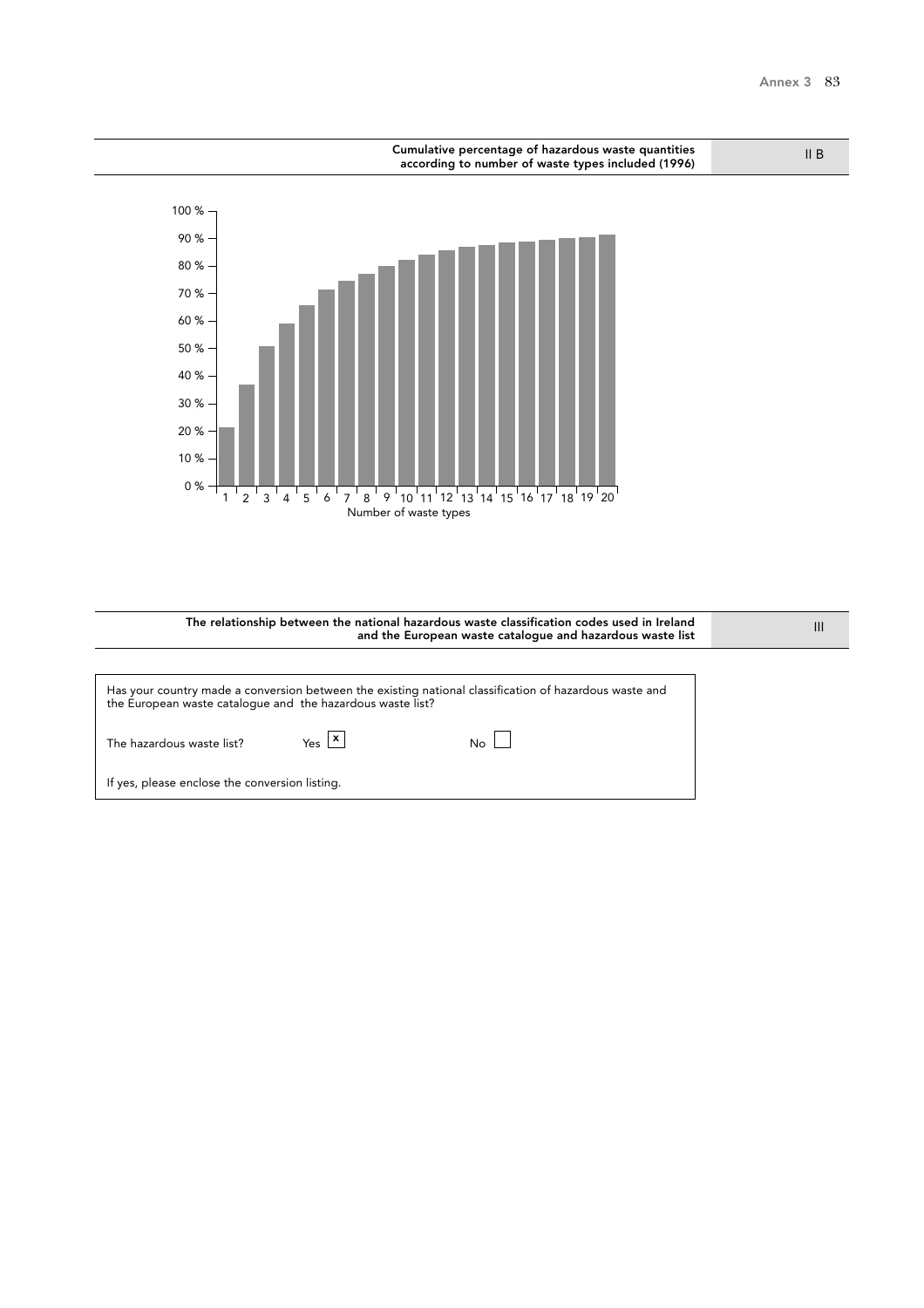## Cumulative percentage of hazardous waste quantities according to number of waste types included (1996) — II B

100 %
90 %
80 %
70 %
60 %
50 %
40 %
30 %
20 %
10 %
0 %

1 2 3 4 5 6 7 8 9 10 11 12 13 14 15 16 17 18 19 20

Number of waste types

## The relationship between the national hazardous waste classification codes used in Ireland and the European waste catalogue and hazardous waste list — III

Has your country made a conversion between the existing national classification of hazardous waste and the European waste catalogue and the hazardous waste list?

The hazardous waste list? Yes [x] No [ ]

If yes, please enclose the conversion listing.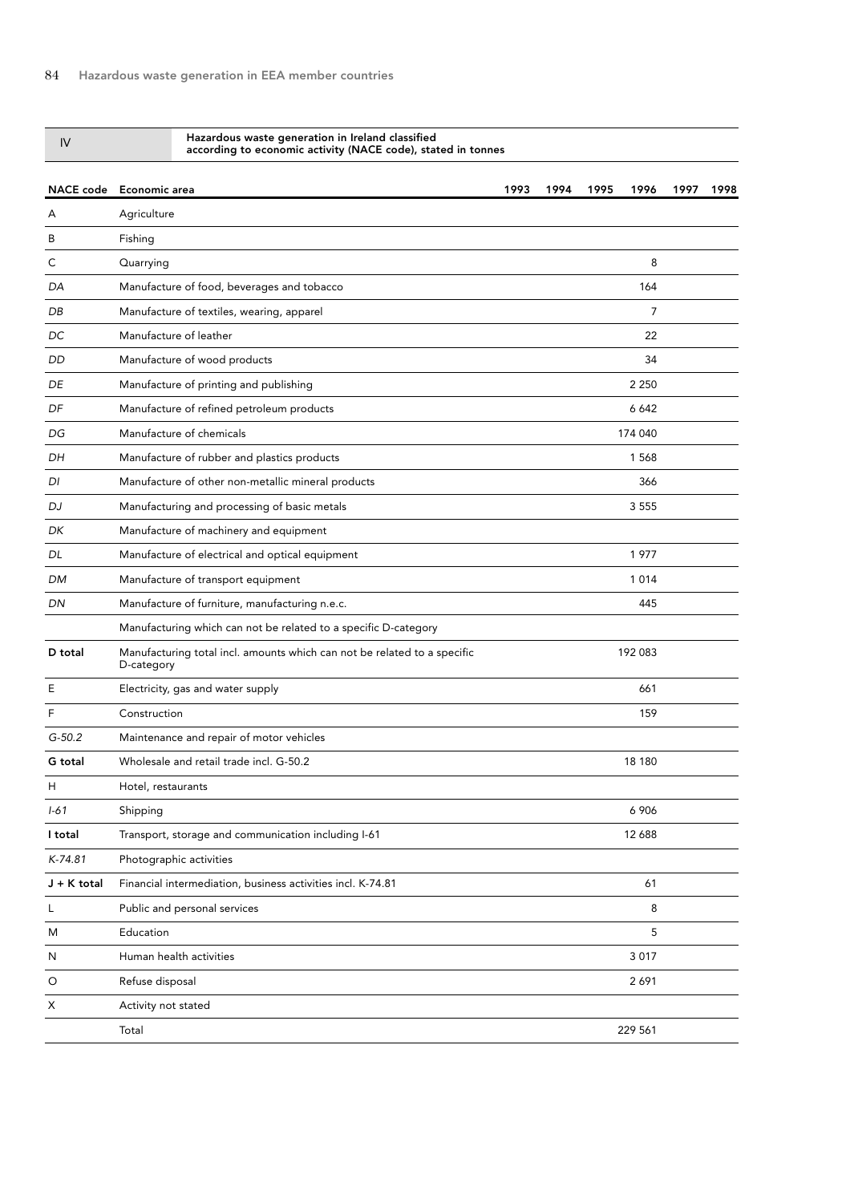IV **Hazardous waste generation in Ireland classified according to economic activity (NACE code), stated in tonnes**

| NACE code | Economic area | 1993 | 1994 | 1995 | 1996 | 1997 | 1998 |
|---|---|---|---|---|---|---|---|
| A | Agriculture | | | | | | |
| B | Fishing | | | | | | |
| C | Quarrying | | | | 8 | | |
| *DA* | Manufacture of food, beverages and tobacco | | | | 164 | | |
| *DB* | Manufacture of textiles, wearing, apparel | | | | 7 | | |
| *DC* | Manufacture of leather | | | | 22 | | |
| *DD* | Manufacture of wood products | | | | 34 | | |
| *DE* | Manufacture of printing and publishing | | | | 2 250 | | |
| *DF* | Manufacture of refined petroleum products | | | | 6 642 | | |
| *DG* | Manufacture of chemicals | | | | 174 040 | | |
| *DH* | Manufacture of rubber and plastics products | | | | 1 568 | | |
| *DI* | Manufacture of other non-metallic mineral products | | | | 366 | | |
| *DJ* | Manufacturing and processing of basic metals | | | | 3 555 | | |
| *DK* | Manufacture of machinery and equipment | | | | | | |
| *DL* | Manufacture of electrical and optical equipment | | | | 1 977 | | |
| *DM* | Manufacture of transport equipment | | | | 1 014 | | |
| *DN* | Manufacture of furniture, manufacturing n.e.c. | | | | 445 | | |
| | Manufacturing which can not be related to a specific D-category | | | | | | |
| **D total** | Manufacturing total incl. amounts which can not be related to a specific D-category | | | | 192 083 | | |
| E | Electricity, gas and water supply | | | | 661 | | |
| F | Construction | | | | 159 | | |
| *G-50.2* | Maintenance and repair of motor vehicles | | | | | | |
| **G total** | Wholesale and retail trade incl. G-50.2 | | | | 18 180 | | |
| H | Hotel, restaurants | | | | | | |
| *I-61* | Shipping | | | | 6 906 | | |
| **I total** | Transport, storage and communication including I-61 | | | | 12 688 | | |
| *K-74.81* | Photographic activities | | | | | | |
| **J + K total** | Financial intermediation, business activities incl. K-74.81 | | | | 61 | | |
| L | Public and personal services | | | | 8 | | |
| M | Education | | | | 5 | | |
| N | Human health activities | | | | 3 017 | | |
| O | Refuse disposal | | | | 2 691 | | |
| X | Activity not stated | | | | | | |
| | Total | | | | 229 561 | | |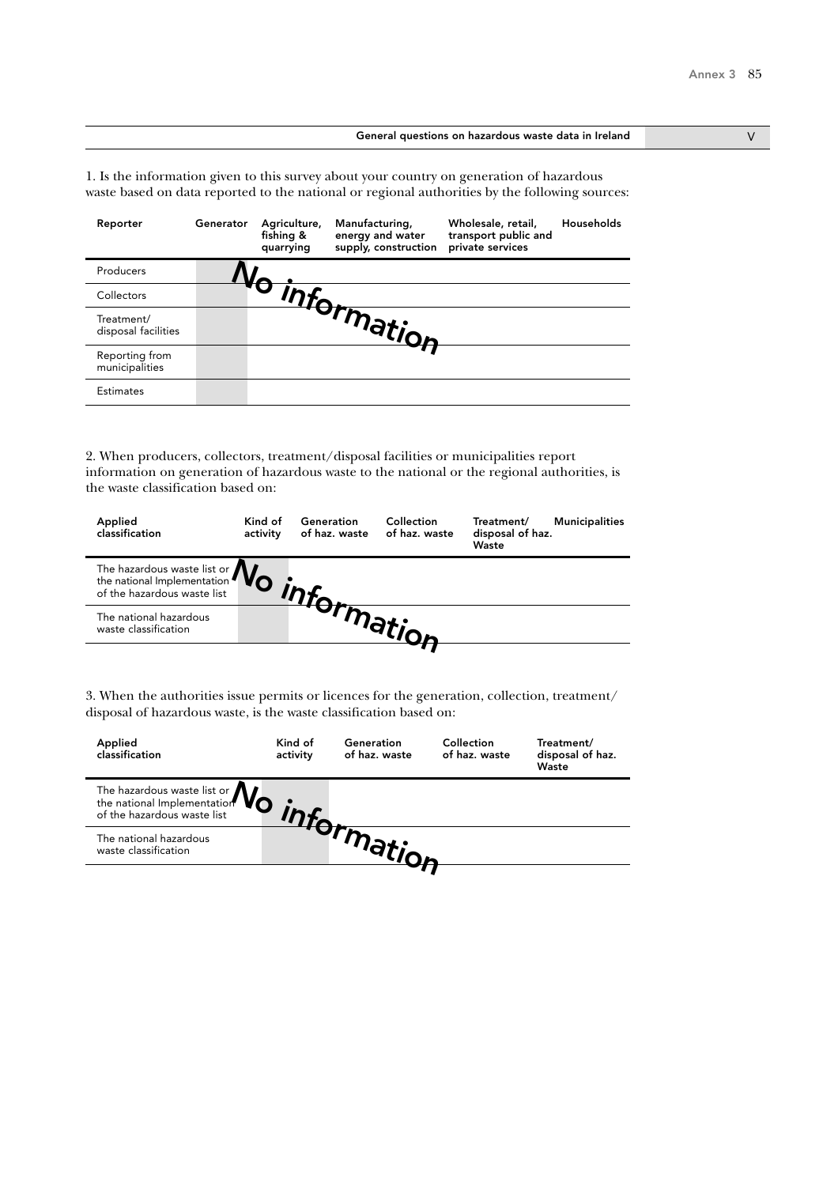## General questions on hazardous waste data in Ireland

1. Is the information given to this survey about your country on generation of hazardous waste based on data reported to the national or regional authorities by the following sources:

| Reporter | Generator | Agriculture, fishing & quarrying | Manufacturing, energy and water supply, construction | Wholesale, retail, transport public and private services | Households |
|---|---|---|---|---|---|
| Producers | | | | | |
| Collectors | | | | | |
| Treatment/ disposal facilities | | | | | |
| Reporting from municipalities | | | | | |
| Estimates | | | | | |

No information

2. When producers, collectors, treatment/disposal facilities or municipalities report information on generation of hazardous waste to the national or the regional authorities, is the waste classification based on:

| Applied classification | Kind of activity | Generation of haz. waste | Collection of haz. waste | Treatment/ disposal of haz. Waste | Municipalities |
|---|---|---|---|---|---|
| The hazardous waste list or the national Implementation of the hazardous waste list | | | | | |
| The national hazardous waste classification | | | | | |

No information

3. When the authorities issue permits or licences for the generation, collection, treatment/ disposal of hazardous waste, is the waste classification based on:

| Applied classification | Kind of activity | Generation of haz. waste | Collection of haz. waste | Treatment/ disposal of haz. Waste |
|---|---|---|---|---|
| The hazardous waste list or the national Implementation of the hazardous waste list | | | | |
| The national hazardous waste classification | | | | |

No information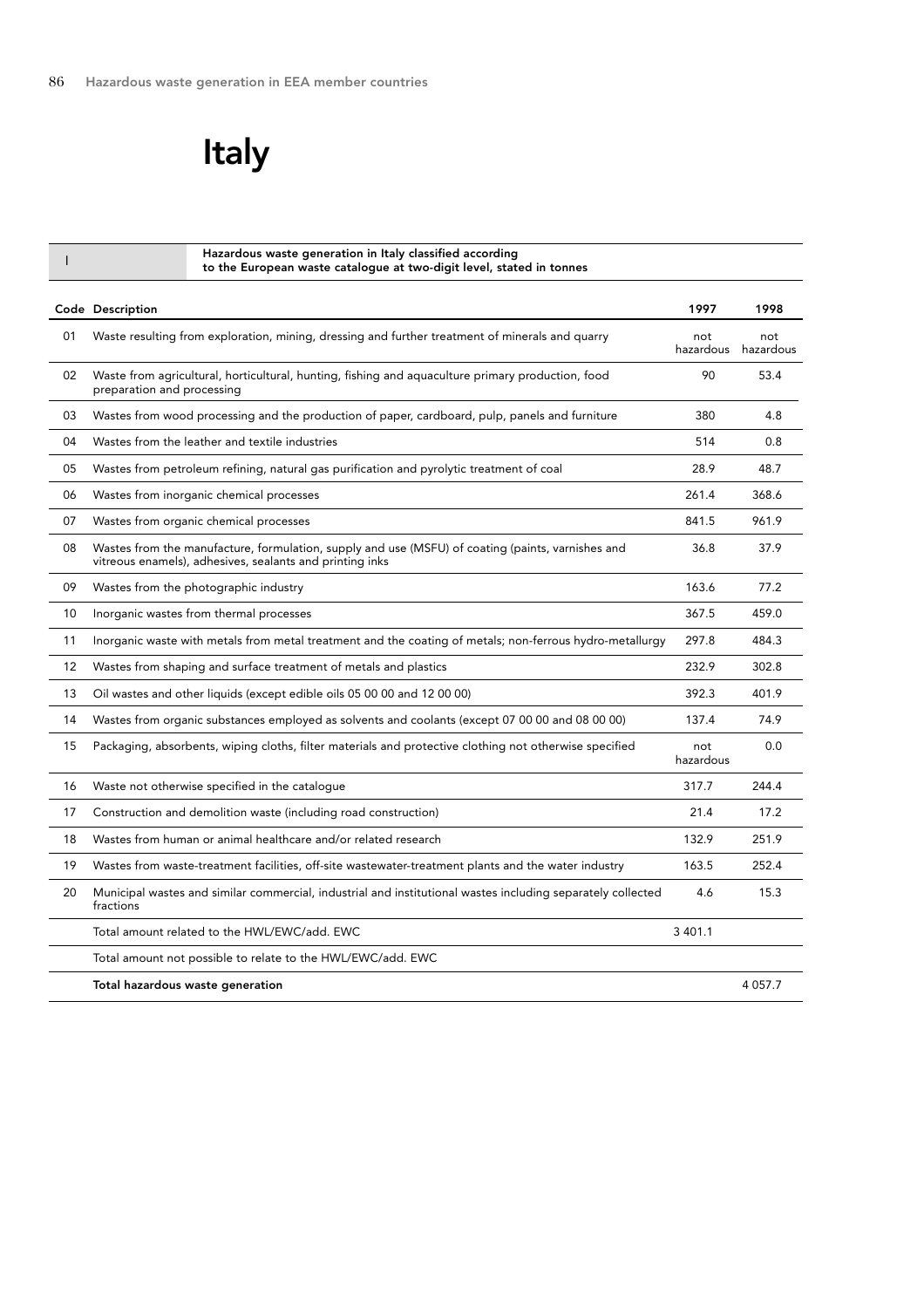# Italy

**I — Hazardous waste generation in Italy classified according to the European waste catalogue at two-digit level, stated in tonnes**

| Code | Description | 1997 | 1998 |
|---|---|---|---|
| 01 | Waste resulting from exploration, mining, dressing and further treatment of minerals and quarry | not hazardous | not hazardous |
| 02 | Waste from agricultural, horticultural, hunting, fishing and aquaculture primary production, food preparation and processing | 90 | 53.4 |
| 03 | Wastes from wood processing and the production of paper, cardboard, pulp, panels and furniture | 380 | 4.8 |
| 04 | Wastes from the leather and textile industries | 514 | 0.8 |
| 05 | Wastes from petroleum refining, natural gas purification and pyrolytic treatment of coal | 28.9 | 48.7 |
| 06 | Wastes from inorganic chemical processes | 261.4 | 368.6 |
| 07 | Wastes from organic chemical processes | 841.5 | 961.9 |
| 08 | Wastes from the manufacture, formulation, supply and use (MSFU) of coating (paints, varnishes and vitreous enamels), adhesives, sealants and printing inks | 36.8 | 37.9 |
| 09 | Wastes from the photographic industry | 163.6 | 77.2 |
| 10 | Inorganic wastes from thermal processes | 367.5 | 459.0 |
| 11 | Inorganic waste with metals from metal treatment and the coating of metals; non-ferrous hydro-metallurgy | 297.8 | 484.3 |
| 12 | Wastes from shaping and surface treatment of metals and plastics | 232.9 | 302.8 |
| 13 | Oil wastes and other liquids (except edible oils 05 00 00 and 12 00 00) | 392.3 | 401.9 |
| 14 | Wastes from organic substances employed as solvents and coolants (except 07 00 00 and 08 00 00) | 137.4 | 74.9 |
| 15 | Packaging, absorbents, wiping cloths, filter materials and protective clothing not otherwise specified | not hazardous | 0.0 |
| 16 | Waste not otherwise specified in the catalogue | 317.7 | 244.4 |
| 17 | Construction and demolition waste (including road construction) | 21.4 | 17.2 |
| 18 | Wastes from human or animal healthcare and/or related research | 132.9 | 251.9 |
| 19 | Wastes from waste-treatment facilities, off-site wastewater-treatment plants and the water industry | 163.5 | 252.4 |
| 20 | Municipal wastes and similar commercial, industrial and institutional wastes including separately collected fractions | 4.6 | 15.3 |
| | Total amount related to the HWL/EWC/add. EWC | 3 401.1 | |
| | Total amount not possible to relate to the HWL/EWC/add. EWC | | |
| | **Total hazardous waste generation** | | 4 057.7 |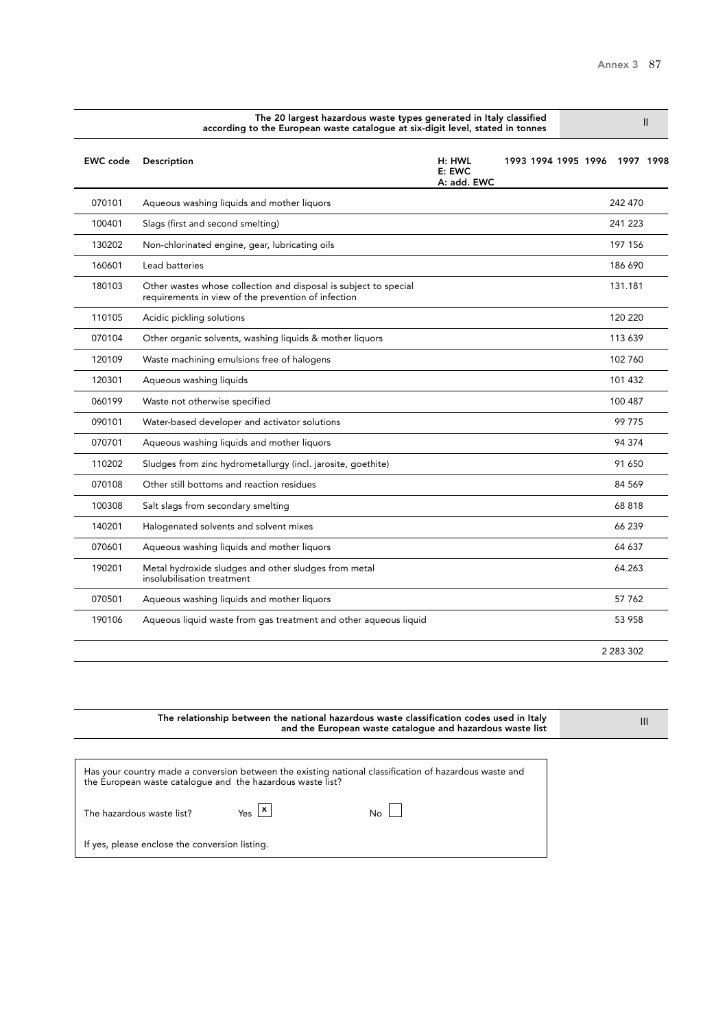## The 20 largest hazardous waste types generated in Italy classified according to the European waste catalogue at six-digit level, stated in tonnes — II

| EWC code | Description | H: HWL E: EWC A: add. EWC | 1993 | 1994 | 1995 | 1996 | 1997 | 1998 |
|---|---|---|---|---|---|---|---|---|
| 070101 | Aqueous washing liquids and mother liquors | | | | | | 242 470 | |
| 100401 | Slags (first and second smelting) | | | | | | 241 223 | |
| 130202 | Non-chlorinated engine, gear, lubricating oils | | | | | | 197 156 | |
| 160601 | Lead batteries | | | | | | 186 690 | |
| 180103 | Other wastes whose collection and disposal is subject to special requirements in view of the prevention of infection | | | | | | 131.181 | |
| 110105 | Acidic pickling solutions | | | | | | 120 220 | |
| 070104 | Other organic solvents, washing liquids & mother liquors | | | | | | 113 639 | |
| 120109 | Waste machining emulsions free of halogens | | | | | | 102 760 | |
| 120301 | Aqueous washing liquids | | | | | | 101 432 | |
| 060199 | Waste not otherwise specified | | | | | | 100 487 | |
| 090101 | Water-based developer and activator solutions | | | | | | 99 775 | |
| 070701 | Aqueous washing liquids and mother liquors | | | | | | 94 374 | |
| 110202 | Sludges from zinc hydrometallurgy (incl. jarosite, goethite) | | | | | | 91 650 | |
| 070108 | Other still bottoms and reaction residues | | | | | | 84 569 | |
| 100308 | Salt slags from secondary smelting | | | | | | 68 818 | |
| 140201 | Halogenated solvents and solvent mixes | | | | | | 66 239 | |
| 070601 | Aqueous washing liquids and mother liquors | | | | | | 64 637 | |
| 190201 | Metal hydroxide sludges and other sludges from metal insolubilisation treatment | | | | | | 64.263 | |
| 070501 | Aqueous washing liquids and mother liquors | | | | | | 57 762 | |
| 190106 | Aqueous liquid waste from gas treatment and other aqueous liquid | | | | | | 53 958 | |
| | | | | | | | 2 283 302 | |

## The relationship between the national hazardous waste classification codes used in Italy and the European waste catalogue and hazardous waste list — III

Has your country made a conversion between the existing national classification of hazardous waste and the European waste catalogue and the hazardous waste list?

The hazardous waste list? Yes [x] No [ ]

If yes, please enclose the conversion listing.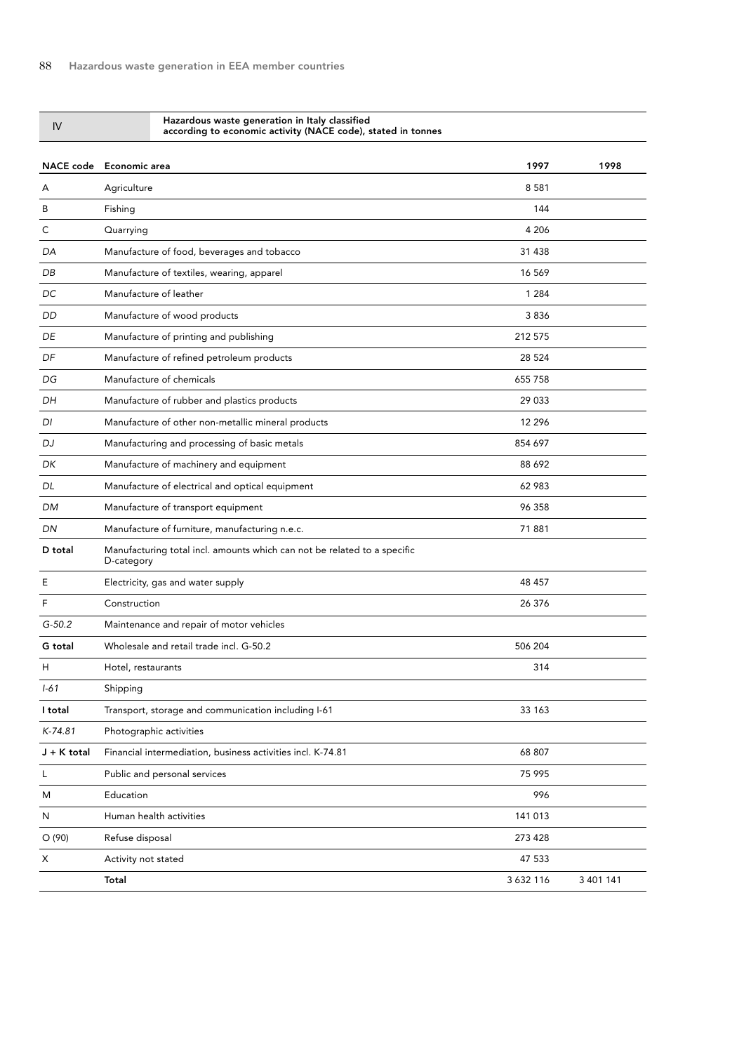IV — **Hazardous waste generation in Italy classified according to economic activity (NACE code), stated in tonnes**

| NACE code | Economic area | 1997 | 1998 |
|---|---|---|---|
| A | Agriculture | 8 581 | |
| B | Fishing | 144 | |
| C | Quarrying | 4 206 | |
| *DA* | Manufacture of food, beverages and tobacco | 31 438 | |
| *DB* | Manufacture of textiles, wearing, apparel | 16 569 | |
| *DC* | Manufacture of leather | 1 284 | |
| *DD* | Manufacture of wood products | 3 836 | |
| *DE* | Manufacture of printing and publishing | 212 575 | |
| *DF* | Manufacture of refined petroleum products | 28 524 | |
| *DG* | Manufacture of chemicals | 655 758 | |
| *DH* | Manufacture of rubber and plastics products | 29 033 | |
| *DI* | Manufacture of other non-metallic mineral products | 12 296 | |
| *DJ* | Manufacturing and processing of basic metals | 854 697 | |
| *DK* | Manufacture of machinery and equipment | 88 692 | |
| *DL* | Manufacture of electrical and optical equipment | 62 983 | |
| *DM* | Manufacture of transport equipment | 96 358 | |
| *DN* | Manufacture of furniture, manufacturing n.e.c. | 71 881 | |
| **D total** | Manufacturing total incl. amounts which can not be related to a specific D-category | | |
| E | Electricity, gas and water supply | 48 457 | |
| F | Construction | 26 376 | |
| *G-50.2* | Maintenance and repair of motor vehicles | | |
| **G total** | Wholesale and retail trade incl. G-50.2 | 506 204 | |
| H | Hotel, restaurants | 314 | |
| *I-61* | Shipping | | |
| **I total** | Transport, storage and communication including I-61 | 33 163 | |
| *K-74.81* | Photographic activities | | |
| **J + K total** | Financial intermediation, business activities incl. K-74.81 | 68 807 | |
| L | Public and personal services | 75 995 | |
| M | Education | 996 | |
| N | Human health activities | 141 013 | |
| O (90) | Refuse disposal | 273 428 | |
| X | Activity not stated | 47 533 | |
| | **Total** | 3 632 116 | 3 401 141 |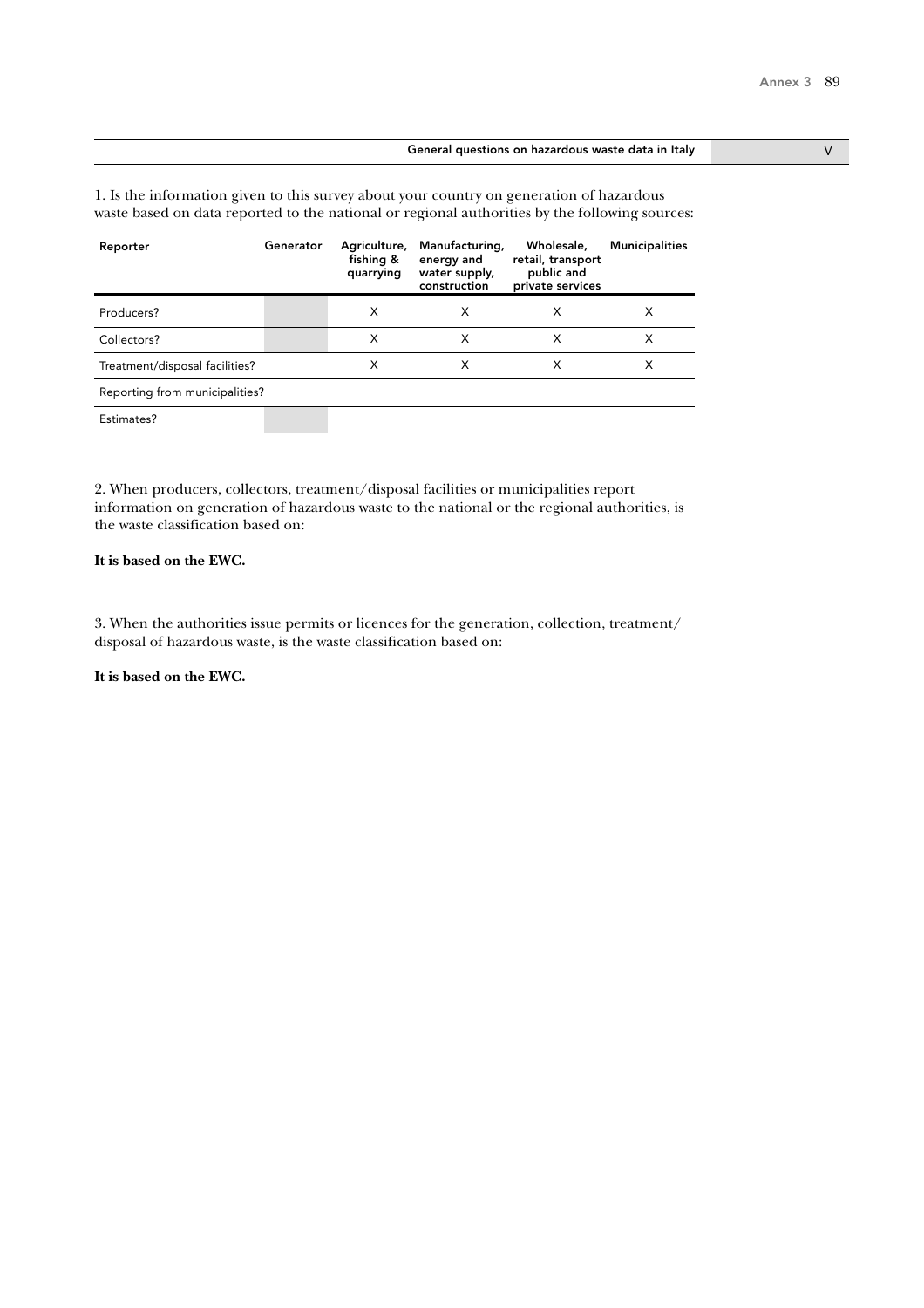## General questions on hazardous waste data in Italy

V

1. Is the information given to this survey about your country on generation of hazardous waste based on data reported to the national or regional authorities by the following sources:

| Reporter | Generator | Agriculture, fishing & quarrying | Manufacturing, energy and water supply, construction | Wholesale, retail, transport public and private services | Municipalities |
|---|---|---|---|---|---|
| Producers? | | X | X | X | X |
| Collectors? | | X | X | X | X |
| Treatment/disposal facilities? | | X | X | X | X |
| Reporting from municipalities? | | | | | |
| Estimates? | | | | | |

2. When producers, collectors, treatment/disposal facilities or municipalities report information on generation of hazardous waste to the national or the regional authorities, is the waste classification based on:

**It is based on the EWC.**

3. When the authorities issue permits or licences for the generation, collection, treatment/disposal of hazardous waste, is the waste classification based on:

**It is based on the EWC.**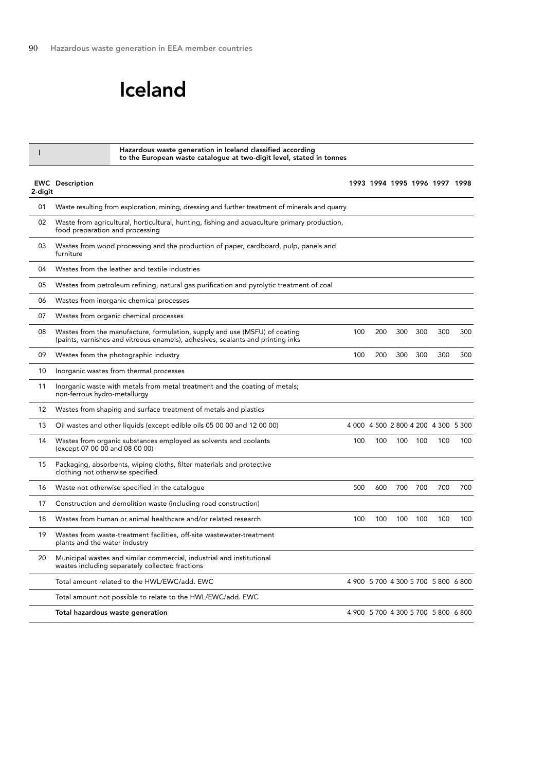# Iceland

**I — Hazardous waste generation in Iceland classified according to the European waste catalogue at two-digit level, stated in tonnes**

| EWC 2-digit | Description | 1993 | 1994 | 1995 | 1996 | 1997 | 1998 |
|---|---|---|---|---|---|---|---|
| 01 | Waste resulting from exploration, mining, dressing and further treatment of minerals and quarry | | | | | | |
| 02 | Waste from agricultural, horticultural, hunting, fishing and aquaculture primary production, food preparation and processing | | | | | | |
| 03 | Wastes from wood processing and the production of paper, cardboard, pulp, panels and furniture | | | | | | |
| 04 | Wastes from the leather and textile industries | | | | | | |
| 05 | Wastes from petroleum refining, natural gas purification and pyrolytic treatment of coal | | | | | | |
| 06 | Wastes from inorganic chemical processes | | | | | | |
| 07 | Wastes from organic chemical processes | | | | | | |
| 08 | Wastes from the manufacture, formulation, supply and use (MSFU) of coating (paints, varnishes and vitreous enamels), adhesives, sealants and printing inks | 100 | 200 | 300 | 300 | 300 | 300 |
| 09 | Wastes from the photographic industry | 100 | 200 | 300 | 300 | 300 | 300 |
| 10 | Inorganic wastes from thermal processes | | | | | | |
| 11 | Inorganic waste with metals from metal treatment and the coating of metals; non-ferrous hydro-metallurgy | | | | | | |
| 12 | Wastes from shaping and surface treatment of metals and plastics | | | | | | |
| 13 | Oil wastes and other liquids (except edible oils 05 00 00 and 12 00 00) | 4 000 | 4 500 | 2 800 | 4 200 | 4 300 | 5 300 |
| 14 | Wastes from organic substances employed as solvents and coolants (except 07 00 00 and 08 00 00) | 100 | 100 | 100 | 100 | 100 | 100 |
| 15 | Packaging, absorbents, wiping cloths, filter materials and protective clothing not otherwise specified | | | | | | |
| 16 | Waste not otherwise specified in the catalogue | 500 | 600 | 700 | 700 | 700 | 700 |
| 17 | Construction and demolition waste (including road construction) | | | | | | |
| 18 | Wastes from human or animal healthcare and/or related research | 100 | 100 | 100 | 100 | 100 | 100 |
| 19 | Wastes from waste-treatment facilities, off-site wastewater-treatment plants and the water industry | | | | | | |
| 20 | Municipal wastes and similar commercial, industrial and institutional wastes including separately collected fractions | | | | | | |
| | Total amount related to the HWL/EWC/add. EWC | 4 900 | 5 700 | 4 300 | 5 700 | 5 800 | 6 800 |
| | Total amount not possible to relate to the HWL/EWC/add. EWC | | | | | | |
| | **Total hazardous waste generation** | 4 900 | 5 700 | 4 300 | 5 700 | 5 800 | 6 800 |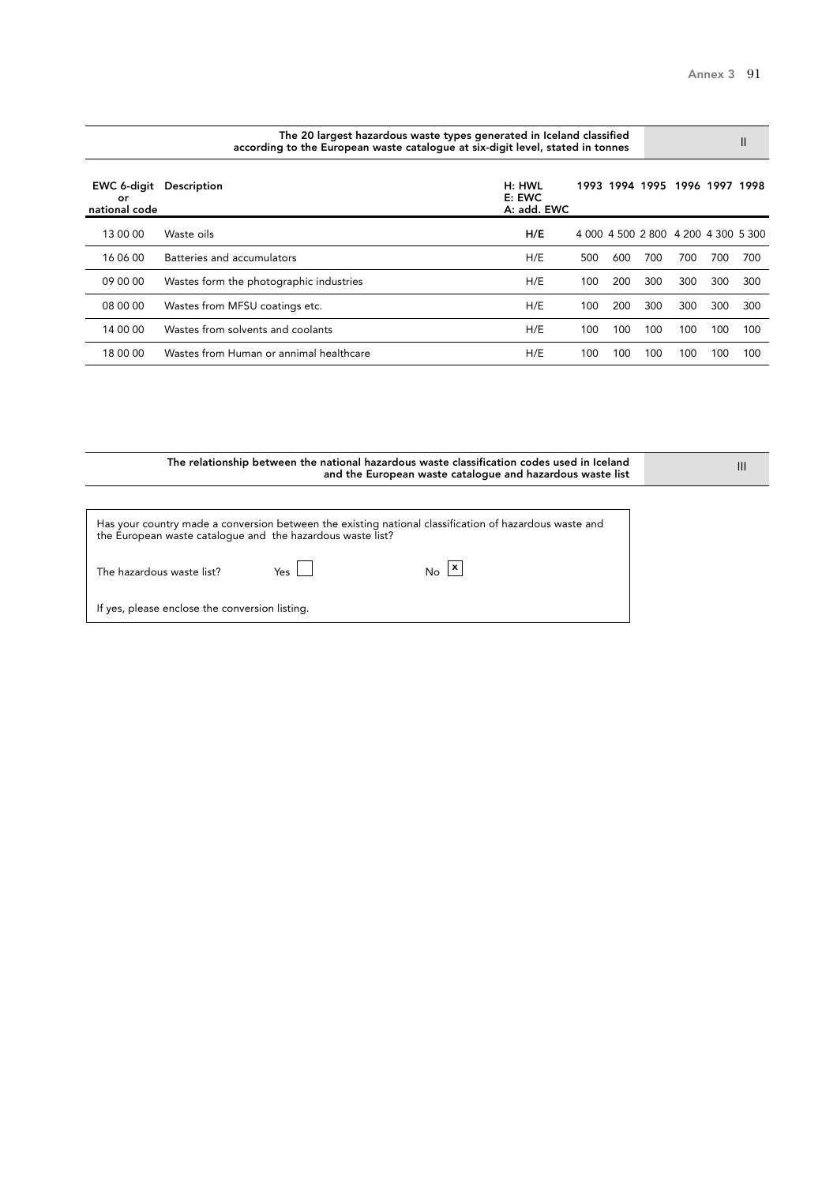**The 20 largest hazardous waste types generated in Iceland classified according to the European waste catalogue at six-digit level, stated in tonnes** — II

| EWC 6-digit or national code | Description | H: HWL E: EWC A: add. EWC | 1993 | 1994 | 1995 | 1996 | 1997 | 1998 |
|---|---|---|---|---|---|---|---|---|
| 13 00 00 | Waste oils | **H/E** | 4 000 | 4 500 | 2 800 | 4 200 | 4 300 | 5 300 |
| 16 06 00 | Batteries and accumulators | H/E | 500 | 600 | 700 | 700 | 700 | 700 |
| 09 00 00 | Wastes form the photographic industries | H/E | 100 | 200 | 300 | 300 | 300 | 300 |
| 08 00 00 | Wastes from MFSU coatings etc. | H/E | 100 | 200 | 300 | 300 | 300 | 300 |
| 14 00 00 | Wastes from solvents and coolants | H/E | 100 | 100 | 100 | 100 | 100 | 100 |
| 18 00 00 | Wastes from Human or annimal healthcare | H/E | 100 | 100 | 100 | 100 | 100 | 100 |

**The relationship between the national hazardous waste classification codes used in Iceland and the European waste catalogue and hazardous waste list** — III

Has your country made a conversion between the existing national classification of hazardous waste and the European waste catalogue and the hazardous waste list?

The hazardous waste list? Yes [ ] No [x]

If yes, please enclose the conversion listing.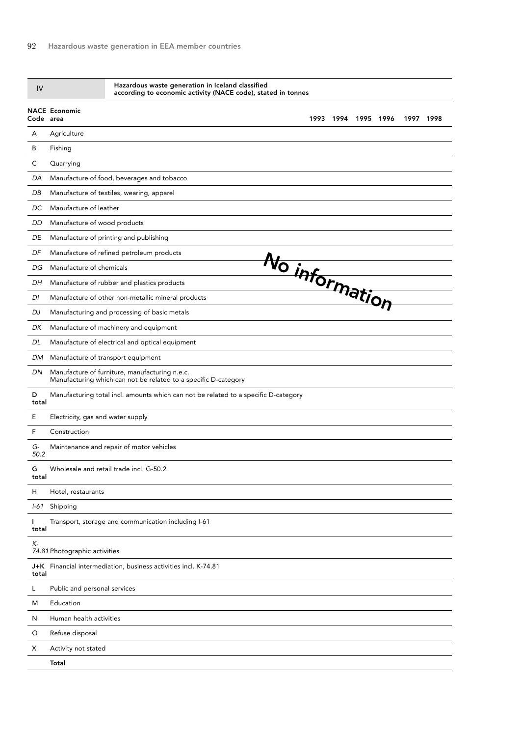| IV | Hazardous waste generation in Iceland classified according to economic activity (NACE code), stated in tonnes | | | | | | |
|---|---|---|---|---|---|---|---|
| **NACE Code** | **Economic area** | **1993** | **1994** | **1995** | **1996** | **1997** | **1998** |
| A | Agriculture | | | | | | |
| B | Fishing | | | | | | |
| C | Quarrying | | | | | | |
| *DA* | Manufacture of food, beverages and tobacco | | | | | | |
| *DB* | Manufacture of textiles, wearing, apparel | | | | | | |
| *DC* | Manufacture of leather | | | | | | |
| *DD* | Manufacture of wood products | | | | | | |
| *DE* | Manufacture of printing and publishing | | | | | | |
| *DF* | Manufacture of refined petroleum products | | | | | | |
| *DG* | Manufacture of chemicals | No information | | | | | |
| *DH* | Manufacture of rubber and plastics products | | | | | | |
| *DI* | Manufacture of other non-metallic mineral products | | | | | | |
| *DJ* | Manufacturing and processing of basic metals | | | | | | |
| *DK* | Manufacture of machinery and equipment | | | | | | |
| *DL* | Manufacture of electrical and optical equipment | | | | | | |
| *DM* | Manufacture of transport equipment | | | | | | |
| *DN* | Manufacture of furniture, manufacturing n.e.c. Manufacturing which can not be related to a specific D-category | | | | | | |
| **D total** | Manufacturing total incl. amounts which can not be related to a specific D-category | | | | | | |
| E | Electricity, gas and water supply | | | | | | |
| F | Construction | | | | | | |
| *G-50.2* | Maintenance and repair of motor vehicles | | | | | | |
| **G total** | Wholesale and retail trade incl. G-50.2 | | | | | | |
| H | Hotel, restaurants | | | | | | |
| *I-61* | Shipping | | | | | | |
| **I total** | Transport, storage and communication including I-61 | | | | | | |
| *K-74.81* | Photographic activities | | | | | | |
| **J+K total** | Financial intermediation, business activities incl. K-74.81 | | | | | | |
| L | Public and personal services | | | | | | |
| M | Education | | | | | | |
| N | Human health activities | | | | | | |
| O | Refuse disposal | | | | | | |
| X | Activity not stated | | | | | | |
| | **Total** | | | | | | |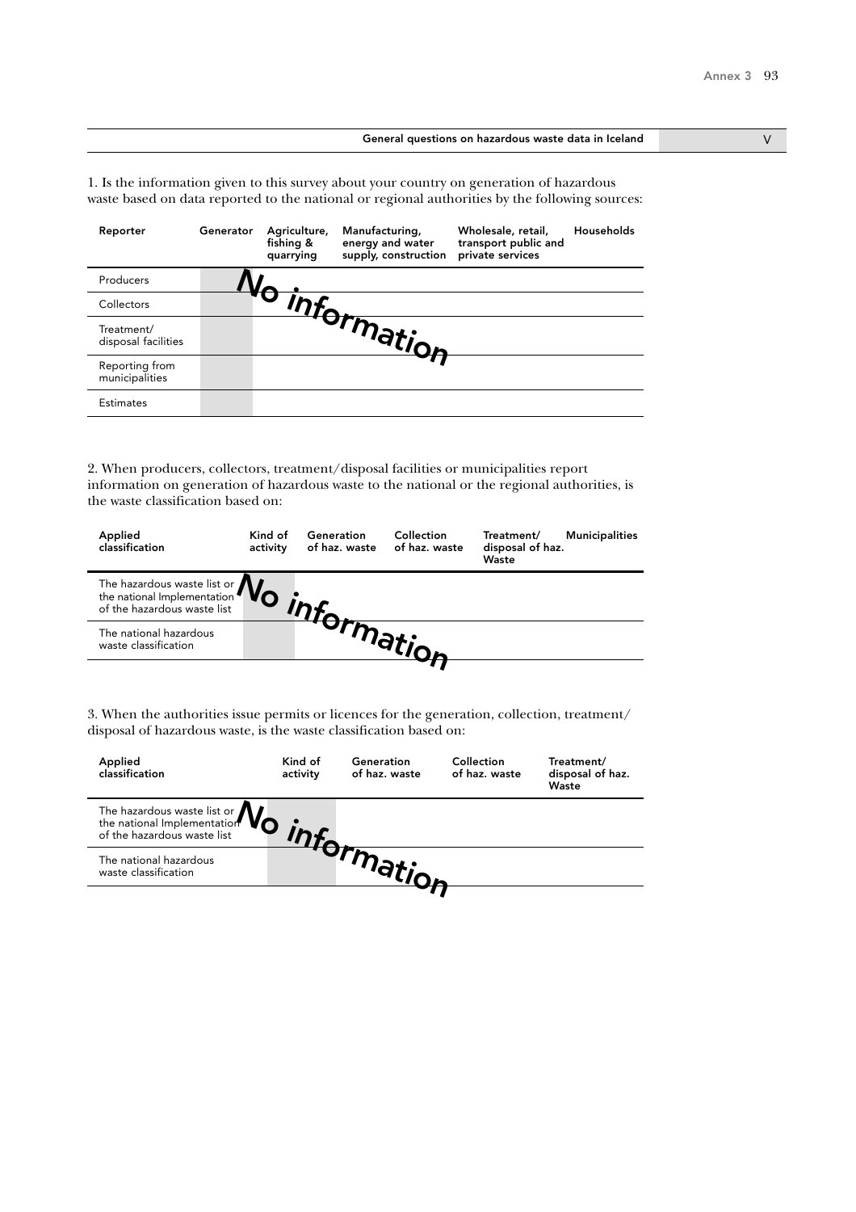## General questions on hazardous waste data in Iceland

V

1. Is the information given to this survey about your country on generation of hazardous waste based on data reported to the national or regional authorities by the following sources:

| Reporter | Generator | Agriculture, fishing & quarrying | Manufacturing, energy and water supply, construction | Wholesale, retail, transport public and private services | Households |
|---|---|---|---|---|---|
| Producers | | | | | |
| Collectors | | | | | |
| Treatment/ disposal facilities | | | | | |
| Reporting from municipalities | | | | | |
| Estimates | | | | | |

No information

2. When producers, collectors, treatment/disposal facilities or municipalities report information on generation of hazardous waste to the national or the regional authorities, is the waste classification based on:

| Applied classification | Kind of activity | Generation of haz. waste | Collection of haz. waste | Treatment/ disposal of haz. Waste | Municipalities |
|---|---|---|---|---|---|
| The hazardous waste list or the national Implementation of the hazardous waste list | | | | | |
| The national hazardous waste classification | | | | | |

No information

3. When the authorities issue permits or licences for the generation, collection, treatment/ disposal of hazardous waste, is the waste classification based on:

| Applied classification | Kind of activity | Generation of haz. waste | Collection of haz. waste | Treatment/ disposal of haz. Waste |
|---|---|---|---|---|
| The hazardous waste list or the national Implementation of the hazardous waste list | | | | |
| The national hazardous waste classification | | | | |

No information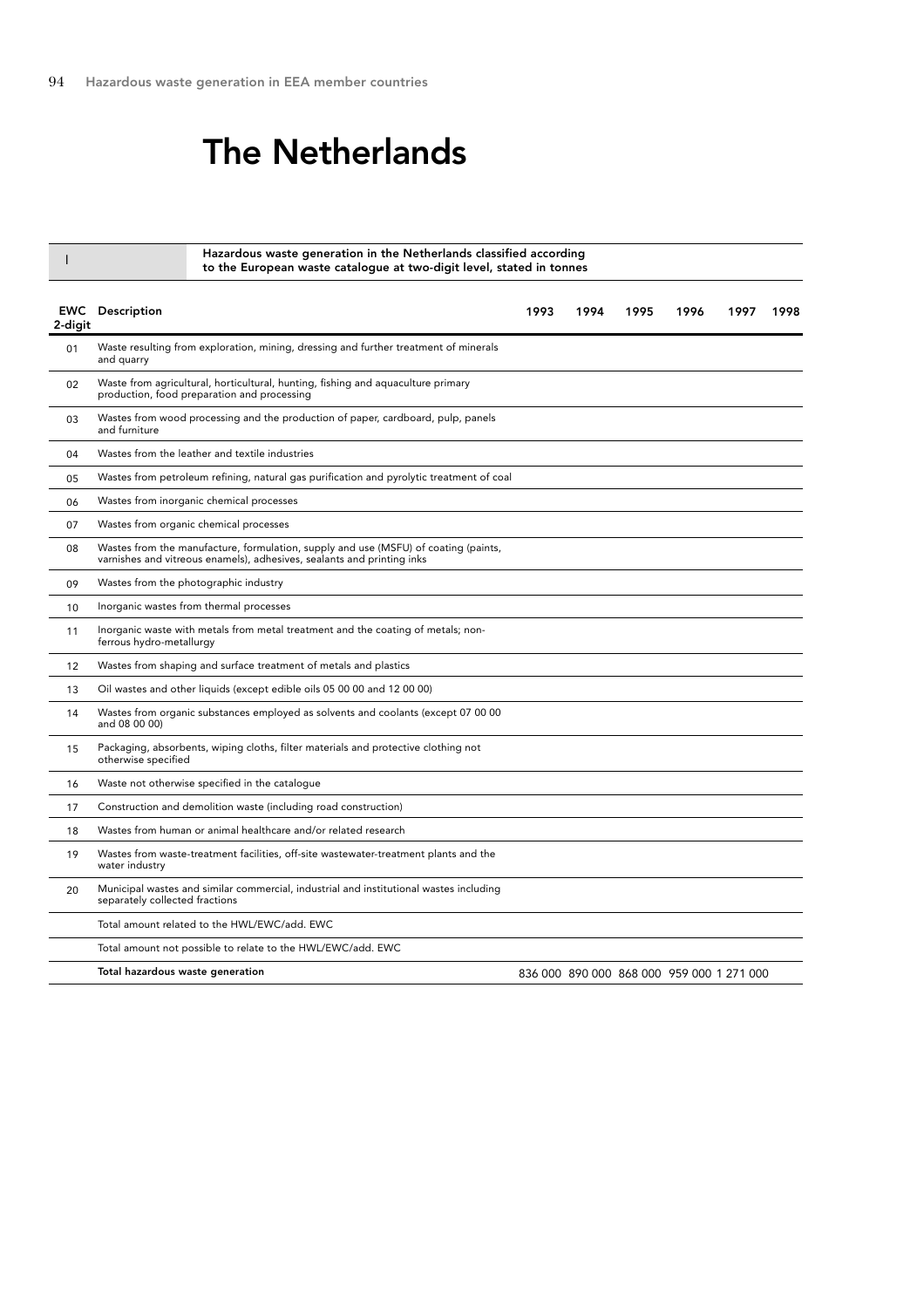# The Netherlands

| I | Hazardous waste generation in the Netherlands classified according to the European waste catalogue at two-digit level, stated in tonnes | | | | | | |
|---|---|---|---|---|---|---|---|
| **EWC 2-digit** | **Description** | **1993** | **1994** | **1995** | **1996** | **1997** | **1998** |
| 01 | Waste resulting from exploration, mining, dressing and further treatment of minerals and quarry | | | | | | |
| 02 | Waste from agricultural, horticultural, hunting, fishing and aquaculture primary production, food preparation and processing | | | | | | |
| 03 | Wastes from wood processing and the production of paper, cardboard, pulp, panels and furniture | | | | | | |
| 04 | Wastes from the leather and textile industries | | | | | | |
| 05 | Wastes from petroleum refining, natural gas purification and pyrolytic treatment of coal | | | | | | |
| 06 | Wastes from inorganic chemical processes | | | | | | |
| 07 | Wastes from organic chemical processes | | | | | | |
| 08 | Wastes from the manufacture, formulation, supply and use (MSFU) of coating (paints, varnishes and vitreous enamels), adhesives, sealants and printing inks | | | | | | |
| 09 | Wastes from the photographic industry | | | | | | |
| 10 | Inorganic wastes from thermal processes | | | | | | |
| 11 | Inorganic waste with metals from metal treatment and the coating of metals; non-ferrous hydro-metallurgy | | | | | | |
| 12 | Wastes from shaping and surface treatment of metals and plastics | | | | | | |
| 13 | Oil wastes and other liquids (except edible oils 05 00 00 and 12 00 00) | | | | | | |
| 14 | Wastes from organic substances employed as solvents and coolants (except 07 00 00 and 08 00 00) | | | | | | |
| 15 | Packaging, absorbents, wiping cloths, filter materials and protective clothing not otherwise specified | | | | | | |
| 16 | Waste not otherwise specified in the catalogue | | | | | | |
| 17 | Construction and demolition waste (including road construction) | | | | | | |
| 18 | Wastes from human or animal healthcare and/or related research | | | | | | |
| 19 | Wastes from waste-treatment facilities, off-site wastewater-treatment plants and the water industry | | | | | | |
| 20 | Municipal wastes and similar commercial, industrial and institutional wastes including separately collected fractions | | | | | | |
| | Total amount related to the HWL/EWC/add. EWC | | | | | | |
| | Total amount not possible to relate to the HWL/EWC/add. EWC | | | | | | |
| | **Total hazardous waste generation** | 836 000 | 890 000 | 868 000 | 959 000 | 1 271 000 | |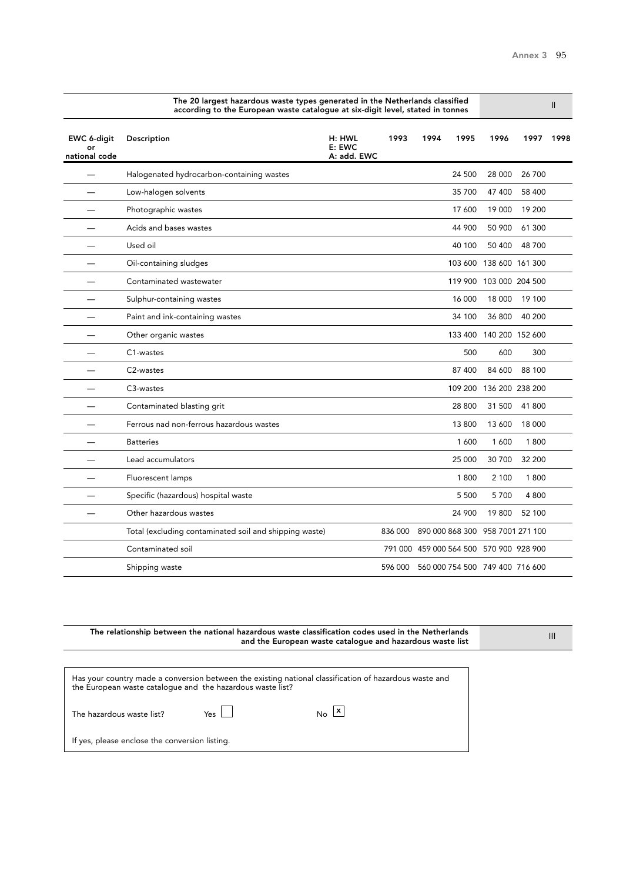## The 20 largest hazardous waste types generated in the Netherlands classified according to the European waste catalogue at six-digit level, stated in tonnes

II

| EWC 6-digit or national code | Description | H: HWL E: EWC A: add. EWC | 1993 | 1994 | 1995 | 1996 | 1997 | 1998 |
|---|---|---|---|---|---|---|---|---|
| — | Halogenated hydrocarbon-containing wastes | | | | 24 500 | 28 000 | 26 700 | |
| — | Low-halogen solvents | | | | 35 700 | 47 400 | 58 400 | |
| — | Photographic wastes | | | | 17 600 | 19 000 | 19 200 | |
| — | Acids and bases wastes | | | | 44 900 | 50 900 | 61 300 | |
| — | Used oil | | | | 40 100 | 50 400 | 48 700 | |
| — | Oil-containing sludges | | | | 103 600 | 138 600 | 161 300 | |
| — | Contaminated wastewater | | | | 119 900 | 103 000 | 204 500 | |
| — | Sulphur-containing wastes | | | | 16 000 | 18 000 | 19 100 | |
| — | Paint and ink-containing wastes | | | | 34 100 | 36 800 | 40 200 | |
| — | Other organic wastes | | | | 133 400 | 140 200 | 152 600 | |
| — | C1-wastes | | | | 500 | 600 | 300 | |
| — | C2-wastes | | | | 87 400 | 84 600 | 88 100 | |
| — | C3-wastes | | | | 109 200 | 136 200 | 238 200 | |
| — | Contaminated blasting grit | | | | 28 800 | 31 500 | 41 800 | |
| — | Ferrous nad non-ferrous hazardous wastes | | | | 13 800 | 13 600 | 18 000 | |
| — | Batteries | | | | 1 600 | 1 600 | 1 800 | |
| — | Lead accumulators | | | | 25 000 | 30 700 | 32 200 | |
| — | Fluorescent lamps | | | | 1 800 | 2 100 | 1 800 | |
| — | Specific (hazardous) hospital waste | | | | 5 500 | 5 700 | 4 800 | |
| — | Other hazardous wastes | | | | 24 900 | 19 800 | 52 100 | |
| | Total (excluding contaminated soil and shipping waste) | | 836 000 | 890 000 | 868 300 | 958 700 | 1 271 100 | |
| | Contaminated soil | | 791 000 | 459 000 | 564 500 | 570 900 | 928 900 | |
| | Shipping waste | | 596 000 | 560 000 | 754 500 | 749 400 | 716 600 | |

## The relationship between the national hazardous waste classification codes used in the Netherlands and the European waste catalogue and hazardous waste list

III

Has your country made a conversion between the existing national classification of hazardous waste and the European waste catalogue and the hazardous waste list?

The hazardous waste list? Yes ☐ No ☒

If yes, please enclose the conversion listing.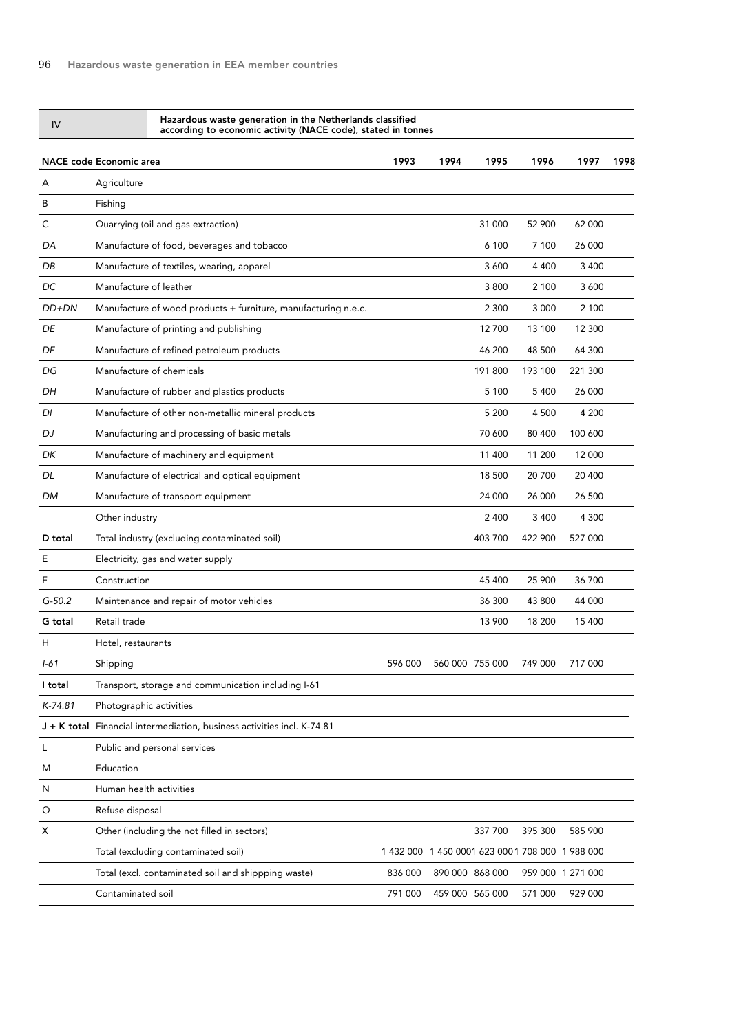IV Hazardous waste generation in the Netherlands classified according to economic activity (NACE code), stated in tonnes

| NACE code | Economic area | 1993 | 1994 | 1995 | 1996 | 1997 | 1998 |
|---|---|---|---|---|---|---|---|
| A | Agriculture | | | | | | |
| B | Fishing | | | | | | |
| C | Quarrying (oil and gas extraction) | | | 31 000 | 52 900 | 62 000 | |
| *DA* | Manufacture of food, beverages and tobacco | | | 6 100 | 7 100 | 26 000 | |
| *DB* | Manufacture of textiles, wearing, apparel | | | 3 600 | 4 400 | 3 400 | |
| *DC* | Manufacture of leather | | | 3 800 | 2 100 | 3 600 | |
| *DD+DN* | Manufacture of wood products + furniture, manufacturing n.e.c. | | | 2 300 | 3 000 | 2 100 | |
| *DE* | Manufacture of printing and publishing | | | 12 700 | 13 100 | 12 300 | |
| *DF* | Manufacture of refined petroleum products | | | 46 200 | 48 500 | 64 300 | |
| *DG* | Manufacture of chemicals | | | 191 800 | 193 100 | 221 300 | |
| *DH* | Manufacture of rubber and plastics products | | | 5 100 | 5 400 | 26 000 | |
| *DI* | Manufacture of other non-metallic mineral products | | | 5 200 | 4 500 | 4 200 | |
| *DJ* | Manufacturing and processing of basic metals | | | 70 600 | 80 400 | 100 600 | |
| *DK* | Manufacture of machinery and equipment | | | 11 400 | 11 200 | 12 000 | |
| *DL* | Manufacture of electrical and optical equipment | | | 18 500 | 20 700 | 20 400 | |
| *DM* | Manufacture of transport equipment | | | 24 000 | 26 000 | 26 500 | |
| | Other industry | | | 2 400 | 3 400 | 4 300 | |
| **D total** | Total industry (excluding contaminated soil) | | | 403 700 | 422 900 | 527 000 | |
| E | Electricity, gas and water supply | | | | | | |
| F | Construction | | | 45 400 | 25 900 | 36 700 | |
| *G-50.2* | Maintenance and repair of motor vehicles | | | 36 300 | 43 800 | 44 000 | |
| **G total** | Retail trade | | | 13 900 | 18 200 | 15 400 | |
| H | Hotel, restaurants | | | | | | |
| *I-61* | Shipping | 596 000 | 560 000 | 755 000 | 749 000 | 717 000 | |
| **I total** | Transport, storage and communication including I-61 | | | | | | |
| *K-74.81* | Photographic activities | | | | | | |
| **J + K total** | Financial intermediation, business activities incl. K-74.81 | | | | | | |
| L | Public and personal services | | | | | | |
| M | Education | | | | | | |
| N | Human health activities | | | | | | |
| O | Refuse disposal | | | | | | |
| X | Other (including the not filled in sectors) | | | 337 700 | 395 300 | 585 900 | |
| | Total (excluding contaminated soil) | 1 432 000 | 1 450 000 | 1 623 000 | 1 708 000 | 1 988 000 | |
| | Total (excl. contaminated soil and shippping waste) | 836 000 | 890 000 | 868 000 | 959 000 | 1 271 000 | |
| | Contaminated soil | 791 000 | 459 000 | 565 000 | 571 000 | 929 000 | |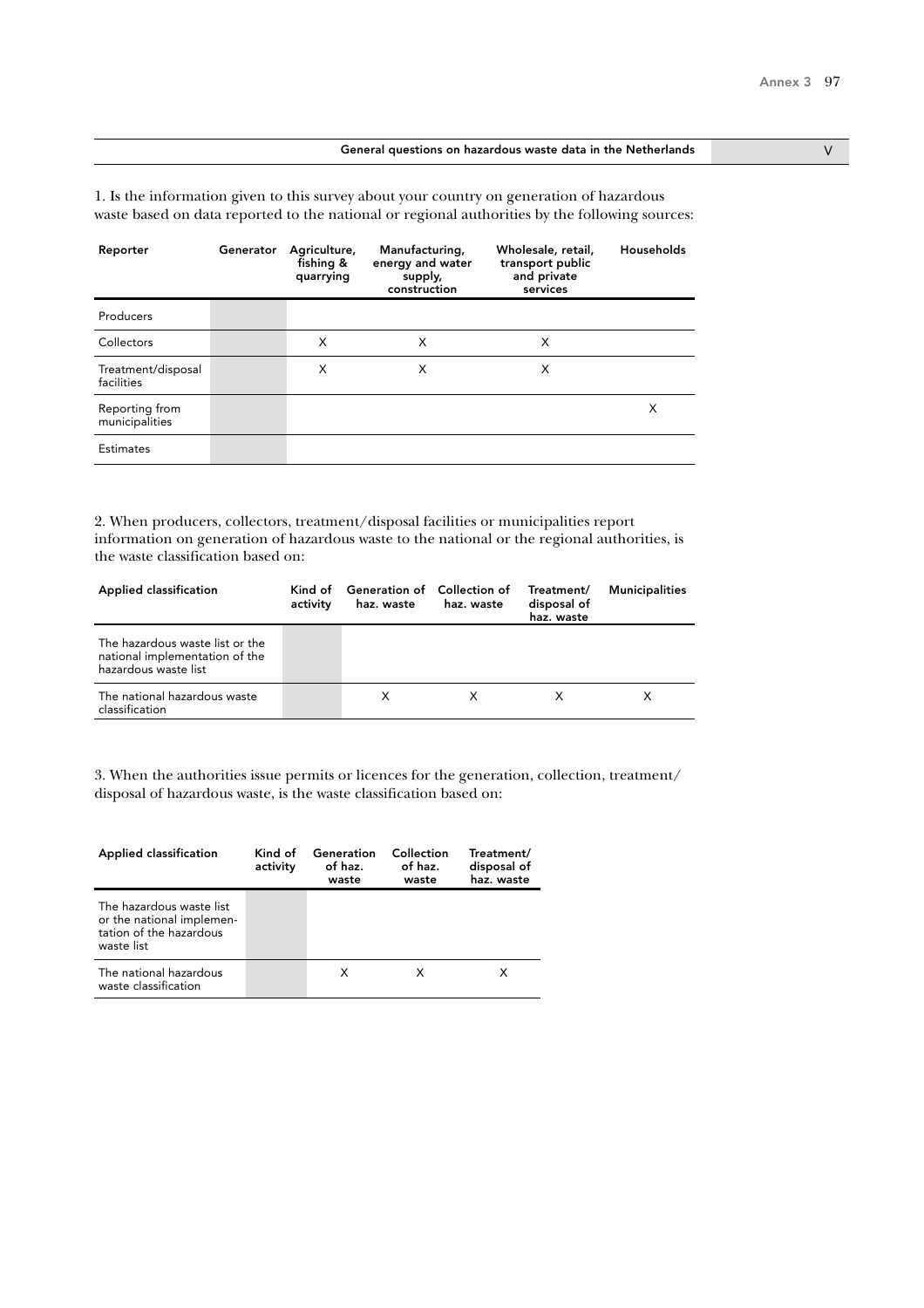| General questions on hazardous waste data in the Netherlands | V |
|---|---|

1. Is the information given to this survey about your country on generation of hazardous waste based on data reported to the national or regional authorities by the following sources:

| Reporter | Generator | Agriculture, fishing & quarrying | Manufacturing, energy and water supply, construction | Wholesale, retail, transport public and private services | Households |
|---|---|---|---|---|---|
| Producers | | | | | |
| Collectors | | X | X | X | |
| Treatment/disposal facilities | | X | X | X | |
| Reporting from municipalities | | | | | X |
| Estimates | | | | | |

2. When producers, collectors, treatment/disposal facilities or municipalities report information on generation of hazardous waste to the national or the regional authorities, is the waste classification based on:

| Applied classification | Kind of activity | Generation of haz. waste | Collection of haz. waste | Treatment/ disposal of haz. waste | Municipalities |
|---|---|---|---|---|---|
| The hazardous waste list or the national implementation of the hazardous waste list | | | | | |
| The national hazardous waste classification | | X | X | X | X |

3. When the authorities issue permits or licences for the generation, collection, treatment/ disposal of hazardous waste, is the waste classification based on:

| Applied classification | Kind of activity | Generation of haz. waste | Collection of haz. waste | Treatment/ disposal of haz. waste |
|---|---|---|---|---|
| The hazardous waste list or the national implementation of the hazardous waste list | | | | |
| The national hazardous waste classification | | X | X | X |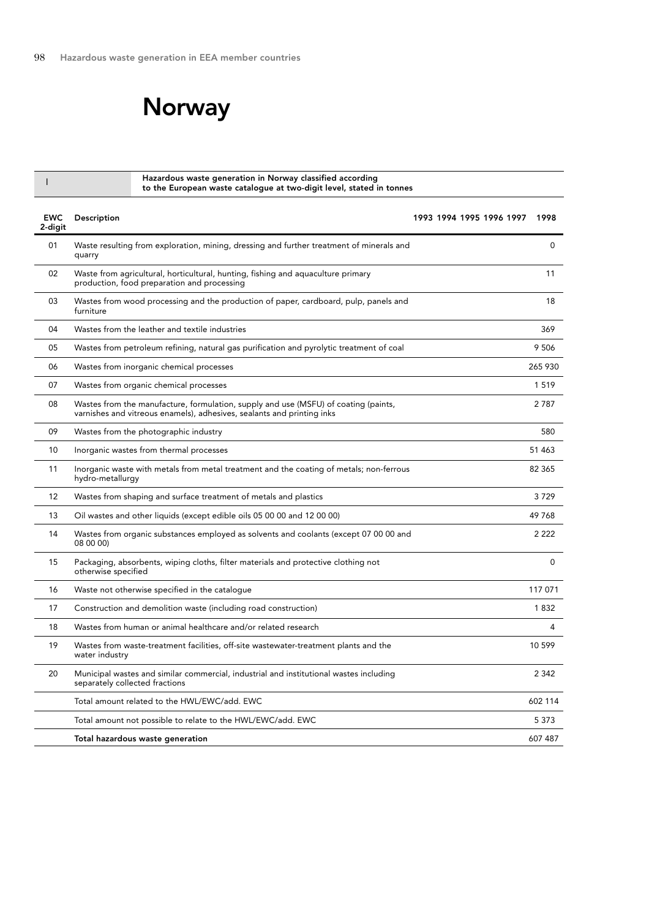# Norway

**I — Hazardous waste generation in Norway classified according to the European waste catalogue at two-digit level, stated in tonnes**

| EWC 2-digit | Description | 1993 | 1994 | 1995 | 1996 | 1997 | 1998 |
|---|---|---|---|---|---|---|---|
| 01 | Waste resulting from exploration, mining, dressing and further treatment of minerals and quarry | | | | | | 0 |
| 02 | Waste from agricultural, horticultural, hunting, fishing and aquaculture primary production, food preparation and processing | | | | | | 11 |
| 03 | Wastes from wood processing and the production of paper, cardboard, pulp, panels and furniture | | | | | | 18 |
| 04 | Wastes from the leather and textile industries | | | | | | 369 |
| 05 | Wastes from petroleum refining, natural gas purification and pyrolytic treatment of coal | | | | | | 9 506 |
| 06 | Wastes from inorganic chemical processes | | | | | | 265 930 |
| 07 | Wastes from organic chemical processes | | | | | | 1 519 |
| 08 | Wastes from the manufacture, formulation, supply and use (MSFU) of coating (paints, varnishes and vitreous enamels), adhesives, sealants and printing inks | | | | | | 2 787 |
| 09 | Wastes from the photographic industry | | | | | | 580 |
| 10 | Inorganic wastes from thermal processes | | | | | | 51 463 |
| 11 | Inorganic waste with metals from metal treatment and the coating of metals; non-ferrous hydro-metallurgy | | | | | | 82 365 |
| 12 | Wastes from shaping and surface treatment of metals and plastics | | | | | | 3 729 |
| 13 | Oil wastes and other liquids (except edible oils 05 00 00 and 12 00 00) | | | | | | 49 768 |
| 14 | Wastes from organic substances employed as solvents and coolants (except 07 00 00 and 08 00 00) | | | | | | 2 222 |
| 15 | Packaging, absorbents, wiping cloths, filter materials and protective clothing not otherwise specified | | | | | | 0 |
| 16 | Waste not otherwise specified in the catalogue | | | | | | 117 071 |
| 17 | Construction and demolition waste (including road construction) | | | | | | 1 832 |
| 18 | Wastes from human or animal healthcare and/or related research | | | | | | 4 |
| 19 | Wastes from waste-treatment facilities, off-site wastewater-treatment plants and the water industry | | | | | | 10 599 |
| 20 | Municipal wastes and similar commercial, industrial and institutional wastes including separately collected fractions | | | | | | 2 342 |
| | Total amount related to the HWL/EWC/add. EWC | | | | | | 602 114 |
| | Total amount not possible to relate to the HWL/EWC/add. EWC | | | | | | 5 373 |
| | **Total hazardous waste generation** | | | | | | 607 487 |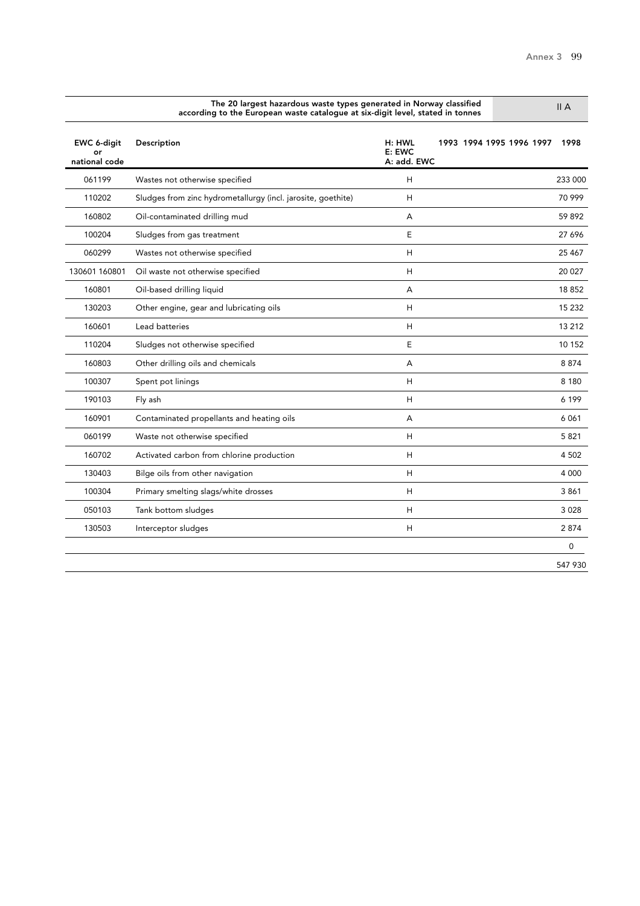The 20 largest hazardous waste types generated in Norway classified according to the European waste catalogue at six-digit level, stated in tonnes

II A

| EWC 6-digit or national code | Description | H: HWL E: EWC A: add. EWC | 1993 | 1994 | 1995 | 1996 | 1997 | 1998 |
|---|---|---|---|---|---|---|---|---|
| 061199 | Wastes not otherwise specified | H | | | | | | 233 000 |
| 110202 | Sludges from zinc hydrometallurgy (incl. jarosite, goethite) | H | | | | | | 70 999 |
| 160802 | Oil-contaminated drilling mud | A | | | | | | 59 892 |
| 100204 | Sludges from gas treatment | E | | | | | | 27 696 |
| 060299 | Wastes not otherwise specified | H | | | | | | 25 467 |
| 130601 160801 | Oil waste not otherwise specified | H | | | | | | 20 027 |
| 160801 | Oil-based drilling liquid | A | | | | | | 18 852 |
| 130203 | Other engine, gear and lubricating oils | H | | | | | | 15 232 |
| 160601 | Lead batteries | H | | | | | | 13 212 |
| 110204 | Sludges not otherwise specified | E | | | | | | 10 152 |
| 160803 | Other drilling oils and chemicals | A | | | | | | 8 874 |
| 100307 | Spent pot linings | H | | | | | | 8 180 |
| 190103 | Fly ash | H | | | | | | 6 199 |
| 160901 | Contaminated propellants and heating oils | A | | | | | | 6 061 |
| 060199 | Waste not otherwise specified | H | | | | | | 5 821 |
| 160702 | Activated carbon from chlorine production | H | | | | | | 4 502 |
| 130403 | Bilge oils from other navigation | H | | | | | | 4 000 |
| 100304 | Primary smelting slags/white drosses | H | | | | | | 3 861 |
| 050103 | Tank bottom sludges | H | | | | | | 3 028 |
| 130503 | Interceptor sludges | H | | | | | | 2 874 |
| | | | | | | | | 0 |
| | | | | | | | | 547 930 |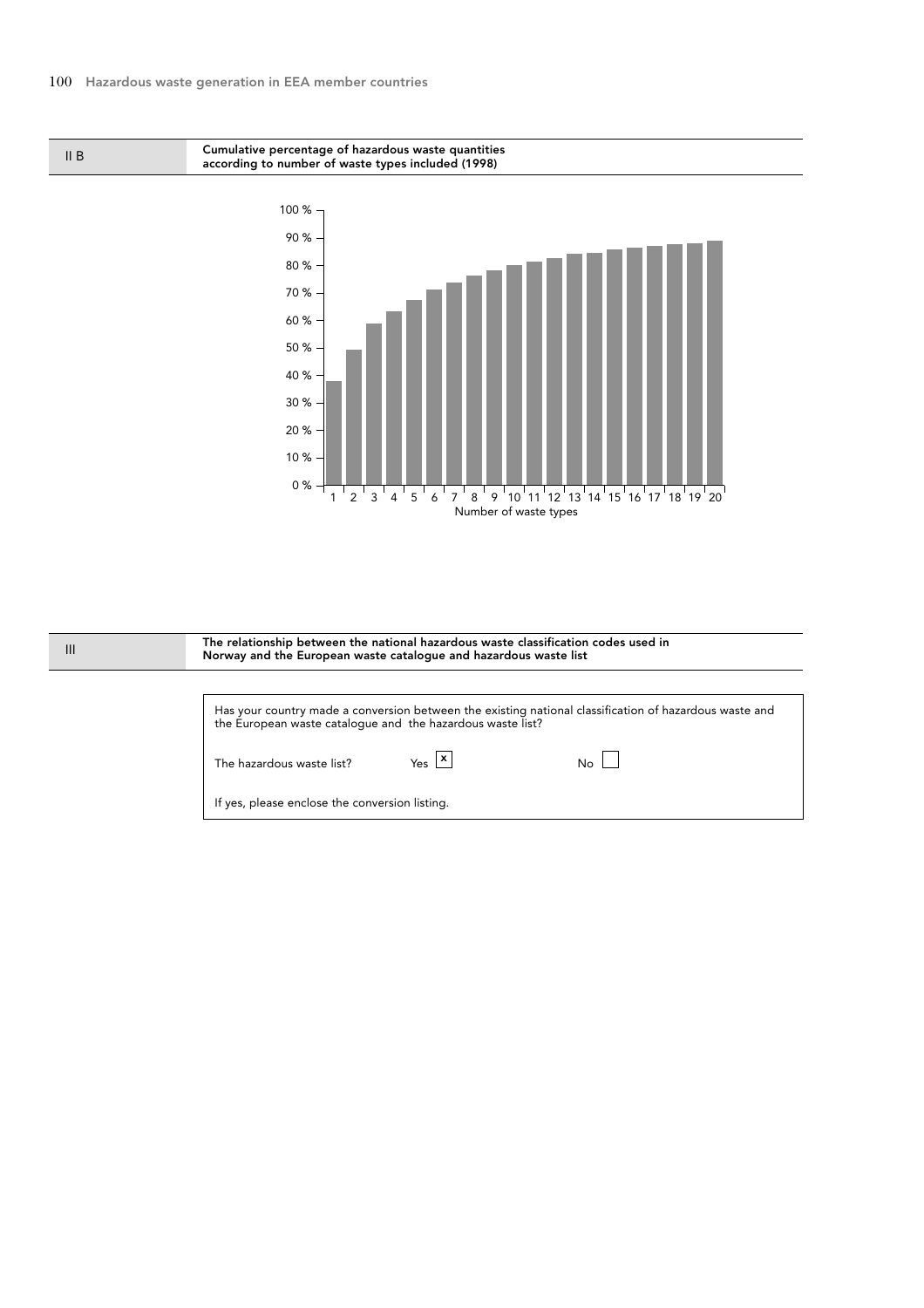## II B Cumulative percentage of hazardous waste quantities according to number of waste types included (1998)

## III The relationship between the national hazardous waste classification codes used in Norway and the European waste catalogue and hazardous waste list

Has your country made a conversion between the existing national classification of hazardous waste and the European waste catalogue and the hazardous waste list?

The hazardous waste list? Yes [x] No [ ]

If yes, please enclose the conversion listing.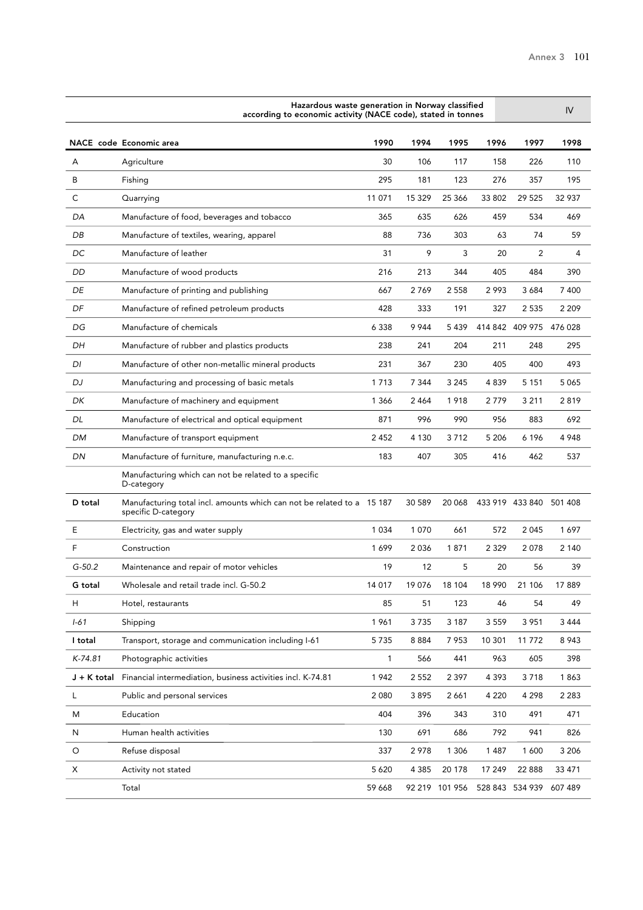**Hazardous waste generation in Norway classified according to economic activity (NACE code), stated in tonnes** IV

| NACE code | Economic area | 1990 | 1994 | 1995 | 1996 | 1997 | 1998 |
|---|---|---|---|---|---|---|---|
| A | Agriculture | 30 | 106 | 117 | 158 | 226 | 110 |
| B | Fishing | 295 | 181 | 123 | 276 | 357 | 195 |
| C | Quarrying | 11 071 | 15 329 | 25 366 | 33 802 | 29 525 | 32 937 |
| *DA* | Manufacture of food, beverages and tobacco | 365 | 635 | 626 | 459 | 534 | 469 |
| *DB* | Manufacture of textiles, wearing, apparel | 88 | 736 | 303 | 63 | 74 | 59 |
| *DC* | Manufacture of leather | 31 | 9 | 3 | 20 | 2 | 4 |
| *DD* | Manufacture of wood products | 216 | 213 | 344 | 405 | 484 | 390 |
| *DE* | Manufacture of printing and publishing | 667 | 2 769 | 2 558 | 2 993 | 3 684 | 7 400 |
| *DF* | Manufacture of refined petroleum products | 428 | 333 | 191 | 327 | 2 535 | 2 209 |
| *DG* | Manufacture of chemicals | 6 338 | 9 944 | 5 439 | 414 842 | 409 975 | 476 028 |
| *DH* | Manufacture of rubber and plastics products | 238 | 241 | 204 | 211 | 248 | 295 |
| *DI* | Manufacture of other non-metallic mineral products | 231 | 367 | 230 | 405 | 400 | 493 |
| *DJ* | Manufacturing and processing of basic metals | 1 713 | 7 344 | 3 245 | 4 839 | 5 151 | 5 065 |
| *DK* | Manufacture of machinery and equipment | 1 366 | 2 464 | 1 918 | 2 779 | 3 211 | 2 819 |
| *DL* | Manufacture of electrical and optical equipment | 871 | 996 | 990 | 956 | 883 | 692 |
| *DM* | Manufacture of transport equipment | 2 452 | 4 130 | 3 712 | 5 206 | 6 196 | 4 948 |
| *DN* | Manufacture of furniture, manufacturing n.e.c. | 183 | 407 | 305 | 416 | 462 | 537 |
| | Manufacturing which can not be related to a specific D-category | | | | | | |
| **D total** | Manufacturing total incl. amounts which can not be related to a specific D-category | 15 187 | 30 589 | 20 068 | 433 919 | 433 840 | 501 408 |
| E | Electricity, gas and water supply | 1 034 | 1 070 | 661 | 572 | 2 045 | 1 697 |
| F | Construction | 1 699 | 2 036 | 1 871 | 2 329 | 2 078 | 2 140 |
| *G-50.2* | Maintenance and repair of motor vehicles | 19 | 12 | 5 | 20 | 56 | 39 |
| **G total** | Wholesale and retail trade incl. G-50.2 | 14 017 | 19 076 | 18 104 | 18 990 | 21 106 | 17 889 |
| H | Hotel, restaurants | 85 | 51 | 123 | 46 | 54 | 49 |
| *I-61* | Shipping | 1 961 | 3 735 | 3 187 | 3 559 | 3 951 | 3 444 |
| **I total** | Transport, storage and communication including I-61 | 5 735 | 8 884 | 7 953 | 10 301 | 11 772 | 8 943 |
| *K-74.81* | Photographic activities | 1 | 566 | 441 | 963 | 605 | 398 |
| **J + K total** | Financial intermediation, business activities incl. K-74.81 | 1 942 | 2 552 | 2 397 | 4 393 | 3 718 | 1 863 |
| L | Public and personal services | 2 080 | 3 895 | 2 661 | 4 220 | 4 298 | 2 283 |
| M | Education | 404 | 396 | 343 | 310 | 491 | 471 |
| N | Human health activities | 130 | 691 | 686 | 792 | 941 | 826 |
| O | Refuse disposal | 337 | 2 978 | 1 306 | 1 487 | 1 600 | 3 206 |
| X | Activity not stated | 5 620 | 4 385 | 20 178 | 17 249 | 22 888 | 33 471 |
| | Total | 59 668 | 92 219 | 101 956 | 528 843 | 534 939 | 607 489 |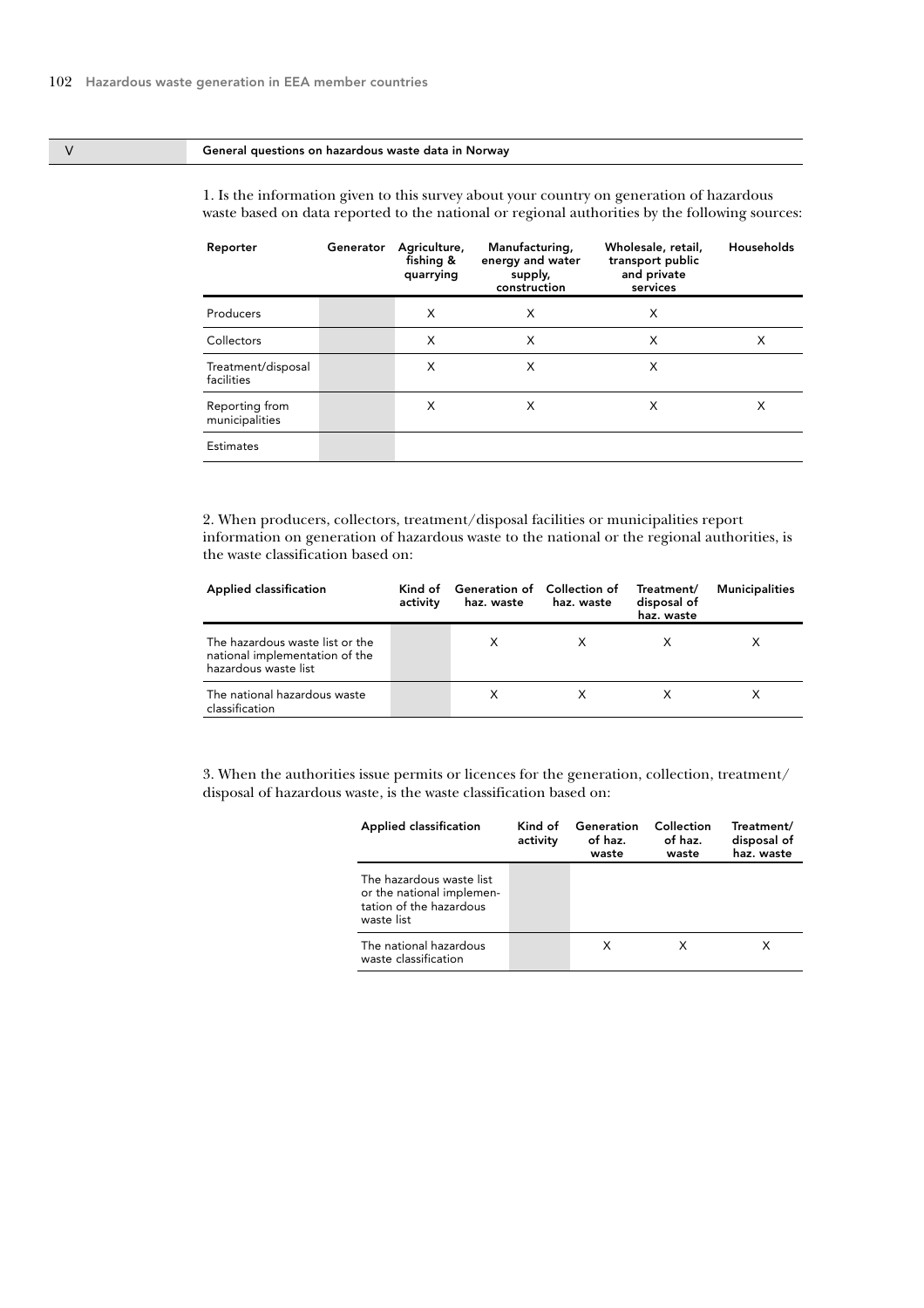## V General questions on hazardous waste data in Norway

1. Is the information given to this survey about your country on generation of hazardous waste based on data reported to the national or regional authorities by the following sources:

| Reporter | Generator | | | |
|---|---|---|---|---|
| | Agriculture, fishing & quarrying | Manufacturing, energy and water supply, construction | Wholesale, retail, transport public and private services | Households |
| Producers | X | X | X | |
| Collectors | X | X | X | X |
| Treatment/disposal facilities | X | X | X | |
| Reporting from municipalities | X | X | X | X |
| Estimates | | | | |

2. When producers, collectors, treatment/disposal facilities or municipalities report information on generation of hazardous waste to the national or the regional authorities, is the waste classification based on:

| Applied classification | Kind of activity | | | |
|---|---|---|---|---|
| | Generation of haz. waste | Collection of haz. waste | Treatment/ disposal of haz. waste | Municipalities |
| The hazardous waste list or the national implementation of the hazardous waste list | X | X | X | X |
| The national hazardous waste classification | X | X | X | X |

3. When the authorities issue permits or licences for the generation, collection, treatment/ disposal of hazardous waste, is the waste classification based on:

| Applied classification | Kind of activity | | |
|---|---|---|---|
| | Generation of haz. waste | Collection of haz. waste | Treatment/ disposal of haz. waste |
| The hazardous waste list or the national implementation of the hazardous waste list | | | |
| The national hazardous waste classification | X | X | X |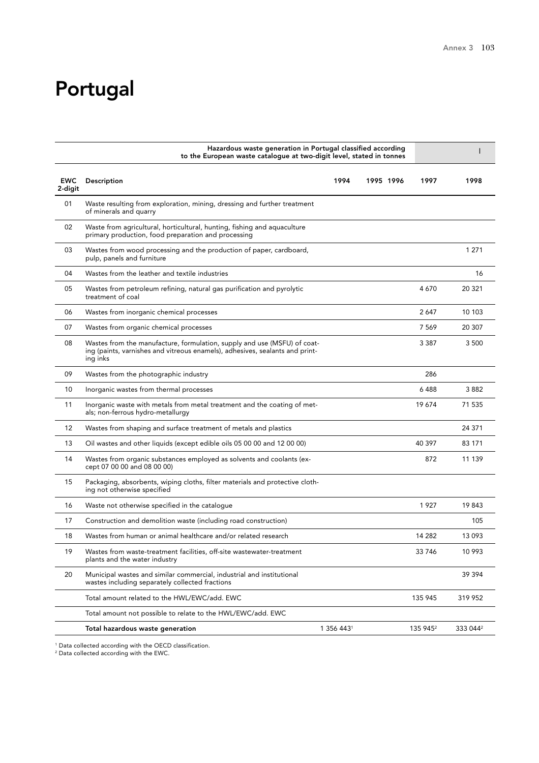# Portugal

| | Hazardous waste generation in Portugal classified according to the European waste catalogue at two-digit level, stated in tonnes | | | | | I |
|---|---|---|---|---|---|---|
| **EWC 2-digit** | **Description** | **1994** | **1995** | **1996** | **1997** | **1998** |
| 01 | Waste resulting from exploration, mining, dressing and further treatment of minerals and quarry | | | | | |
| 02 | Waste from agricultural, horticultural, hunting, fishing and aquaculture primary production, food preparation and processing | | | | | |
| 03 | Wastes from wood processing and the production of paper, cardboard, pulp, panels and furniture | | | | | 1 271 |
| 04 | Wastes from the leather and textile industries | | | | | 16 |
| 05 | Wastes from petroleum refining, natural gas purification and pyrolytic treatment of coal | | | | 4 670 | 20 321 |
| 06 | Wastes from inorganic chemical processes | | | | 2 647 | 10 103 |
| 07 | Wastes from organic chemical processes | | | | 7 569 | 20 307 |
| 08 | Wastes from the manufacture, formulation, supply and use (MSFU) of coating (paints, varnishes and vitreous enamels), adhesives, sealants and printing inks | | | | 3 387 | 3 500 |
| 09 | Wastes from the photographic industry | | | | 286 | |
| 10 | Inorganic wastes from thermal processes | | | | 6 488 | 3 882 |
| 11 | Inorganic waste with metals from metal treatment and the coating of metals; non-ferrous hydro-metallurgy | | | | 19 674 | 71 535 |
| 12 | Wastes from shaping and surface treatment of metals and plastics | | | | | 24 371 |
| 13 | Oil wastes and other liquids (except edible oils 05 00 00 and 12 00 00) | | | | 40 397 | 83 171 |
| 14 | Wastes from organic substances employed as solvents and coolants (except 07 00 00 and 08 00 00) | | | | 872 | 11 139 |
| 15 | Packaging, absorbents, wiping cloths, filter materials and protective clothing not otherwise specified | | | | | |
| 16 | Waste not otherwise specified in the catalogue | | | | 1 927 | 19 843 |
| 17 | Construction and demolition waste (including road construction) | | | | | 105 |
| 18 | Wastes from human or animal healthcare and/or related research | | | | 14 282 | 13 093 |
| 19 | Wastes from waste-treatment facilities, off-site wastewater-treatment plants and the water industry | | | | 33 746 | 10 993 |
| 20 | Municipal wastes and similar commercial, industrial and institutional wastes including separately collected fractions | | | | | 39 394 |
| | Total amount related to the HWL/EWC/add. EWC | | | | 135 945 | 319 952 |
| | Total amount not possible to relate to the HWL/EWC/add. EWC | | | | | |
| | **Total hazardous waste generation** | 1 356 443[1] | | | 135 945[2] | 333 044[2] |

[1] Data collected according with the OECD classification.
[2] Data collected according with the EWC.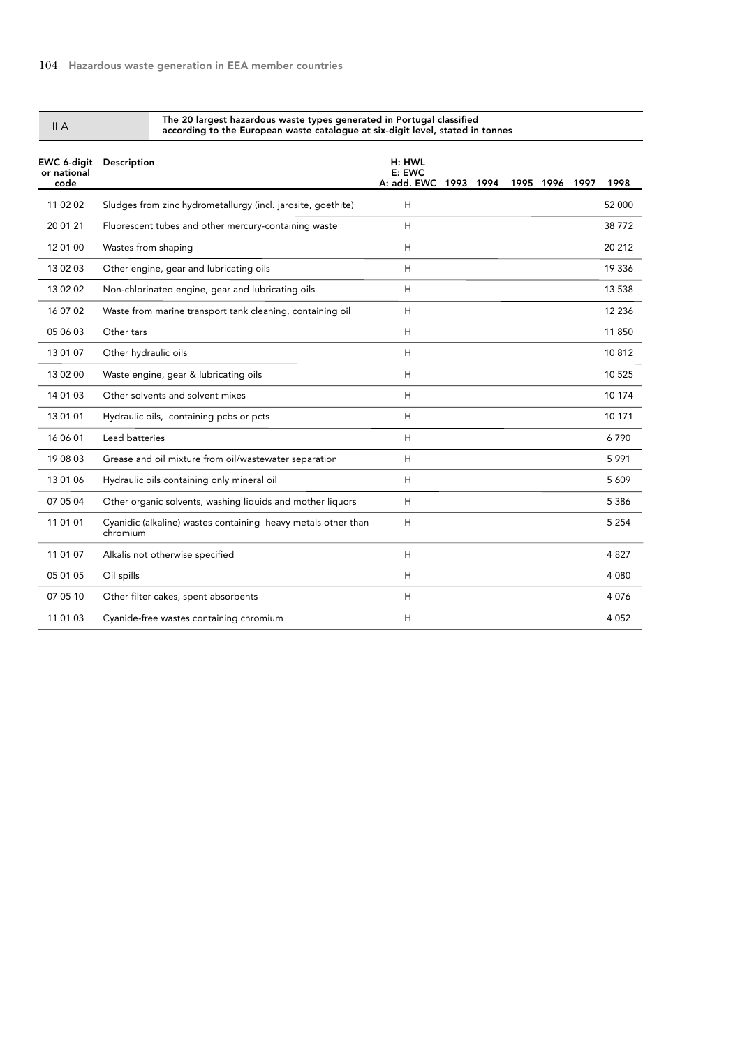| II A | The 20 largest hazardous waste types generated in Portugal classified according to the European waste catalogue at six-digit level, stated in tonnes | | | | | | | |
|---|---|---|---|---|---|---|---|---|
| EWC 6-digit or national code | Description | H: HWL E: EWC A: add. EWC | 1993 | 1994 | 1995 | 1996 | 1997 | 1998 |
| 11 02 02 | Sludges from zinc hydrometallurgy (incl. jarosite, goethite) | H | | | | | | 52 000 |
| 20 01 21 | Fluorescent tubes and other mercury-containing waste | H | | | | | | 38 772 |
| 12 01 00 | Wastes from shaping | H | | | | | | 20 212 |
| 13 02 03 | Other engine, gear and lubricating oils | H | | | | | | 19 336 |
| 13 02 02 | Non-chlorinated engine, gear and lubricating oils | H | | | | | | 13 538 |
| 16 07 02 | Waste from marine transport tank cleaning, containing oil | H | | | | | | 12 236 |
| 05 06 03 | Other tars | H | | | | | | 11 850 |
| 13 01 07 | Other hydraulic oils | H | | | | | | 10 812 |
| 13 02 00 | Waste engine, gear & lubricating oils | H | | | | | | 10 525 |
| 14 01 03 | Other solvents and solvent mixes | H | | | | | | 10 174 |
| 13 01 01 | Hydraulic oils, containing pcbs or pcts | H | | | | | | 10 171 |
| 16 06 01 | Lead batteries | H | | | | | | 6 790 |
| 19 08 03 | Grease and oil mixture from oil/wastewater separation | H | | | | | | 5 991 |
| 13 01 06 | Hydraulic oils containing only mineral oil | H | | | | | | 5 609 |
| 07 05 04 | Other organic solvents, washing liquids and mother liquors | H | | | | | | 5 386 |
| 11 01 01 | Cyanidic (alkaline) wastes containing heavy metals other than chromium | H | | | | | | 5 254 |
| 11 01 07 | Alkalis not otherwise specified | H | | | | | | 4 827 |
| 05 01 05 | Oil spills | H | | | | | | 4 080 |
| 07 05 10 | Other filter cakes, spent absorbents | H | | | | | | 4 076 |
| 11 01 03 | Cyanide-free wastes containing chromium | H | | | | | | 4 052 |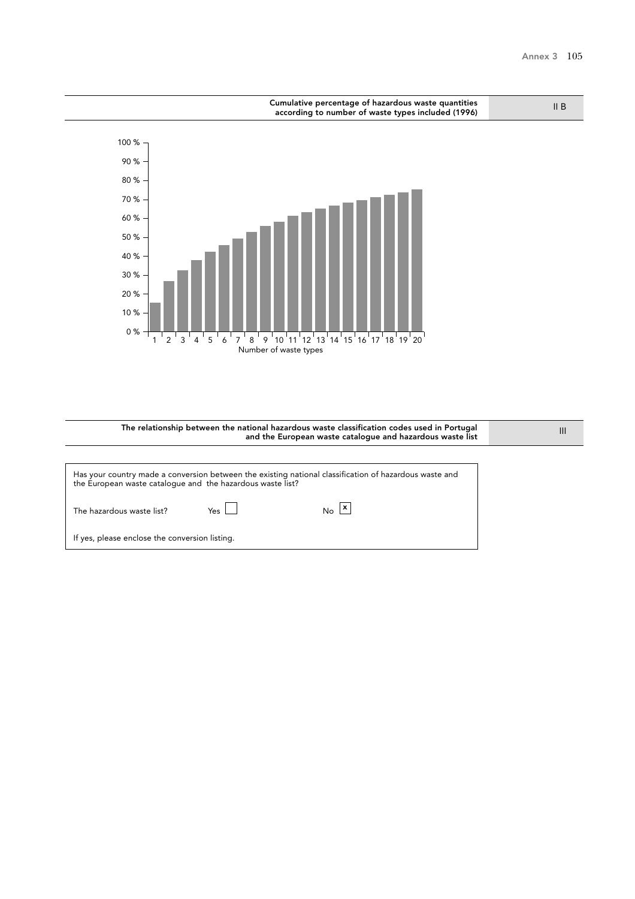## Cumulative percentage of hazardous waste quantities according to number of waste types included (1996)

II B

100 %
90 %
80 %
70 %
60 %
50 %
40 %
30 %
20 %
10 %
0 %

1 2 3 4 5 6 7 8 9 10 11 12 13 14 15 16 17 18 19 20

Number of waste types

## The relationship between the national hazardous waste classification codes used in Portugal and the European waste catalogue and hazardous waste list

III

Has your country made a conversion between the existing national classification of hazardous waste and the European waste catalogue and the hazardous waste list?

| The hazardous waste list? | Yes [ ] | No [x] |
|---|---|---|

If yes, please enclose the conversion listing.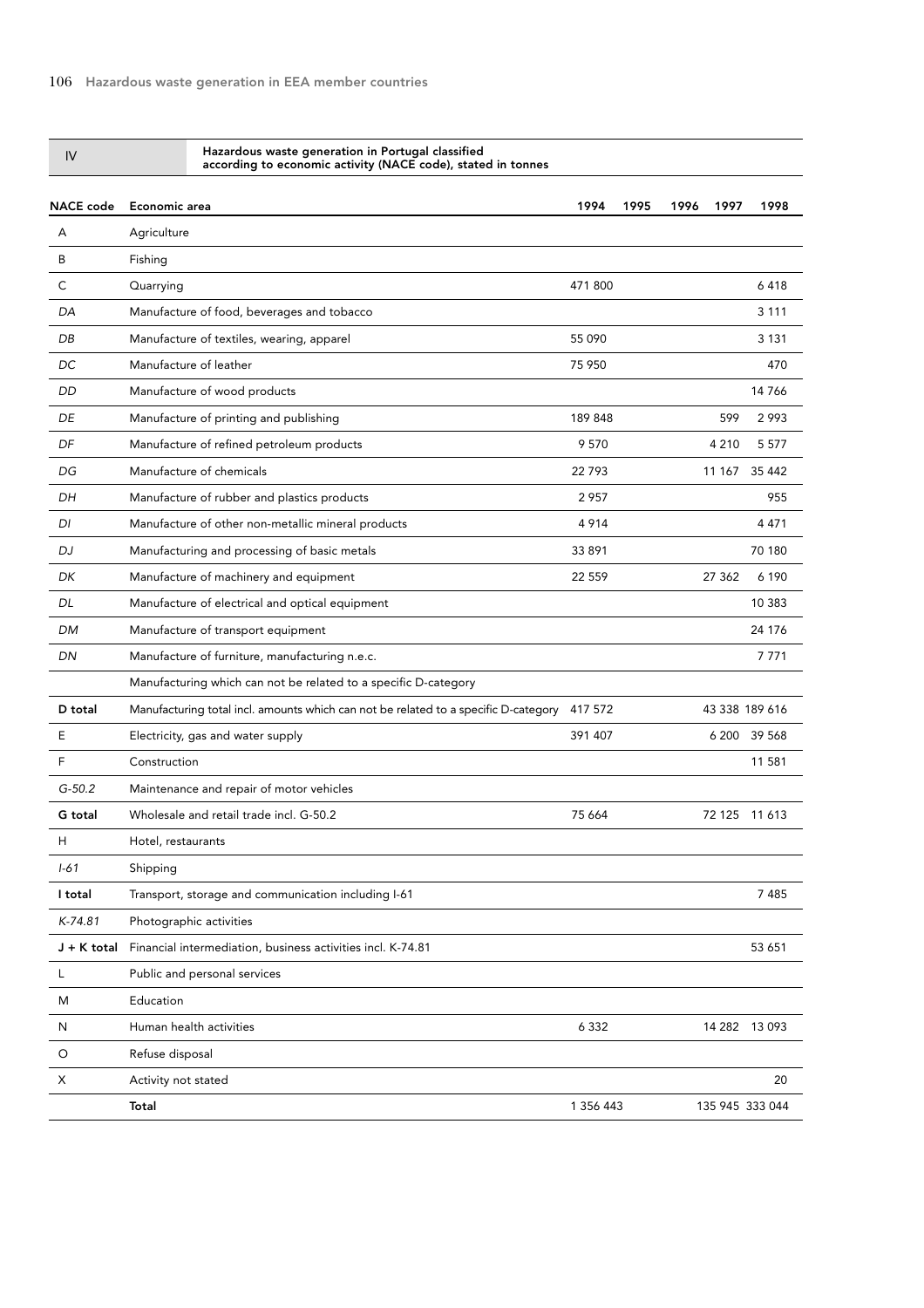| IV | Hazardous waste generation in Portugal classified according to economic activity (NACE code), stated in tonnes | | | | | |
|---|---|---|---|---|---|---|

| NACE code | Economic area | 1994 | 1995 | 1996 | 1997 | 1998 |
|---|---|---|---|---|---|---|
| A | Agriculture | | | | | |
| B | Fishing | | | | | |
| C | Quarrying | 471 800 | | | | 6 418 |
| *DA* | Manufacture of food, beverages and tobacco | | | | | 3 111 |
| *DB* | Manufacture of textiles, wearing, apparel | 55 090 | | | | 3 131 |
| *DC* | Manufacture of leather | 75 950 | | | | 470 |
| *DD* | Manufacture of wood products | | | | | 14 766 |
| *DE* | Manufacture of printing and publishing | 189 848 | | | 599 | 2 993 |
| *DF* | Manufacture of refined petroleum products | 9 570 | | | 4 210 | 5 577 |
| *DG* | Manufacture of chemicals | 22 793 | | | 11 167 | 35 442 |
| *DH* | Manufacture of rubber and plastics products | 2 957 | | | | 955 |
| *DI* | Manufacture of other non-metallic mineral products | 4 914 | | | | 4 471 |
| *DJ* | Manufacturing and processing of basic metals | 33 891 | | | | 70 180 |
| *DK* | Manufacture of machinery and equipment | 22 559 | | | 27 362 | 6 190 |
| *DL* | Manufacture of electrical and optical equipment | | | | | 10 383 |
| *DM* | Manufacture of transport equipment | | | | | 24 176 |
| *DN* | Manufacture of furniture, manufacturing n.e.c. | | | | | 7 771 |
| | Manufacturing which can not be related to a specific D-category | | | | | |
| **D total** | Manufacturing total incl. amounts which can not be related to a specific D-category | 417 572 | | | 43 338 | 189 616 |
| E | Electricity, gas and water supply | 391 407 | | | 6 200 | 39 568 |
| F | Construction | | | | | 11 581 |
| *G-50.2* | Maintenance and repair of motor vehicles | | | | | |
| **G total** | Wholesale and retail trade incl. G-50.2 | 75 664 | | | 72 125 | 11 613 |
| H | Hotel, restaurants | | | | | |
| *I-61* | Shipping | | | | | |
| **I total** | Transport, storage and communication including I-61 | | | | | 7 485 |
| *K-74.81* | Photographic activities | | | | | |
| **J + K total** | Financial intermediation, business activities incl. K-74.81 | | | | | 53 651 |
| L | Public and personal services | | | | | |
| M | Education | | | | | |
| N | Human health activities | 6 332 | | | 14 282 | 13 093 |
| O | Refuse disposal | | | | | |
| X | Activity not stated | | | | | 20 |
| | **Total** | 1 356 443 | | | 135 945 | 333 044 |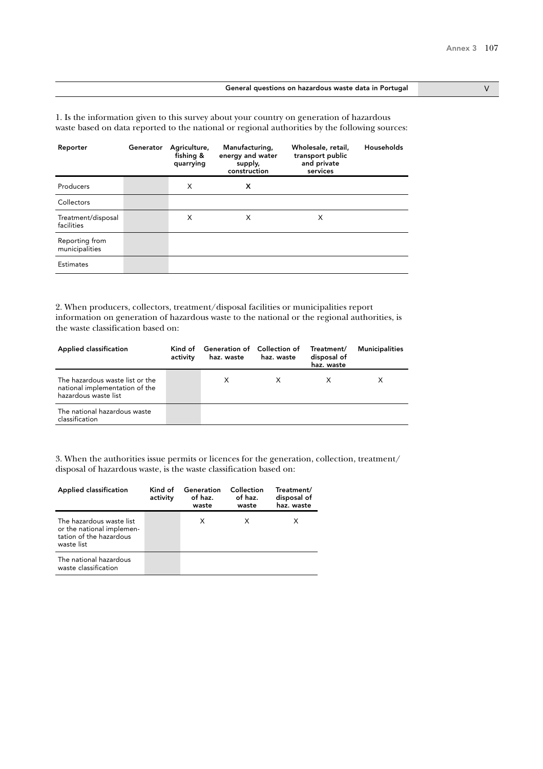## General questions on hazardous waste data in Portugal — V

1. Is the information given to this survey about your country on generation of hazardous waste based on data reported to the national or regional authorities by the following sources:

| Reporter | Generator | Agriculture, fishing & quarrying | Manufacturing, energy and water supply, construction | Wholesale, retail, transport public and private services | Households |
|---|---|---|---|---|---|
| Producers | | X | **X** | | |
| Collectors | | | | | |
| Treatment/disposal facilities | | X | X | X | |
| Reporting from municipalities | | | | | |
| Estimates | | | | | |

2. When producers, collectors, treatment/disposal facilities or municipalities report information on generation of hazardous waste to the national or the regional authorities, is the waste classification based on:

| Applied classification | Kind of activity | Generation of haz. waste | Collection of haz. waste | Treatment/ disposal of haz. waste | Municipalities |
|---|---|---|---|---|---|
| The hazardous waste list or the national implementation of the hazardous waste list | | X | X | X | X |
| The national hazardous waste classification | | | | | |

3. When the authorities issue permits or licences for the generation, collection, treatment/ disposal of hazardous waste, is the waste classification based on:

| Applied classification | Kind of activity | Generation of haz. waste | Collection of haz. waste | Treatment/ disposal of haz. waste |
|---|---|---|---|---|
| The hazardous waste list or the national implementation of the hazardous waste list | | X | X | X |
| The national hazardous waste classification | | | | |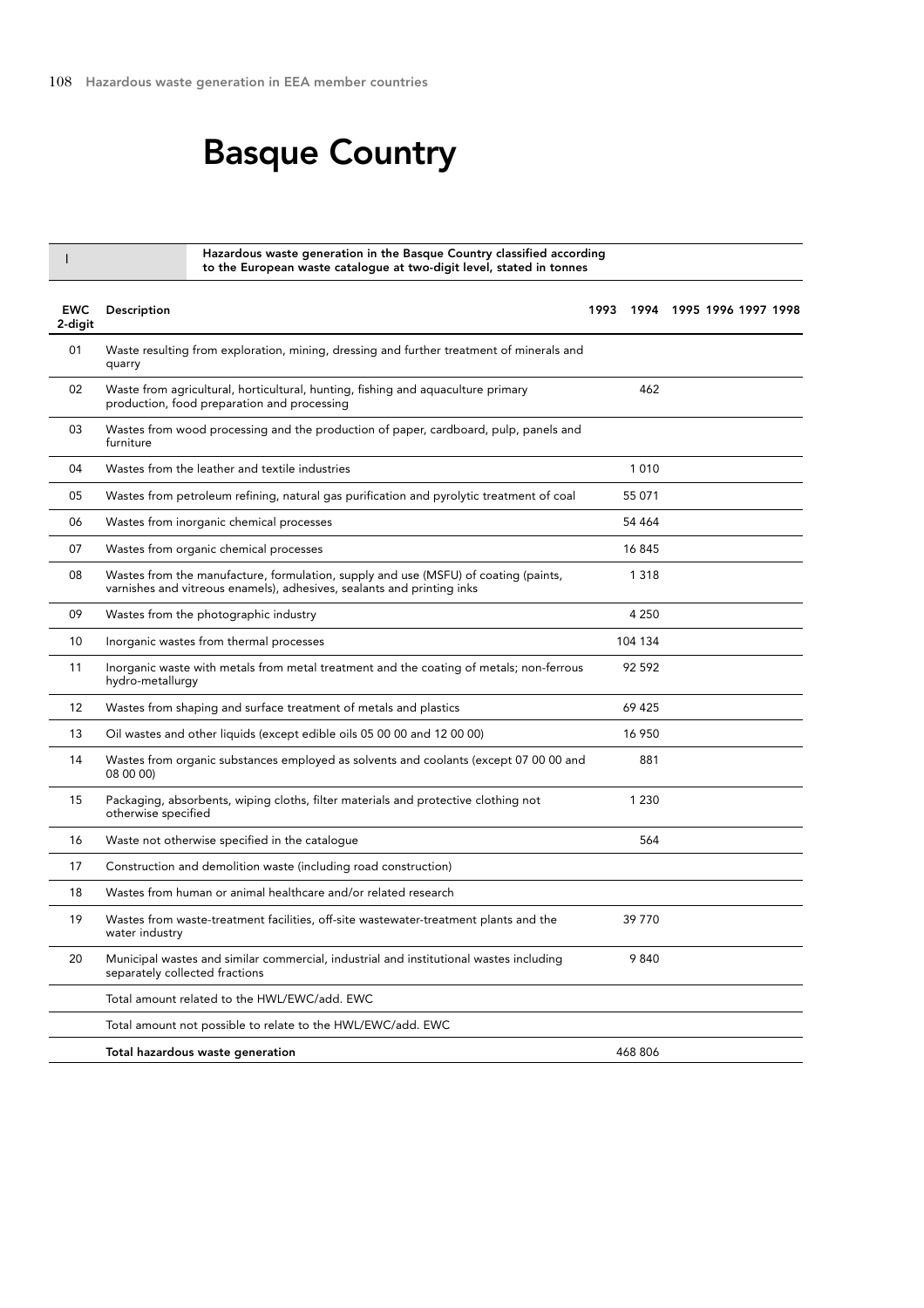# Basque Country

**I** **Hazardous waste generation in the Basque Country classified according to the European waste catalogue at two-digit level, stated in tonnes**

| EWC 2-digit | Description | 1993 | 1994 | 1995 | 1996 | 1997 | 1998 |
|---|---|---|---|---|---|---|---|
| 01 | Waste resulting from exploration, mining, dressing and further treatment of minerals and quarry | | | | | | |
| 02 | Waste from agricultural, horticultural, hunting, fishing and aquaculture primary production, food preparation and processing | | 462 | | | | |
| 03 | Wastes from wood processing and the production of paper, cardboard, pulp, panels and furniture | | | | | | |
| 04 | Wastes from the leather and textile industries | | 1 010 | | | | |
| 05 | Wastes from petroleum refining, natural gas purification and pyrolytic treatment of coal | | 55 071 | | | | |
| 06 | Wastes from inorganic chemical processes | | 54 464 | | | | |
| 07 | Wastes from organic chemical processes | | 16 845 | | | | |
| 08 | Wastes from the manufacture, formulation, supply and use (MSFU) of coating (paints, varnishes and vitreous enamels), adhesives, sealants and printing inks | | 1 318 | | | | |
| 09 | Wastes from the photographic industry | | 4 250 | | | | |
| 10 | Inorganic wastes from thermal processes | | 104 134 | | | | |
| 11 | Inorganic waste with metals from metal treatment and the coating of metals; non-ferrous hydro-metallurgy | | 92 592 | | | | |
| 12 | Wastes from shaping and surface treatment of metals and plastics | | 69 425 | | | | |
| 13 | Oil wastes and other liquids (except edible oils 05 00 00 and 12 00 00) | | 16 950 | | | | |
| 14 | Wastes from organic substances employed as solvents and coolants (except 07 00 00 and 08 00 00) | | 881 | | | | |
| 15 | Packaging, absorbents, wiping cloths, filter materials and protective clothing not otherwise specified | | 1 230 | | | | |
| 16 | Waste not otherwise specified in the catalogue | | 564 | | | | |
| 17 | Construction and demolition waste (including road construction) | | | | | | |
| 18 | Wastes from human or animal healthcare and/or related research | | | | | | |
| 19 | Wastes from waste-treatment facilities, off-site wastewater-treatment plants and the water industry | | 39 770 | | | | |
| 20 | Municipal wastes and similar commercial, industrial and institutional wastes including separately collected fractions | | 9 840 | | | | |
| | Total amount related to the HWL/EWC/add. EWC | | | | | | |
| | Total amount not possible to relate to the HWL/EWC/add. EWC | | | | | | |
| | **Total hazardous waste generation** | | 468 806 | | | | |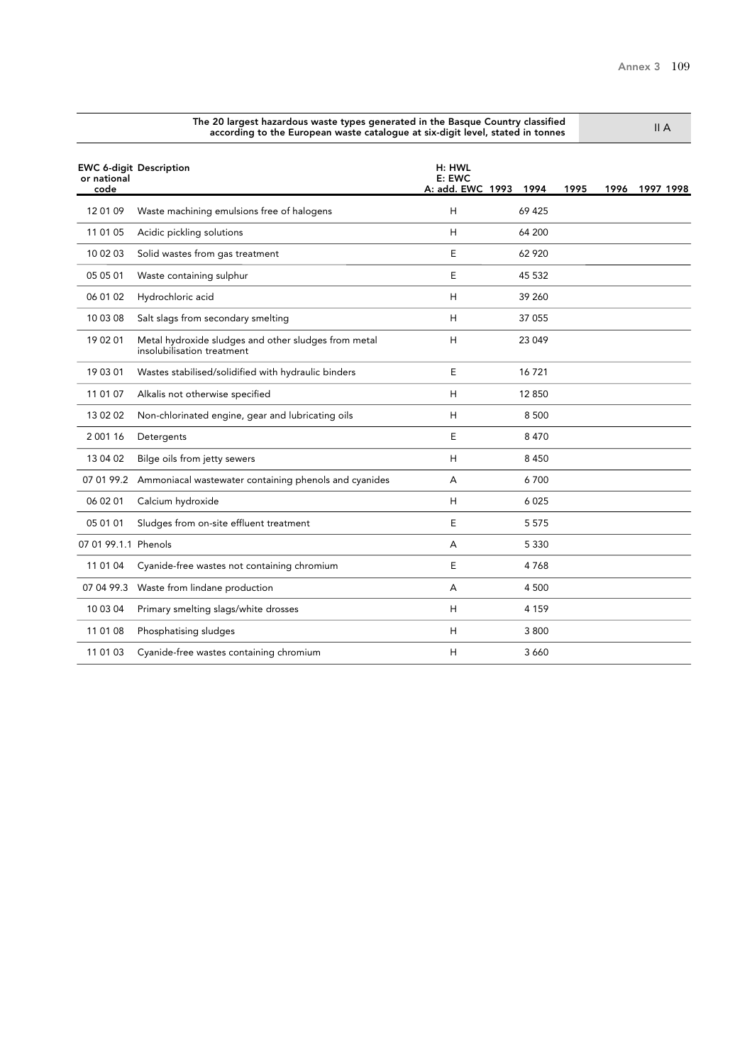## The 20 largest hazardous waste types generated in the Basque Country classified according to the European waste catalogue at six-digit level, stated in tonnes

II A

| EWC 6-digit or national code | Description | H: HWL E: EWC A: add. EWC | 1993 | 1994 | 1995 | 1996 | 1997 | 1998 |
|---|---|---|---|---|---|---|---|---|
| 12 01 09 | Waste machining emulsions free of halogens | H | | 69 425 | | | | |
| 11 01 05 | Acidic pickling solutions | H | | 64 200 | | | | |
| 10 02 03 | Solid wastes from gas treatment | E | | 62 920 | | | | |
| 05 05 01 | Waste containing sulphur | E | | 45 532 | | | | |
| 06 01 02 | Hydrochloric acid | H | | 39 260 | | | | |
| 10 03 08 | Salt slags from secondary smelting | H | | 37 055 | | | | |
| 19 02 01 | Metal hydroxide sludges and other sludges from metal insolubilisation treatment | H | | 23 049 | | | | |
| 19 03 01 | Wastes stabilised/solidified with hydraulic binders | E | | 16 721 | | | | |
| 11 01 07 | Alkalis not otherwise specified | H | | 12 850 | | | | |
| 13 02 02 | Non-chlorinated engine, gear and lubricating oils | H | | 8 500 | | | | |
| 2 001 16 | Detergents | E | | 8 470 | | | | |
| 13 04 02 | Bilge oils from jetty sewers | H | | 8 450 | | | | |
| 07 01 99.2 | Ammoniacal wastewater containing phenols and cyanides | A | | 6 700 | | | | |
| 06 02 01 | Calcium hydroxide | H | | 6 025 | | | | |
| 05 01 01 | Sludges from on-site effluent treatment | E | | 5 575 | | | | |
| 07 01 99.1.1 | Phenols | A | | 5 330 | | | | |
| 11 01 04 | Cyanide-free wastes not containing chromium | E | | 4 768 | | | | |
| 07 04 99.3 | Waste from lindane production | A | | 4 500 | | | | |
| 10 03 04 | Primary smelting slags/white drosses | H | | 4 159 | | | | |
| 11 01 08 | Phosphatising sludges | H | | 3 800 | | | | |
| 11 01 03 | Cyanide-free wastes containing chromium | H | | 3 660 | | | | |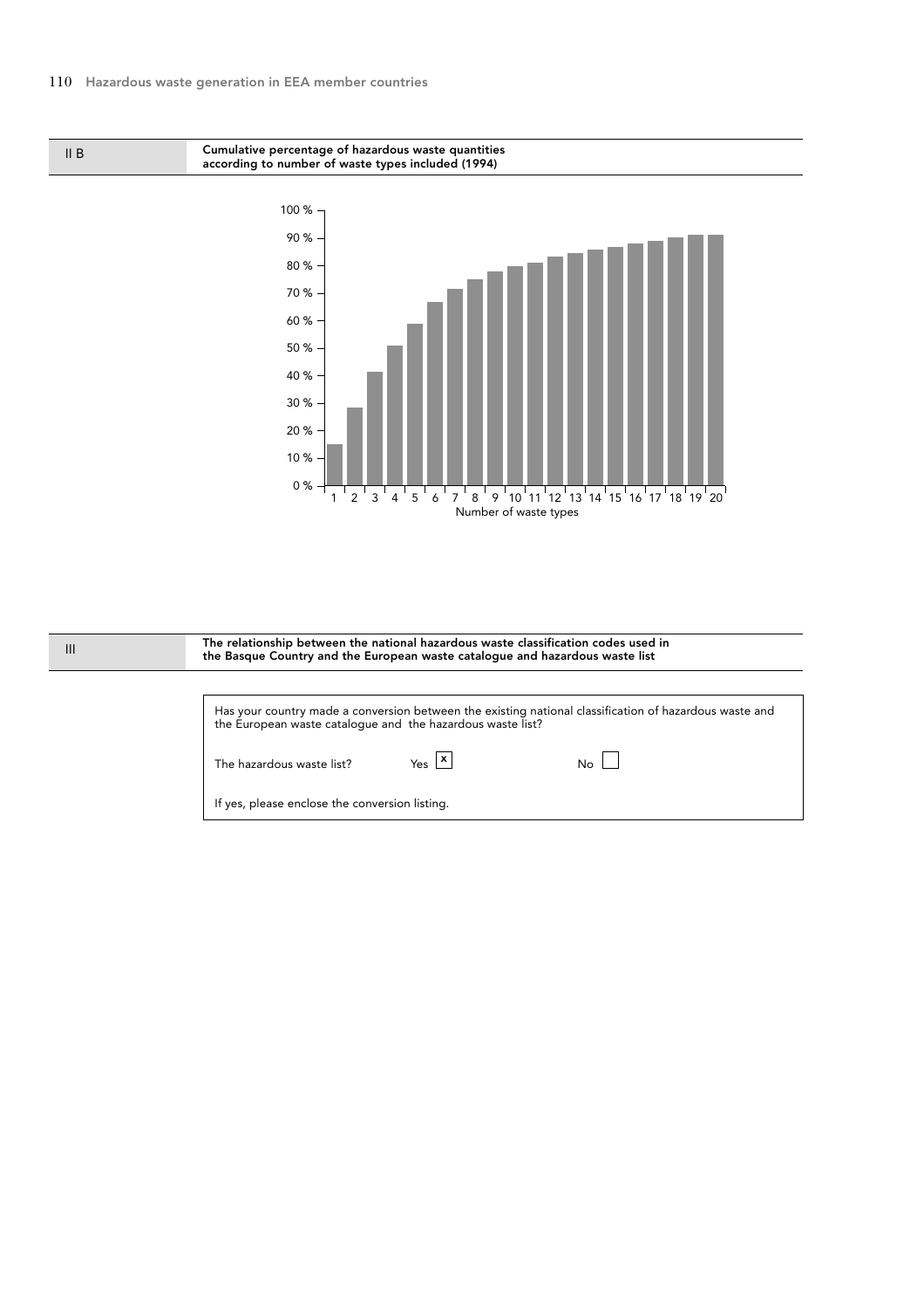## II B Cumulative percentage of hazardous waste quantities according to number of waste types included (1994)

| Number of waste types | 1 | 2 | 3 | 4 | 5 | 6 | 7 | 8 | 9 | 10 | 11 | 12 | 13 | 14 | 15 | 16 | 17 | 18 | 19 | 20 |
|---|---|---|---|---|---|---|---|---|---|---|---|---|---|---|---|---|---|---|---|---|

## III The relationship between the national hazardous waste classification codes used in the Basque Country and the European waste catalogue and hazardous waste list

Has your country made a conversion between the existing national classification of hazardous waste and the European waste catalogue and the hazardous waste list?

The hazardous waste list? Yes [x] No [ ]

If yes, please enclose the conversion listing.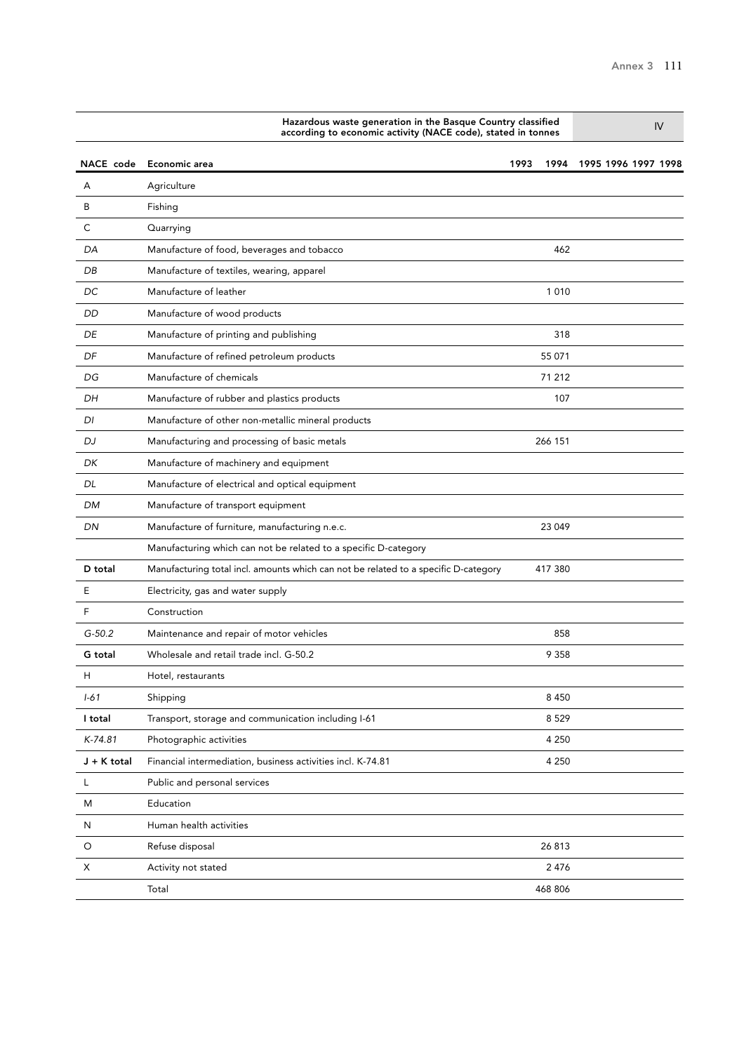**Hazardous waste generation in the Basque Country classified according to economic activity (NACE code), stated in tonnes** IV

| NACE code | Economic area | 1993 | 1994 | 1995 | 1996 | 1997 | 1998 |
|---|---|---|---|---|---|---|---|
| A | Agriculture | | | | | | |
| B | Fishing | | | | | | |
| C | Quarrying | | | | | | |
| *DA* | Manufacture of food, beverages and tobacco | | 462 | | | | |
| *DB* | Manufacture of textiles, wearing, apparel | | | | | | |
| *DC* | Manufacture of leather | | 1 010 | | | | |
| *DD* | Manufacture of wood products | | | | | | |
| *DE* | Manufacture of printing and publishing | | 318 | | | | |
| *DF* | Manufacture of refined petroleum products | | 55 071 | | | | |
| *DG* | Manufacture of chemicals | | 71 212 | | | | |
| *DH* | Manufacture of rubber and plastics products | | 107 | | | | |
| *DI* | Manufacture of other non-metallic mineral products | | | | | | |
| *DJ* | Manufacturing and processing of basic metals | | 266 151 | | | | |
| *DK* | Manufacture of machinery and equipment | | | | | | |
| *DL* | Manufacture of electrical and optical equipment | | | | | | |
| *DM* | Manufacture of transport equipment | | | | | | |
| *DN* | Manufacture of furniture, manufacturing n.e.c. | | 23 049 | | | | |
| | Manufacturing which can not be related to a specific D-category | | | | | | |
| **D total** | Manufacturing total incl. amounts which can not be related to a specific D-category | | 417 380 | | | | |
| E | Electricity, gas and water supply | | | | | | |
| F | Construction | | | | | | |
| *G-50.2* | Maintenance and repair of motor vehicles | | 858 | | | | |
| **G total** | Wholesale and retail trade incl. G-50.2 | | 9 358 | | | | |
| H | Hotel, restaurants | | | | | | |
| *I-61* | Shipping | | 8 450 | | | | |
| **I total** | Transport, storage and communication including I-61 | | 8 529 | | | | |
| *K-74.81* | Photographic activities | | 4 250 | | | | |
| **J + K total** | Financial intermediation, business activities incl. K-74.81 | | 4 250 | | | | |
| L | Public and personal services | | | | | | |
| M | Education | | | | | | |
| N | Human health activities | | | | | | |
| O | Refuse disposal | | 26 813 | | | | |
| X | Activity not stated | | 2 476 | | | | |
| | Total | | 468 806 | | | | |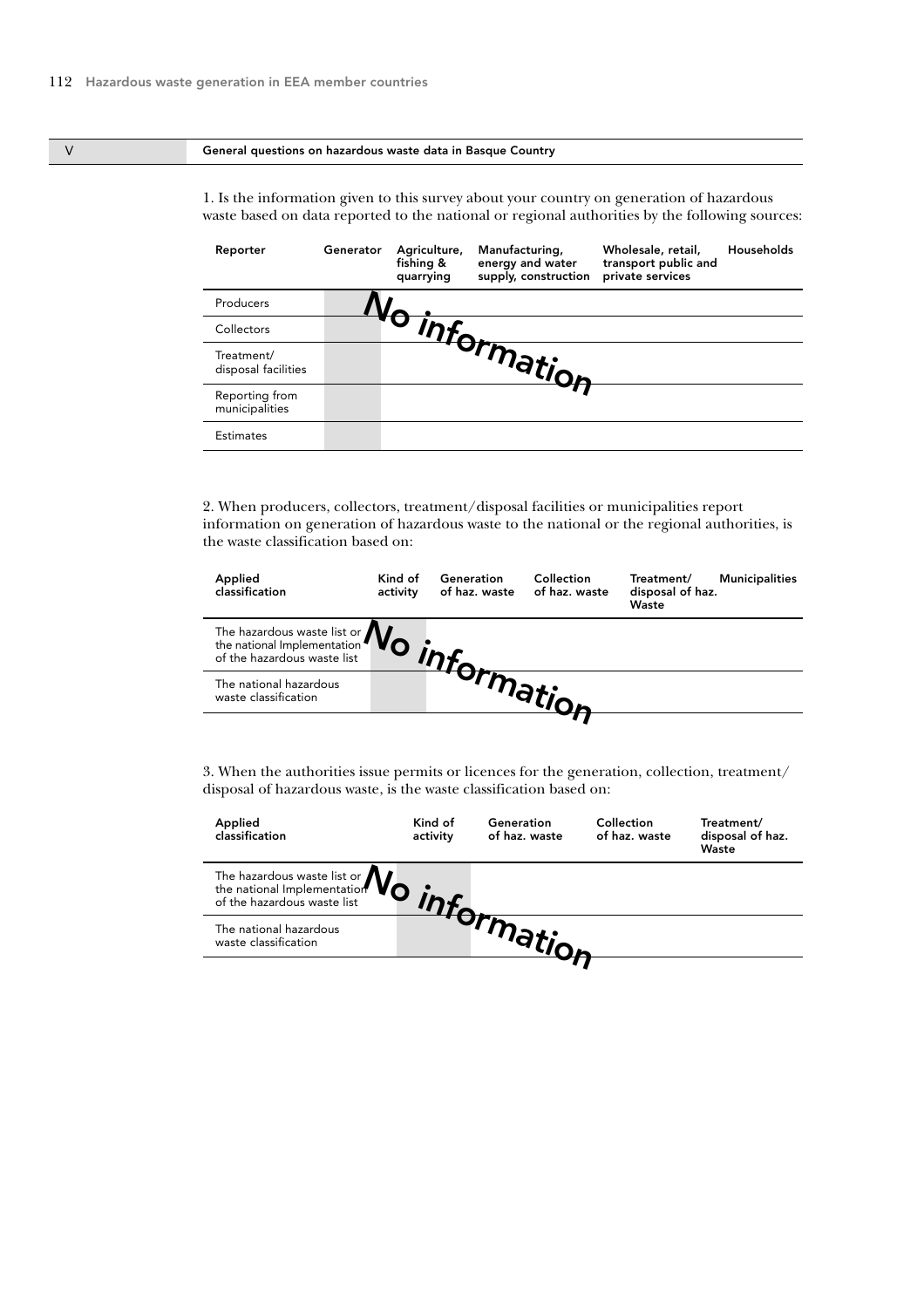## V General questions on hazardous waste data in Basque Country

1. Is the information given to this survey about your country on generation of hazardous waste based on data reported to the national or regional authorities by the following sources:

| Reporter | Generator | Agriculture, fishing & quarrying | Manufacturing, energy and water supply, construction | Wholesale, retail, transport public and private services | Households |
|---|---|---|---|---|---|
| Producers | | | | | |
| Collectors | | | | | |
| Treatment/ disposal facilities | | | | | |
| Reporting from municipalities | | | | | |
| Estimates | | | | | |

No information

2. When producers, collectors, treatment/disposal facilities or municipalities report information on generation of hazardous waste to the national or the regional authorities, is the waste classification based on:

| Applied classification | Kind of activity | Generation of haz. waste | Collection of haz. waste | Treatment/ disposal of haz. Waste | Municipalities |
|---|---|---|---|---|---|
| The hazardous waste list or the national Implementation of the hazardous waste list | | | | | |
| The national hazardous waste classification | | | | | |

No information

3. When the authorities issue permits or licences for the generation, collection, treatment/ disposal of hazardous waste, is the waste classification based on:

| Applied classification | Kind of activity | Generation of haz. waste | Collection of haz. waste | Treatment/ disposal of haz. Waste |
|---|---|---|---|---|
| The hazardous waste list or the national Implementation of the hazardous waste list | | | | |
| The national hazardous waste classification | | | | |

No information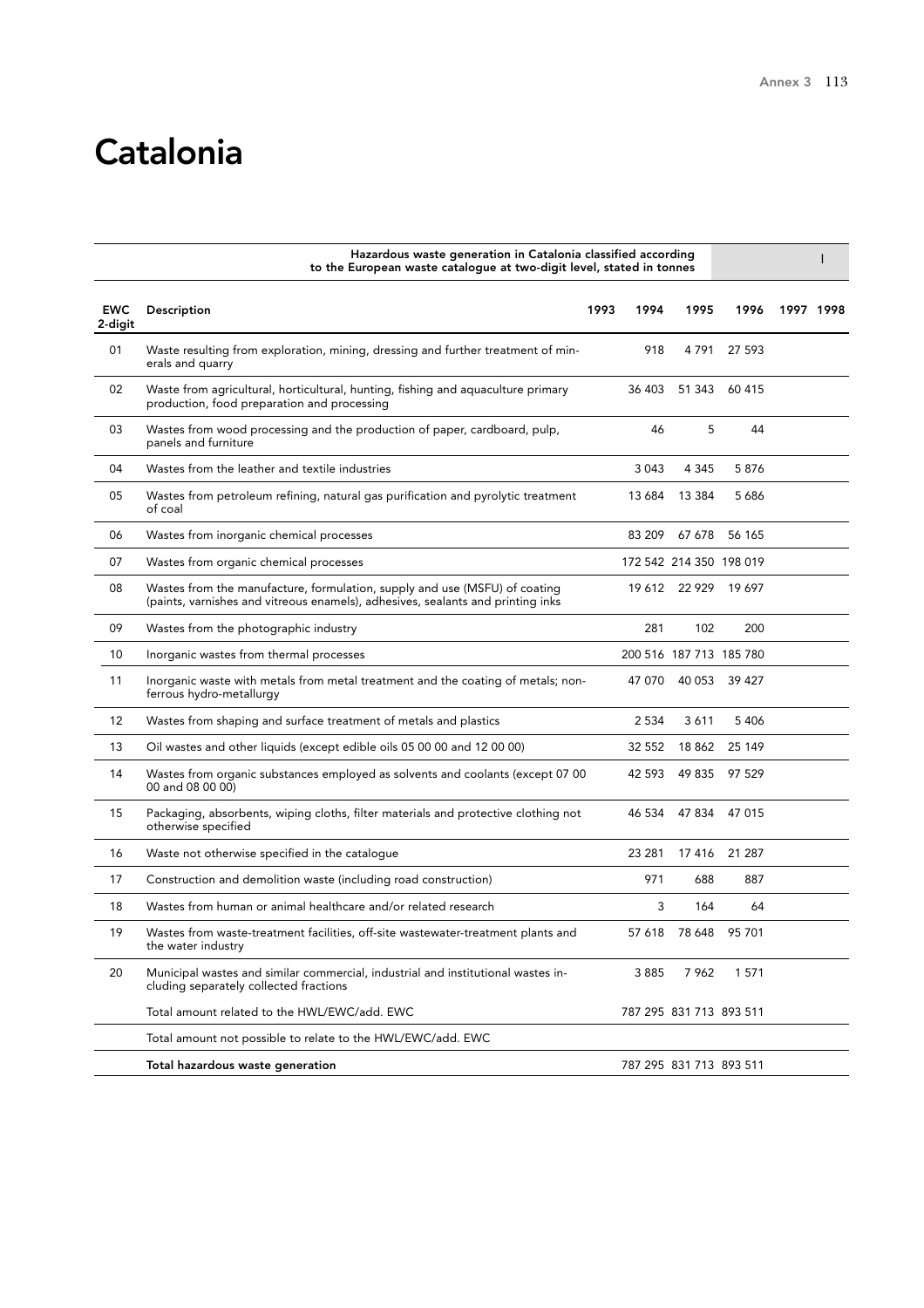# Catalonia

| Hazardous waste generation in Catalonia classified according to the European waste catalogue at two-digit level, stated in tonnes | | | | | | | | I |
|---|---|---|---|---|---|---|---|---|
| **EWC 2-digit** | **Description** | **1993** | **1994** | **1995** | **1996** | **1997** | **1998** | |
| 01 | Waste resulting from exploration, mining, dressing and further treatment of minerals and quarry | | 918 | 4 791 | 27 593 | | | |
| 02 | Waste from agricultural, horticultural, hunting, fishing and aquaculture primary production, food preparation and processing | | 36 403 | 51 343 | 60 415 | | | |
| 03 | Wastes from wood processing and the production of paper, cardboard, pulp, panels and furniture | | 46 | 5 | 44 | | | |
| 04 | Wastes from the leather and textile industries | | 3 043 | 4 345 | 5 876 | | | |
| 05 | Wastes from petroleum refining, natural gas purification and pyrolytic treatment of coal | | 13 684 | 13 384 | 5 686 | | | |
| 06 | Wastes from inorganic chemical processes | | 83 209 | 67 678 | 56 165 | | | |
| 07 | Wastes from organic chemical processes | | 172 542 | 214 350 | 198 019 | | | |
| 08 | Wastes from the manufacture, formulation, supply and use (MSFU) of coating (paints, varnishes and vitreous enamels), adhesives, sealants and printing inks | | 19 612 | 22 929 | 19 697 | | | |
| 09 | Wastes from the photographic industry | | 281 | 102 | 200 | | | |
| 10 | Inorganic wastes from thermal processes | | 200 516 | 187 713 | 185 780 | | | |
| 11 | Inorganic waste with metals from metal treatment and the coating of metals; non-ferrous hydro-metallurgy | | 47 070 | 40 053 | 39 427 | | | |
| 12 | Wastes from shaping and surface treatment of metals and plastics | | 2 534 | 3 611 | 5 406 | | | |
| 13 | Oil wastes and other liquids (except edible oils 05 00 00 and 12 00 00) | | 32 552 | 18 862 | 25 149 | | | |
| 14 | Wastes from organic substances employed as solvents and coolants (except 07 00 00 and 08 00 00) | | 42 593 | 49 835 | 97 529 | | | |
| 15 | Packaging, absorbents, wiping cloths, filter materials and protective clothing not otherwise specified | | 46 534 | 47 834 | 47 015 | | | |
| 16 | Waste not otherwise specified in the catalogue | | 23 281 | 17 416 | 21 287 | | | |
| 17 | Construction and demolition waste (including road construction) | | 971 | 688 | 887 | | | |
| 18 | Wastes from human or animal healthcare and/or related research | | 3 | 164 | 64 | | | |
| 19 | Wastes from waste-treatment facilities, off-site wastewater-treatment plants and the water industry | | 57 618 | 78 648 | 95 701 | | | |
| 20 | Municipal wastes and similar commercial, industrial and institutional wastes including separately collected fractions | | 3 885 | 7 962 | 1 571 | | | |
| | Total amount related to the HWL/EWC/add. EWC | | 787 295 | 831 713 | 893 511 | | | |
| | Total amount not possible to relate to the HWL/EWC/add. EWC | | | | | | | |
| | **Total hazardous waste generation** | | 787 295 | 831 713 | 893 511 | | | |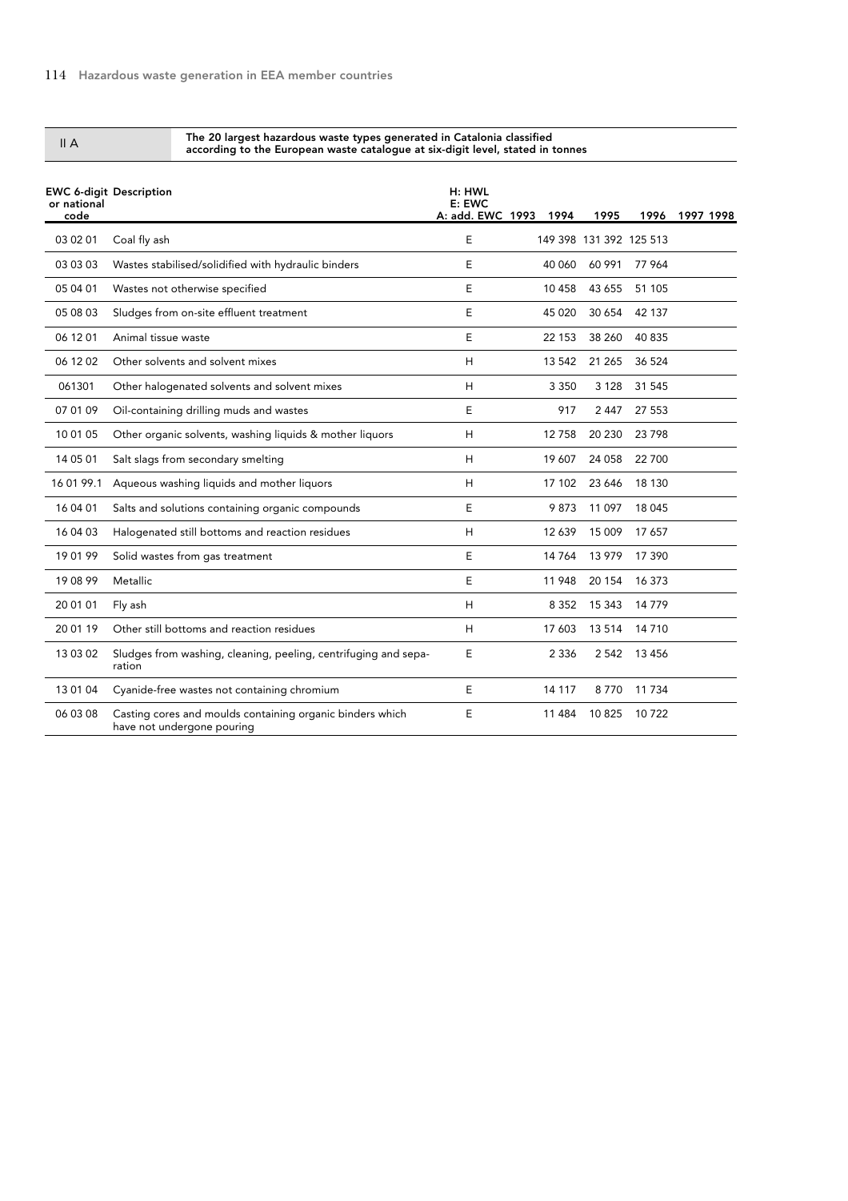II A

**The 20 largest hazardous waste types generated in Catalonia classified according to the European waste catalogue at six-digit level, stated in tonnes**

| EWC 6-digit or national code | Description | H: HWL E: EWC A: add. EWC | 1993 | 1994 | 1995 | 1996 | 1997 | 1998 |
|---|---|---|---|---|---|---|---|---|
| 03 02 01 | Coal fly ash | E | | 149 398 | 131 392 | 125 513 | | |
| 03 03 03 | Wastes stabilised/solidified with hydraulic binders | E | | 40 060 | 60 991 | 77 964 | | |
| 05 04 01 | Wastes not otherwise specified | E | | 10 458 | 43 655 | 51 105 | | |
| 05 08 03 | Sludges from on-site effluent treatment | E | | 45 020 | 30 654 | 42 137 | | |
| 06 12 01 | Animal tissue waste | E | | 22 153 | 38 260 | 40 835 | | |
| 06 12 02 | Other solvents and solvent mixes | H | | 13 542 | 21 265 | 36 524 | | |
| 061301 | Other halogenated solvents and solvent mixes | H | | 3 350 | 3 128 | 31 545 | | |
| 07 01 09 | Oil-containing drilling muds and wastes | E | | 917 | 2 447 | 27 553 | | |
| 10 01 05 | Other organic solvents, washing liquids & mother liquors | H | | 12 758 | 20 230 | 23 798 | | |
| 14 05 01 | Salt slags from secondary smelting | H | | 19 607 | 24 058 | 22 700 | | |
| 16 01 99.1 | Aqueous washing liquids and mother liquors | H | | 17 102 | 23 646 | 18 130 | | |
| 16 04 01 | Salts and solutions containing organic compounds | E | | 9 873 | 11 097 | 18 045 | | |
| 16 04 03 | Halogenated still bottoms and reaction residues | H | | 12 639 | 15 009 | 17 657 | | |
| 19 01 99 | Solid wastes from gas treatment | E | | 14 764 | 13 979 | 17 390 | | |
| 19 08 99 | Metallic | E | | 11 948 | 20 154 | 16 373 | | |
| 20 01 01 | Fly ash | H | | 8 352 | 15 343 | 14 779 | | |
| 20 01 19 | Other still bottoms and reaction residues | H | | 17 603 | 13 514 | 14 710 | | |
| 13 03 02 | Sludges from washing, cleaning, peeling, centrifuging and separation | E | | 2 336 | 2 542 | 13 456 | | |
| 13 01 04 | Cyanide-free wastes not containing chromium | E | | 14 117 | 8 770 | 11 734 | | |
| 06 03 08 | Casting cores and moulds containing organic binders which have not undergone pouring | E | | 11 484 | 10 825 | 10 722 | | |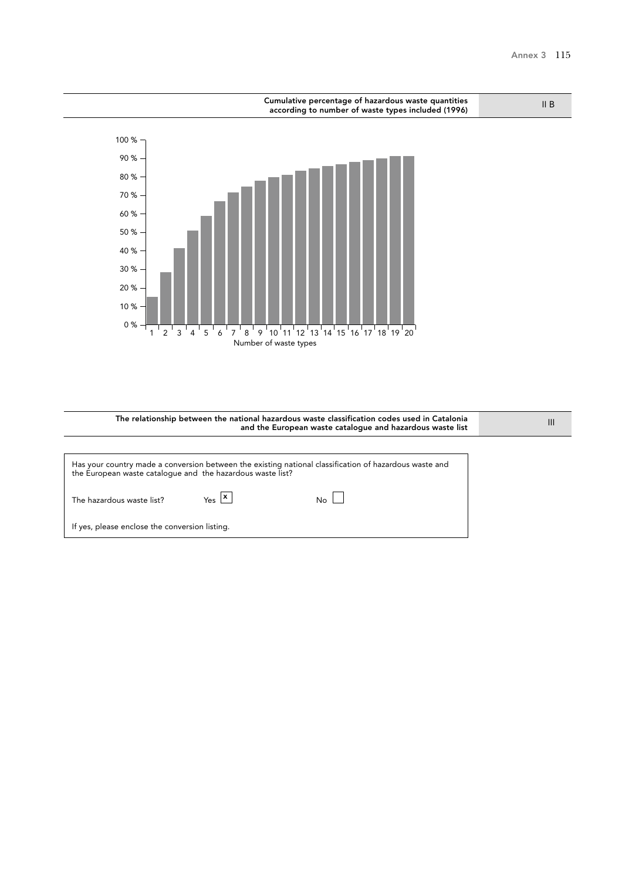## Cumulative percentage of hazardous waste quantities according to number of waste types included (1996)

II B

100 %
90 %
80 %
70 %
60 %
50 %
40 %
30 %
20 %
10 %
0 %

1 2 3 4 5 6 7 8 9 10 11 12 13 14 15 16 17 18 19 20

Number of waste types

## The relationship between the national hazardous waste classification codes used in Catalonia and the European waste catalogue and hazardous waste list

III

Has your country made a conversion between the existing national classification of hazardous waste and the European waste catalogue and the hazardous waste list?

The hazardous waste list? Yes [x] No [ ]

If yes, please enclose the conversion listing.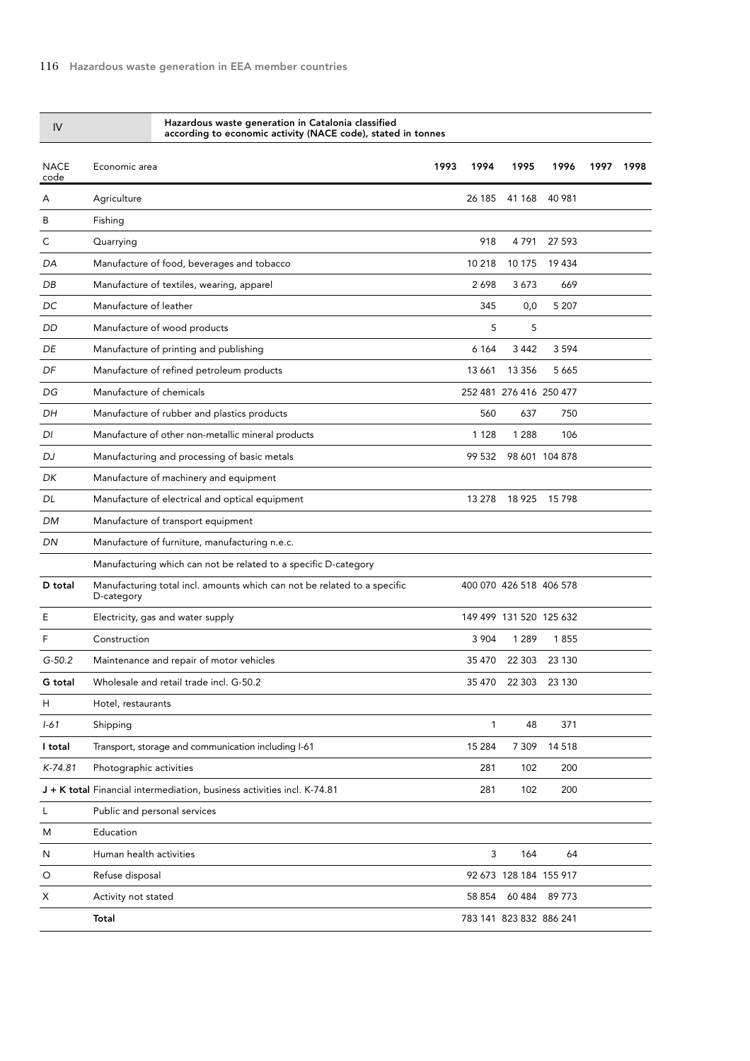| IV | Hazardous waste generation in Catalonia classified according to economic activity (NACE code), stated in tonnes | | | | | | |
|---|---|---|---|---|---|---|---|
| NACE code | Economic area | 1993 | 1994 | 1995 | 1996 | 1997 | 1998 |
| A | Agriculture | | 26 185 | 41 168 | 40 981 | | |
| B | Fishing | | | | | | |
| C | Quarrying | | 918 | 4 791 | 27 593 | | |
| *DA* | Manufacture of food, beverages and tobacco | | 10 218 | 10 175 | 19 434 | | |
| *DB* | Manufacture of textiles, wearing, apparel | | 2 698 | 3 673 | 669 | | |
| *DC* | Manufacture of leather | | 345 | 0,0 | 5 207 | | |
| *DD* | Manufacture of wood products | | 5 | 5 | | | |
| *DE* | Manufacture of printing and publishing | | 6 164 | 3 442 | 3 594 | | |
| *DF* | Manufacture of refined petroleum products | | 13 661 | 13 356 | 5 665 | | |
| *DG* | Manufacture of chemicals | | 252 481 | 276 416 | 250 477 | | |
| *DH* | Manufacture of rubber and plastics products | | 560 | 637 | 750 | | |
| *DI* | Manufacture of other non-metallic mineral products | | 1 128 | 1 288 | 106 | | |
| *DJ* | Manufacturing and processing of basic metals | | 99 532 | 98 601 | 104 878 | | |
| *DK* | Manufacture of machinery and equipment | | | | | | |
| *DL* | Manufacture of electrical and optical equipment | | 13 278 | 18 925 | 15 798 | | |
| *DM* | Manufacture of transport equipment | | | | | | |
| *DN* | Manufacture of furniture, manufacturing n.e.c. | | | | | | |
| | Manufacturing which can not be related to a specific D-category | | | | | | |
| **D total** | Manufacturing total incl. amounts which can not be related to a specific D-category | | 400 070 | 426 518 | 406 578 | | |
| E | Electricity, gas and water supply | | 149 499 | 131 520 | 125 632 | | |
| F | Construction | | 3 904 | 1 289 | 1 855 | | |
| *G-50.2* | Maintenance and repair of motor vehicles | | 35 470 | 22 303 | 23 130 | | |
| **G total** | Wholesale and retail trade incl. G-50.2 | | 35 470 | 22 303 | 23 130 | | |
| H | Hotel, restaurants | | | | | | |
| *I-61* | Shipping | | 1 | 48 | 371 | | |
| **I total** | Transport, storage and communication including I-61 | | 15 284 | 7 309 | 14 518 | | |
| *K-74.81* | Photographic activities | | 281 | 102 | 200 | | |
| **J + K total** | Financial intermediation, business activities incl. K-74.81 | | 281 | 102 | 200 | | |
| L | Public and personal services | | | | | | |
| M | Education | | | | | | |
| N | Human health activities | | 3 | 164 | 64 | | |
| O | Refuse disposal | | 92 673 | 128 184 | 155 917 | | |
| X | Activity not stated | | 58 854 | 60 484 | 89 773 | | |
| | **Total** | | 783 141 | 823 832 | 886 241 | | |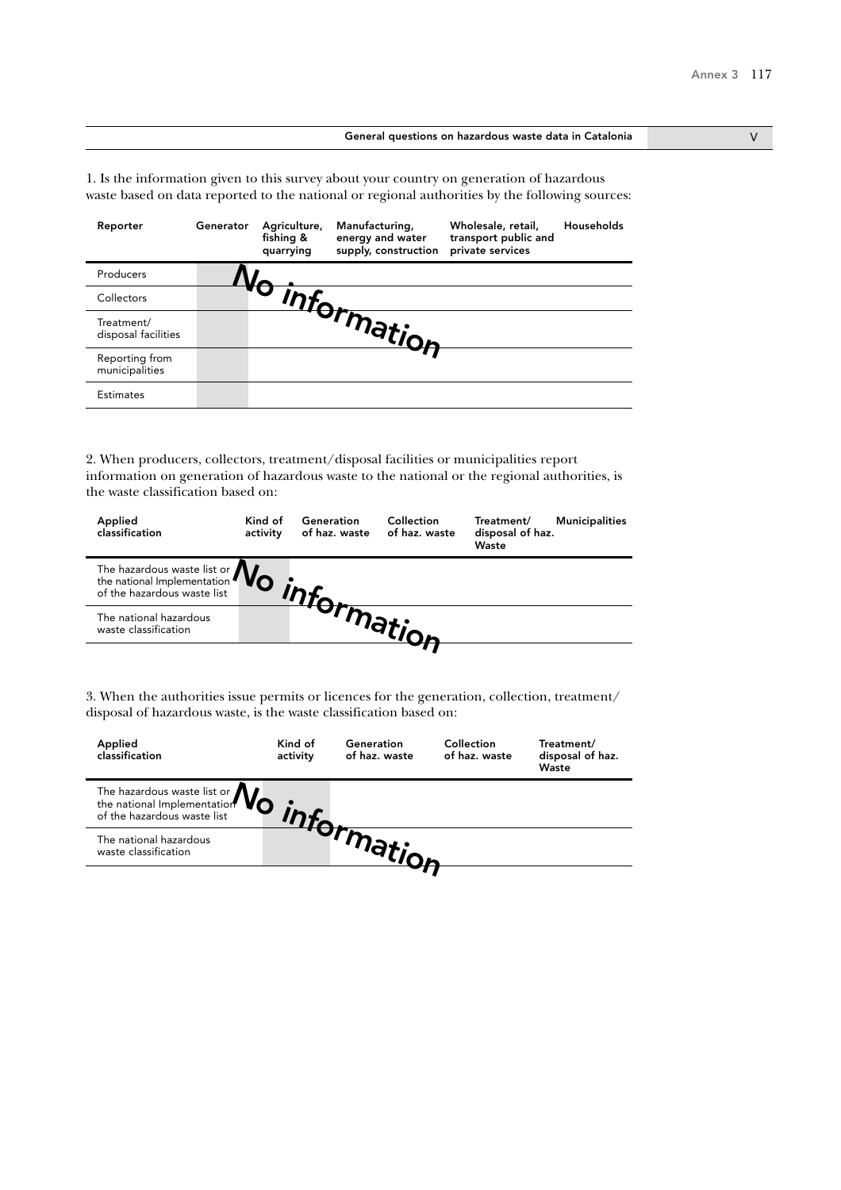## General questions on hazardous waste data in Catalonia

V

1. Is the information given to this survey about your country on generation of hazardous waste based on data reported to the national or regional authorities by the following sources:

| Reporter | Generator | Agriculture, fishing & quarrying | Manufacturing, energy and water supply, construction | Wholesale, retail, transport public and private services | Households |
|---|---|---|---|---|---|
| Producers | | | | | |
| Collectors | | | | | |
| Treatment/ disposal facilities | | | | | |
| Reporting from municipalities | | | | | |
| Estimates | | | | | |

No information

2. When producers, collectors, treatment/disposal facilities or municipalities report information on generation of hazardous waste to the national or the regional authorities, is the waste classification based on:

| Applied classification | Kind of activity | Generation of haz. waste | Collection of haz. waste | Treatment/ disposal of haz. Waste | Municipalities |
|---|---|---|---|---|---|
| The hazardous waste list or the national Implementation of the hazardous waste list | | | | | |
| The national hazardous waste classification | | | | | |

No information

3. When the authorities issue permits or licences for the generation, collection, treatment/ disposal of hazardous waste, is the waste classification based on:

| Applied classification | Kind of activity | Generation of haz. waste | Collection of haz. waste | Treatment/ disposal of haz. Waste |
|---|---|---|---|---|
| The hazardous waste list or the national Implementation of the hazardous waste list | | | | |
| The national hazardous waste classification | | | | |

No information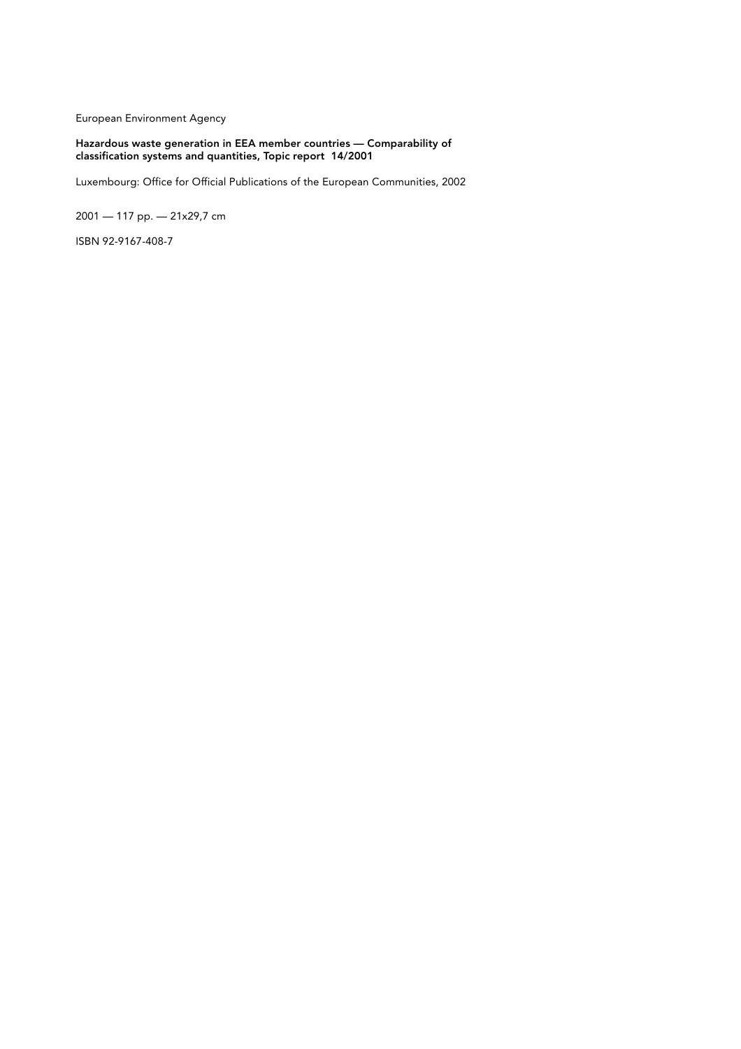European Environment Agency

**Hazardous waste generation in EEA member countries — Comparability of classification systems and quantities, Topic report 14/2001**

Luxembourg: Office for Official Publications of the European Communities, 2002

2001 — 117 pp. — 21x29,7 cm

ISBN 92-9167-408-7